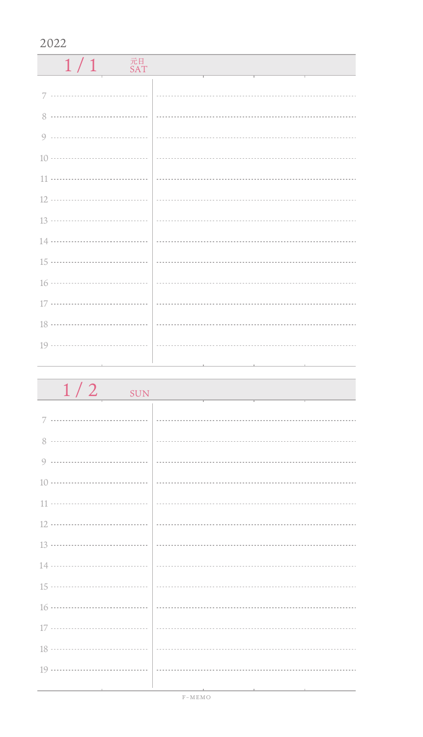2022

## 1 / 1 元日 SAT

7

8

9

10

11

12

13

14

15

16

17

18

19

## 1 / 2 SUN

7

8

9

10

11

12

13

14

15

16

17

18

19

F-MEMO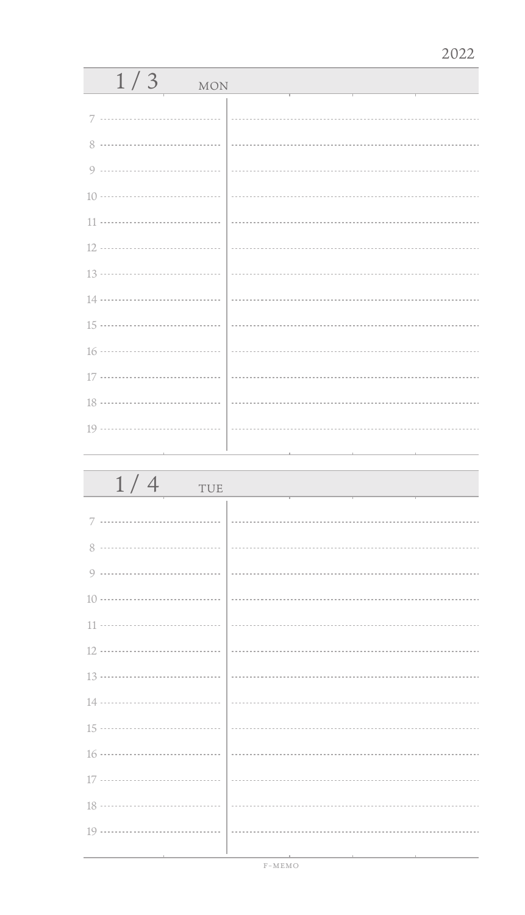2022

## 1 / 3 MON

7

8

9

10

11

12

13

14

15

16

17

18

19

## 1 / 4 TUE

7

8

9

10

11

12

13

14

15

16

17

18

19

F-MEMO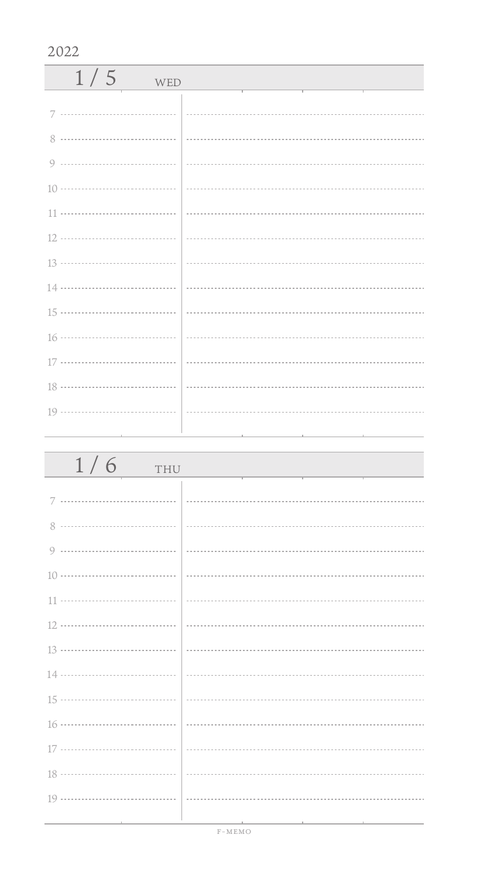2022

## 1 / 5 WED

7

8

9

10

11

12

13

14

15

16

17

18

19

## 1 / 6 THU

7

8

9

10

11

12

13

14

15

16

17

18

19

F-MEMO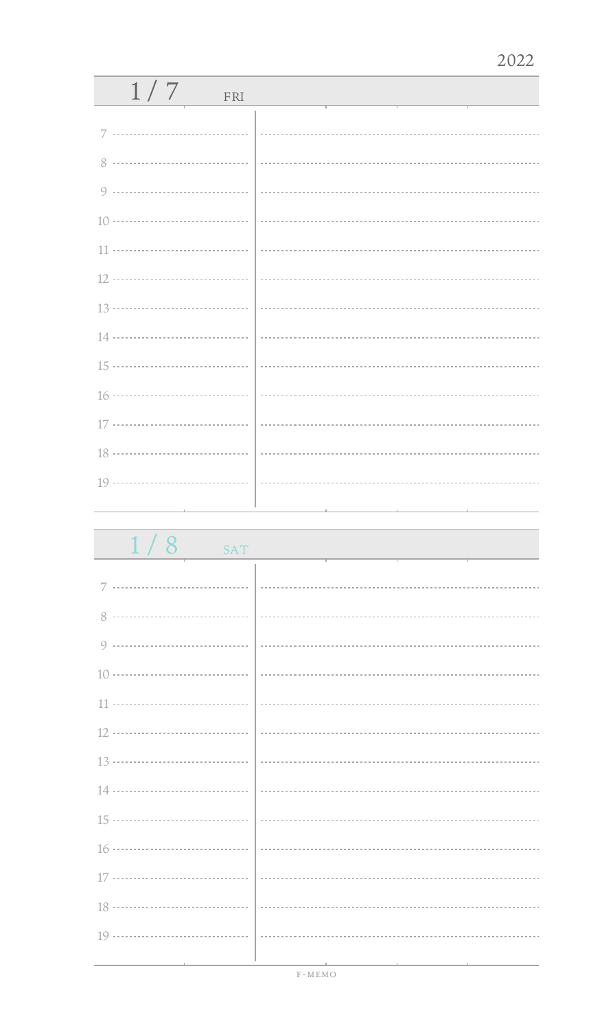2022

## 1/7 FRI

7
8
9
10
11
12
13
14
15
16
17
18
19

## 1/8 SAT

7
8
9
10
11
12
13
14
15
16
17
18
19

F-MEMO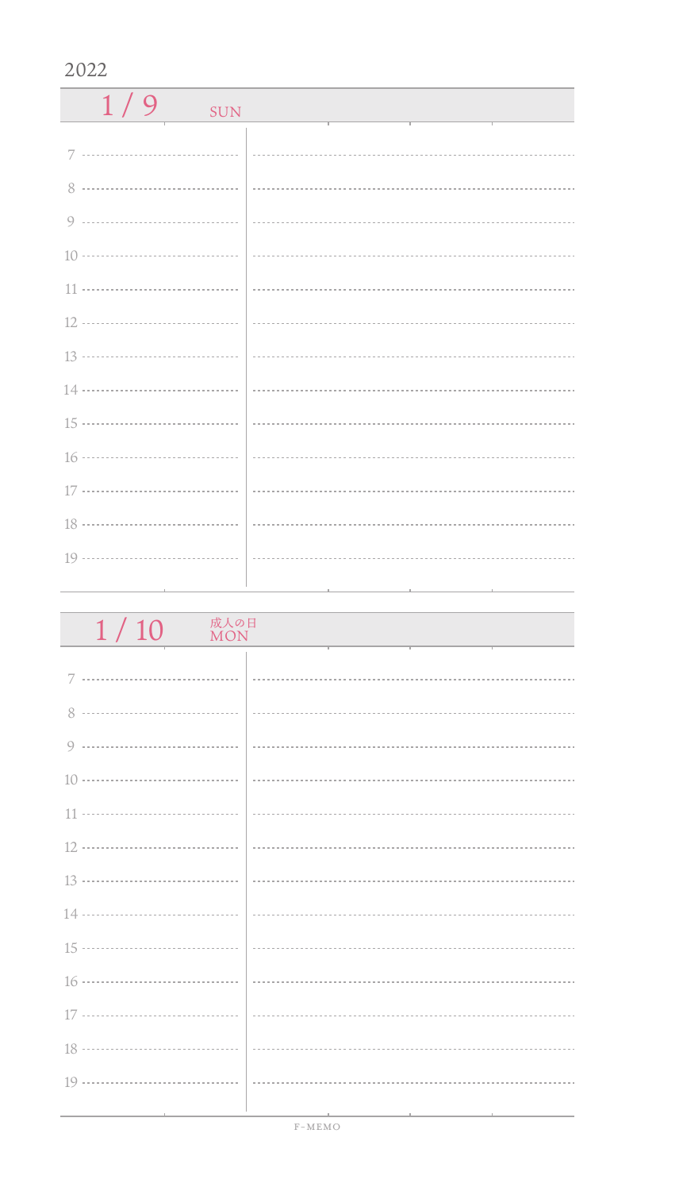2022

## 1 / 9 SUN

|  |  |
|---|---|
| 7 |  |
| 8 |  |
| 9 |  |
| 10 |  |
| 11 |  |
| 12 |  |
| 13 |  |
| 14 |  |
| 15 |  |
| 16 |  |
| 17 |  |
| 18 |  |
| 19 |  |

## 1 / 10 成人の日 MON

|  |  |
|---|---|
| 7 |  |
| 8 |  |
| 9 |  |
| 10 |  |
| 11 |  |
| 12 |  |
| 13 |  |
| 14 |  |
| 15 |  |
| 16 |  |
| 17 |  |
| 18 |  |
| 19 |  |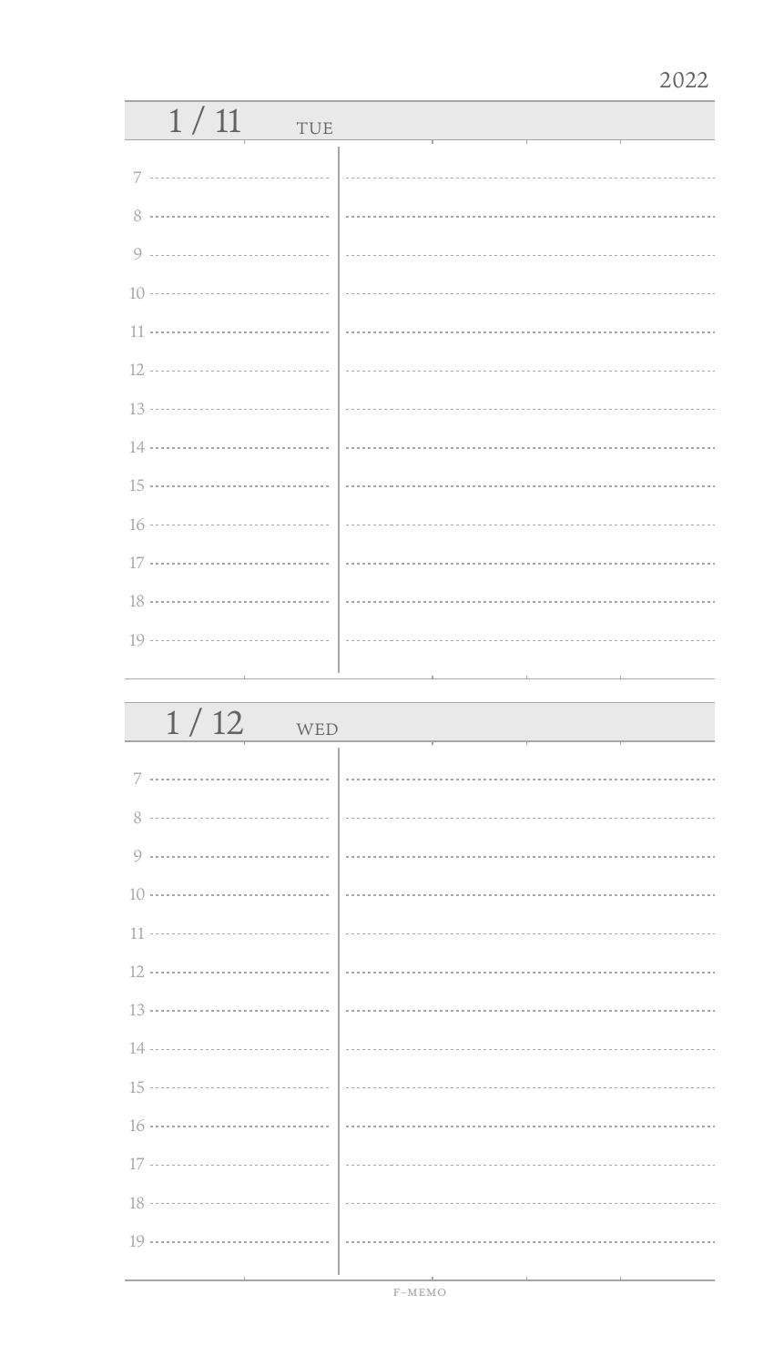2022

## 1 / 11 TUE

7

8

9

10

11

12

13

14

15

16

17

18

19

## 1 / 12 WED

7

8

9

10

11

12

13

14

15

16

17

18

19

F-MEMO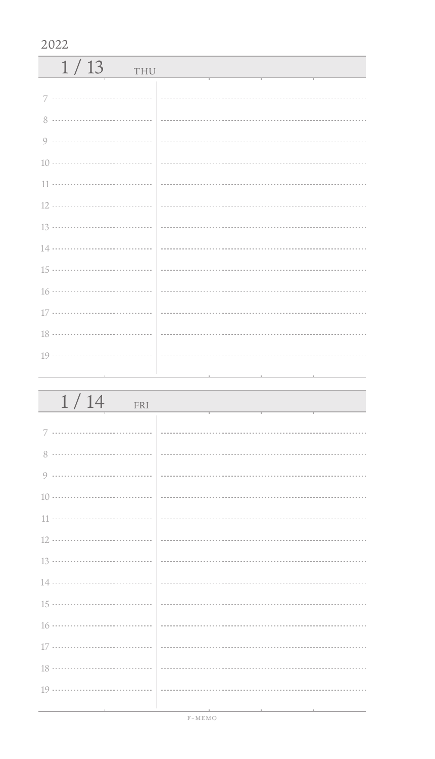2022

## 1 / 13 THU

7

8

9

10

11

12

13

14

15

16

17

18

19

## 1 / 14 FRI

7

8

9

10

11

12

13

14

15

16

17

18

19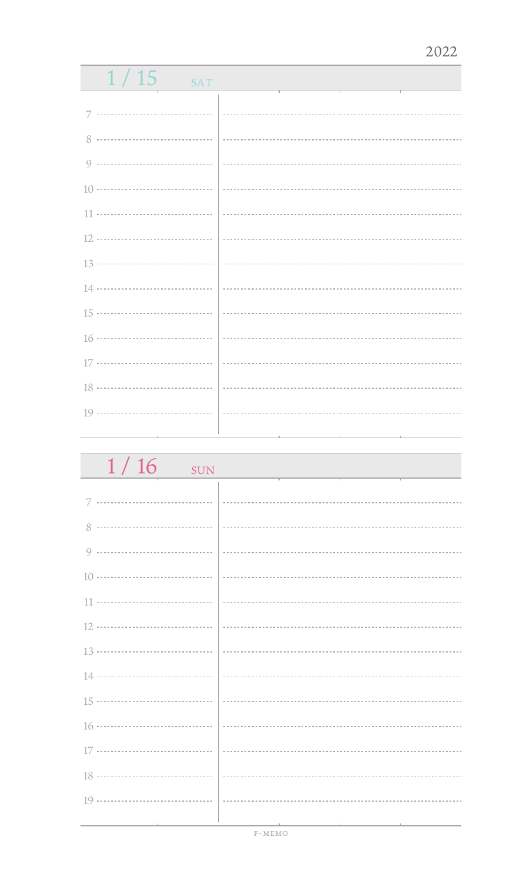2022

## 1 / 15 SAT

7

8

9

10

11

12

13

14

15

16

17

18

19

## 1 / 16 SUN

7

8

9

10

11

12

13

14

15

16

17

18

19

F-MEMO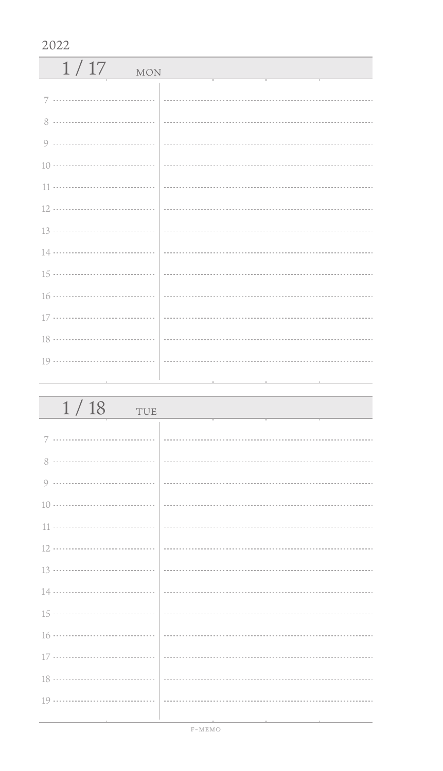2022

## 1 / 17 MON

7

8

9

10

11

12

13

14

15

16

17

18

19

## 1 / 18 TUE

7

8

9

10

11

12

13

14

15

16

17

18

19

F-MEMO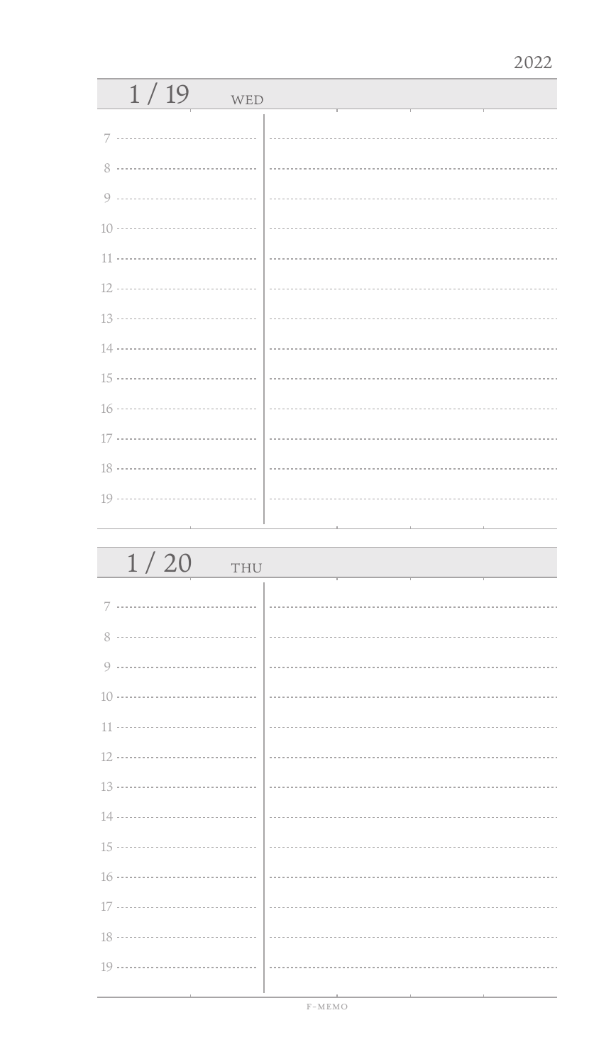2022

## 1 / 19 WED

7

8

9

10

11

12

13

14

15

16

17

18

19

## 1 / 20 THU

7

8

9

10

11

12

13

14

15

16

17

18

19

F-MEMO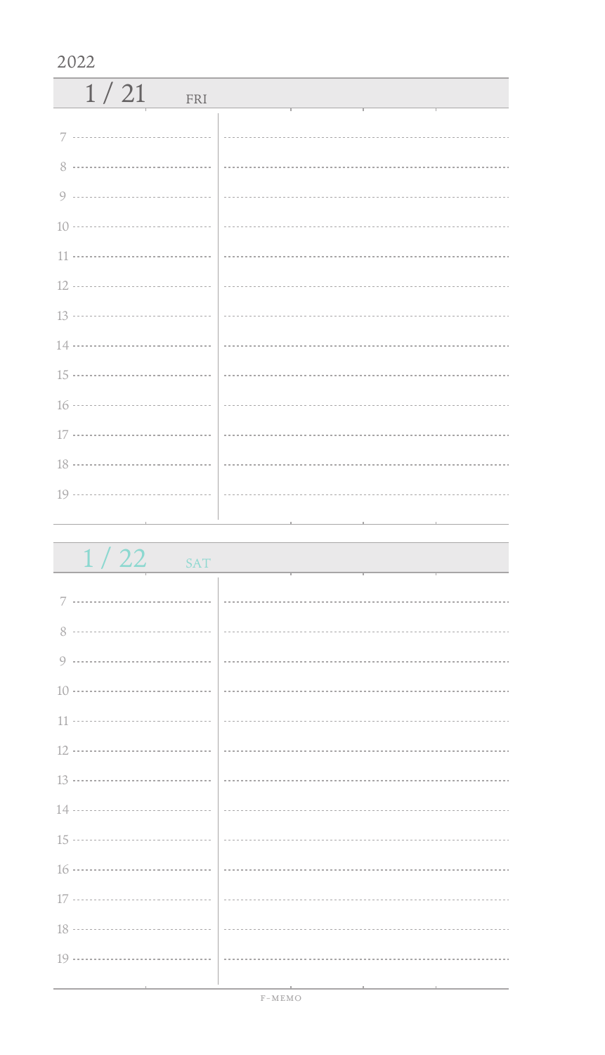2022

## 1 / 21 FRI

7

8

9

10

11

12

13

14

15

16

17

18

19

## 1 / 22 SAT

7

8

9

10

11

12

13

14

15

16

17

18

19

F-MEMO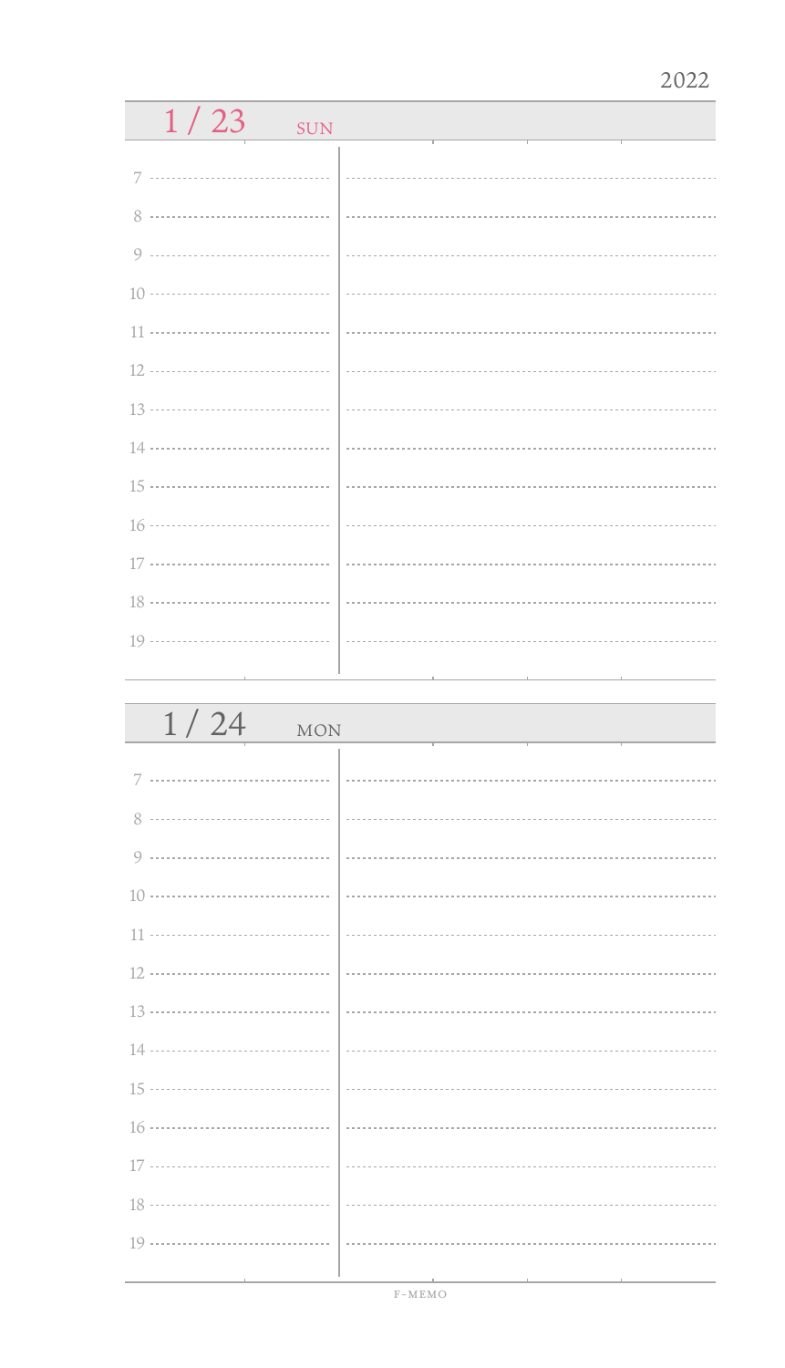2022

## 1 / 23 SUN

7

8

9

10

11

12

13

14

15

16

17

18

19

## 1 / 24 MON

7

8

9

10

11

12

13

14

15

16

17

18

19

F-MEMO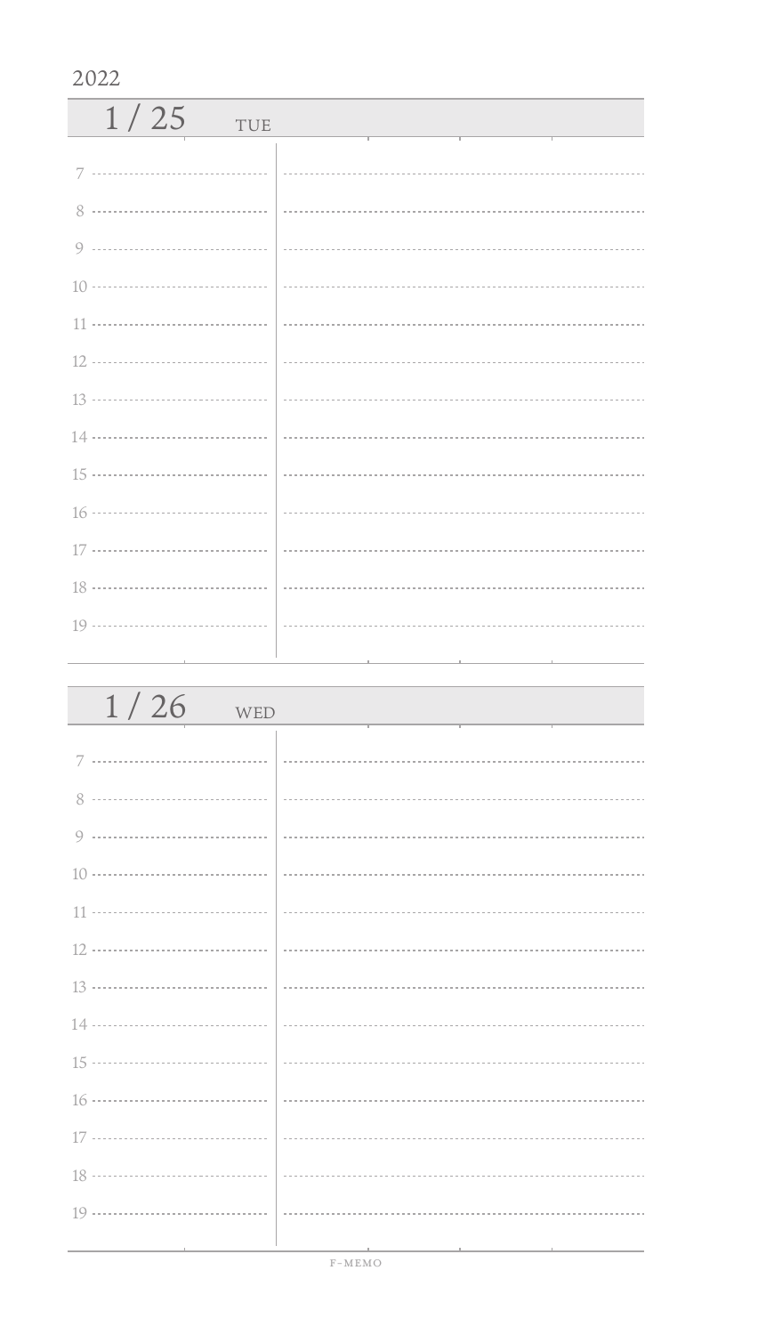2022

## 1 / 25 TUE

7

8

9

10

11

12

13

14

15

16

17

18

19

## 1 / 26 WED

7

8

9

10

11

12

13

14

15

16

17

18

19

F-MEMO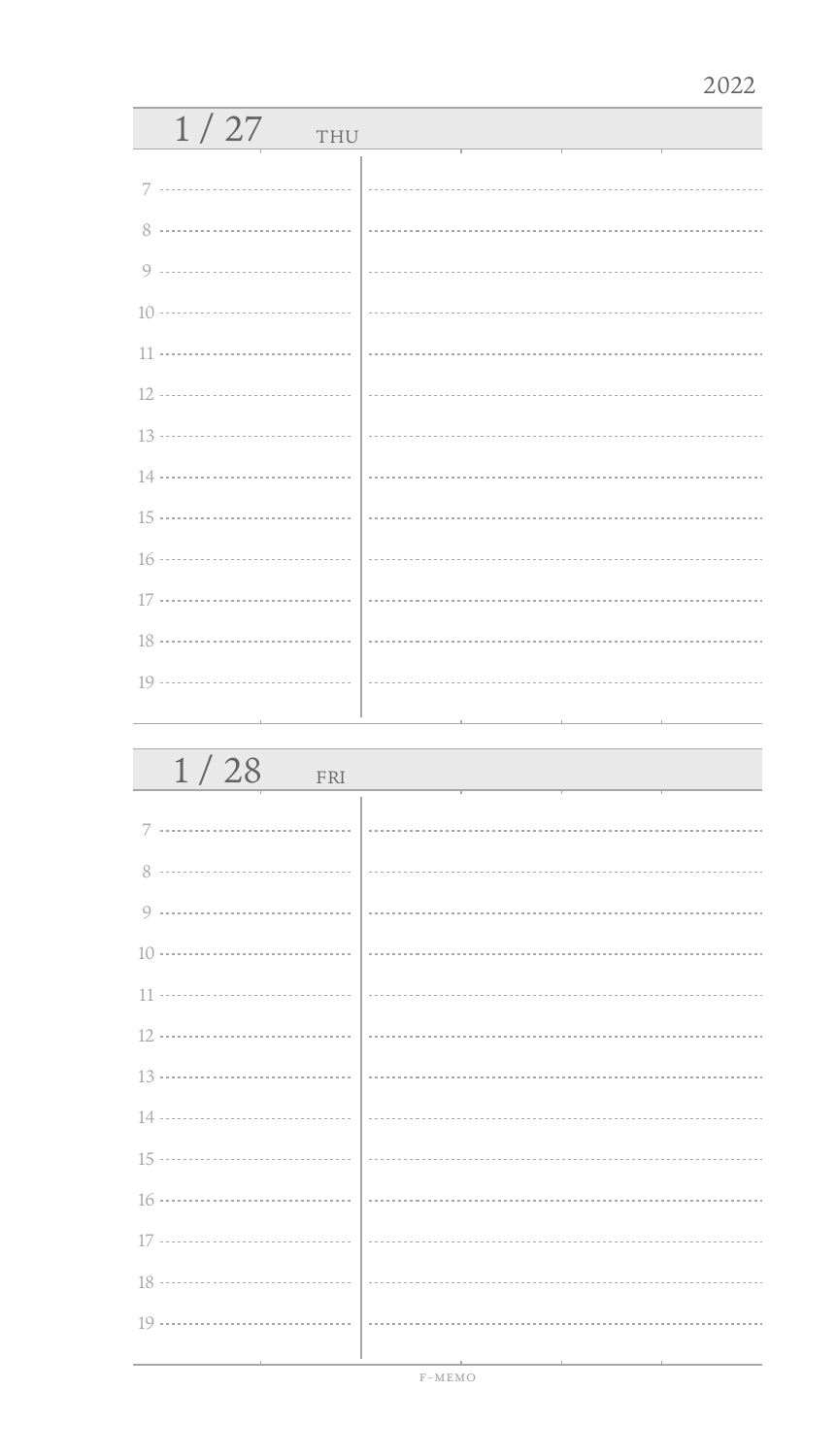2022

## 1 / 27 THU

7

8

9

10

11

12

13

14

15

16

17

18

19

## 1 / 28 FRI

7

8

9

10

11

12

13

14

15

16

17

18

19

F-MEMO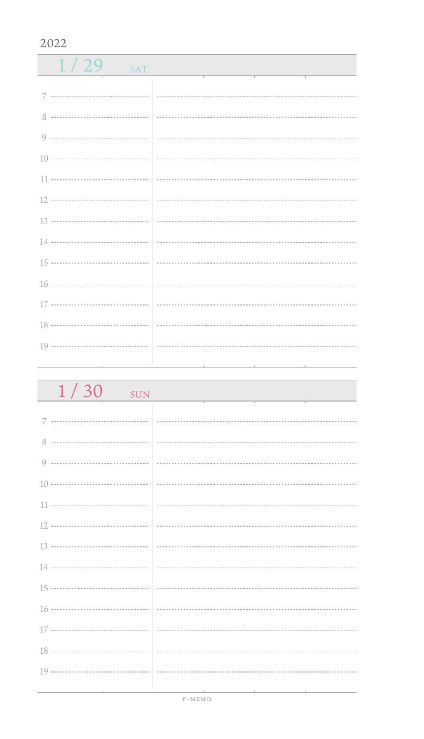2022

## 1 / 29 SAT

7

8

9

10

11

12

13

14

15

16

17

18

19

## 1 / 30 SUN

7

8

9

10

11

12

13

14

15

16

17

18

19

F-MEMO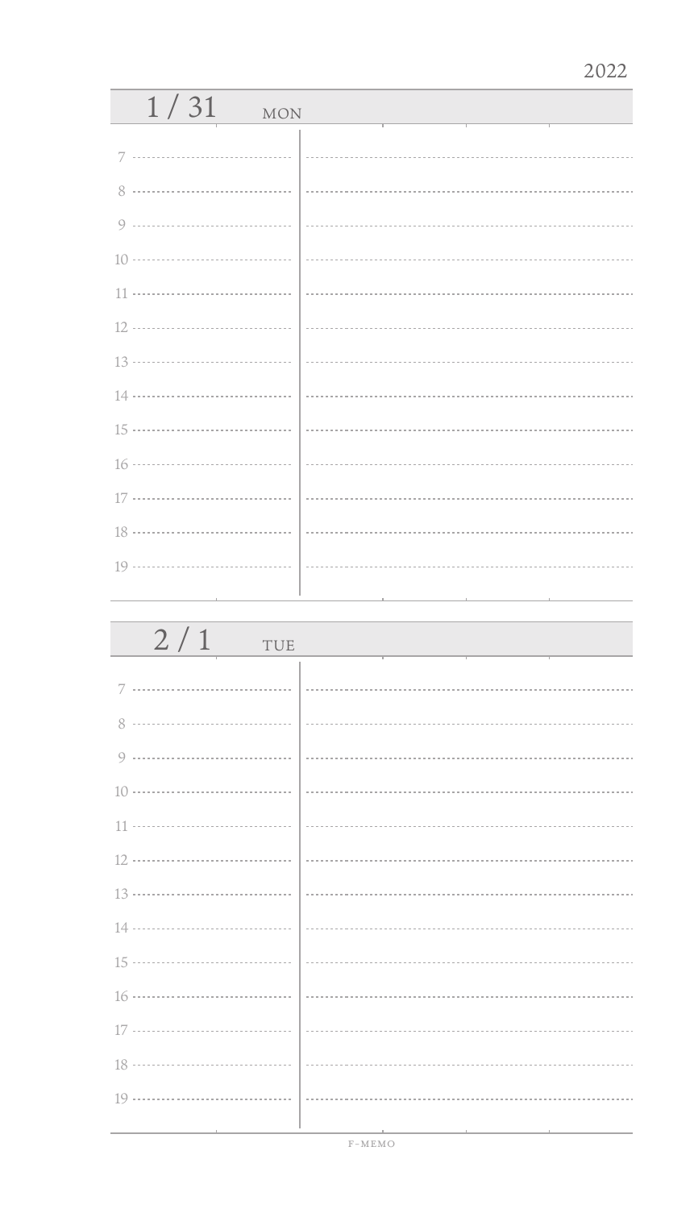2022

## 1 / 31 MON

7

8

9

10

11

12

13

14

15

16

17

18

19

## 2 / 1 TUE

7

8

9

10

11

12

13

14

15

16

17

18

19

F-MEMO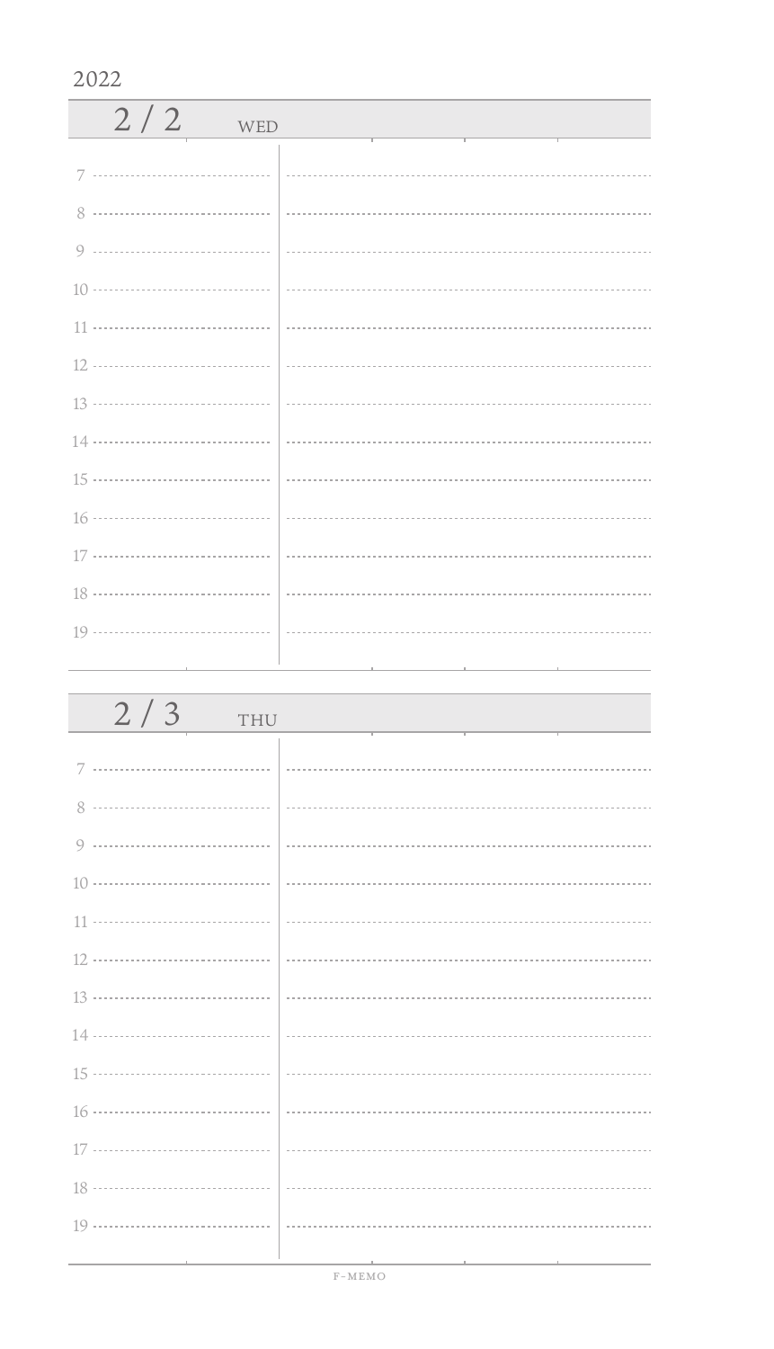2022

## 2 / 2 WED

7

8

9

10

11

12

13

14

15

16

17

18

19

## 2 / 3 THU

7

8

9

10

11

12

13

14

15

16

17

18

19

F-MEMO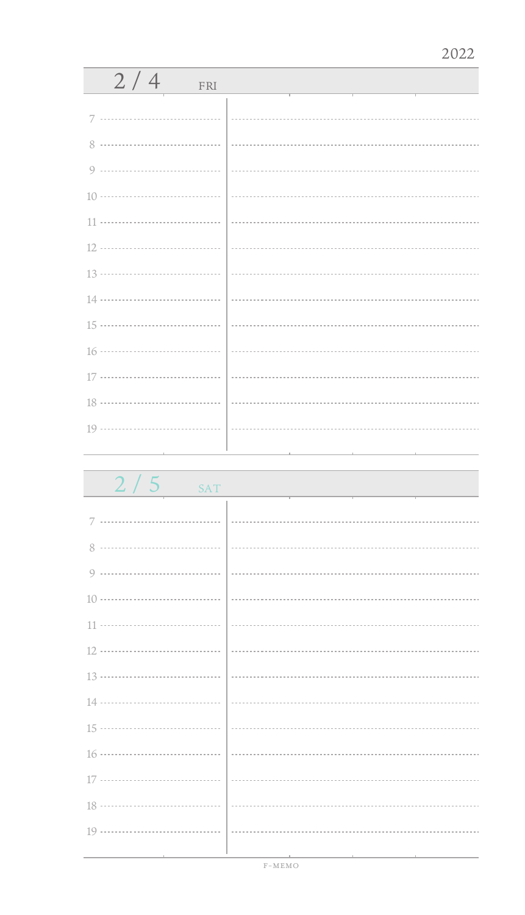2022

## 2 / 4 FRI

7

8

9

10

11

12

13

14

15

16

17

18

19

## 2 / 5 SAT

7

8

9

10

11

12

13

14

15

16

17

18

19

F-MEMO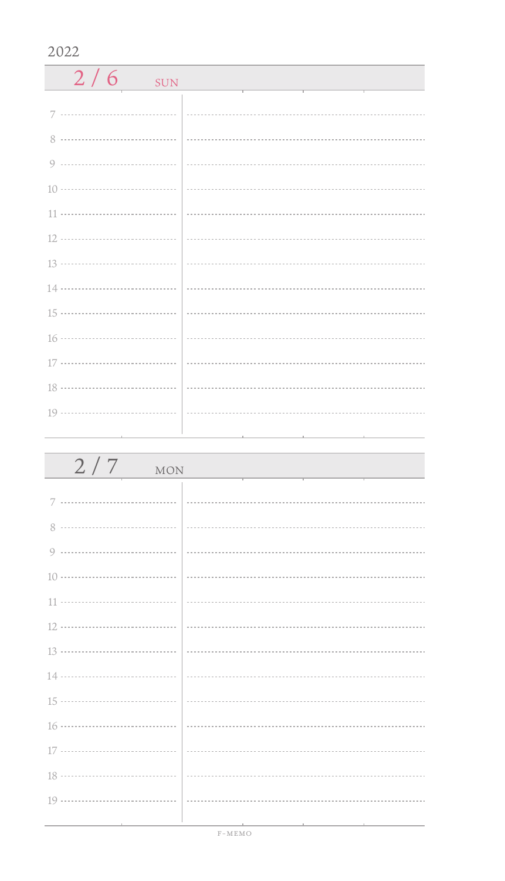2022

## 2 / 6 SUN

7

8

9

10

11

12

13

14

15

16

17

18

19

## 2 / 7 MON

7

8

9

10

11

12

13

14

15

16

17

18

19

F-MEMO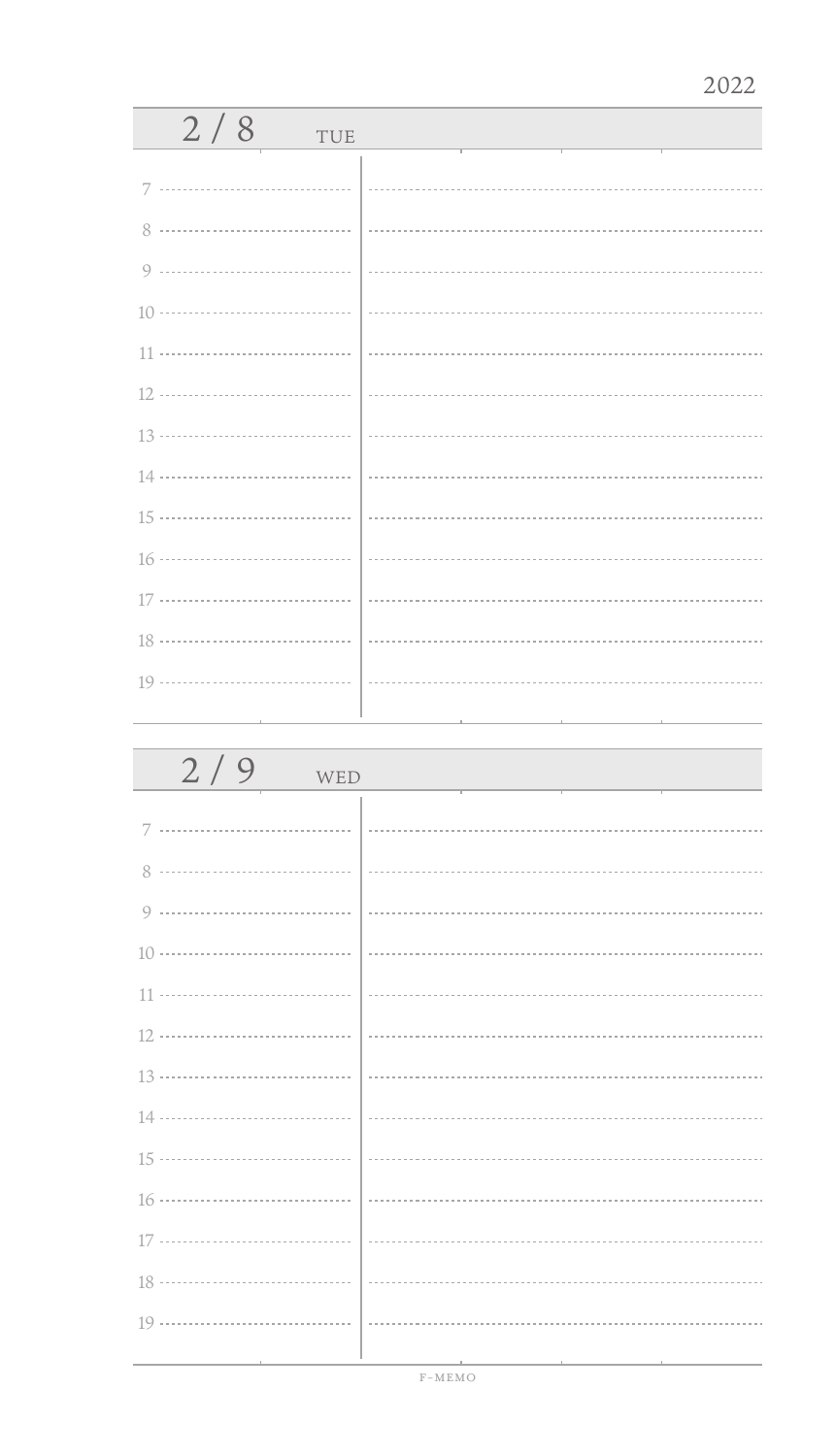2022

## 2 / 8 TUE

7

8

9

10

11

12

13

14

15

16

17

18

19

## 2 / 9 WED

7

8

9

10

11

12

13

14

15

16

17

18

19

F-MEMO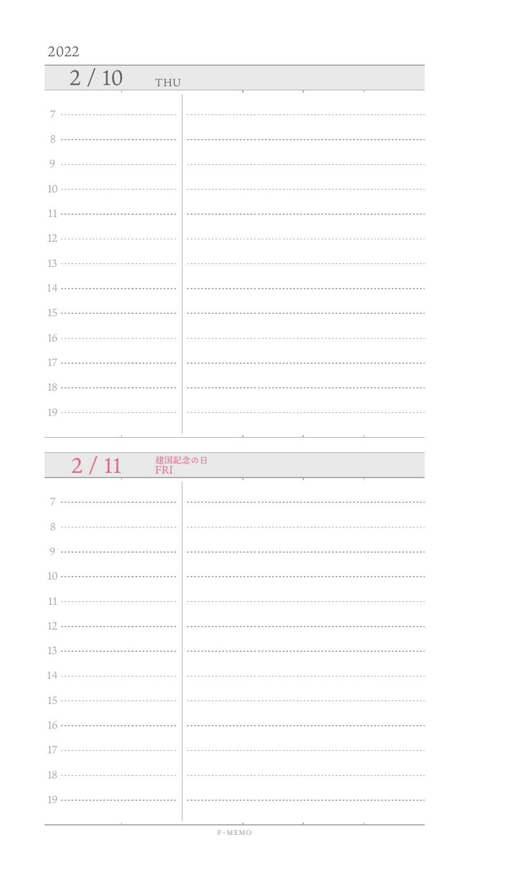2022

## 2 / 10 THU

7

8

9

10

11

12

13

14

15

16

17

18

19

## 2 / 11 建国記念の日 FRI

7

8

9

10

11

12

13

14

15

16

17

18

19

F-MEMO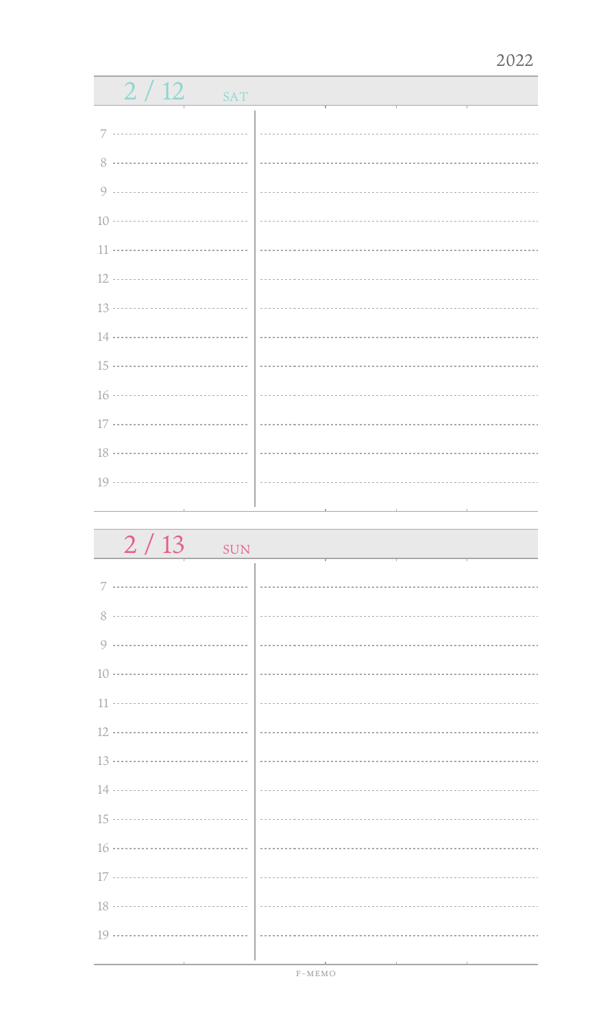2022

## 2 / 12 SAT

7

8

9

10

11

12

13

14

15

16

17

18

19

## 2 / 13 SUN

7

8

9

10

11

12

13

14

15

16

17

18

19

F-MEMO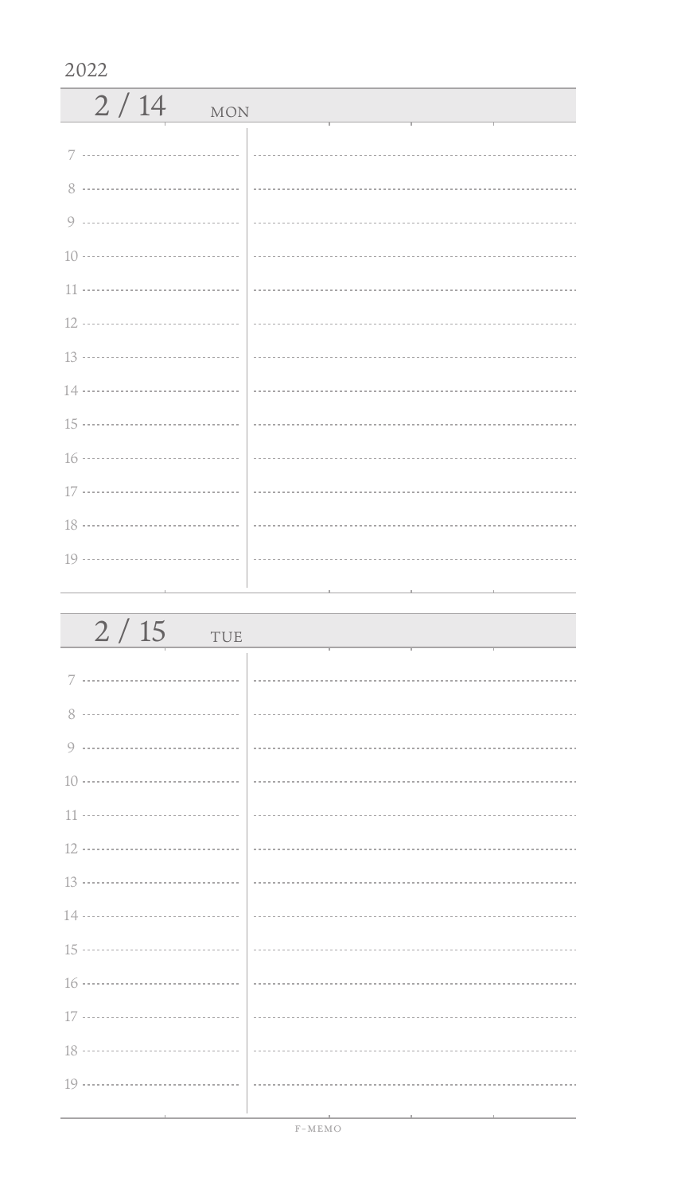2022

## 2 / 14 MON

7

8

9

10

11

12

13

14

15

16

17

18

19

## 2 / 15 TUE

7

8

9

10

11

12

13

14

15

16

17

18

19

F-MEMO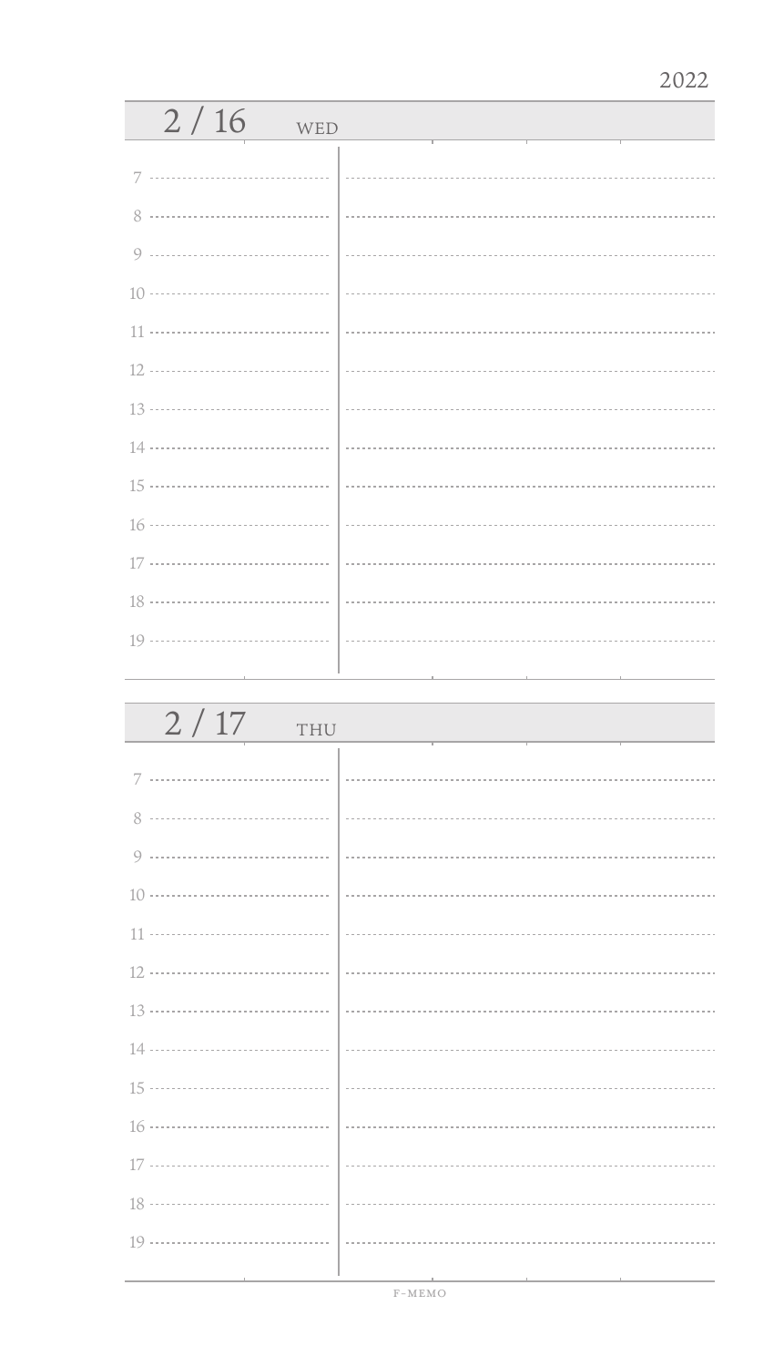2022

## 2 / 16 WED

7

8

9

10

11

12

13

14

15

16

17

18

19

## 2 / 17 THU

7

8

9

10

11

12

13

14

15

16

17

18

19

F-MEMO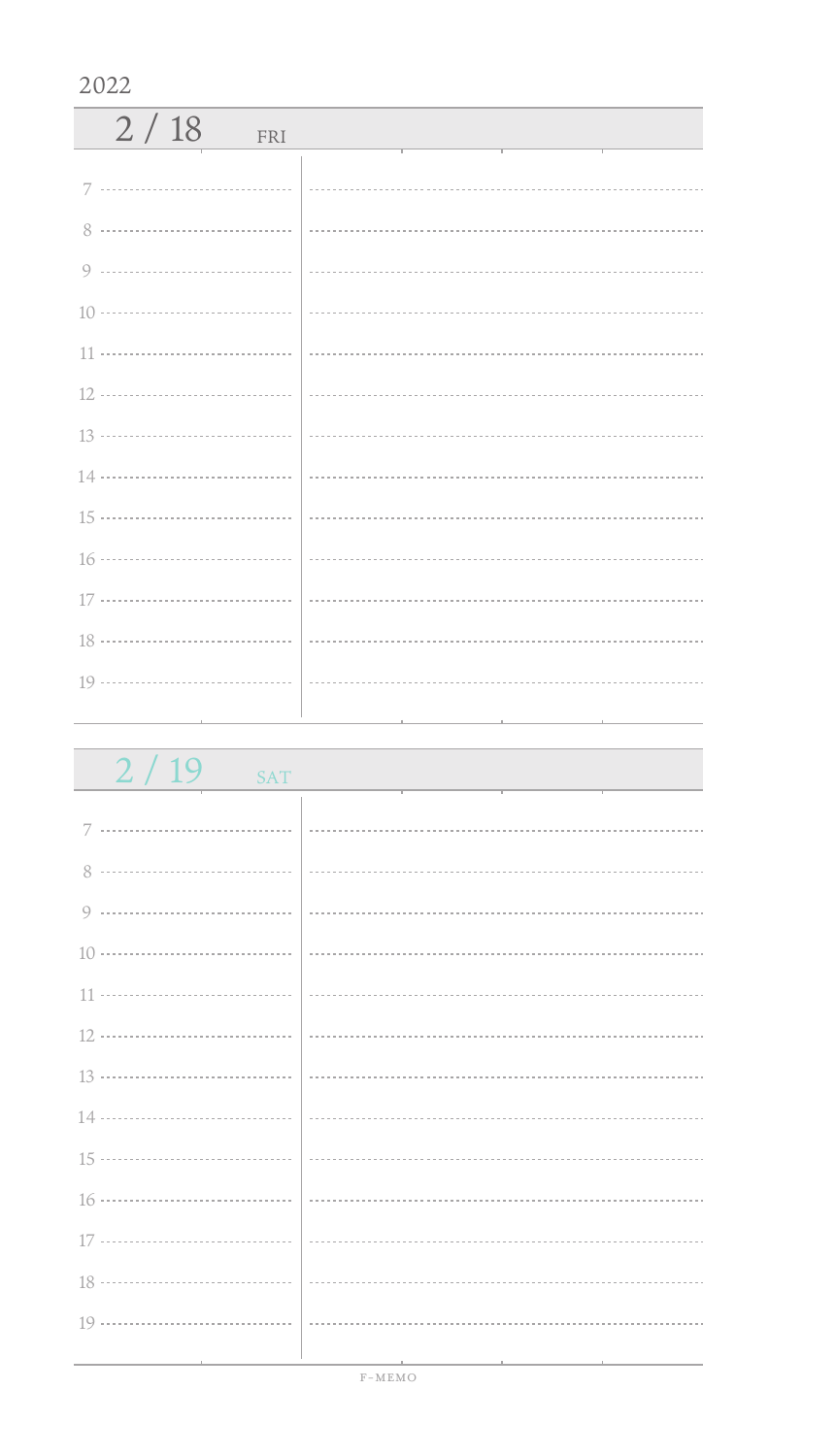2022

## 2 / 18 FRI

7

8

9

10

11

12

13

14

15

16

17

18

19

## 2 / 19 SAT

7

8

9

10

11

12

13

14

15

16

17

18

19

F-MEMO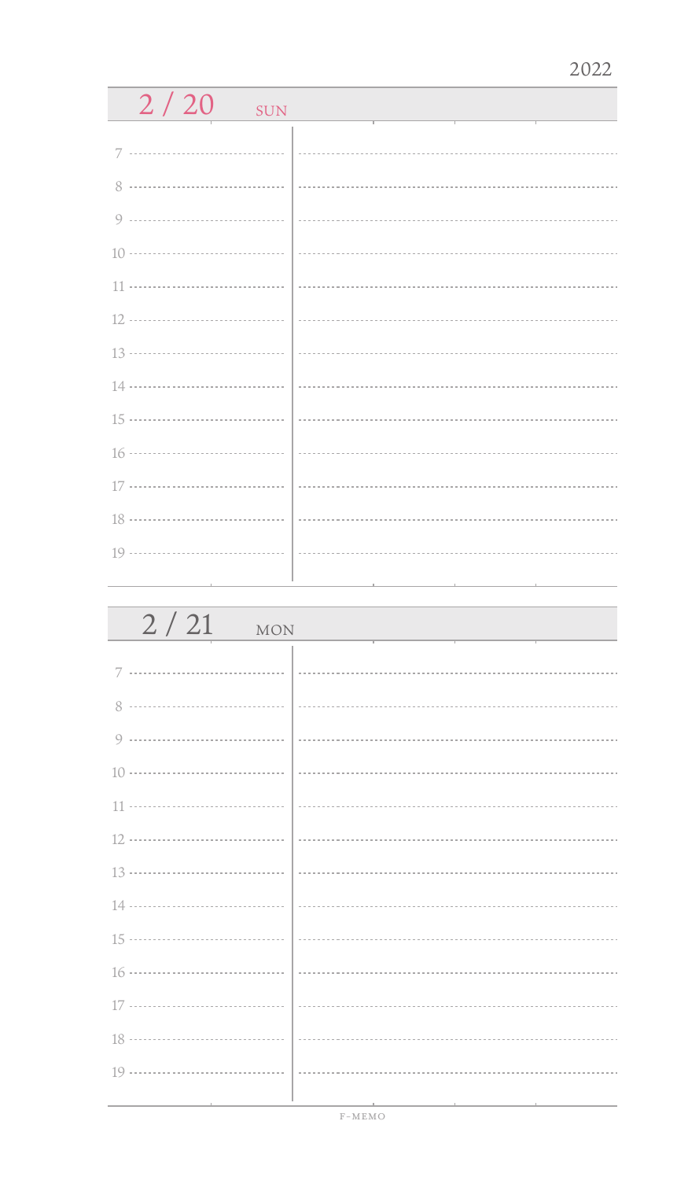2022

## 2 / 20 SUN

7

8

9

10

11

12

13

14

15

16

17

18

19

## 2 / 21 MON

7

8

9

10

11

12

13

14

15

16

17

18

19

F-MEMO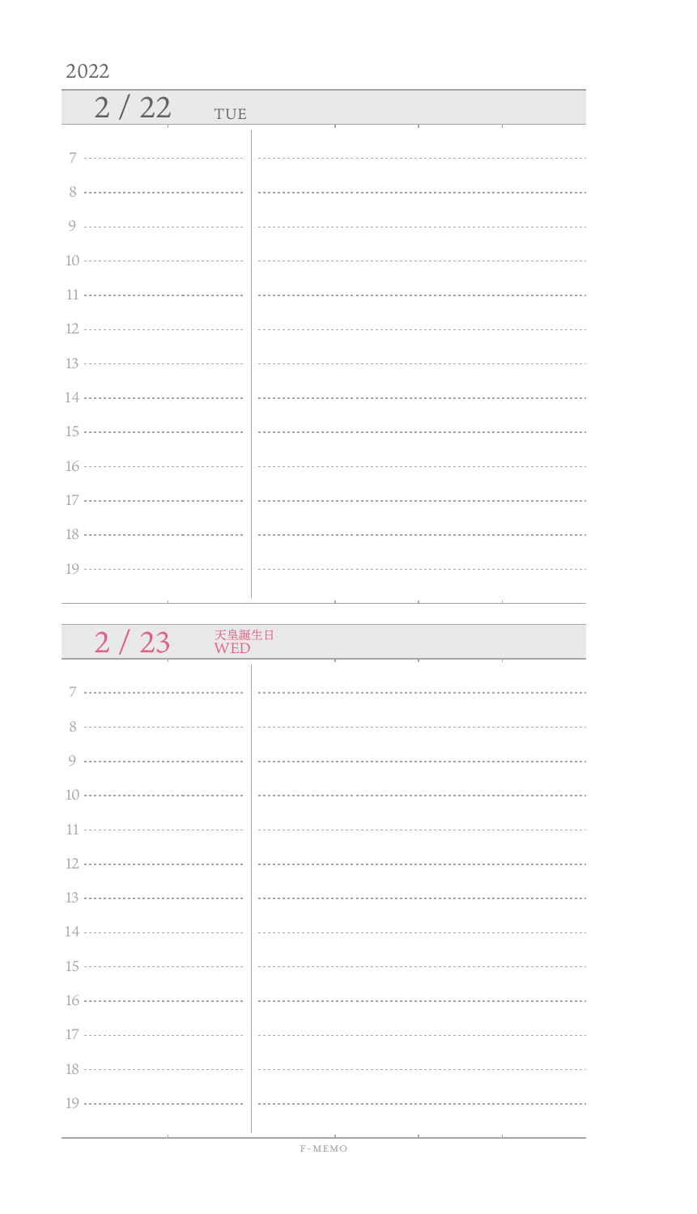2022

## 2 / 22 TUE

7

8

9

10

11

12

13

14

15

16

17

18

19

## 2 / 23 天皇誕生日 WED

7

8

9

10

11

12

13

14

15

16

17

18

19

F-MEMO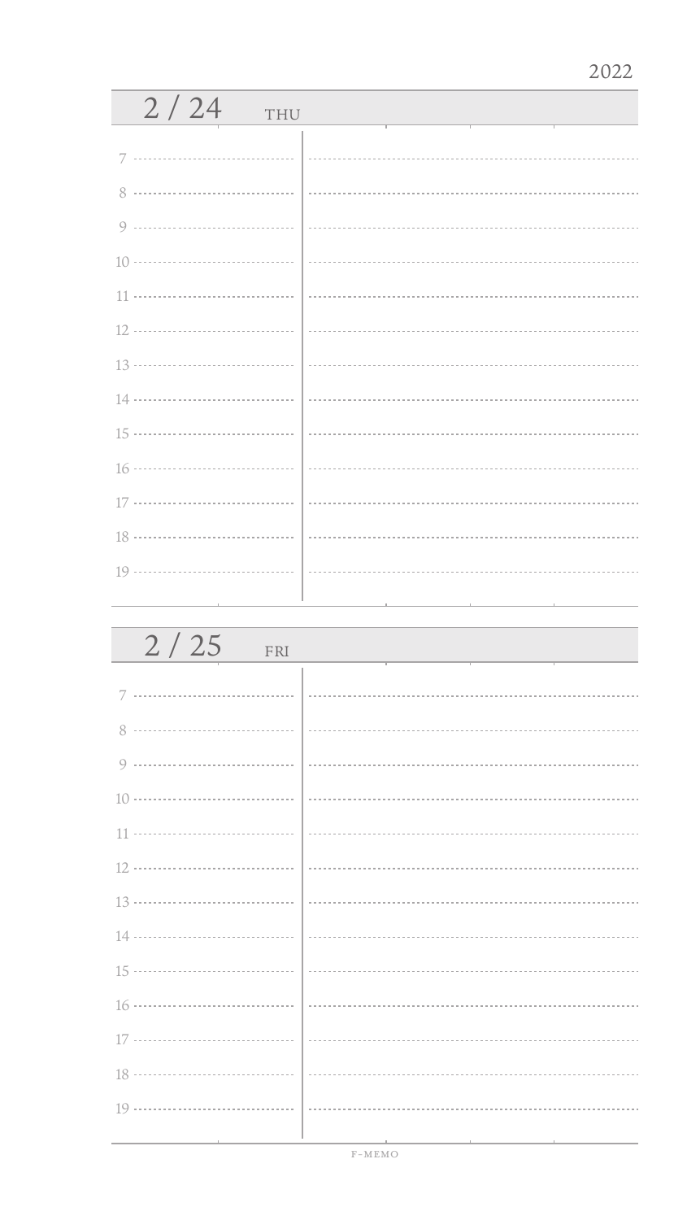2022

## 2 / 24 THU

7

8

9

10

11

12

13

14

15

16

17

18

19

## 2 / 25 FRI

7

8

9

10

11

12

13

14

15

16

17

18

19

F-MEMO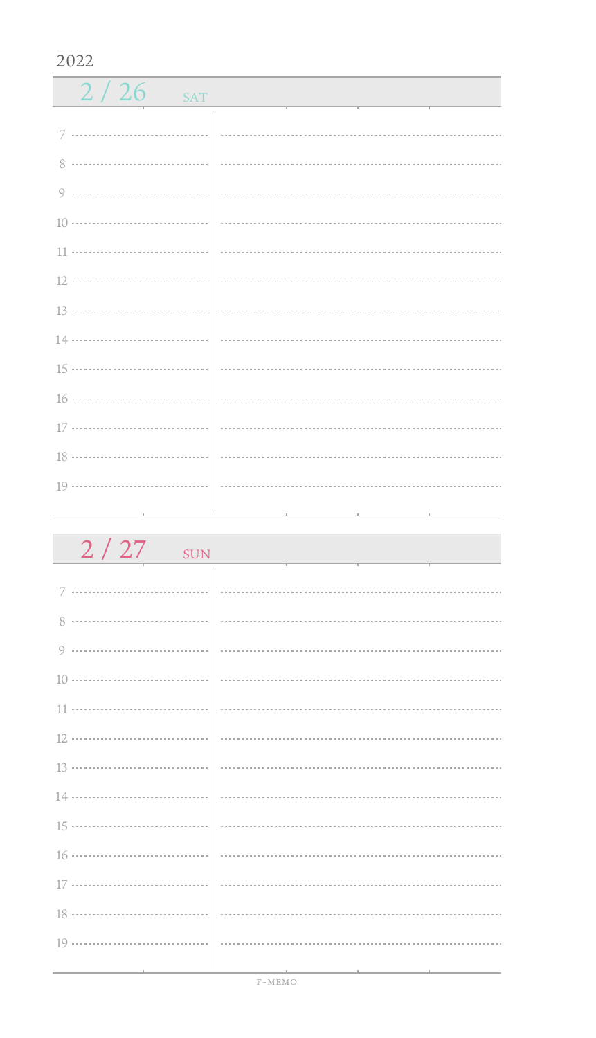2022

## 2 / 26 SAT

7

8

9

10

11

12

13

14

15

16

17

18

19

## 2 / 27 SUN

7

8

9

10

11

12

13

14

15

16

17

18

19

F-MEMO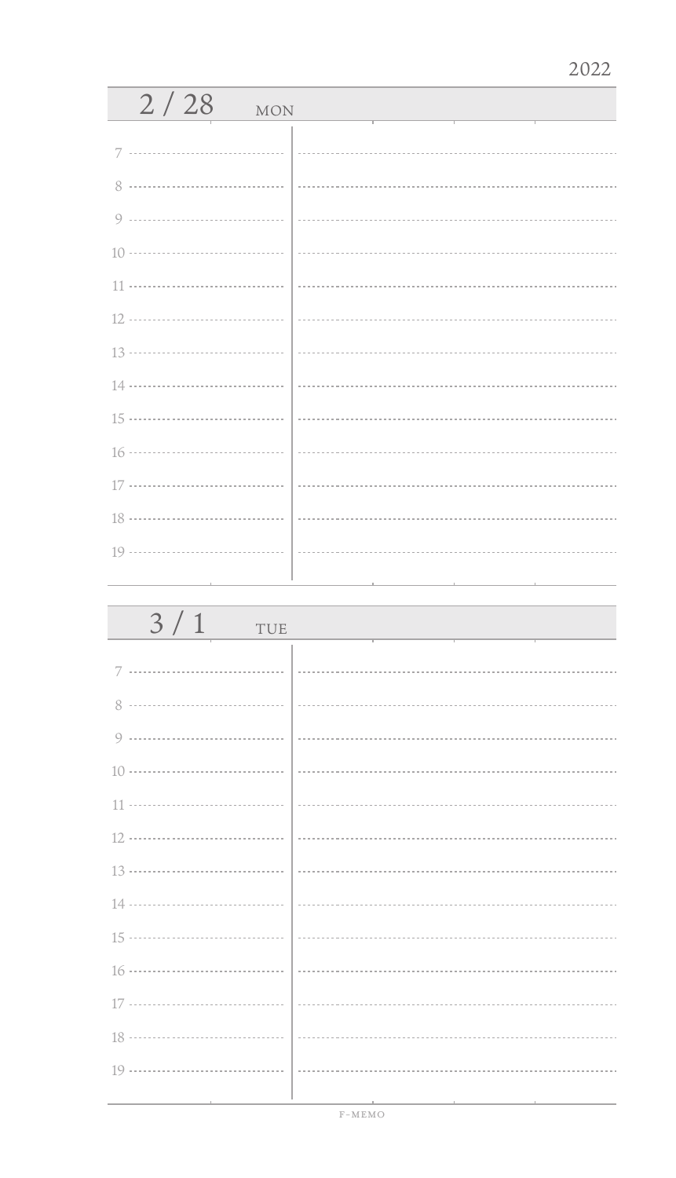2022

## 2 / 28 MON

7

8

9

10

11

12

13

14

15

16

17

18

19

## 3 / 1 TUE

7

8

9

10

11

12

13

14

15

16

17

18

19

F-MEMO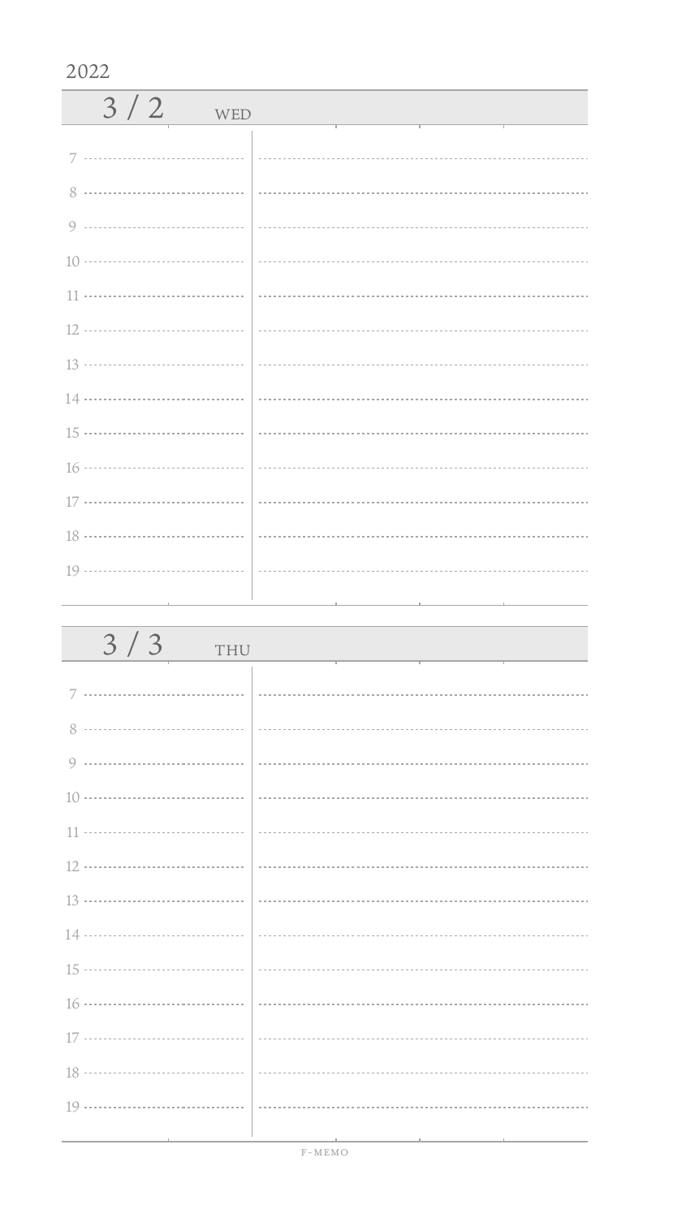2022

## 3 / 2 WED

7

8

9

10

11

12

13

14

15

16

17

18

19

## 3 / 3 THU

7

8

9

10

11

12

13

14

15

16

17

18

19

F-MEMO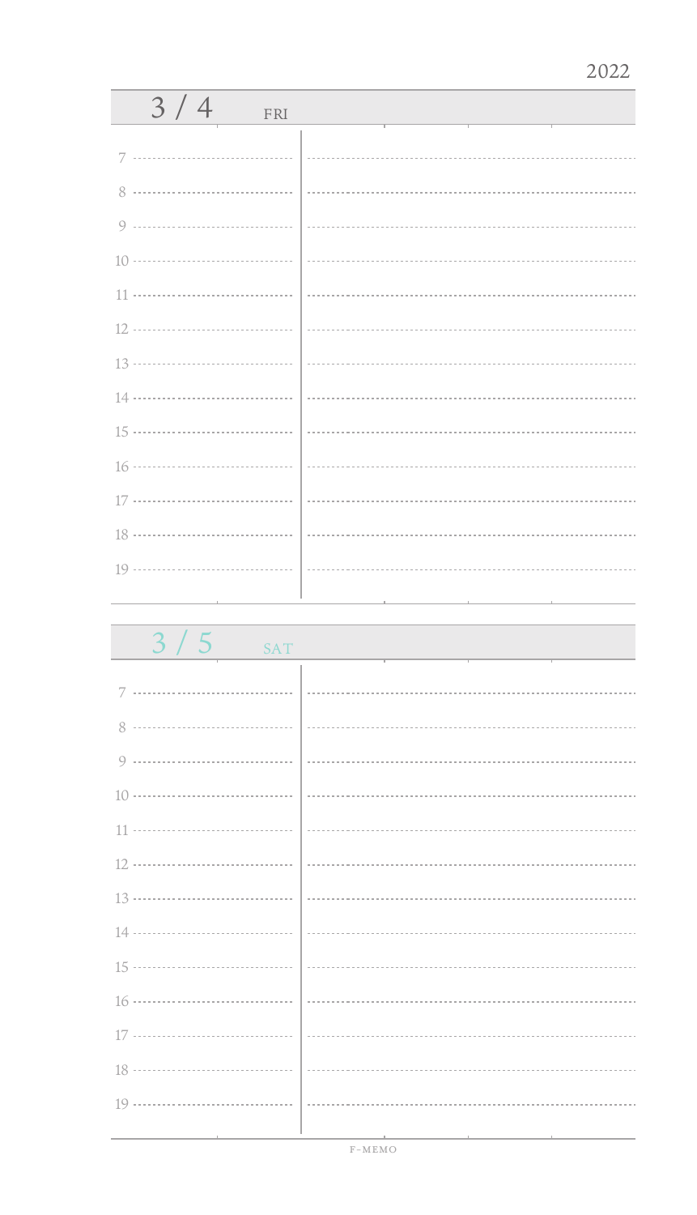2022

## 3 / 4 FRI

7

8

9

10

11

12

13

14

15

16

17

18

19

## 3 / 5 SAT

7

8

9

10

11

12

13

14

15

16

17

18

19

F-MEMO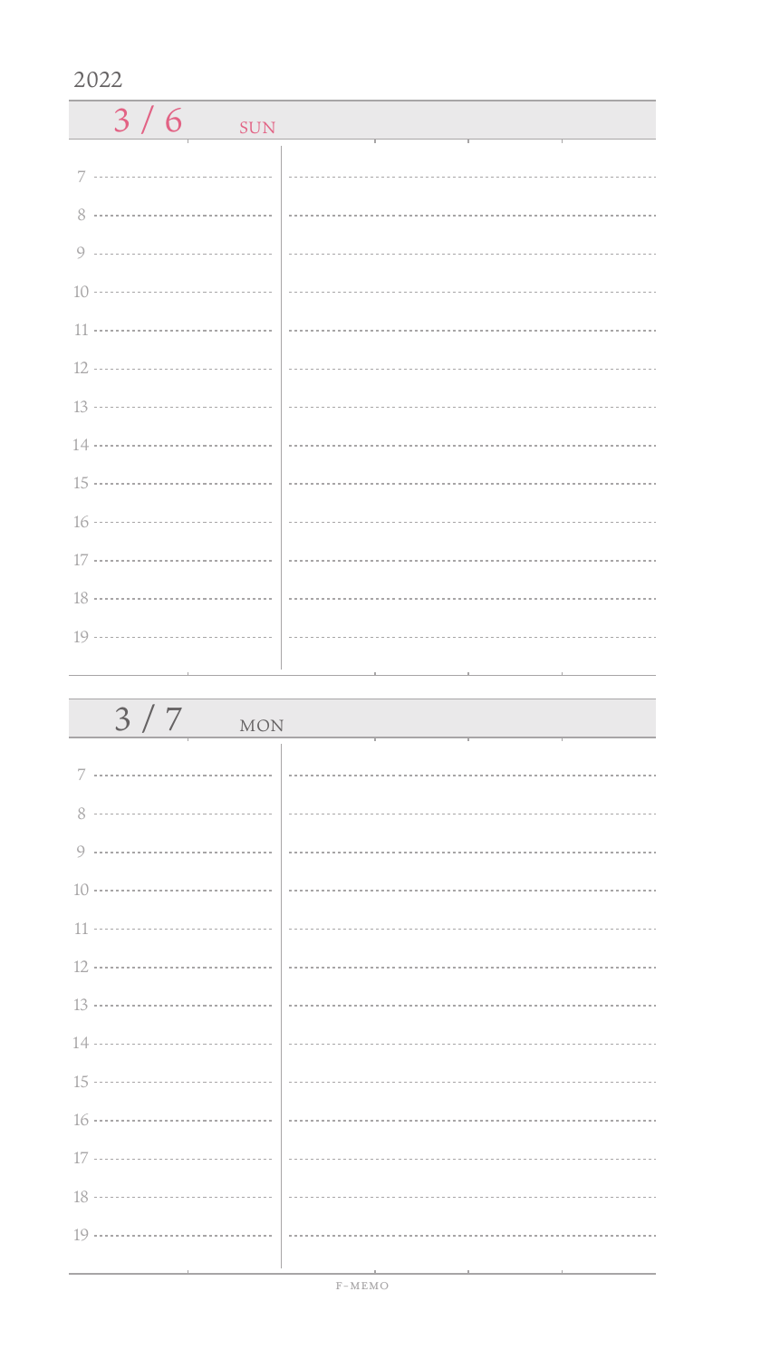2022

## 3 / 6 SUN

7

8

9

10

11

12

13

14

15

16

17

18

19

## 3 / 7 MON

7

8

9

10

11

12

13

14

15

16

17

18

19

F-MEMO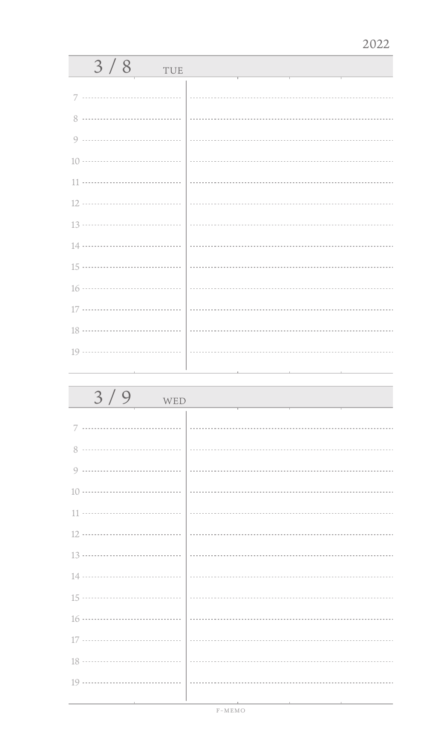2022

## 3 / 8 TUE

7
8
9
10
11
12
13
14
15
16
17
18
19

## 3 / 9 WED

7
8
9
10
11
12
13
14
15
16
17
18
19

F-MEMO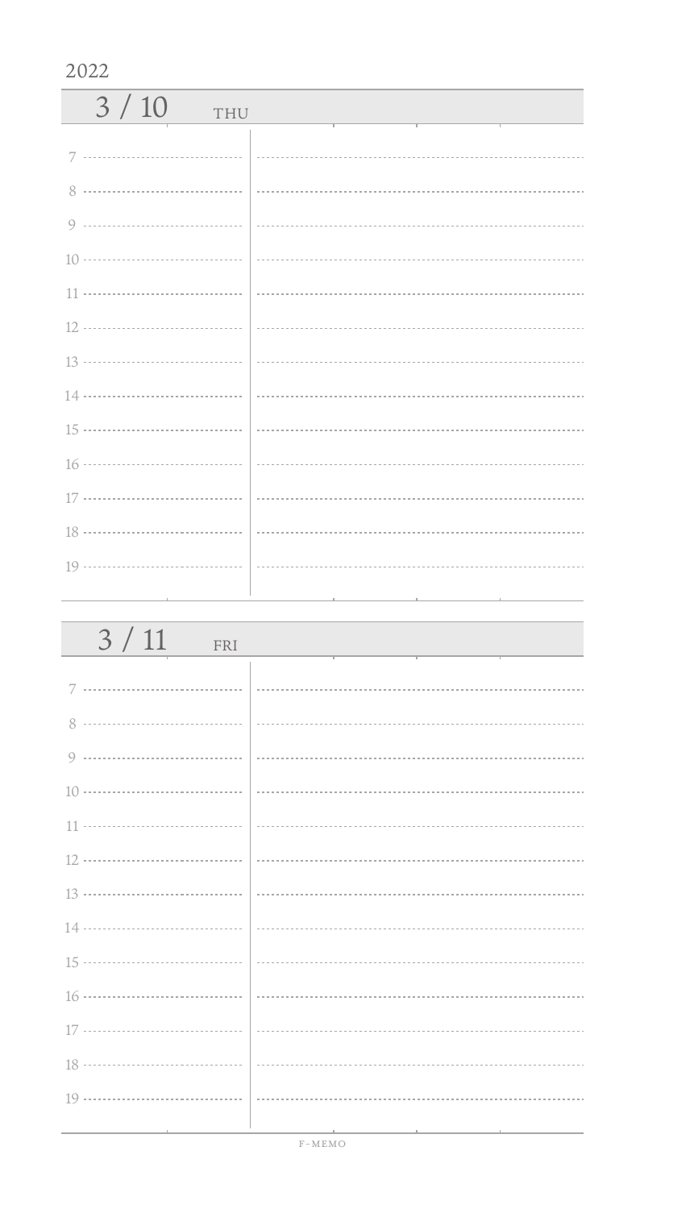2022

## 3 / 10 THU

7

8

9

10

11

12

13

14

15

16

17

18

19

## 3 / 11 FRI

7

8

9

10

11

12

13

14

15

16

17

18

19

F-MEMO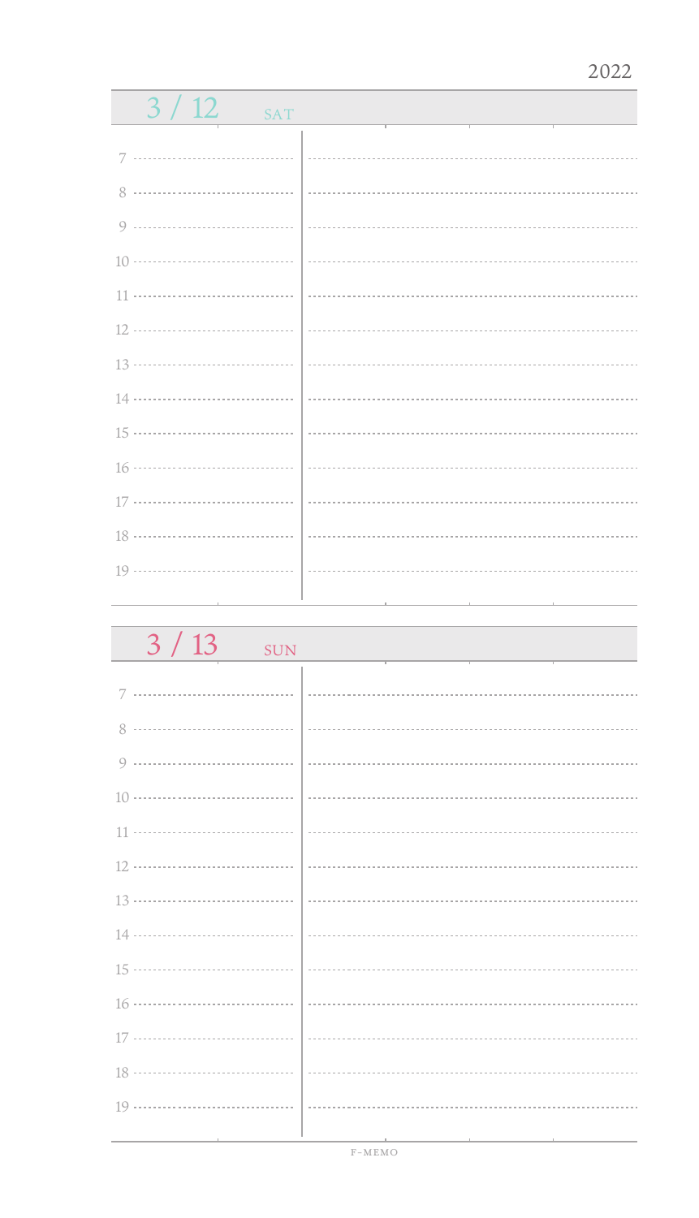2022

## 3 / 12 SAT

7

8

9

10

11

12

13

14

15

16

17

18

19

## 3 / 13 SUN

7

8

9

10

11

12

13

14

15

16

17

18

19

F-MEMO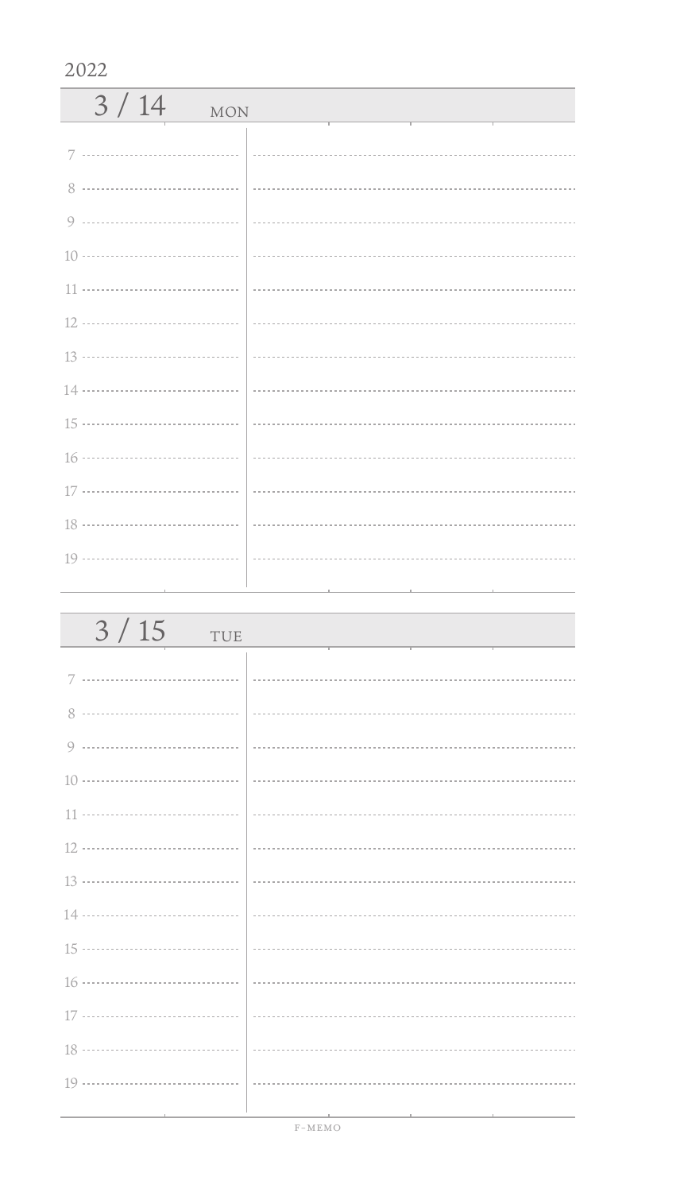2022

## 3 / 14 MON

7

8

9

10

11

12

13

14

15

16

17

18

19

## 3 / 15 TUE

7

8

9

10

11

12

13

14

15

16

17

18

19

F-MEMO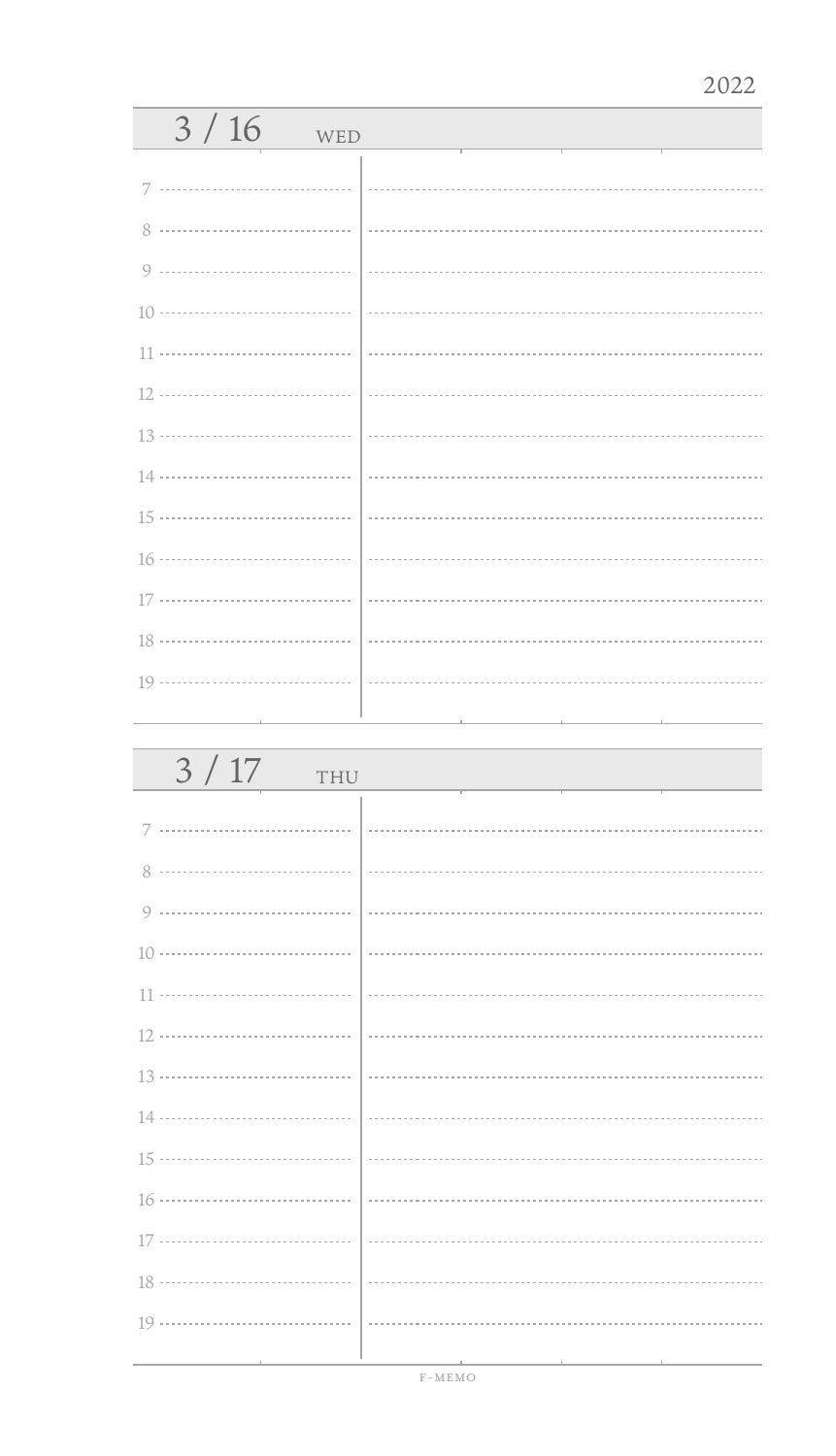2022

## 3 / 16 WED

7

8

9

10

11

12

13

14

15

16

17

18

19

## 3 / 17 THU

7

8

9

10

11

12

13

14

15

16

17

18

19

F-MEMO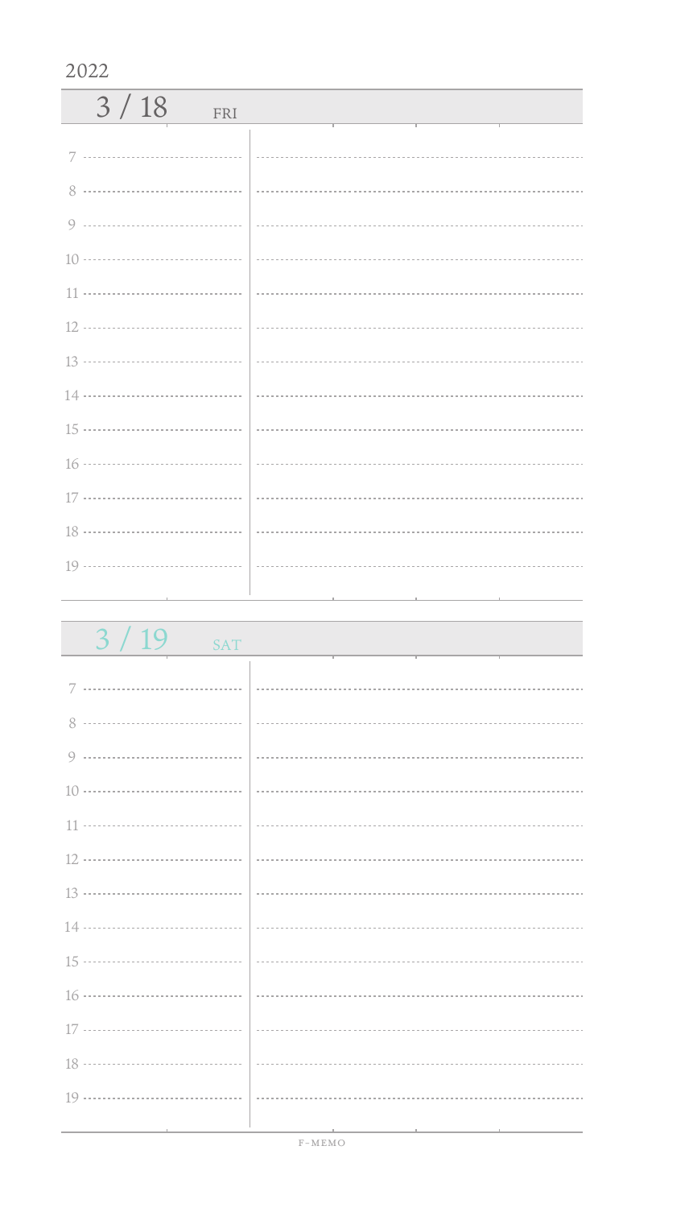2022

## 3 / 18 FRI

7

8

9

10

11

12

13

14

15

16

17

18

19

## 3 / 19 SAT

7

8

9

10

11

12

13

14

15

16

17

18

19

F-MEMO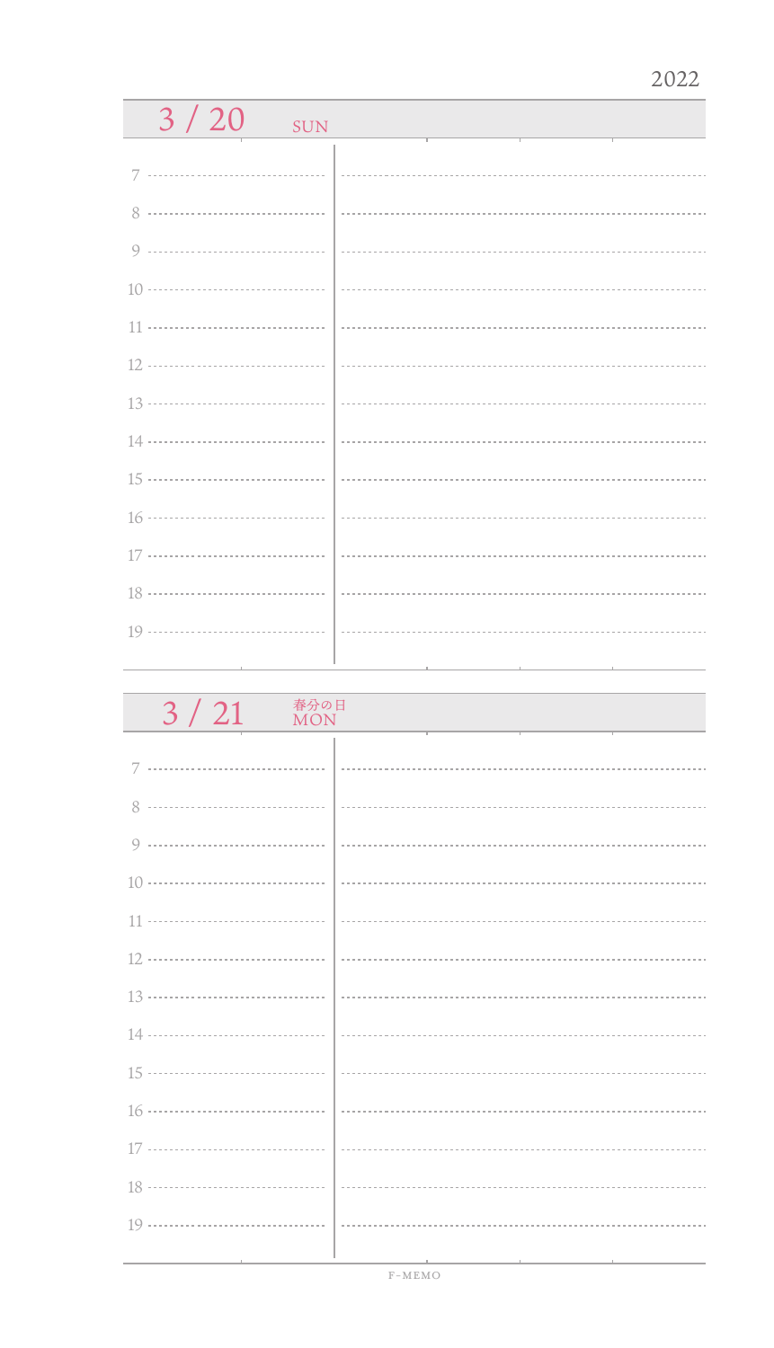2022

## 3 / 20 SUN

7

8

9

10

11

12

13

14

15

16

17

18

19

## 3 / 21 春分の日 MON

7

8

9

10

11

12

13

14

15

16

17

18

19

F-MEMO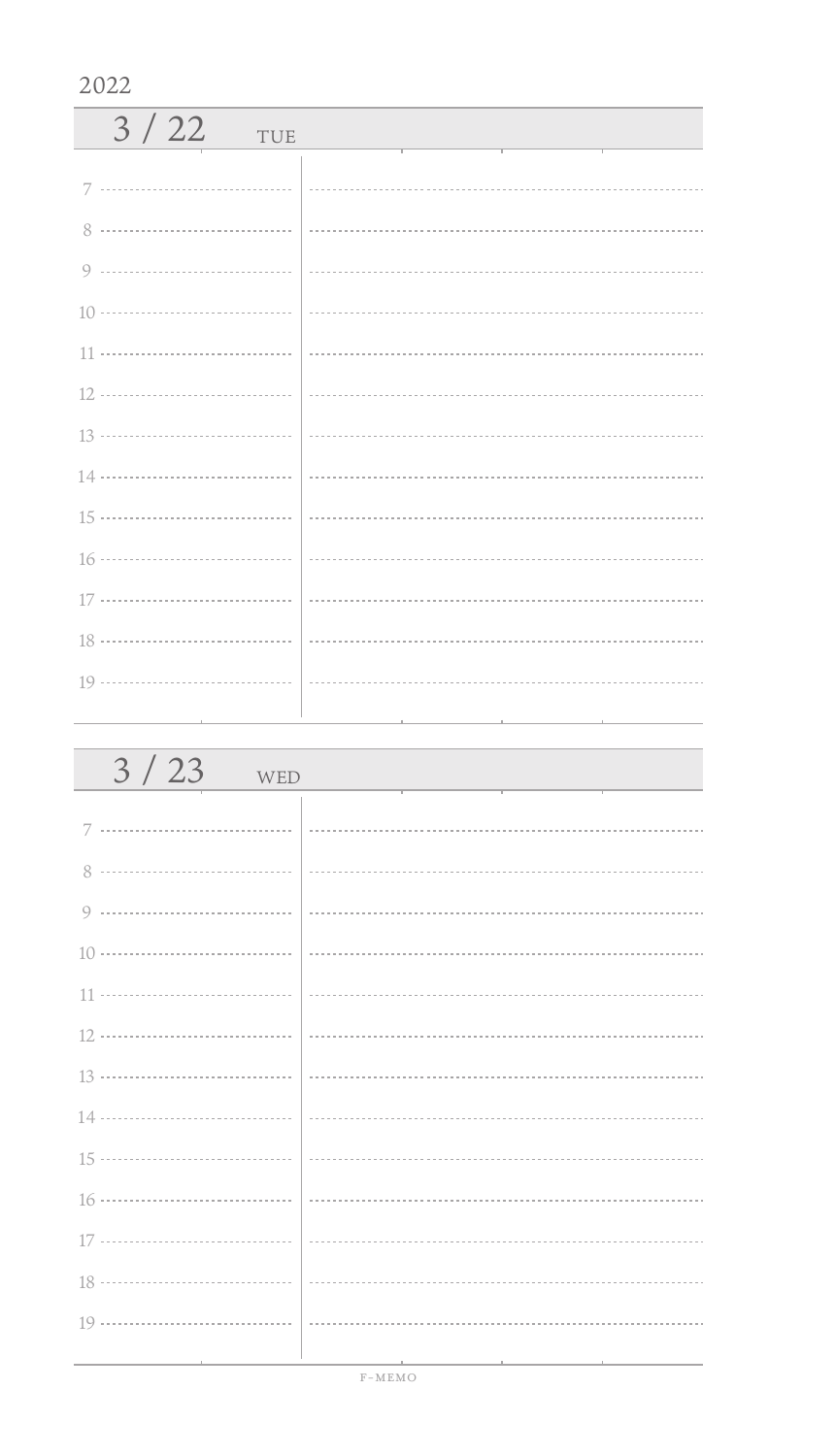2022

## 3 / 22 TUE

7
8
9
10
11
12
13
14
15
16
17
18
19

## 3 / 23 WED

7
8
9
10
11
12
13
14
15
16
17
18
19

F-MEMO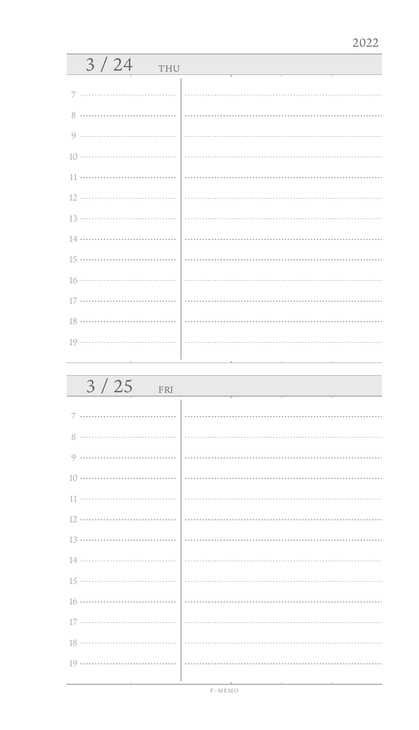2022

## 3 / 24 THU

7

8

9

10

11

12

13

14

15

16

17

18

19

## 3 / 25 FRI

7

8

9

10

11

12

13

14

15

16

17

18

19

F-MEMO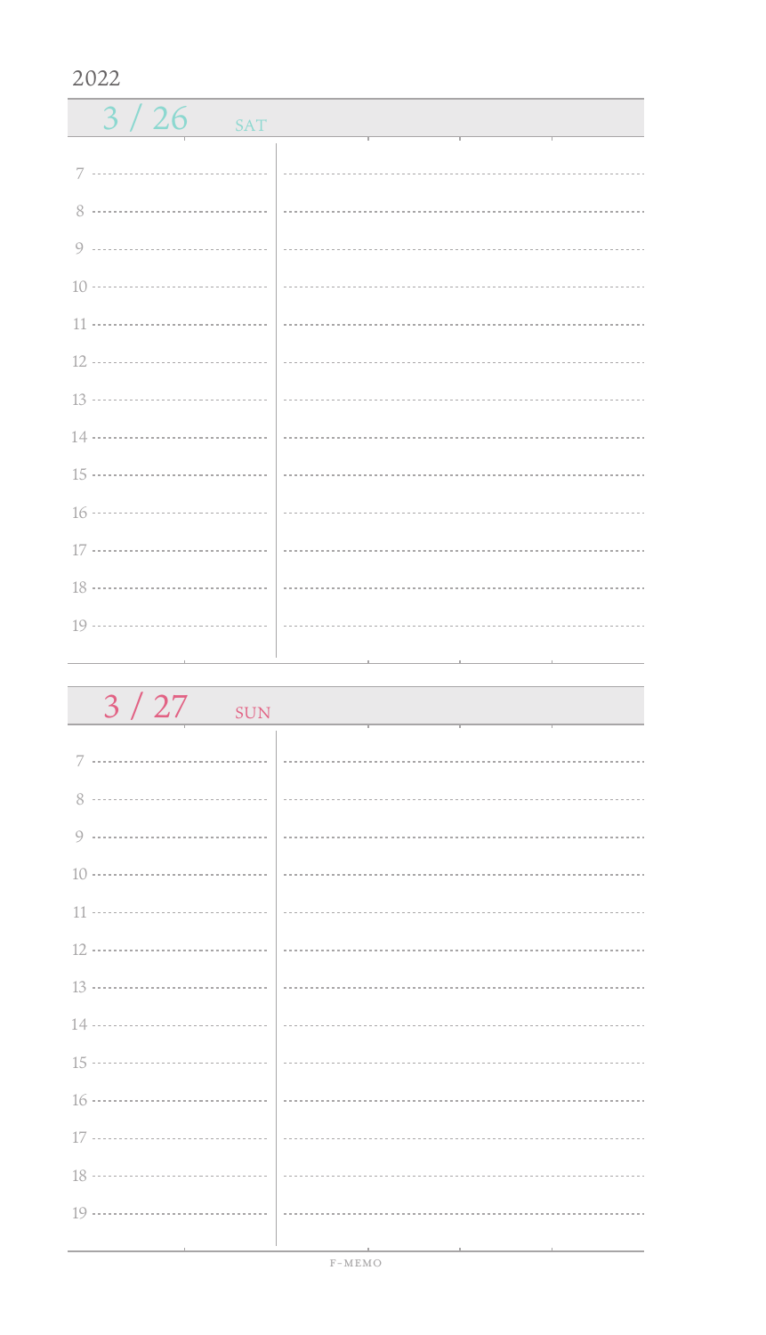2022

## 3 / 26 SAT

7

8

9

10

11

12

13

14

15

16

17

18

19

## 3 / 27 SUN

7

8

9

10

11

12

13

14

15

16

17

18

19

F-MEMO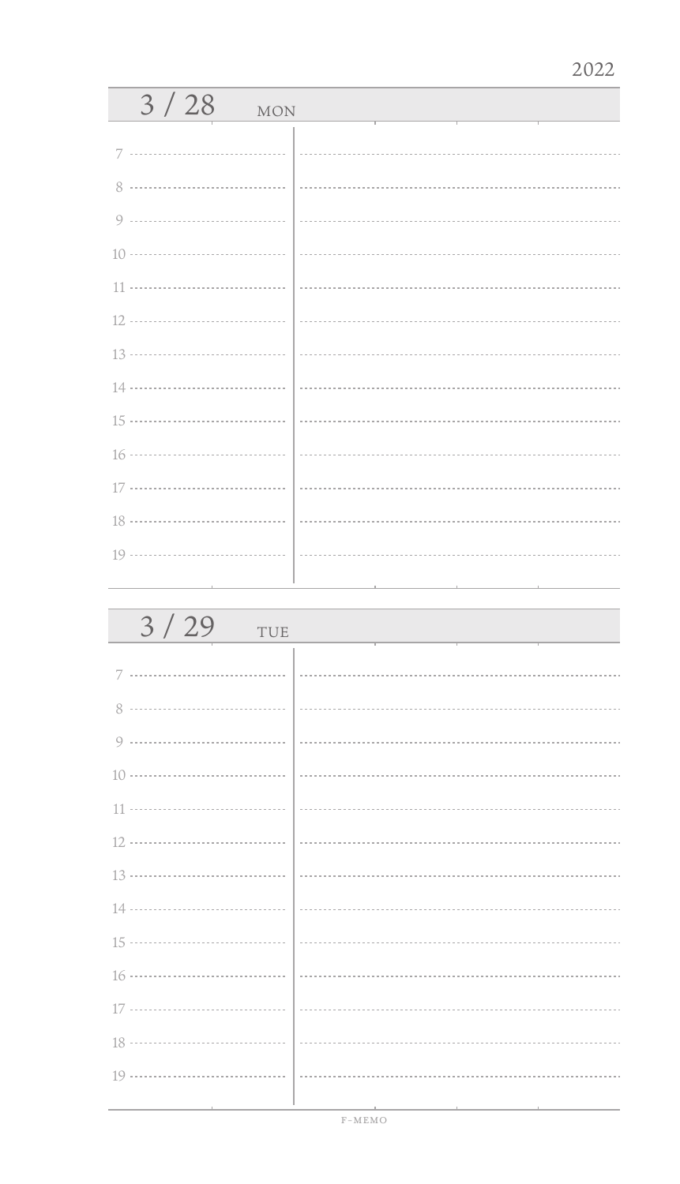2022

## 3 / 28 MON

7

8

9

10

11

12

13

14

15

16

17

18

19

## 3 / 29 TUE

7

8

9

10

11

12

13

14

15

16

17

18

19

F-MEMO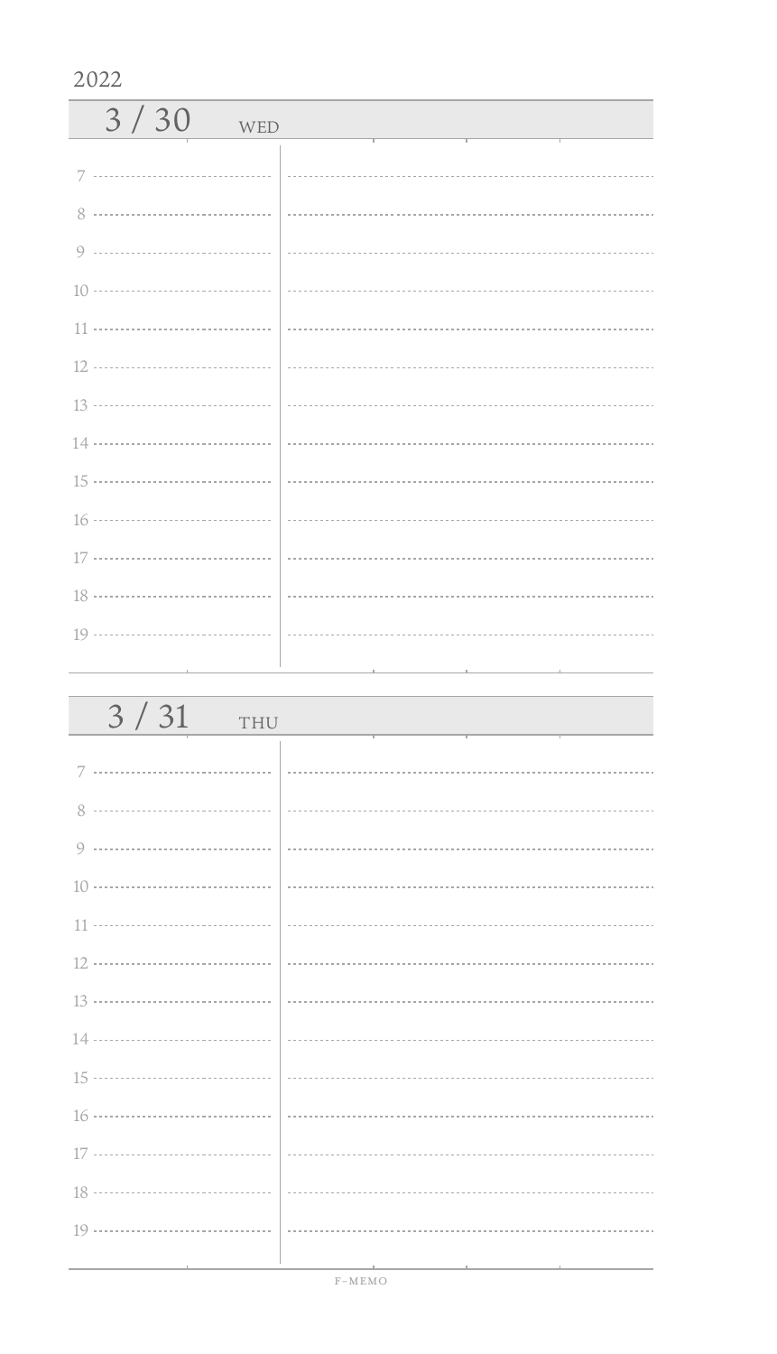2022

## 3 / 30 WED

7

8

9

10

11

12

13

14

15

16

17

18

19

## 3 / 31 THU

7

8

9

10

11

12

13

14

15

16

17

18

19

F-MEMO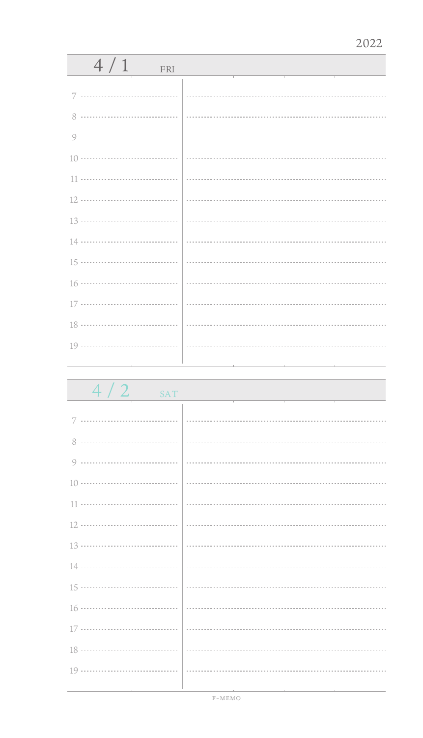2022

## 4 / 1 FRI

7

8

9

10

11

12

13

14

15

16

17

18

19

## 4 / 2 SAT

7

8

9

10

11

12

13

14

15

16

17

18

19

F-MEMO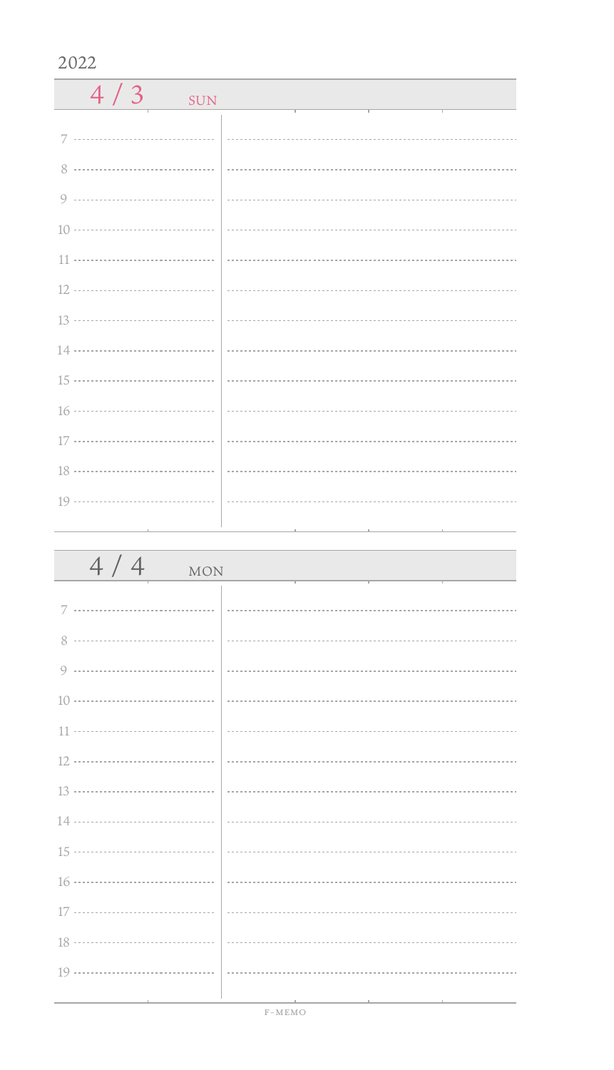2022

## 4 / 3 SUN

7

8

9

10

11

12

13

14

15

16

17

18

19

## 4 / 4 MON

7

8

9

10

11

12

13

14

15

16

17

18

19

F-MEMO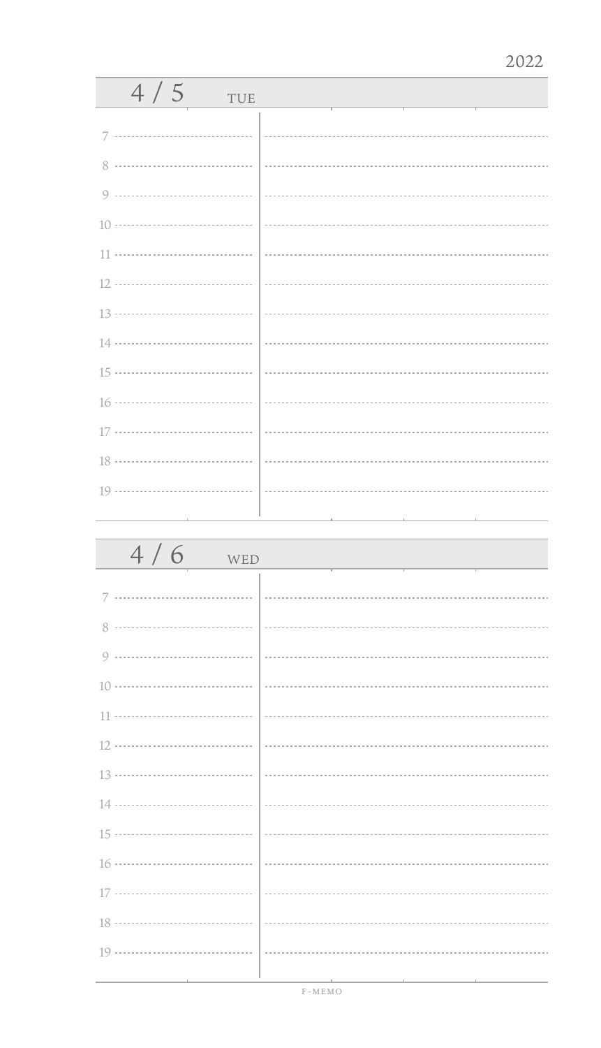2022

## 4 / 5 TUE

7

8

9

10

11

12

13

14

15

16

17

18

19

## 4 / 6 WED

7

8

9

10

11

12

13

14

15

16

17

18

19

F-MEMO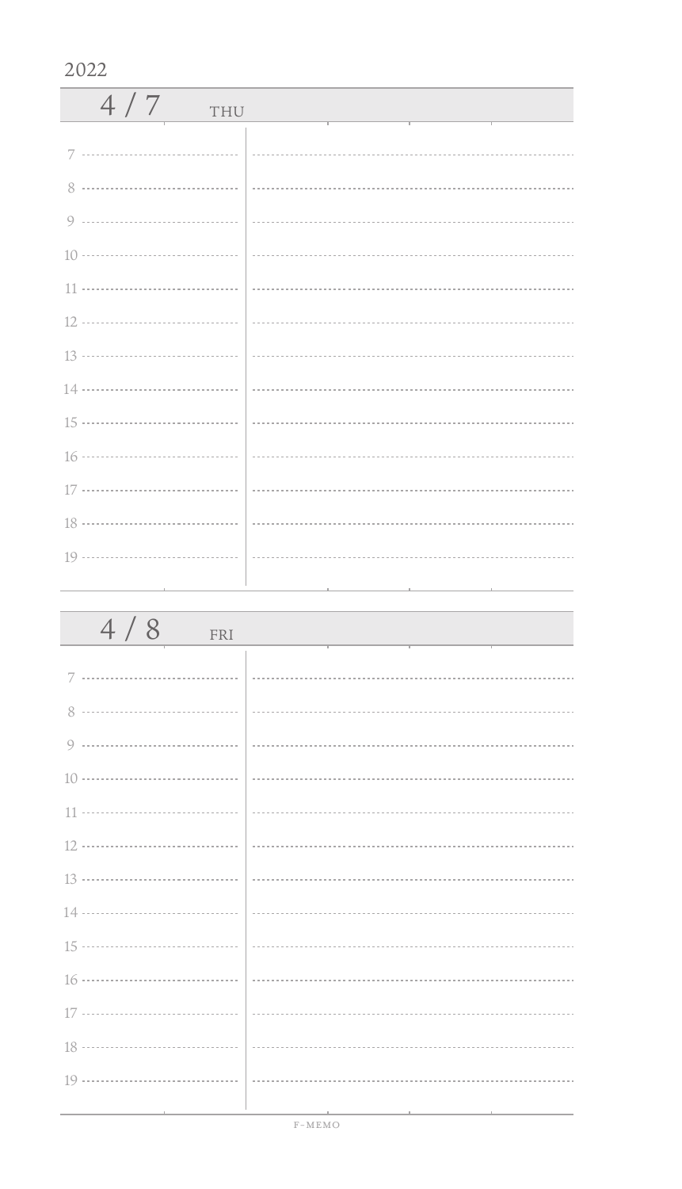2022

## 4 / 7 THU

7
8
9
10
11
12
13
14
15
16
17
18
19

## 4 / 8 FRI

7
8
9
10
11
12
13
14
15
16
17
18
19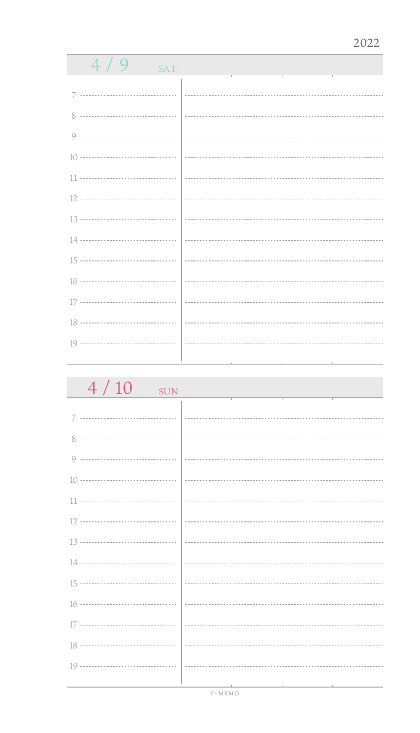2022

## 4 / 9 SAT

7

8

9

10

11

12

13

14

15

16

17

18

19

## 4 / 10 SUN

7

8

9

10

11

12

13

14

15

16

17

18

19

F-MEMO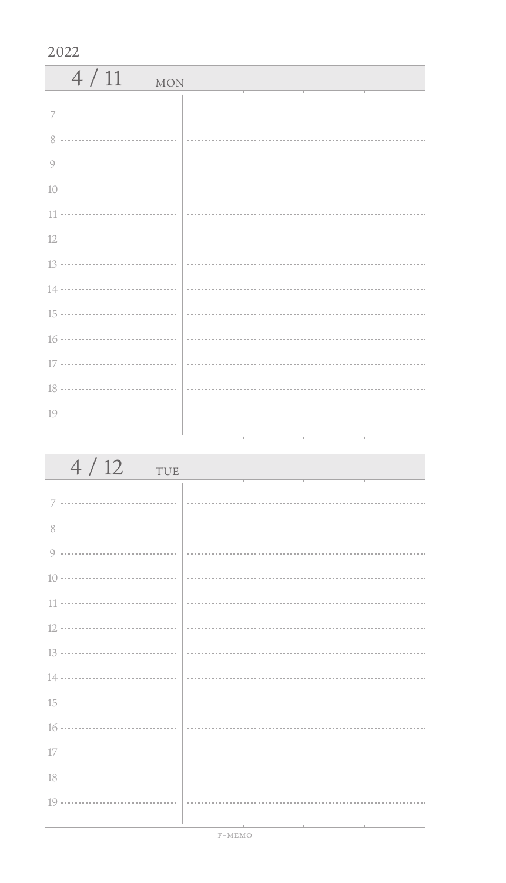2022

## 4 / 11 MON

7
8
9
10
11
12
13
14
15
16
17
18
19

## 4 / 12 TUE

7
8
9
10
11
12
13
14
15
16
17
18
19

F-MEMO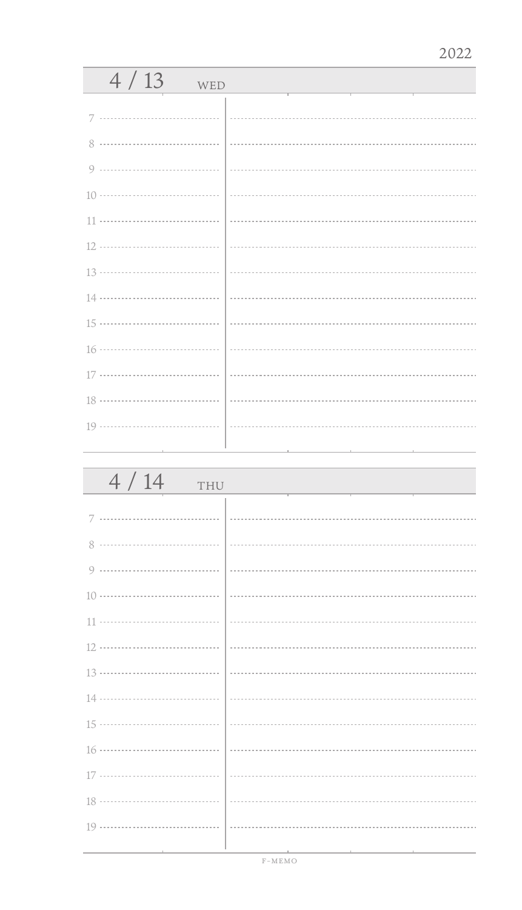2022

## 4 / 13 WED

7

8

9

10

11

12

13

14

15

16

17

18

19

## 4 / 14 THU

7

8

9

10

11

12

13

14

15

16

17

18

19

F-MEMO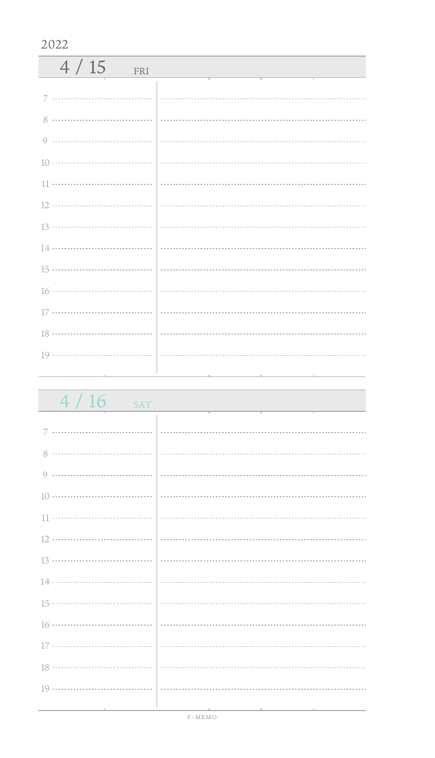2022

## 4 / 15 FRI

7

8

9

10

11

12

13

14

15

16

17

18

19

## 4 / 16 SAT

7

8

9

10

11

12

13

14

15

16

17

18

19

F-MEMO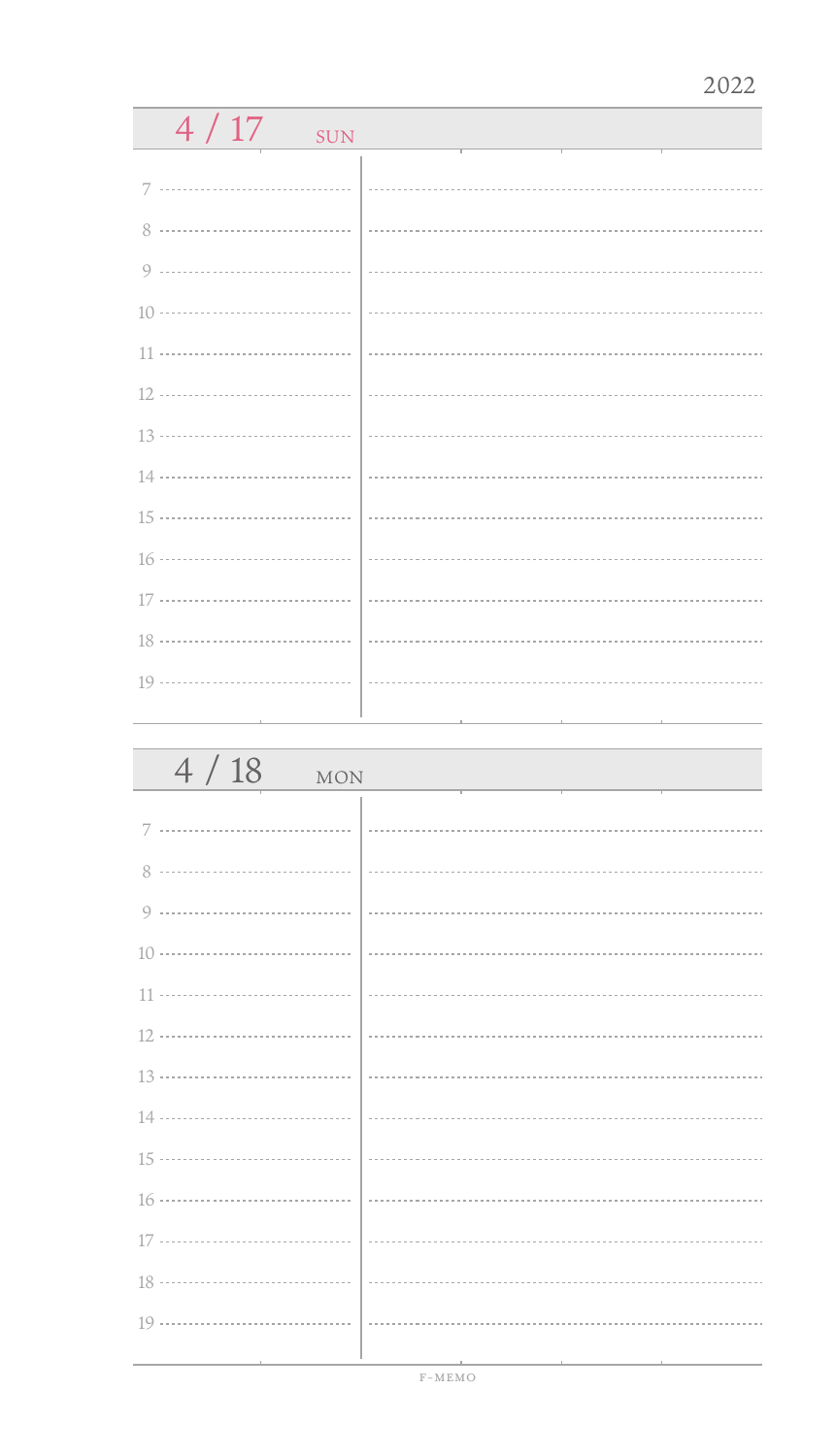2022

## 4 / 17 SUN

7

8

9

10

11

12

13

14

15

16

17

18

19

## 4 / 18 MON

7

8

9

10

11

12

13

14

15

16

17

18

19

F-MEMO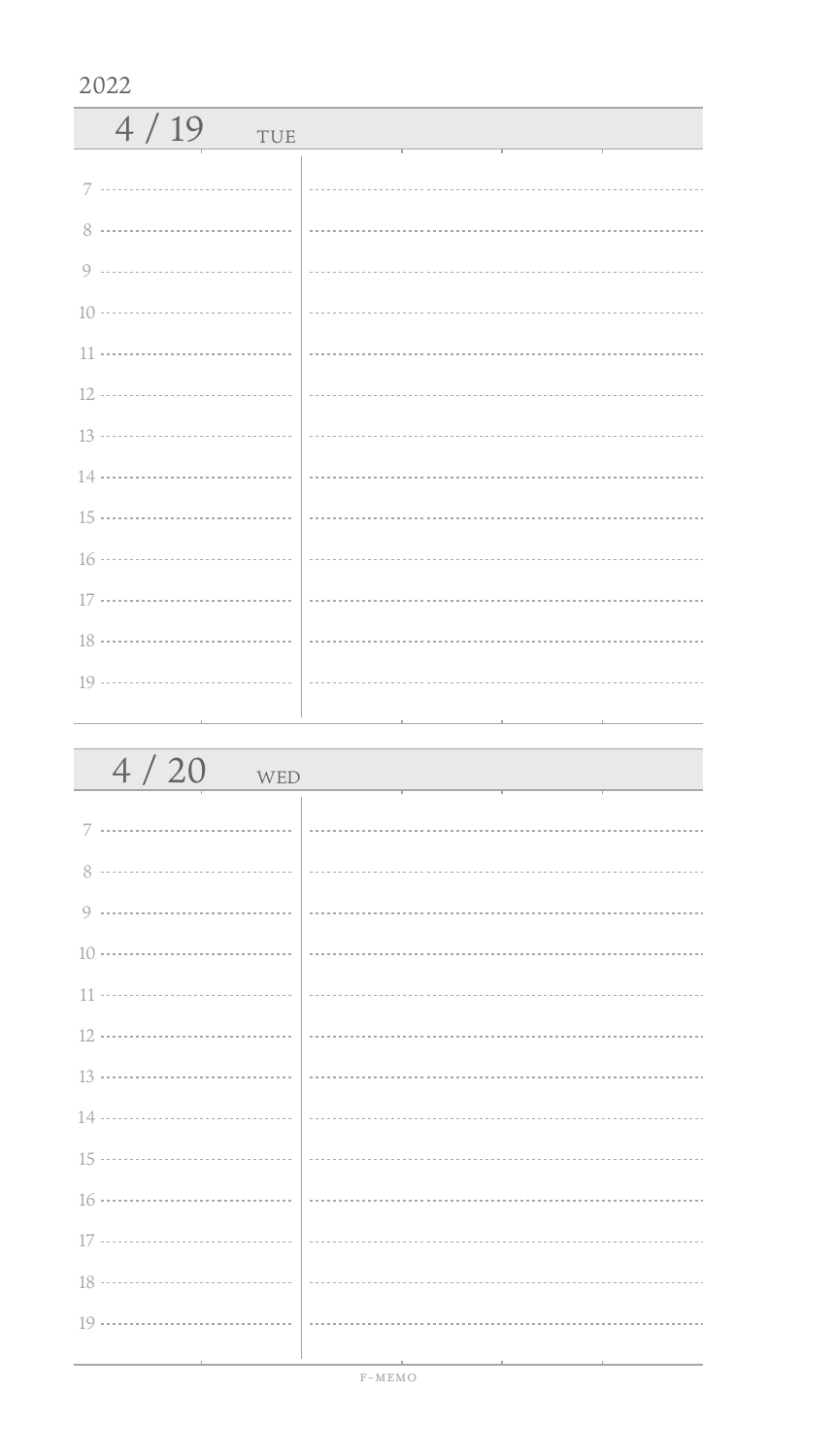2022

## 4 / 19 TUE

7

8

9

10

11

12

13

14

15

16

17

18

19

## 4 / 20 WED

7

8

9

10

11

12

13

14

15

16

17

18

19

F-MEMO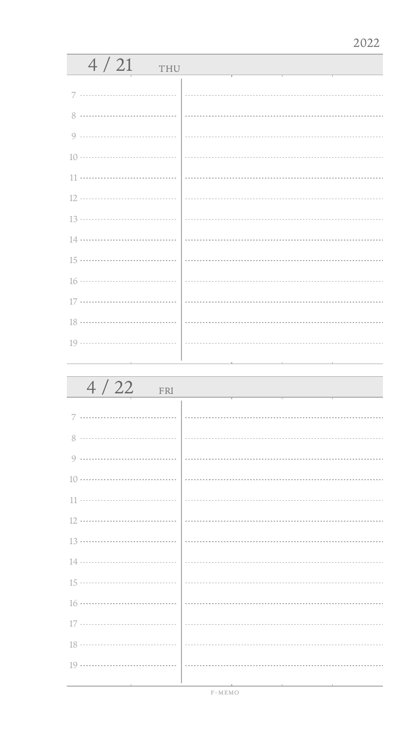2022

## 4 / 21 THU

7

8

9

10

11

12

13

14

15

16

17

18

19

## 4 / 22 FRI

7

8

9

10

11

12

13

14

15

16

17

18

19

F-MEMO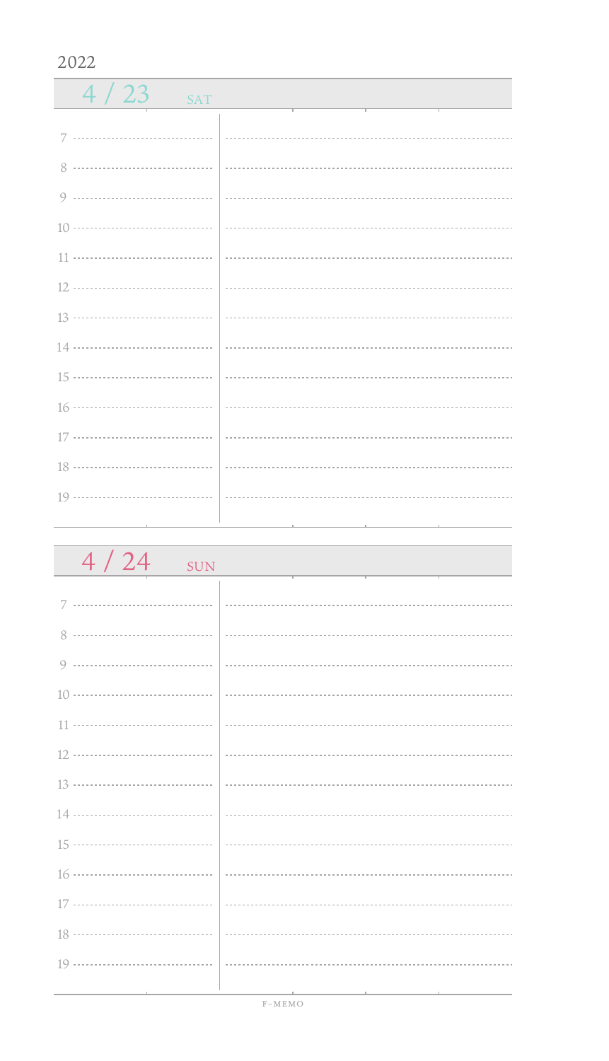2022

## 4 / 23 SAT

7

8

9

10

11

12

13

14

15

16

17

18

19

## 4 / 24 SUN

7

8

9

10

11

12

13

14

15

16

17

18

19

F-MEMO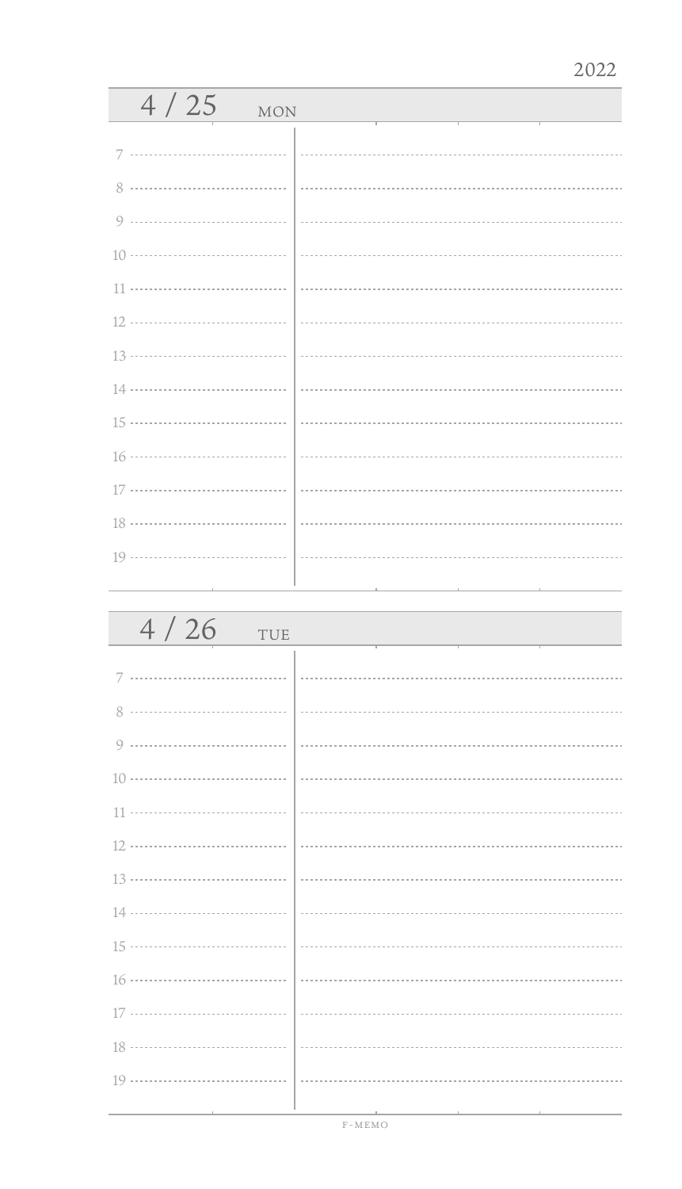2022

## 4 / 25 MON

7

8

9

10

11

12

13

14

15

16

17

18

19

## 4 / 26 TUE

7

8

9

10

11

12

13

14

15

16

17

18

19

F-MEMO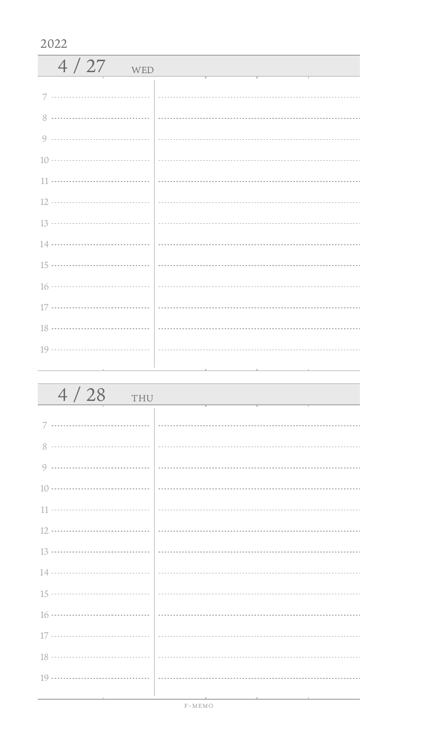2022

## 4 / 27 WED

7

8

9

10

11

12

13

14

15

16

17

18

19

## 4 / 28 THU

7

8

9

10

11

12

13

14

15

16

17

18

19

F-MEMO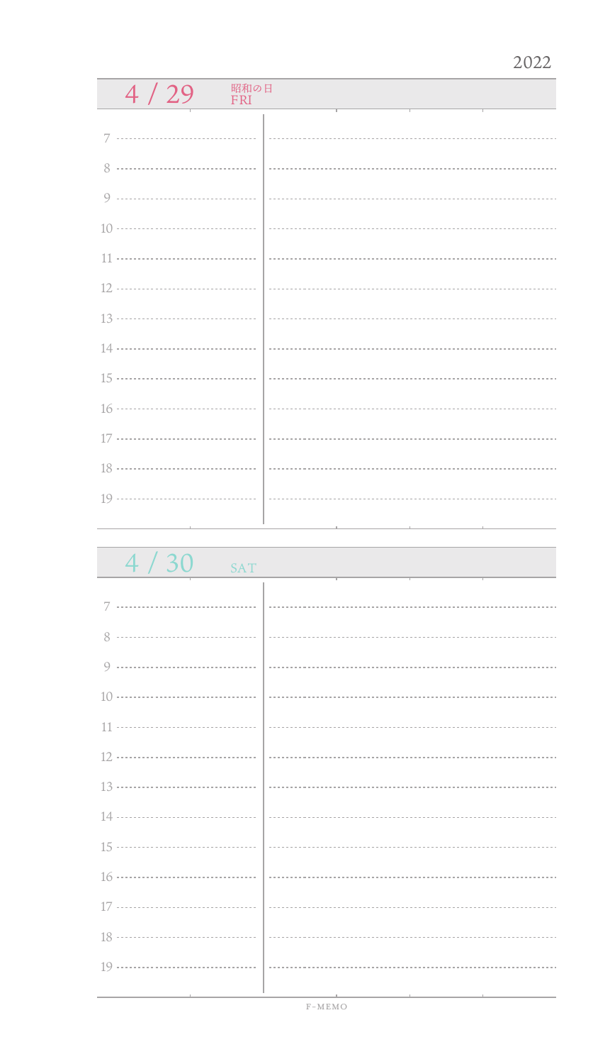2022

## 4 / 29 昭和の日 FRI

7

8

9

10

11

12

13

14

15

16

17

18

19

## 4 / 30 SAT

7

8

9

10

11

12

13

14

15

16

17

18

19

F-MEMO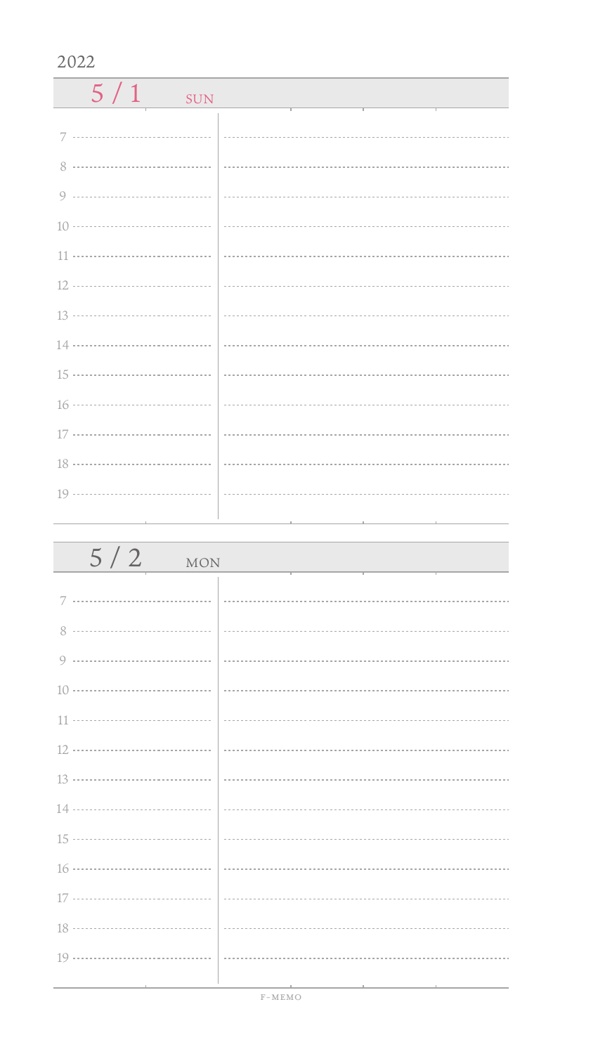2022

## 5 / 1 SUN

7

8

9

10

11

12

13

14

15

16

17

18

19

## 5 / 2 MON

7

8

9

10

11

12

13

14

15

16

17

18

19

F-MEMO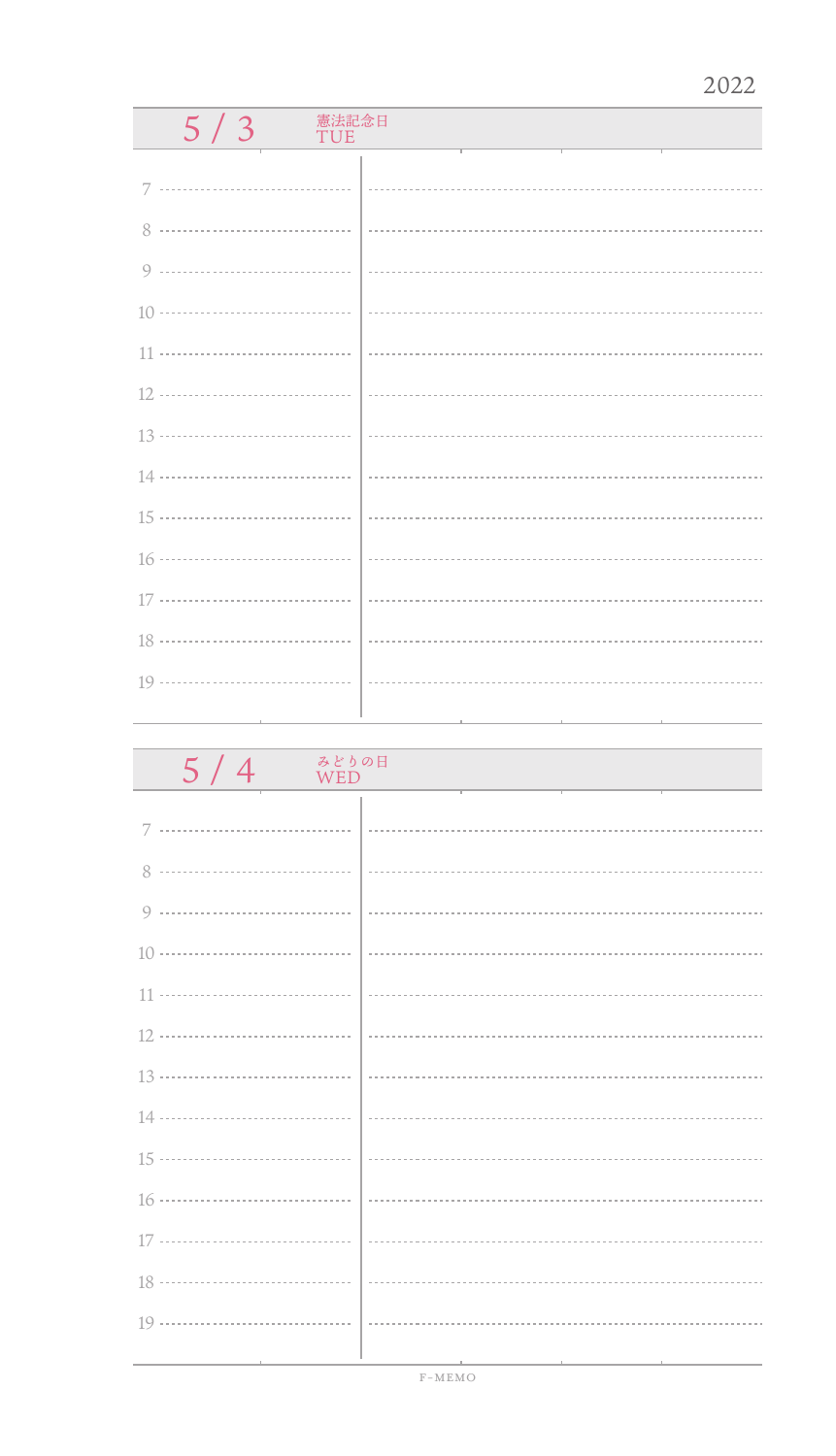2022

## 5 / 3 憲法記念日 TUE

7

8

9

10

11

12

13

14

15

16

17

18

19

## 5 / 4 みどりの日 WED

7

8

9

10

11

12

13

14

15

16

17

18

19

F-MEMO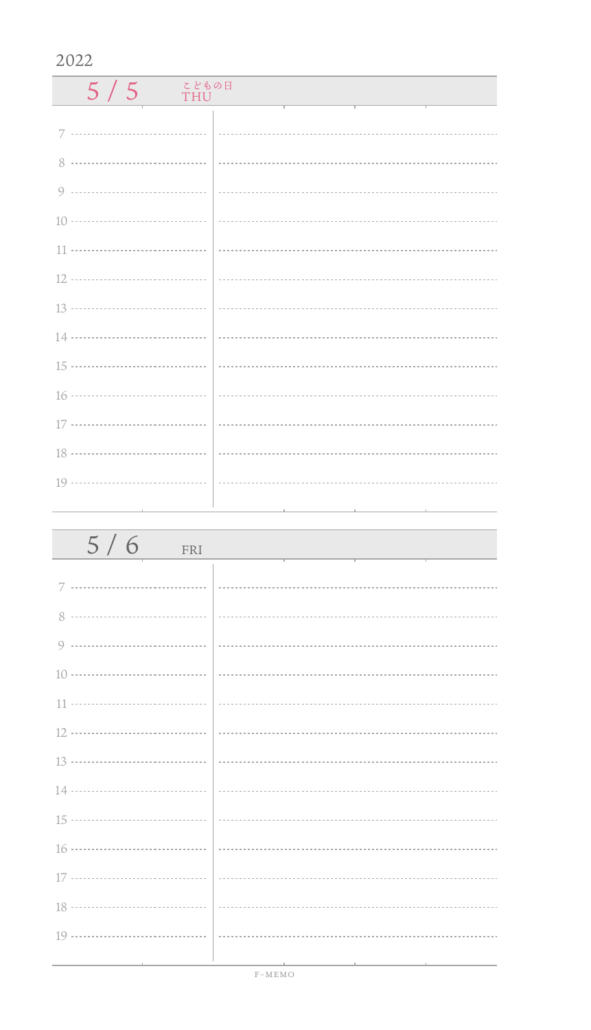2022

## 5 / 5 こどもの日 THU

7

8

9

10

11

12

13

14

15

16

17

18

19

## 5 / 6 FRI

7

8

9

10

11

12

13

14

15

16

17

18

19

F-MEMO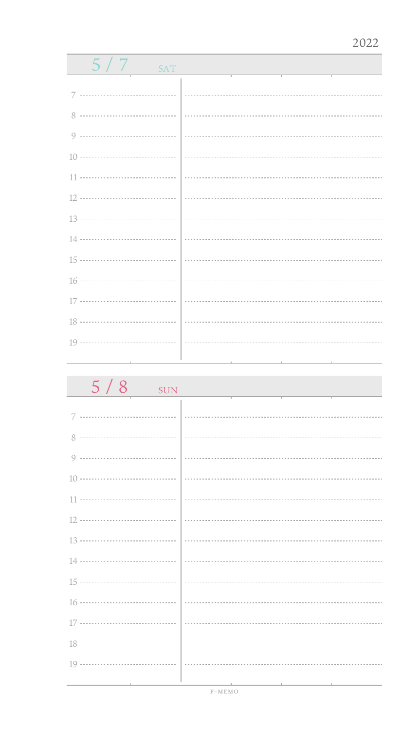2022

## 5 / 7 SAT

7

8

9

10

11

12

13

14

15

16

17

18

19

## 5 / 8 SUN

7

8

9

10

11

12

13

14

15

16

17

18

19

F-MEMO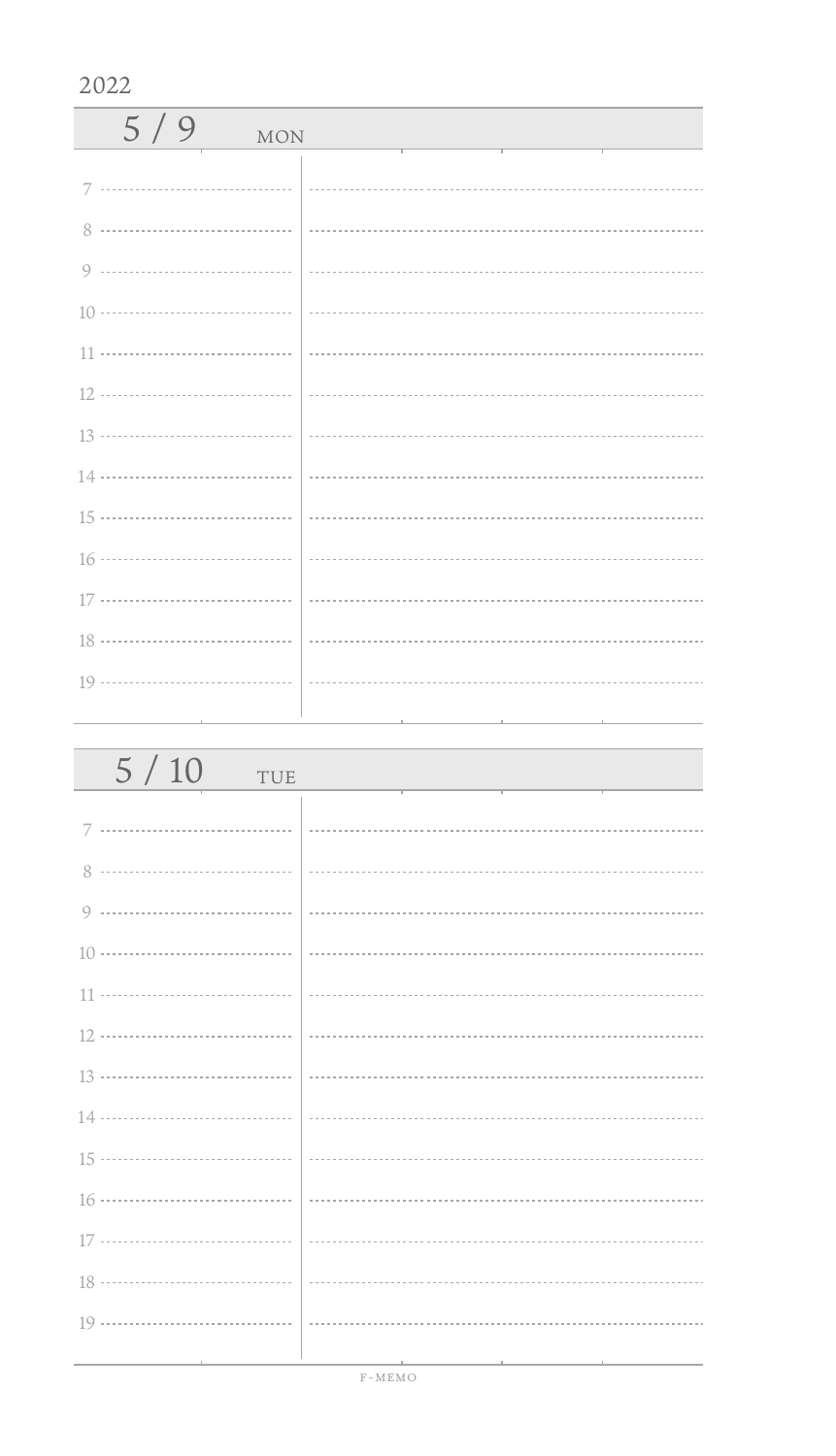2022

## 5 / 9 MON

7

8

9

10

11

12

13

14

15

16

17

18

19

## 5 / 10 TUE

7

8

9

10

11

12

13

14

15

16

17

18

19

F-MEMO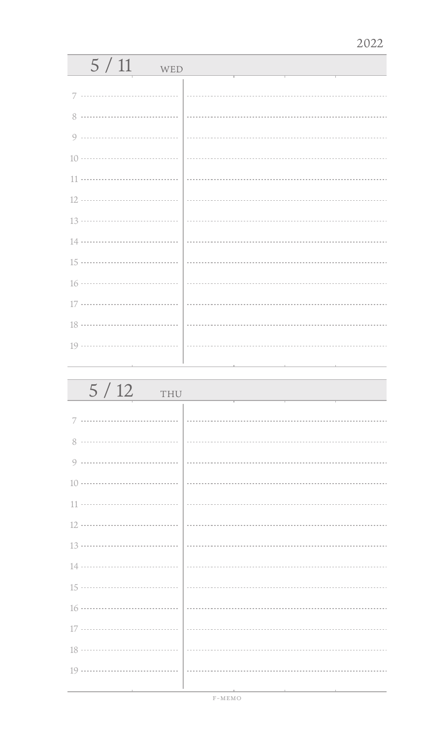2022

## 5 / 11 WED

7

8

9

10

11

12

13

14

15

16

17

18

19

## 5 / 12 THU

7

8

9

10

11

12

13

14

15

16

17

18

19

F-MEMO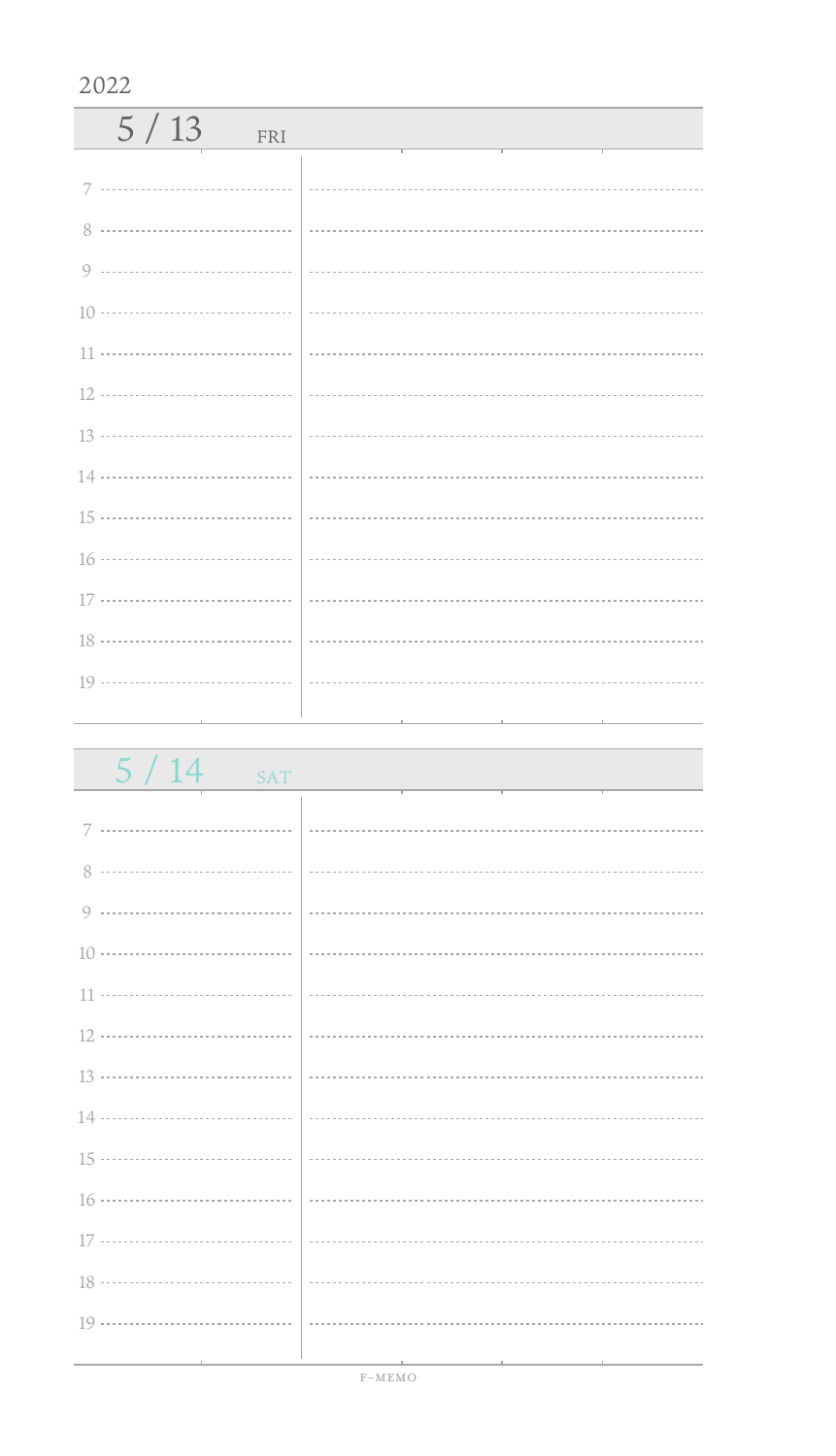2022

## 5 / 13 FRI

7

8

9

10

11

12

13

14

15

16

17

18

19

## 5 / 14 SAT

7

8

9

10

11

12

13

14

15

16

17

18

19

F-MEMO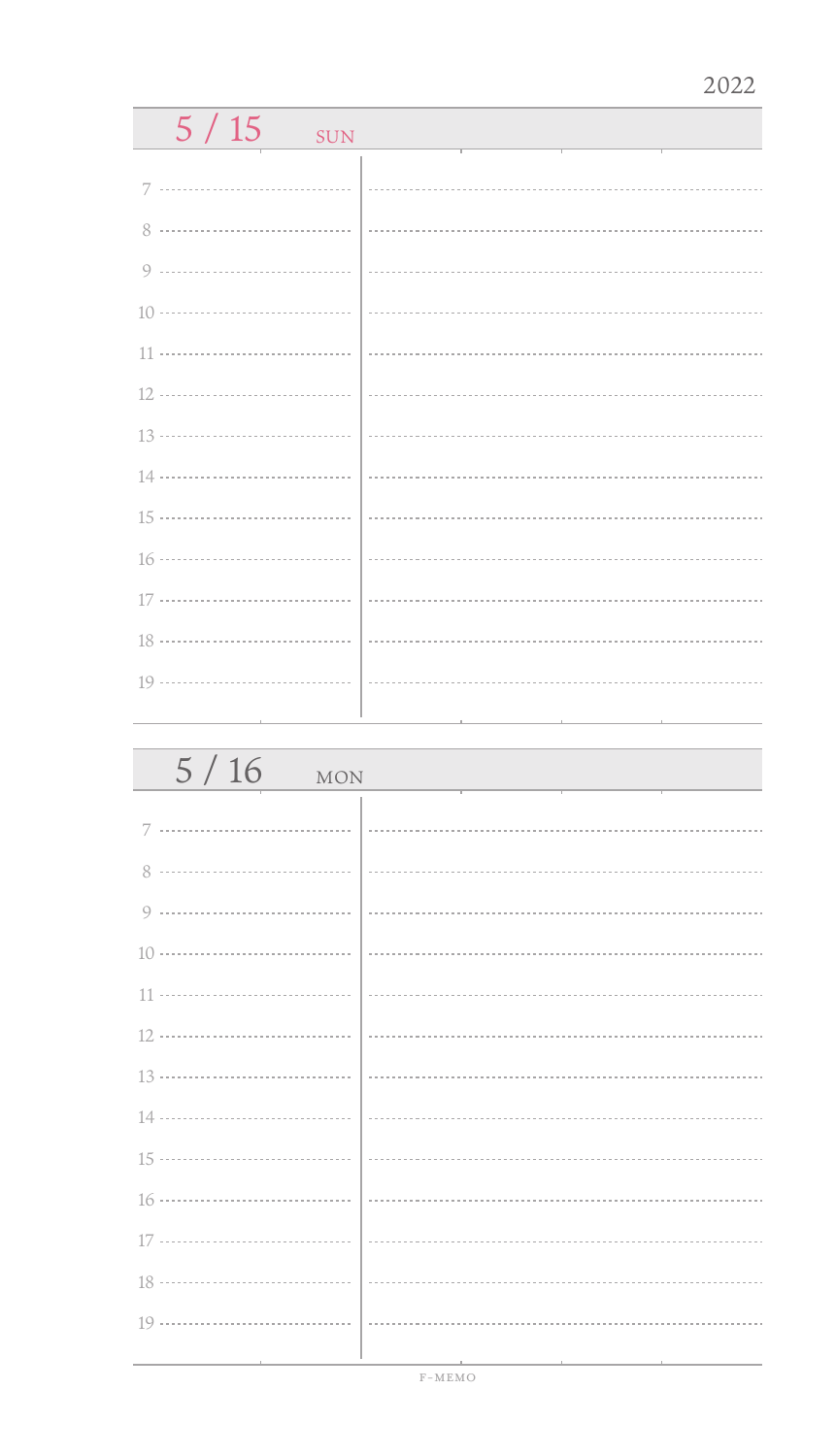2022

## 5 / 15 SUN

7

8

9

10

11

12

13

14

15

16

17

18

19

## 5 / 16 MON

7

8

9

10

11

12

13

14

15

16

17

18

19

F-MEMO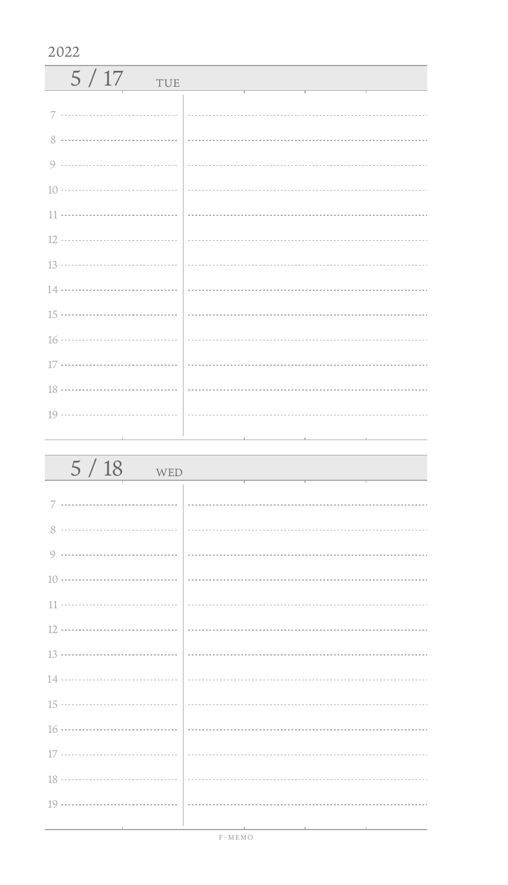2022

## 5 / 17 TUE

7

8

9

10

11

12

13

14

15

16

17

18

19

## 5 / 18 WED

7

8

9

10

11

12

13

14

15

16

17

18

19

F-MEMO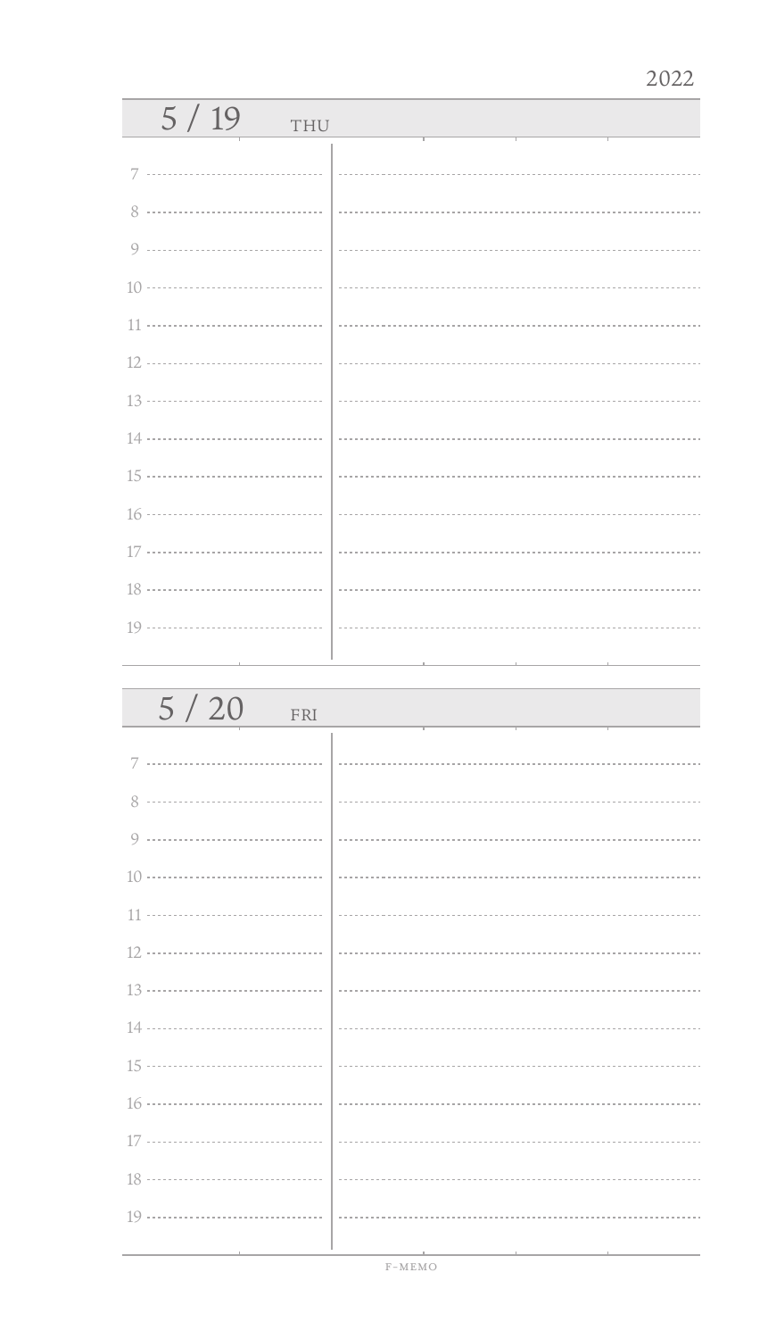2022

## 5 / 19 THU

7

8

9

10

11

12

13

14

15

16

17

18

19

## 5 / 20 FRI

7

8

9

10

11

12

13

14

15

16

17

18

19

F-MEMO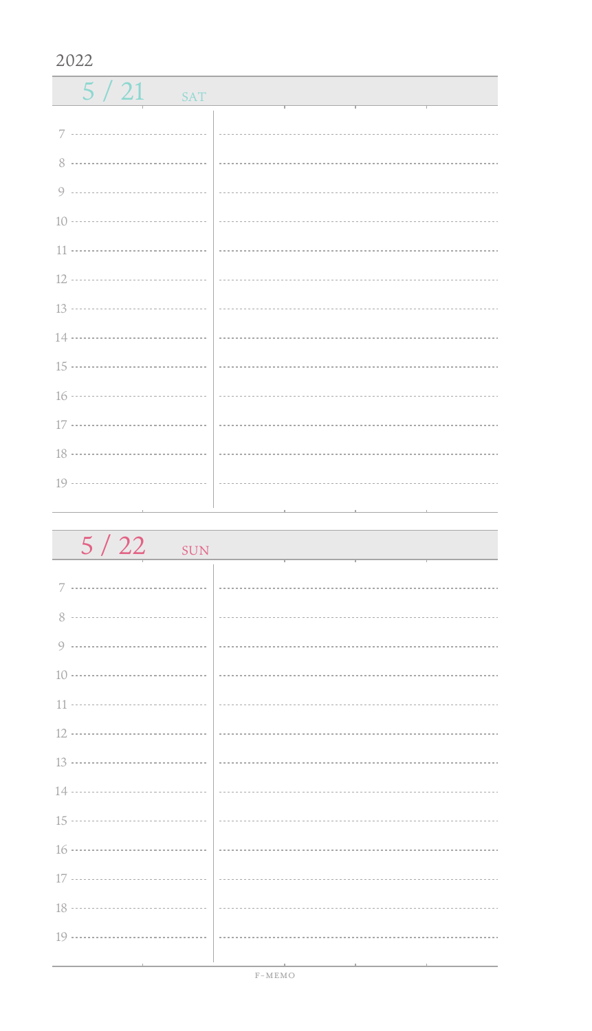2022

## 5 / 21 SAT

7

8

9

10

11

12

13

14

15

16

17

18

19

## 5 / 22 SUN

7

8

9

10

11

12

13

14

15

16

17

18

19

F-MEMO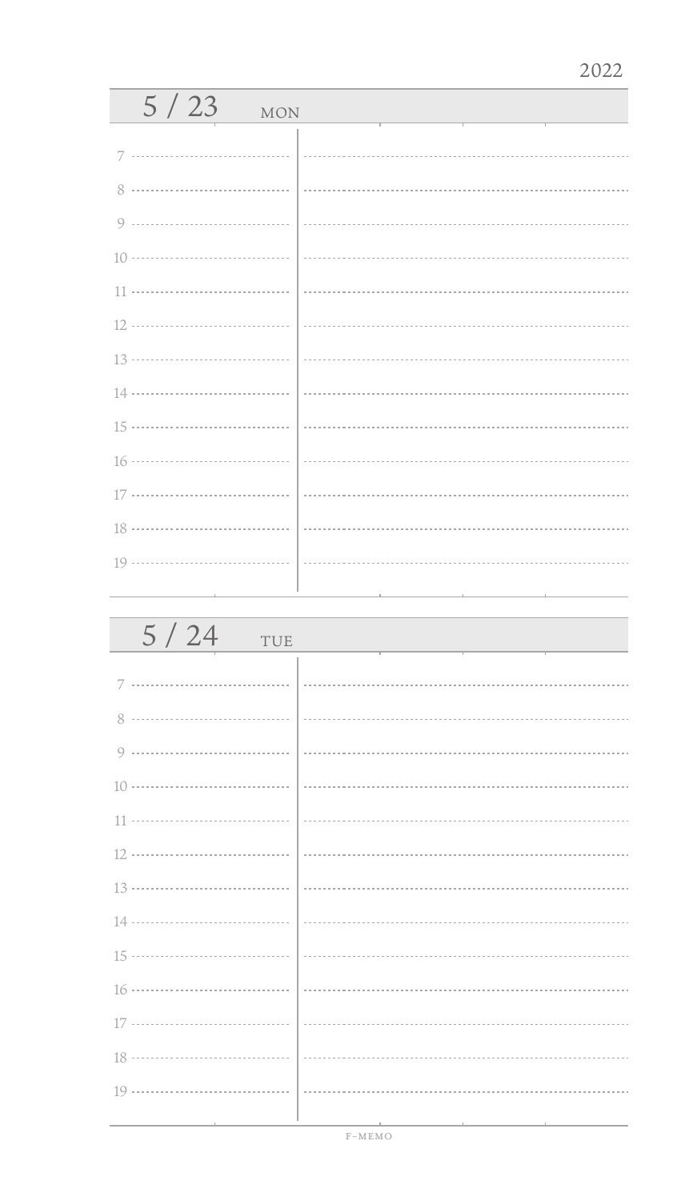2022

## 5 / 23 MON

7

8

9

10

11

12

13

14

15

16

17

18

19

## 5 / 24 TUE

7

8

9

10

11

12

13

14

15

16

17

18

19

F-MEMO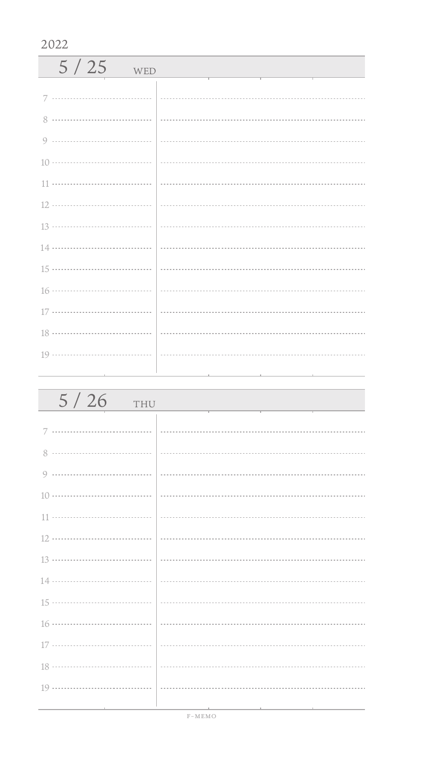2022

## 5 / 25 WED

7

8

9

10

11

12

13

14

15

16

17

18

19

## 5 / 26 THU

7

8

9

10

11

12

13

14

15

16

17

18

19

F-MEMO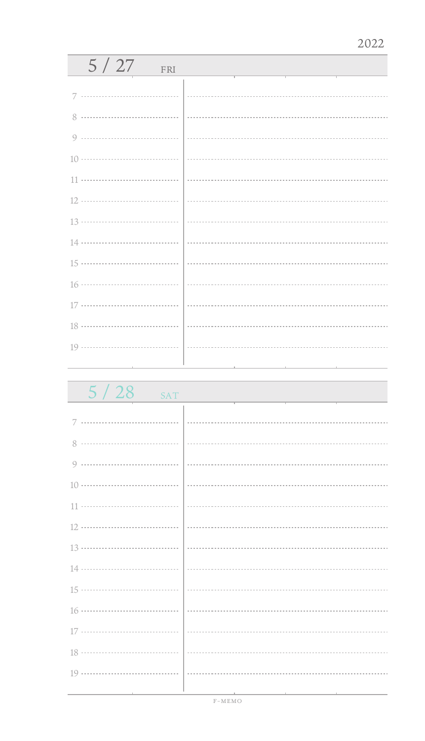2022

## 5 / 27 FRI

7

8

9

10

11

12

13

14

15

16

17

18

19

## 5 / 28 SAT

7

8

9

10

11

12

13

14

15

16

17

18

19

F-MEMO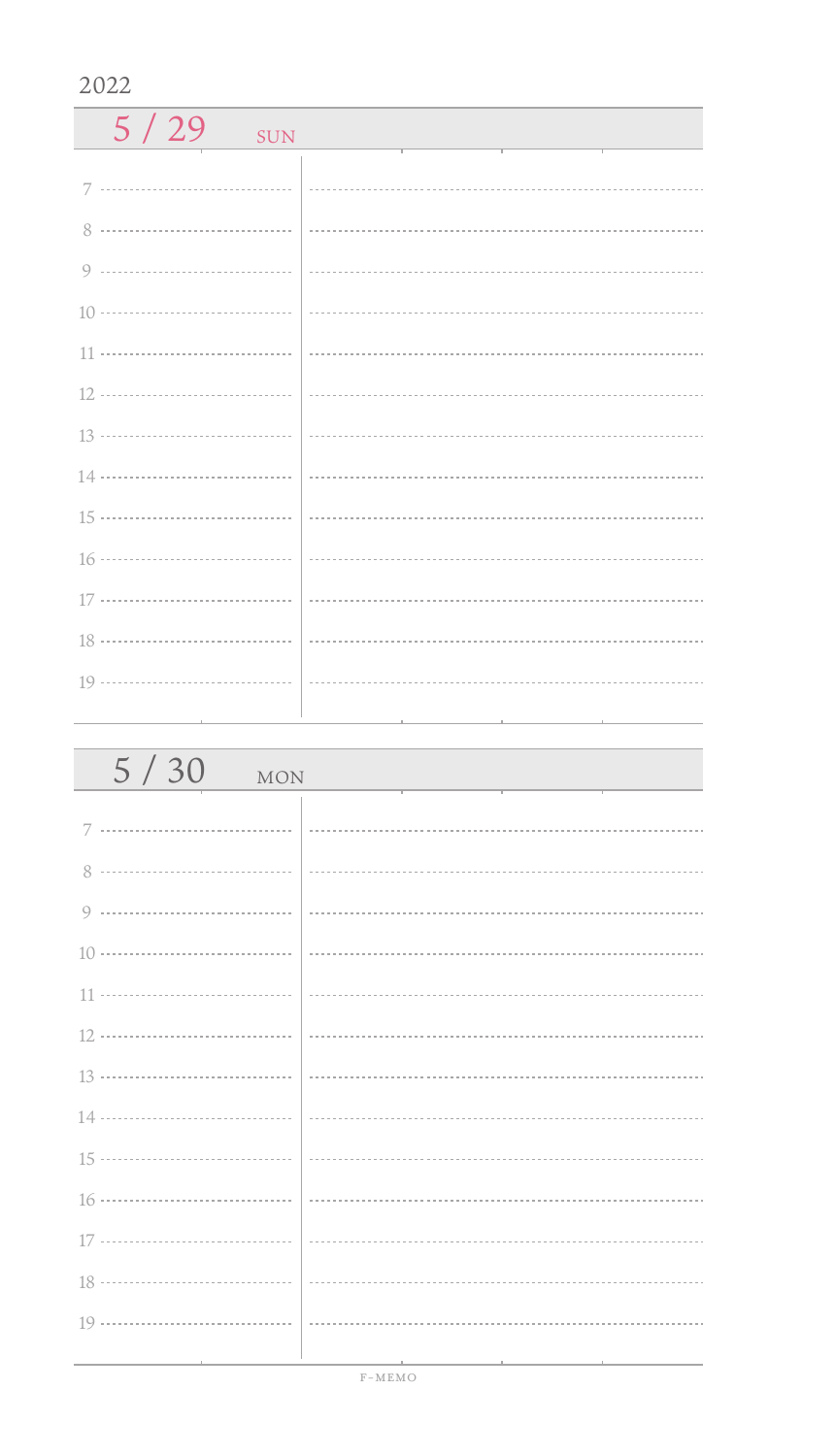2022

## 5 / 29 SUN

7

8

9

10

11

12

13

14

15

16

17

18

19

## 5 / 30 MON

7

8

9

10

11

12

13

14

15

16

17

18

19

F-MEMO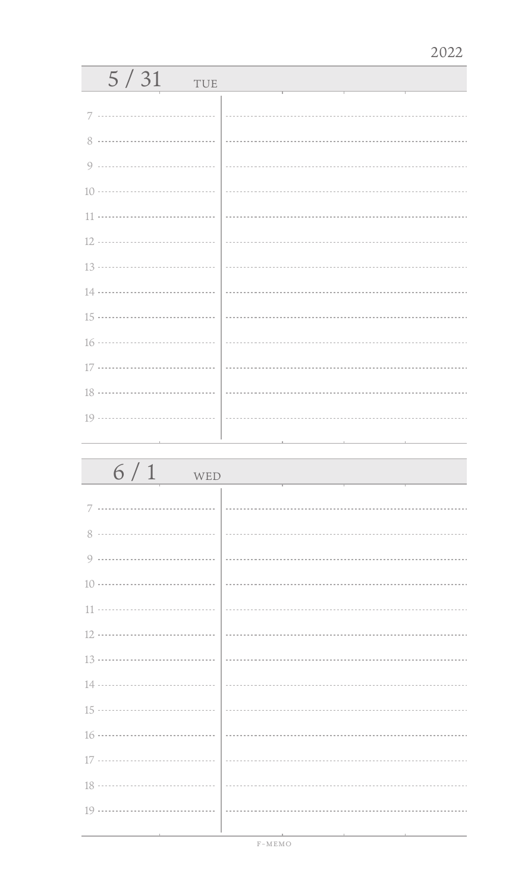2022

## 5 / 31 TUE

7

8

9

10

11

12

13

14

15

16

17

18

19

## 6 / 1 WED

7

8

9

10

11

12

13

14

15

16

17

18

19

F-MEMO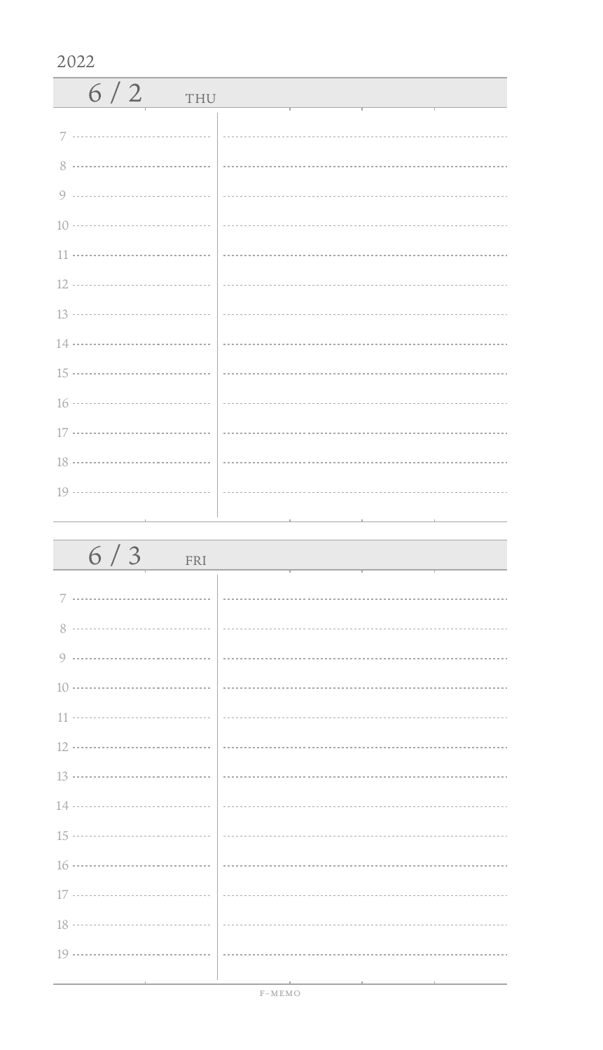2022

## 6 / 2 THU

7

8

9

10

11

12

13

14

15

16

17

18

19

## 6 / 3 FRI

7

8

9

10

11

12

13

14

15

16

17

18

19

F-MEMO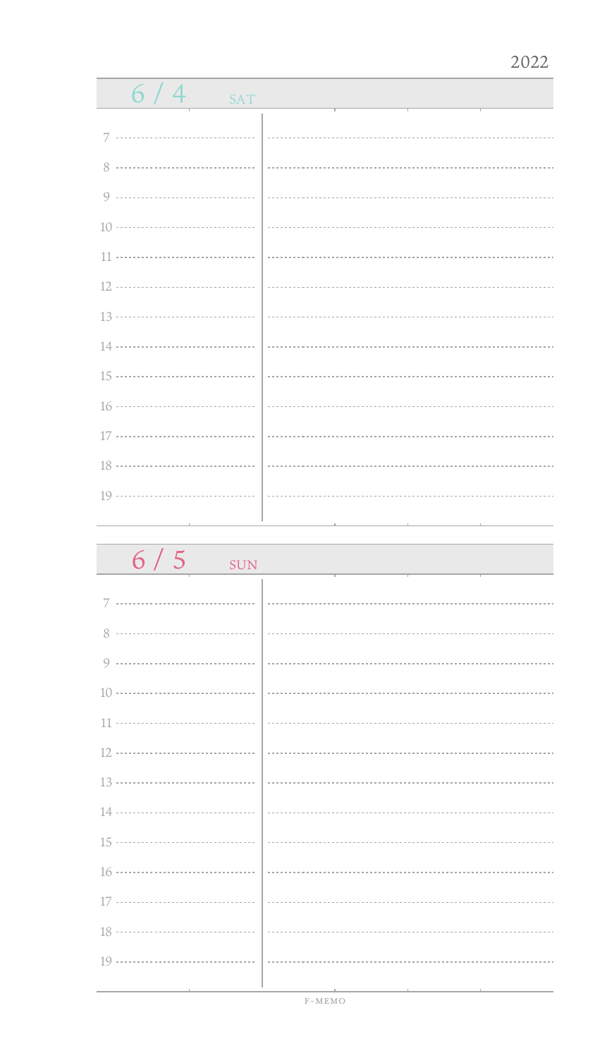2022

## 6 / 4 SAT

7

8

9

10

11

12

13

14

15

16

17

18

19

## 6 / 5 SUN

7

8

9

10

11

12

13

14

15

16

17

18

19

F-MEMO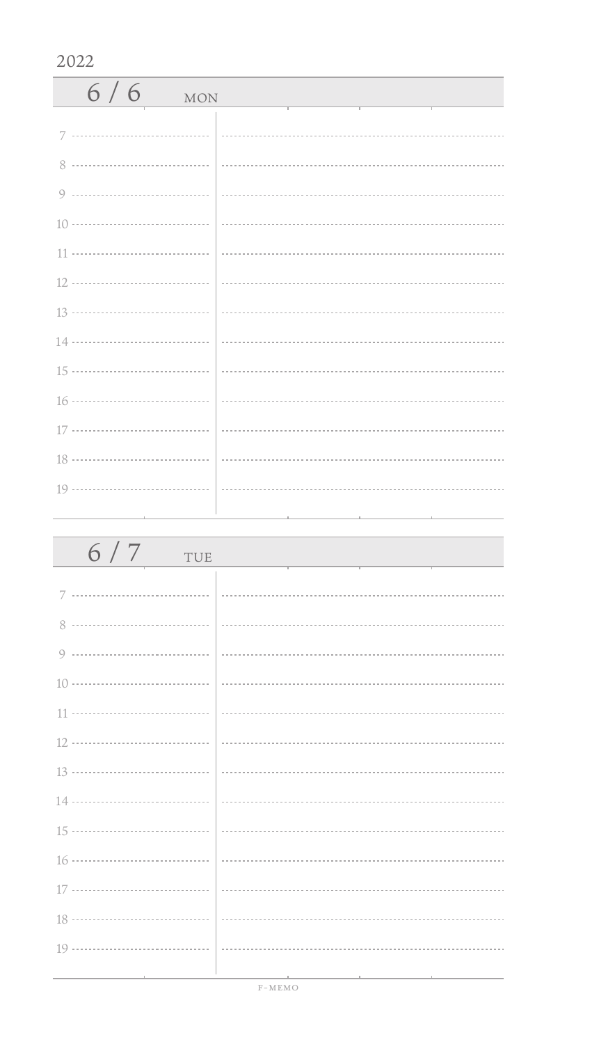2022

## 6 / 6 MON

7

8

9

10

11

12

13

14

15

16

17

18

19

## 6 / 7 TUE

7

8

9

10

11

12

13

14

15

16

17

18

19

F-MEMO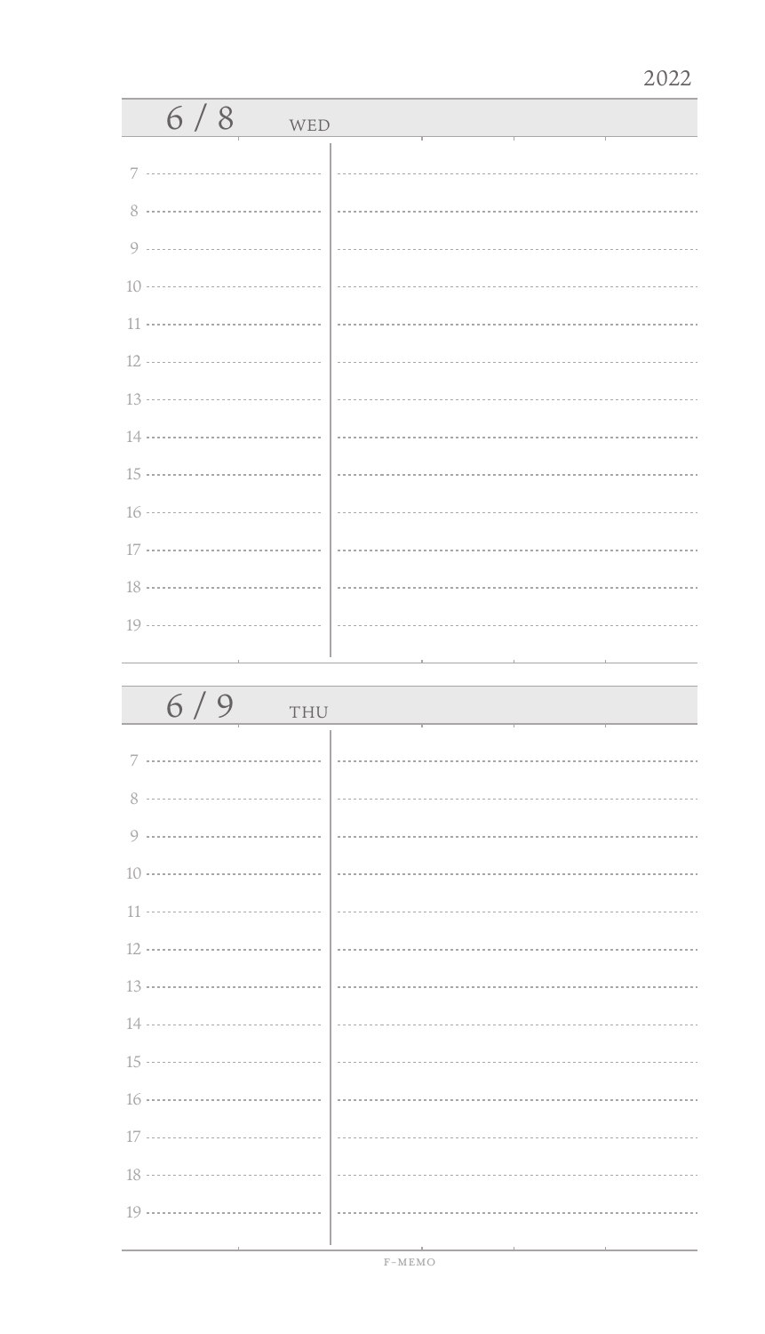2022

## 6 / 8 WED

7

8

9

10

11

12

13

14

15

16

17

18

19

## 6 / 9 THU

7

8

9

10

11

12

13

14

15

16

17

18

19

F-MEMO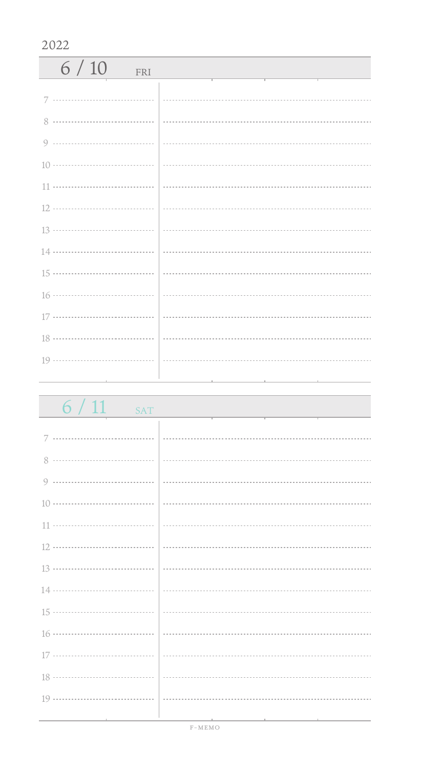2022

## 6 / 10 FRI

7

8

9

10

11

12

13

14

15

16

17

18

19

## 6 / 11 SAT

7

8

9

10

11

12

13

14

15

16

17

18

19

F-MEMO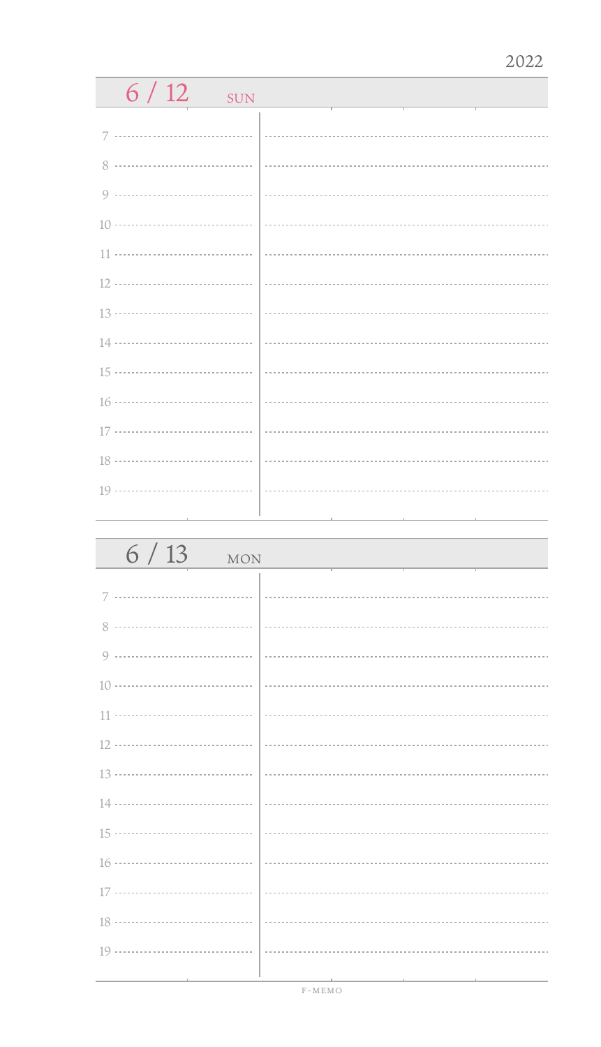2022

## 6 / 12 SUN

7
8
9
10
11
12
13
14
15
16
17
18
19

## 6 / 13 MON

7
8
9
10
11
12
13
14
15
16
17
18
19

F-MEMO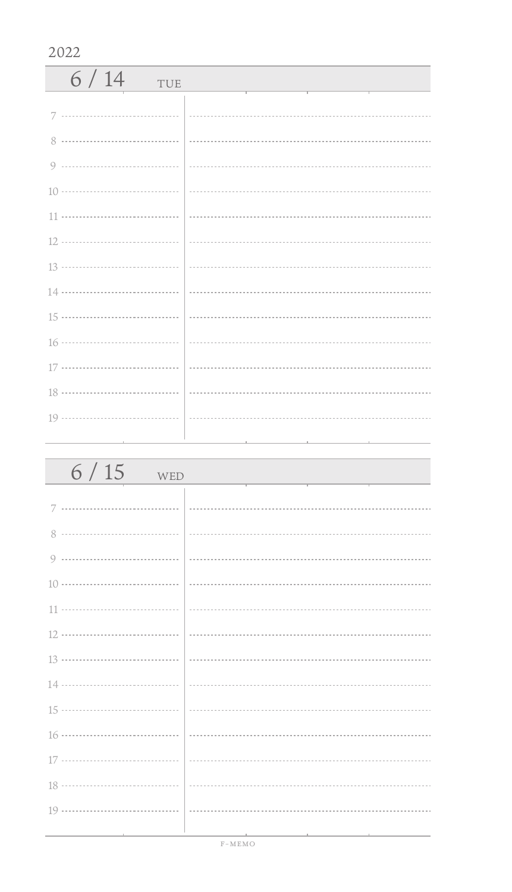2022

## 6 / 14 TUE

7

8

9

10

11

12

13

14

15

16

17

18

19

## 6 / 15 WED

7

8

9

10

11

12

13

14

15

16

17

18

19

F-MEMO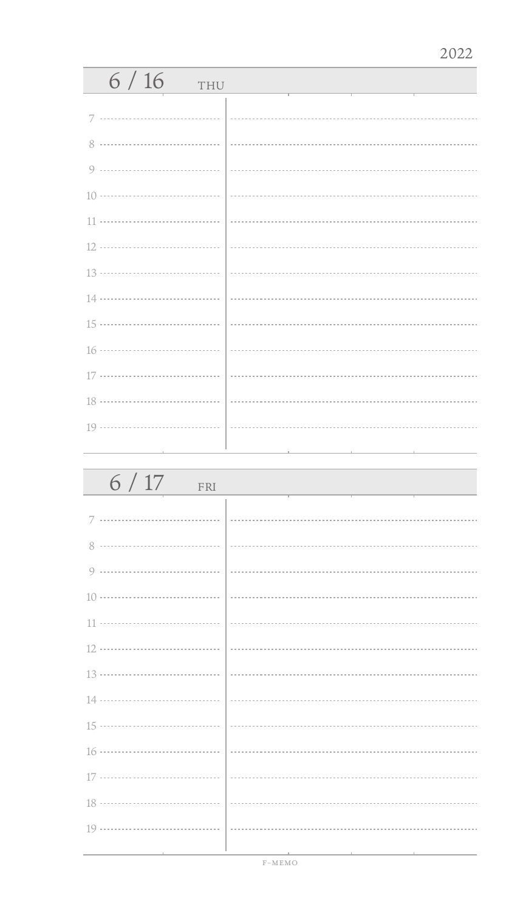2022

## 6 / 16 THU

7

8

9

10

11

12

13

14

15

16

17

18

19

## 6 / 17 FRI

7

8

9

10

11

12

13

14

15

16

17

18

19

F-MEMO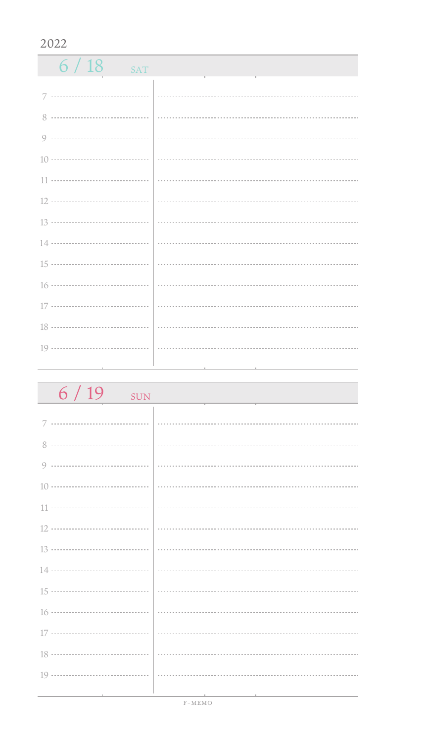2022

## 6 / 18 SAT

7

8

9

10

11

12

13

14

15

16

17

18

19

## 6 / 19 SUN

7

8

9

10

11

12

13

14

15

16

17

18

19

F-MEMO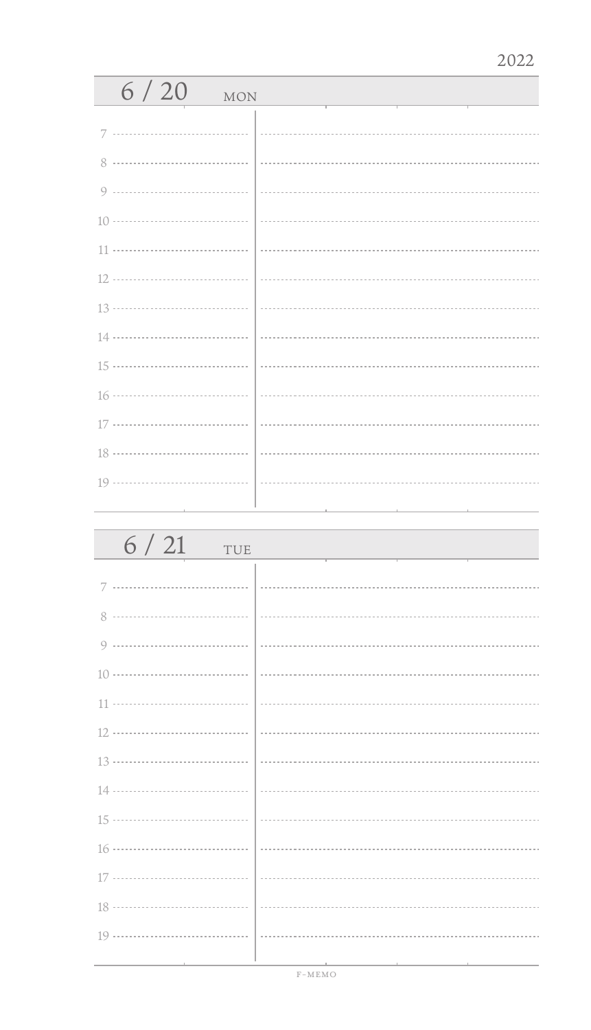2022

## 6 / 20 MON

7

8

9

10

11

12

13

14

15

16

17

18

19

## 6 / 21 TUE

7

8

9

10

11

12

13

14

15

16

17

18

19

F-MEMO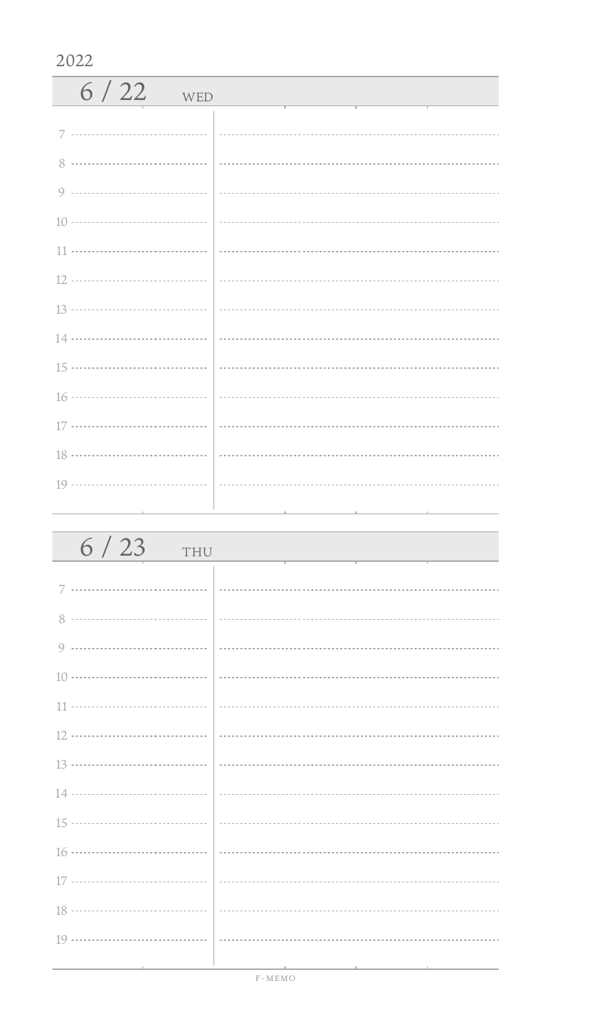2022

## 6 / 22 WED

7

8

9

10

11

12

13

14

15

16

17

18

19

## 6 / 23 THU

7

8

9

10

11

12

13

14

15

16

17

18

19

F-MEMO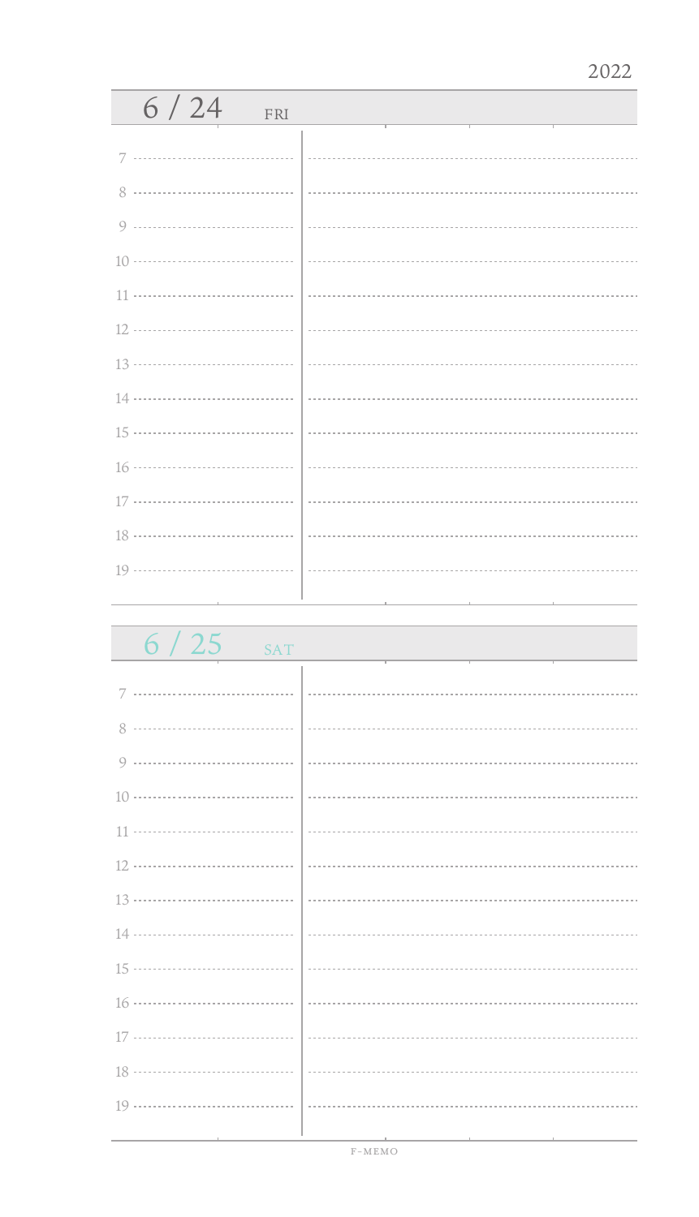2022

## 6 / 24 FRI

7

8

9

10

11

12

13

14

15

16

17

18

19

## 6 / 25 SAT

7

8

9

10

11

12

13

14

15

16

17

18

19

F-MEMO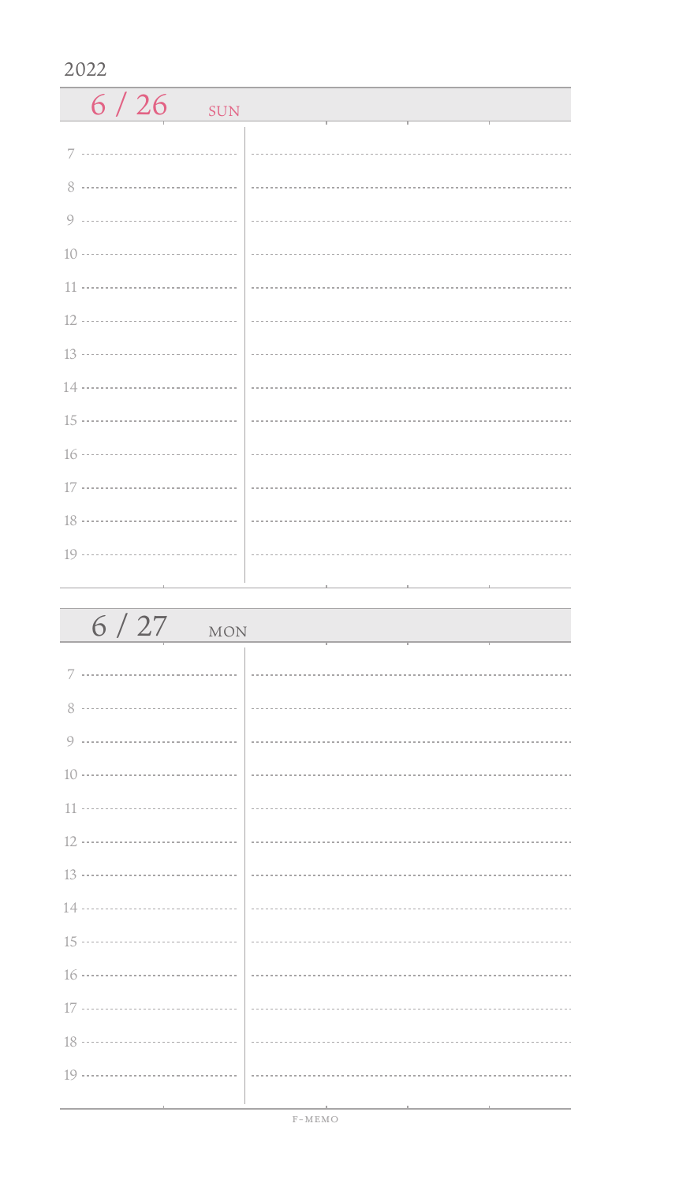2022

## 6 / 26 SUN

7

8

9

10

11

12

13

14

15

16

17

18

19

## 6 / 27 MON

7

8

9

10

11

12

13

14

15

16

17

18

19

F-MEMO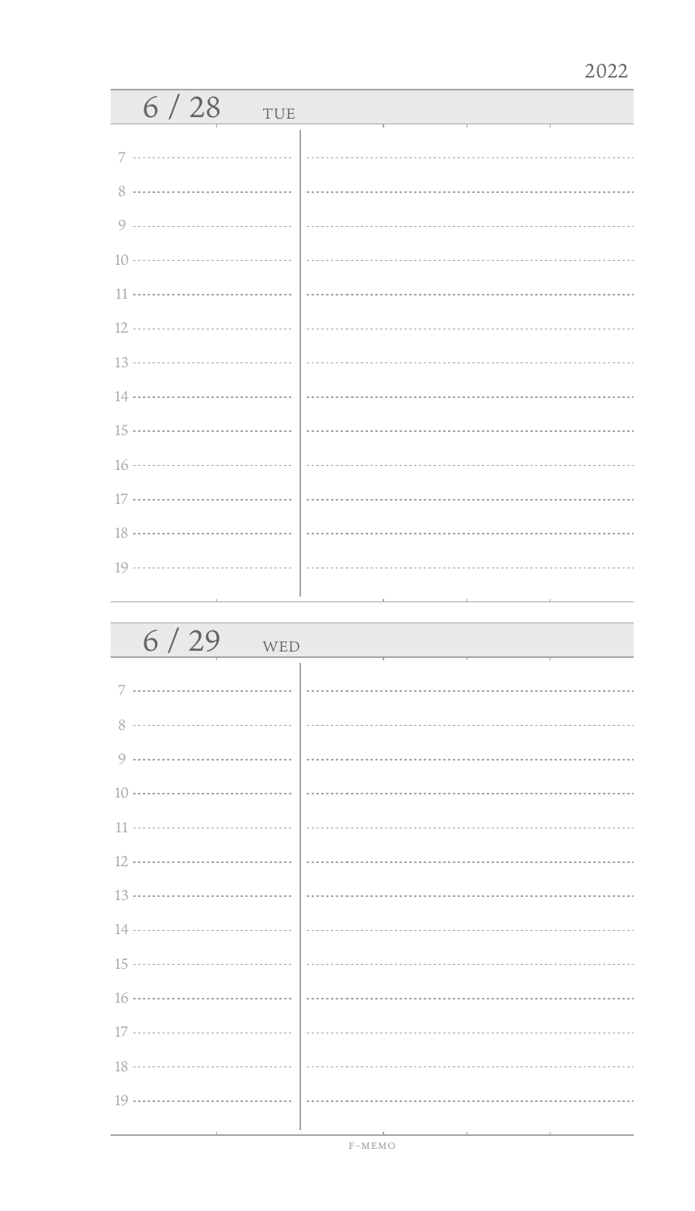2022

## 6 / 28 TUE

7

8

9

10

11

12

13

14

15

16

17

18

19

## 6 / 29 WED

7

8

9

10

11

12

13

14

15

16

17

18

19

F-MEMO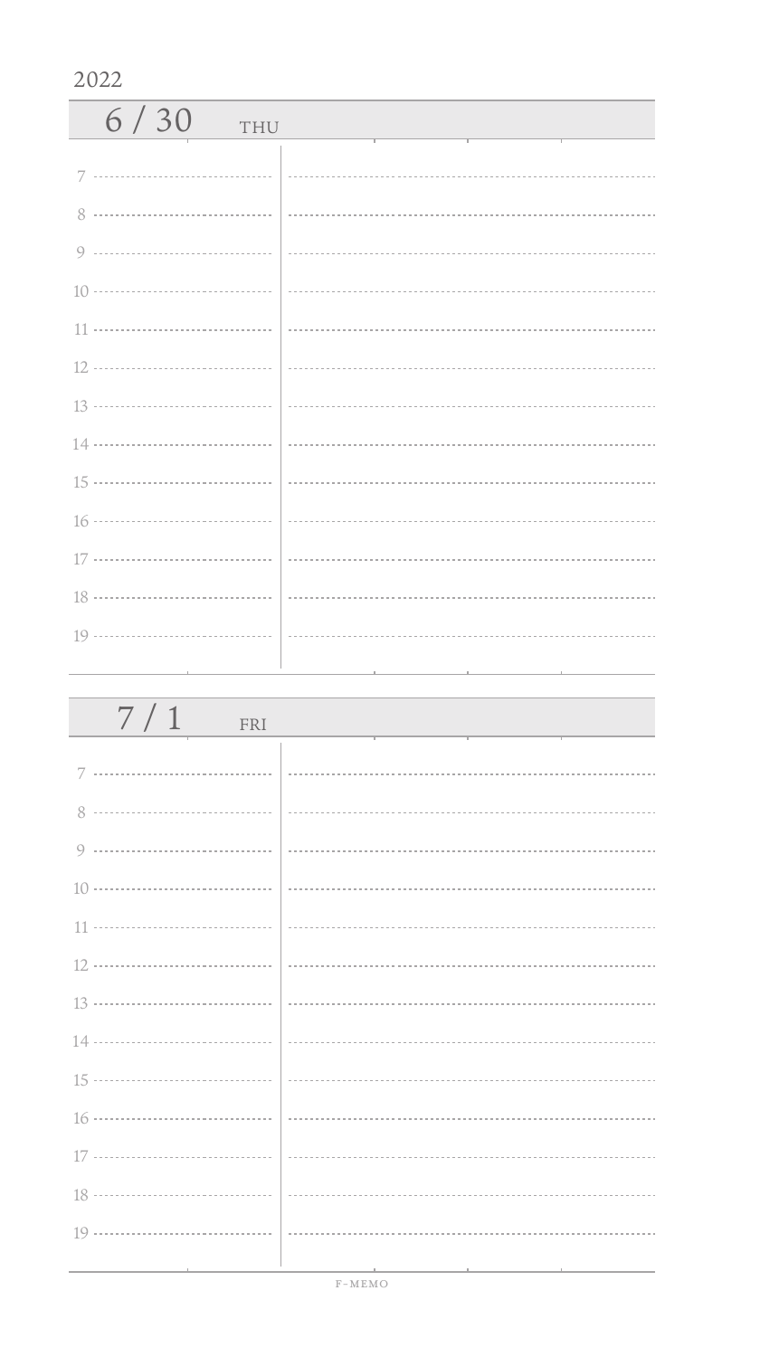2022

## 6 / 30 THU

7

8

9

10

11

12

13

14

15

16

17

18

19

## 7 / 1 FRI

7

8

9

10

11

12

13

14

15

16

17

18

19

F-MEMO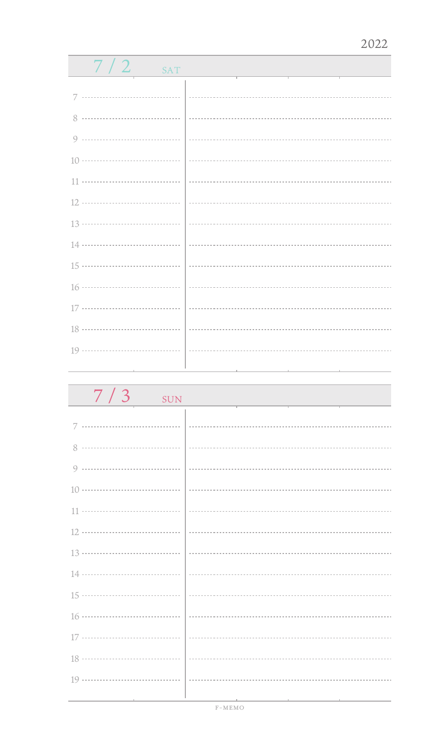2022

## 7 / 2 SAT

7

8

9

10

11

12

13

14

15

16

17

18

19

## 7 / 3 SUN

7

8

9

10

11

12

13

14

15

16

17

18

19

F-MEMO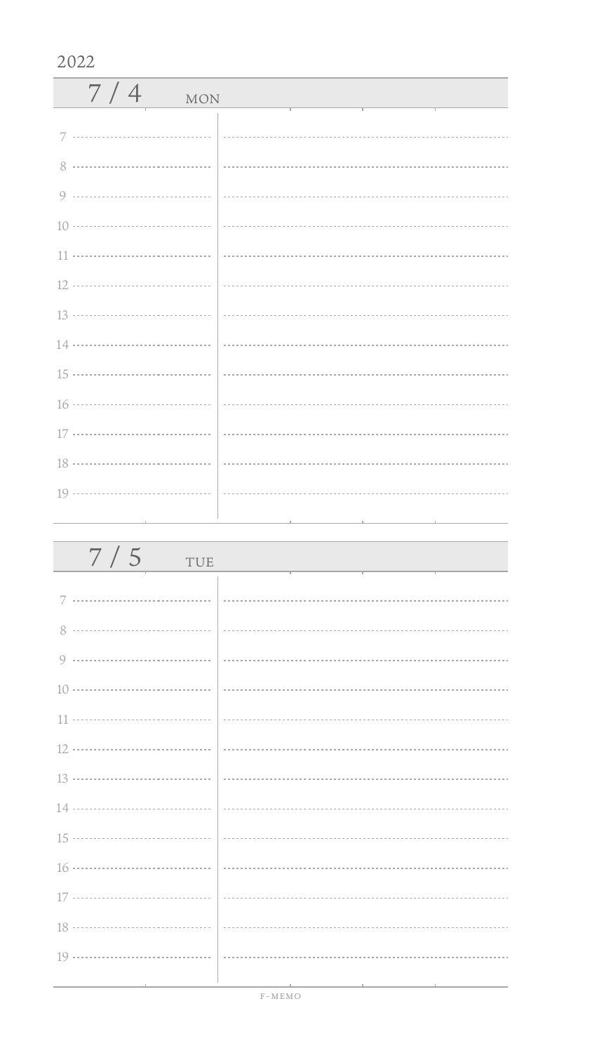2022

## 7 / 4 MON

7
8
9
10
11
12
13
14
15
16
17
18
19

## 7 / 5 TUE

7
8
9
10
11
12
13
14
15
16
17
18
19

F-MEMO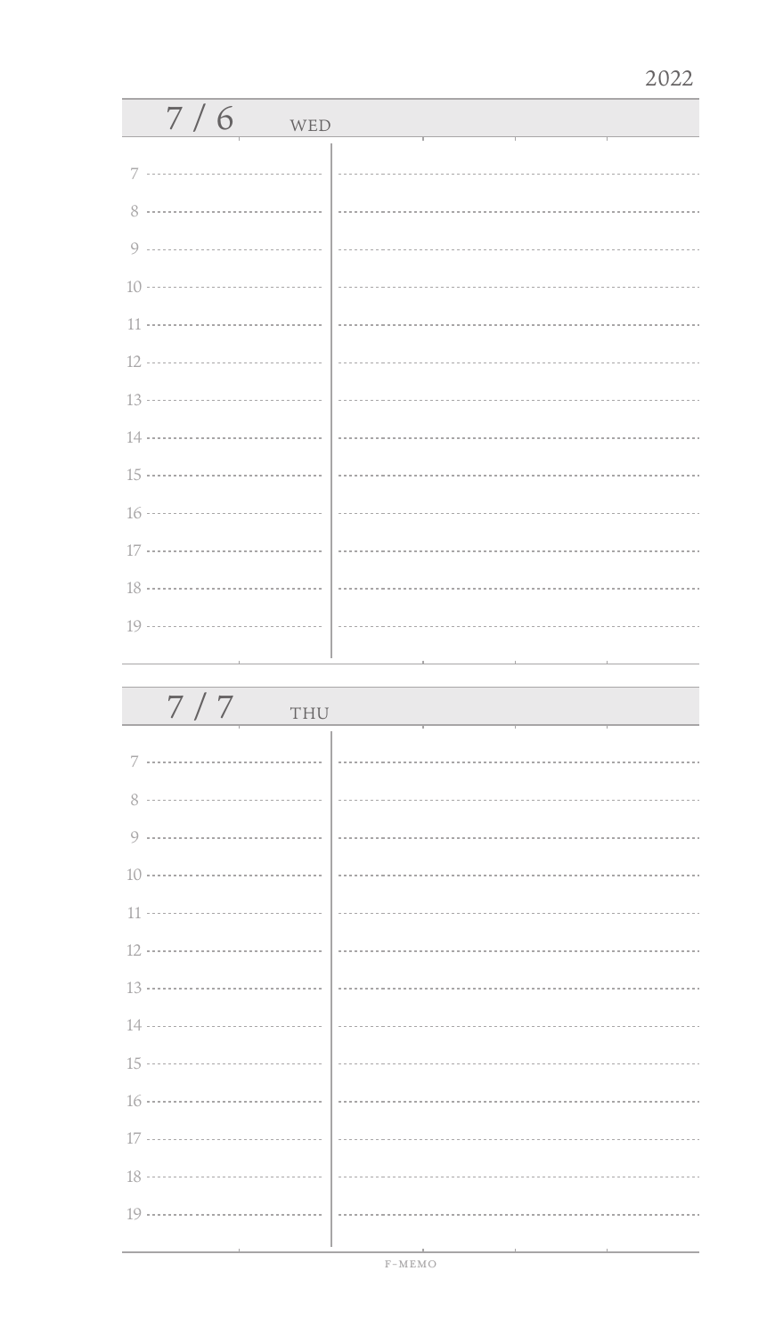2022

## 7 / 6 WED

7

8

9

10

11

12

13

14

15

16

17

18

19

## 7 / 7 THU

7

8

9

10

11

12

13

14

15

16

17

18

19

F-MEMO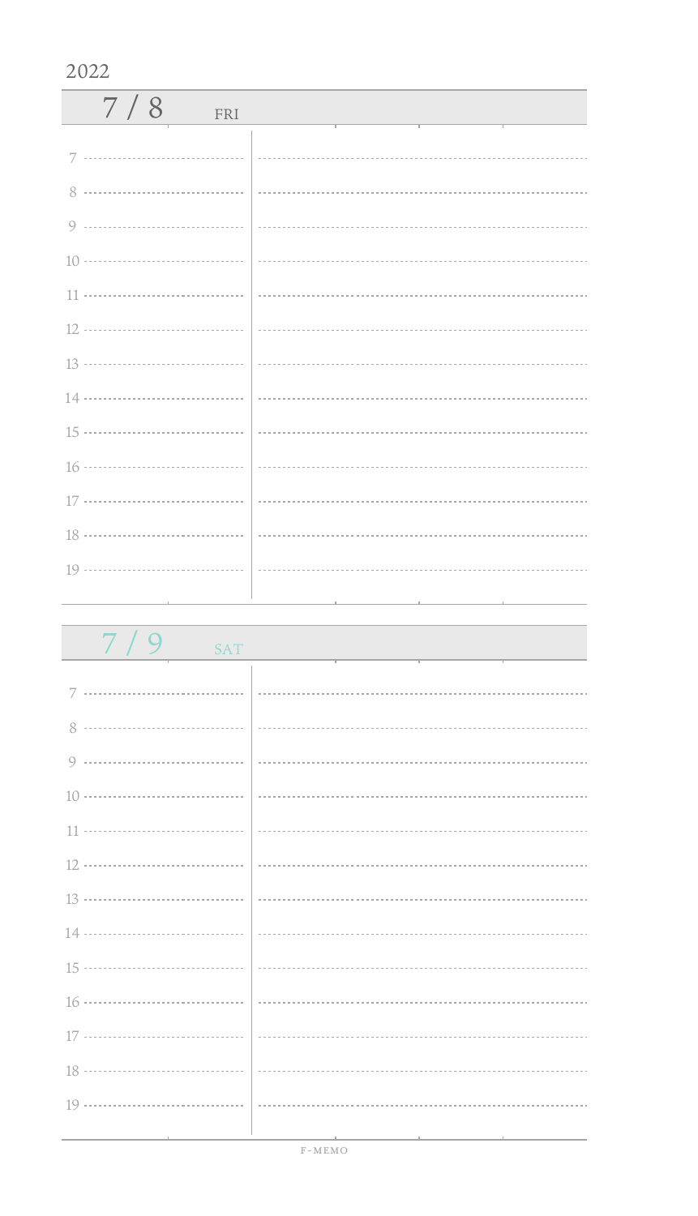2022

## 7 / 8 FRI

7

8

9

10

11

12

13

14

15

16

17

18

19

## 7 / 9 SAT

7

8

9

10

11

12

13

14

15

16

17

18

19

F-MEMO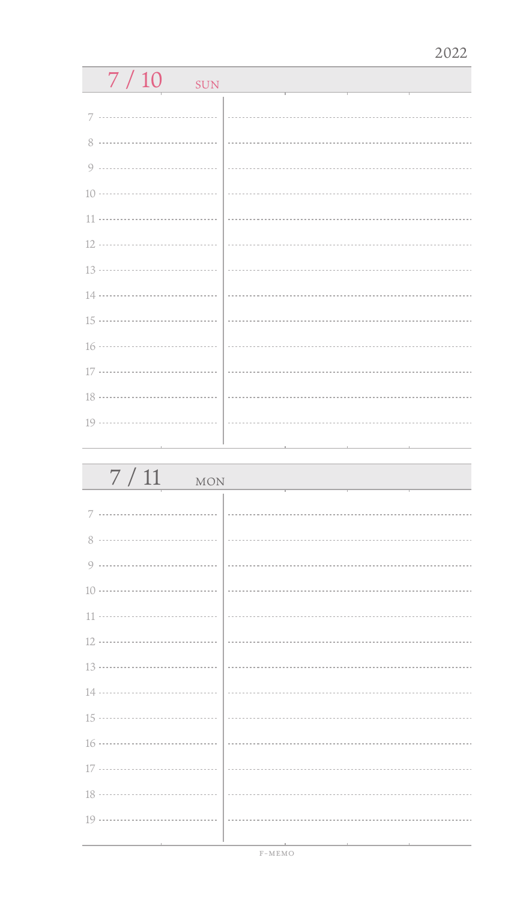2022

## 7 / 10 SUN

7

8

9

10

11

12

13

14

15

16

17

18

19

## 7 / 11 MON

7

8

9

10

11

12

13

14

15

16

17

18

19

F-MEMO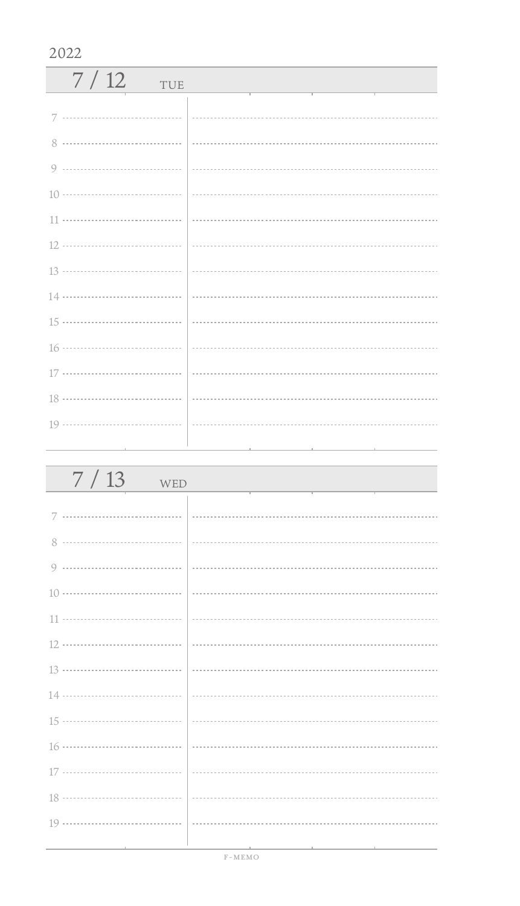2022

## 7 / 12 TUE

7

8

9

10

11

12

13

14

15

16

17

18

19

## 7 / 13 WED

7

8

9

10

11

12

13

14

15

16

17

18

19

F-MEMO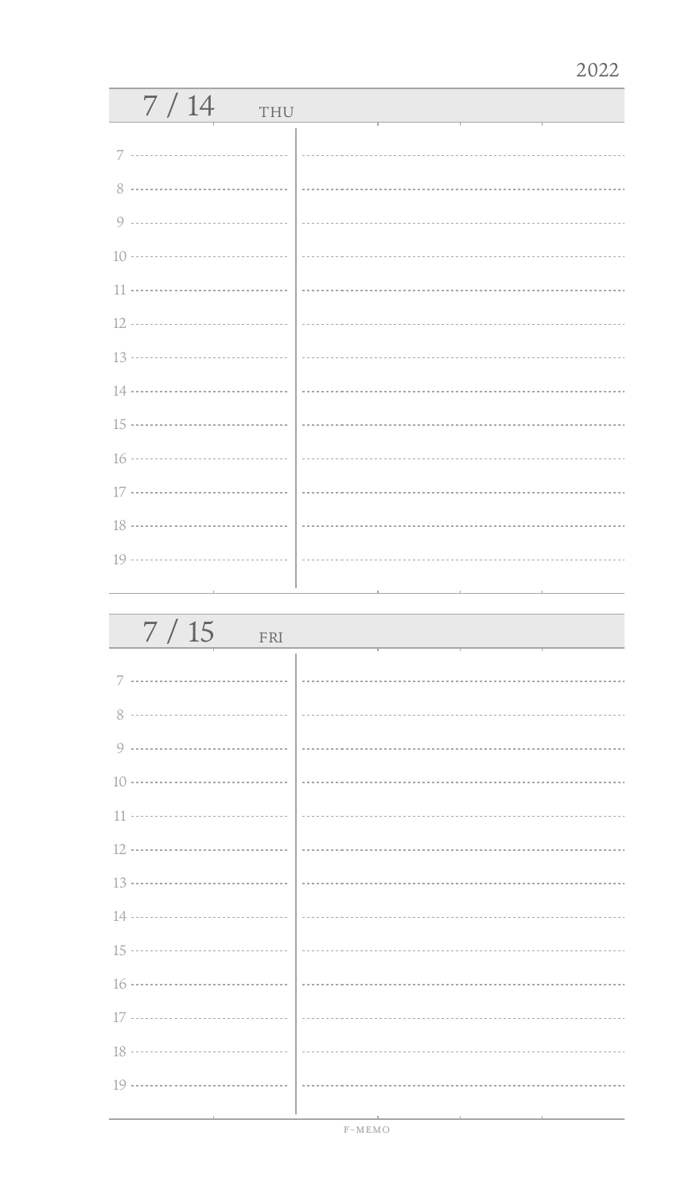2022

## 7 / 14 THU

7

8

9

10

11

12

13

14

15

16

17

18

19

## 7 / 15 FRI

7

8

9

10

11

12

13

14

15

16

17

18

19

F-MEMO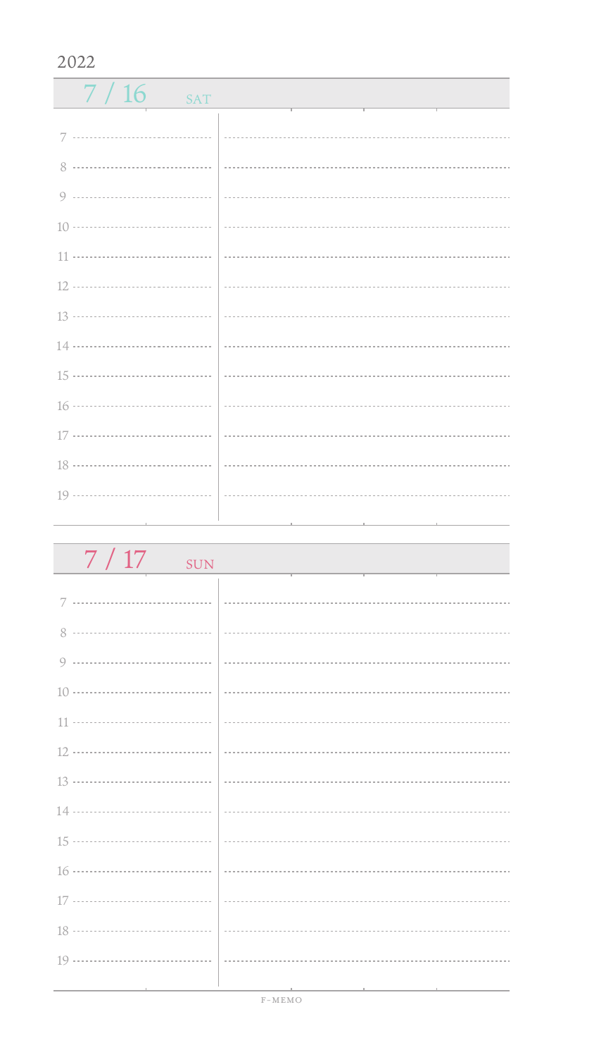2022

## 7 / 16 SAT

7

8

9

10

11

12

13

14

15

16

17

18

19

## 7 / 17 SUN

7

8

9

10

11

12

13

14

15

16

17

18

19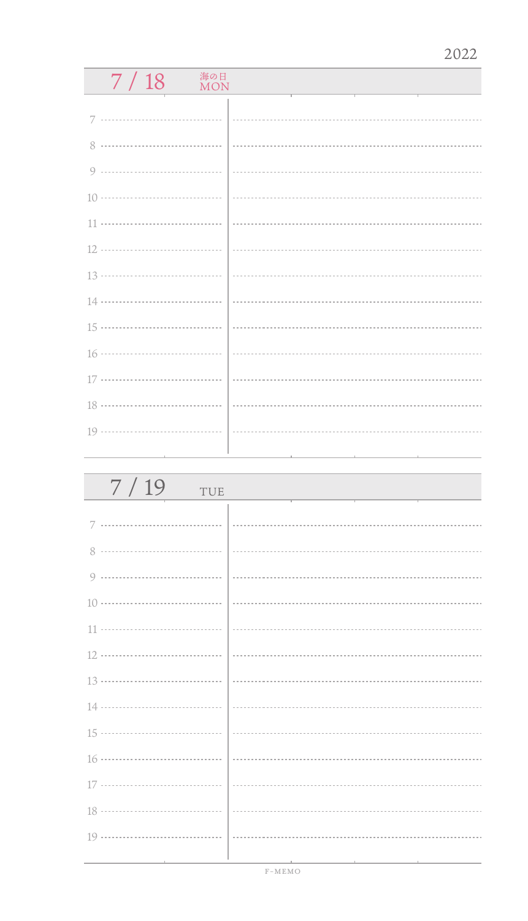2022

## 7 / 18 海の日 MON

7

8

9

10

11

12

13

14

15

16

17

18

19

## 7 / 19 TUE

7

8

9

10

11

12

13

14

15

16

17

18

19

F-MEMO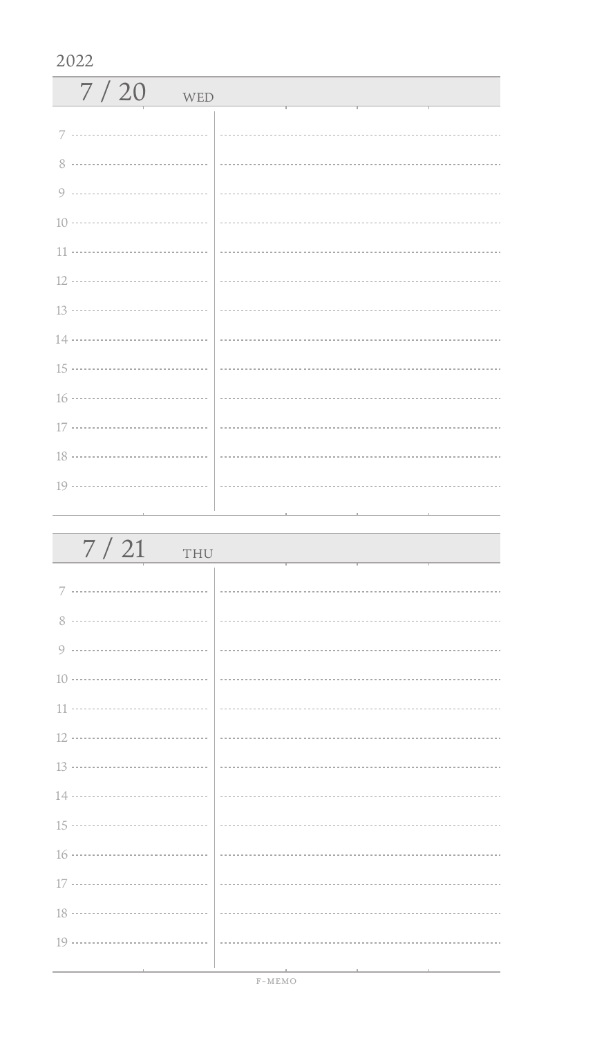2022

## 7 / 20 WED

7

8

9

10

11

12

13

14

15

16

17

18

19

## 7 / 21 THU

7

8

9

10

11

12

13

14

15

16

17

18

19

F-MEMO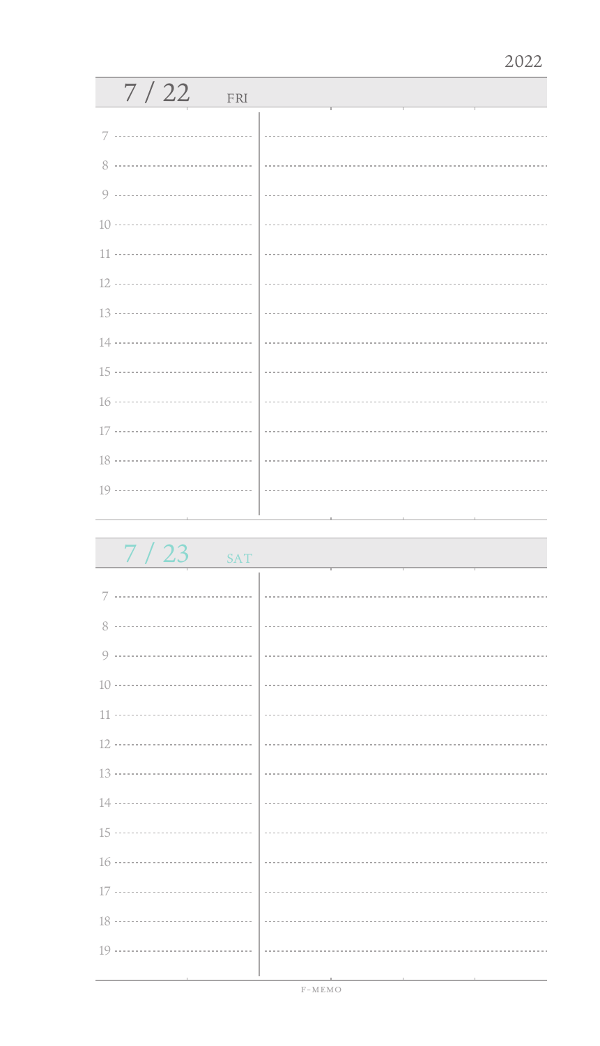2022

## 7 / 22 FRI

7

8

9

10

11

12

13

14

15

16

17

18

19

## 7 / 23 SAT

7

8

9

10

11

12

13

14

15

16

17

18

19

F-MEMO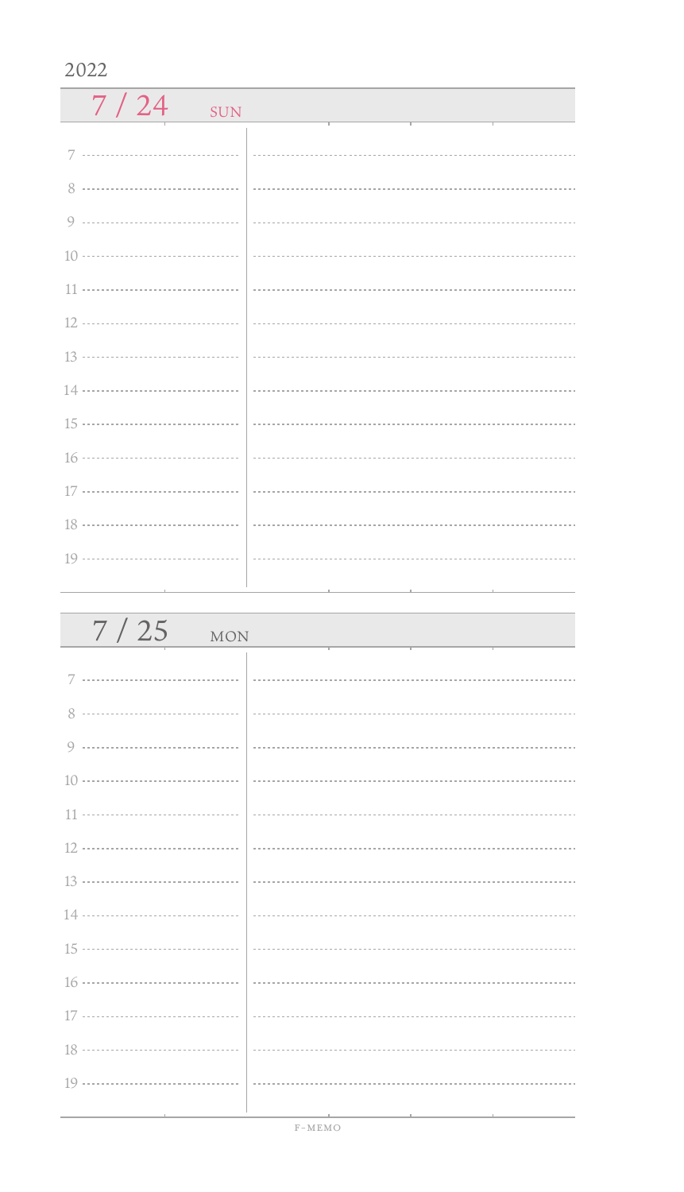2022

## 7 / 24 SUN

7

8

9

10

11

12

13

14

15

16

17

18

19

## 7 / 25 MON

7

8

9

10

11

12

13

14

15

16

17

18

19

F-MEMO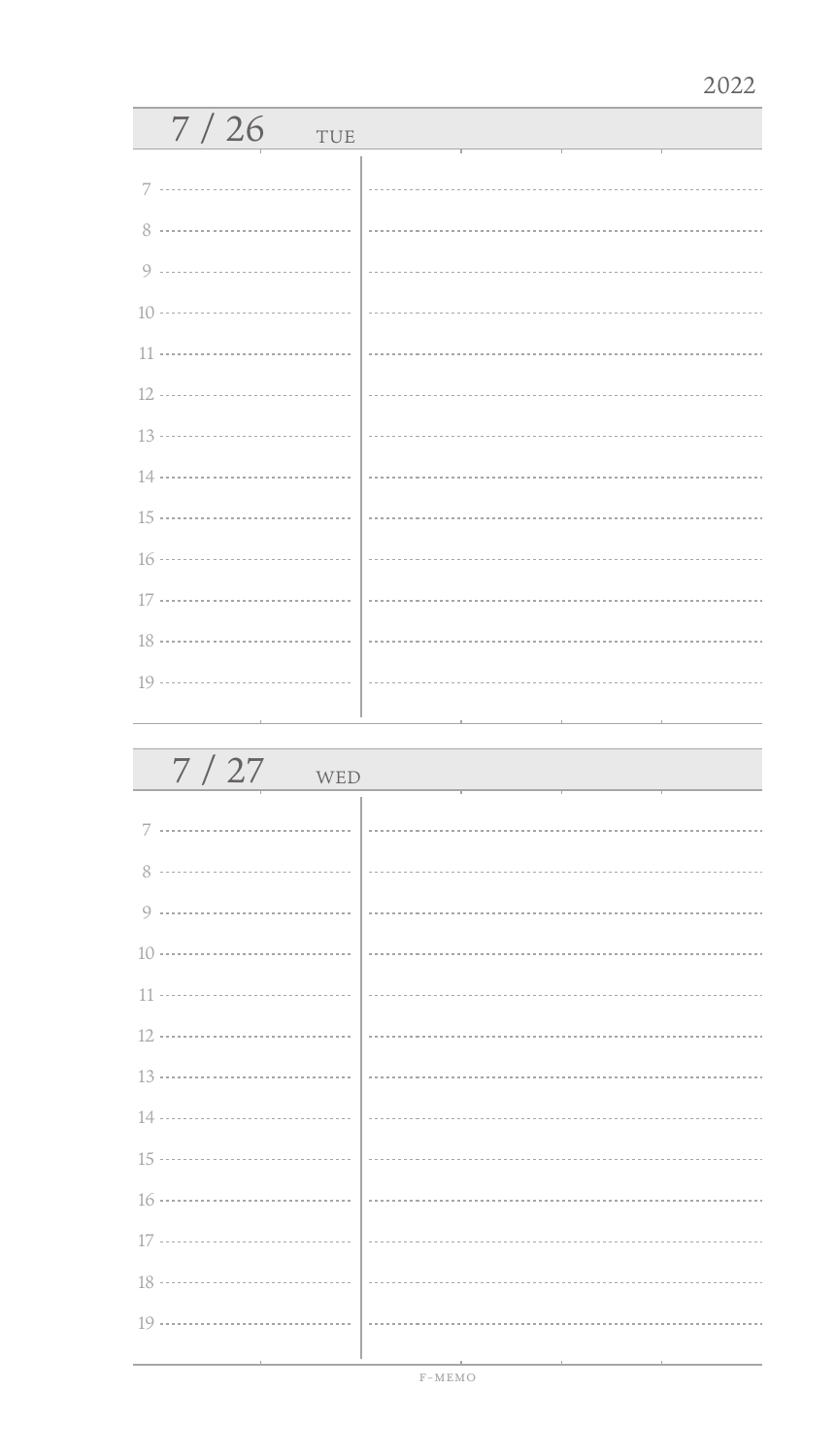2022

## 7 / 26 TUE

7

8

9

10

11

12

13

14

15

16

17

18

19

## 7 / 27 WED

7

8

9

10

11

12

13

14

15

16

17

18

19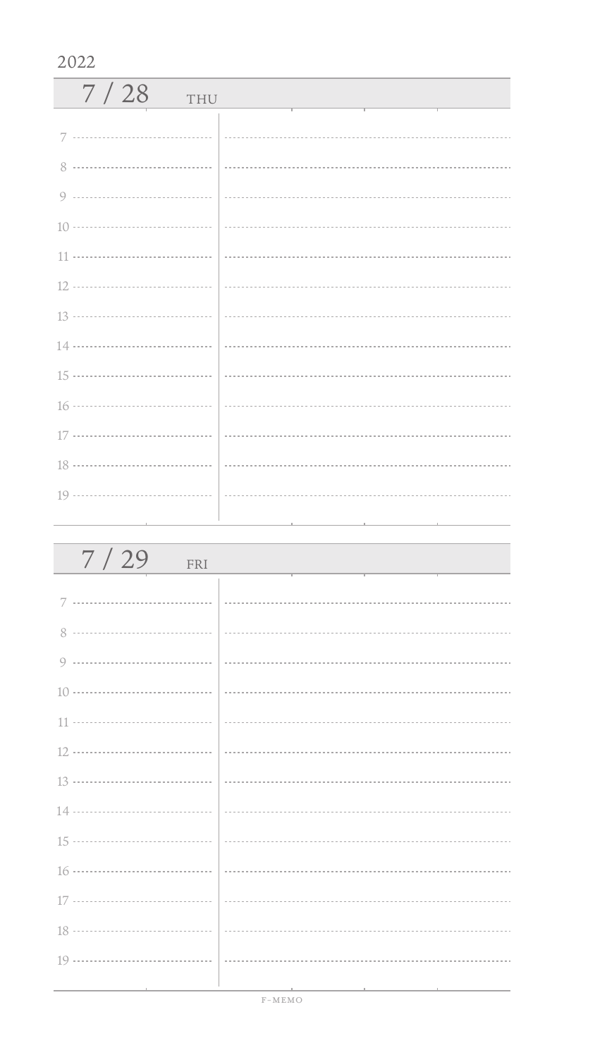2022

## 7 / 28 THU

7

8

9

10

11

12

13

14

15

16

17

18

19

## 7 / 29 FRI

7

8

9

10

11

12

13

14

15

16

17

18

19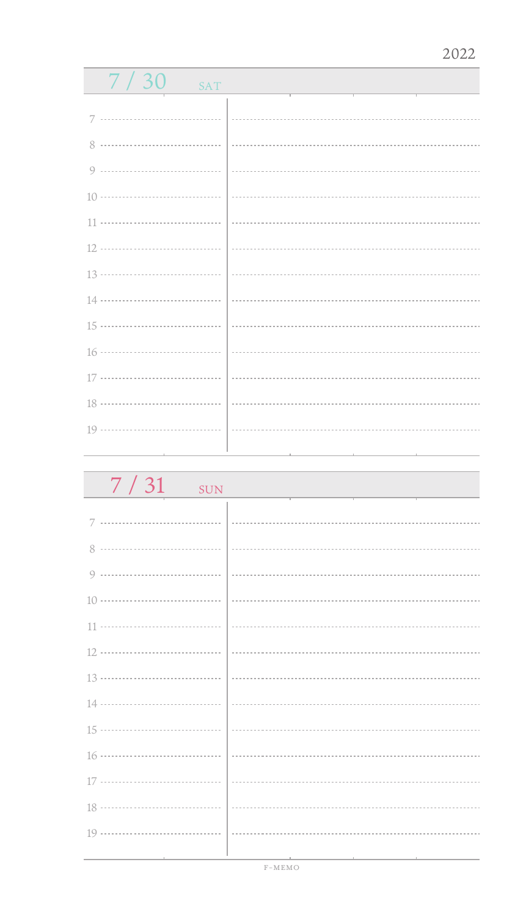2022

## 7 / 30 SAT

7

8

9

10

11

12

13

14

15

16

17

18

19

## 7 / 31 SUN

7

8

9

10

11

12

13

14

15

16

17

18

19

F-MEMO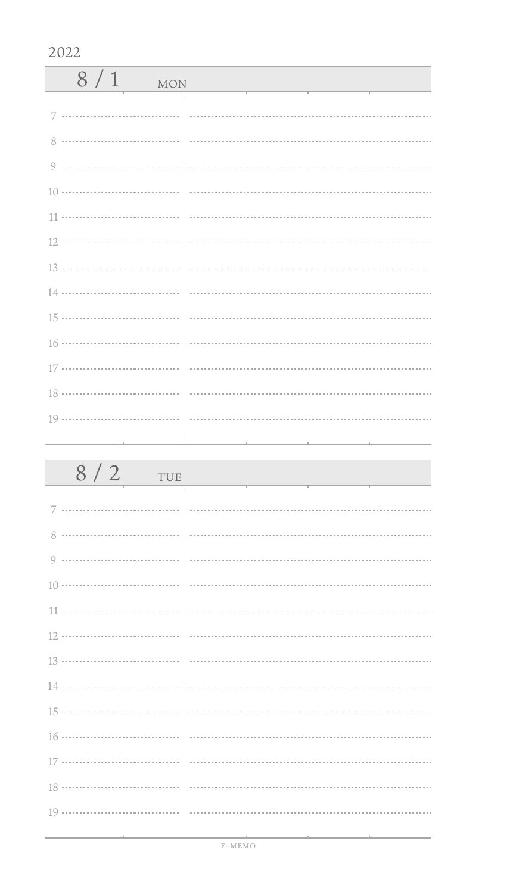2022

## 8 / 1 MON

7

8

9

10

11

12

13

14

15

16

17

18

19

## 8 / 2 TUE

7

8

9

10

11

12

13

14

15

16

17

18

19

F-MEMO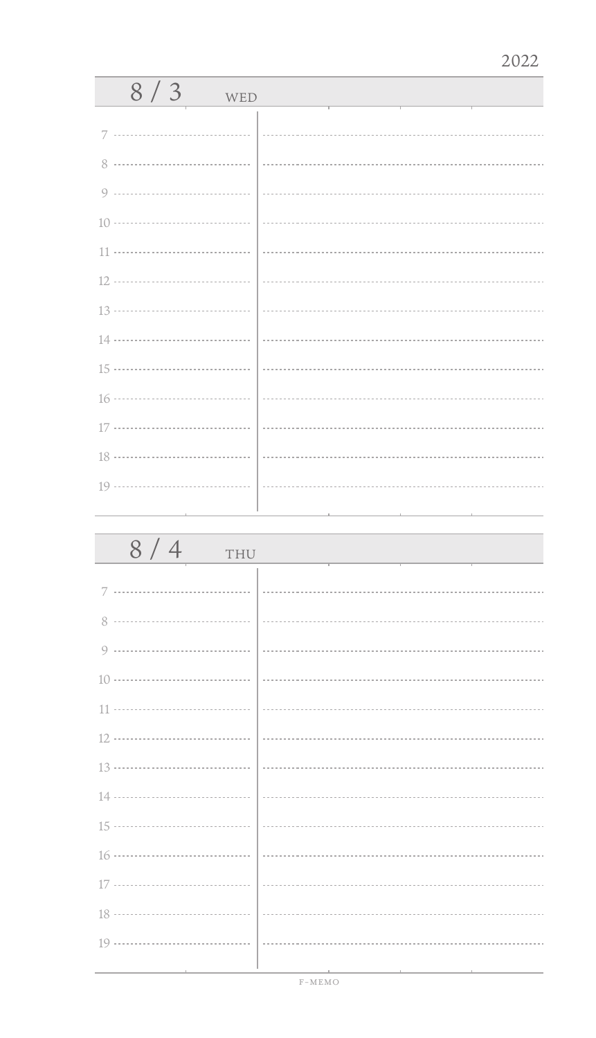2022

## 8 / 3 WED

7

8

9

10

11

12

13

14

15

16

17

18

19

## 8 / 4 THU

7

8

9

10

11

12

13

14

15

16

17

18

19

F-MEMO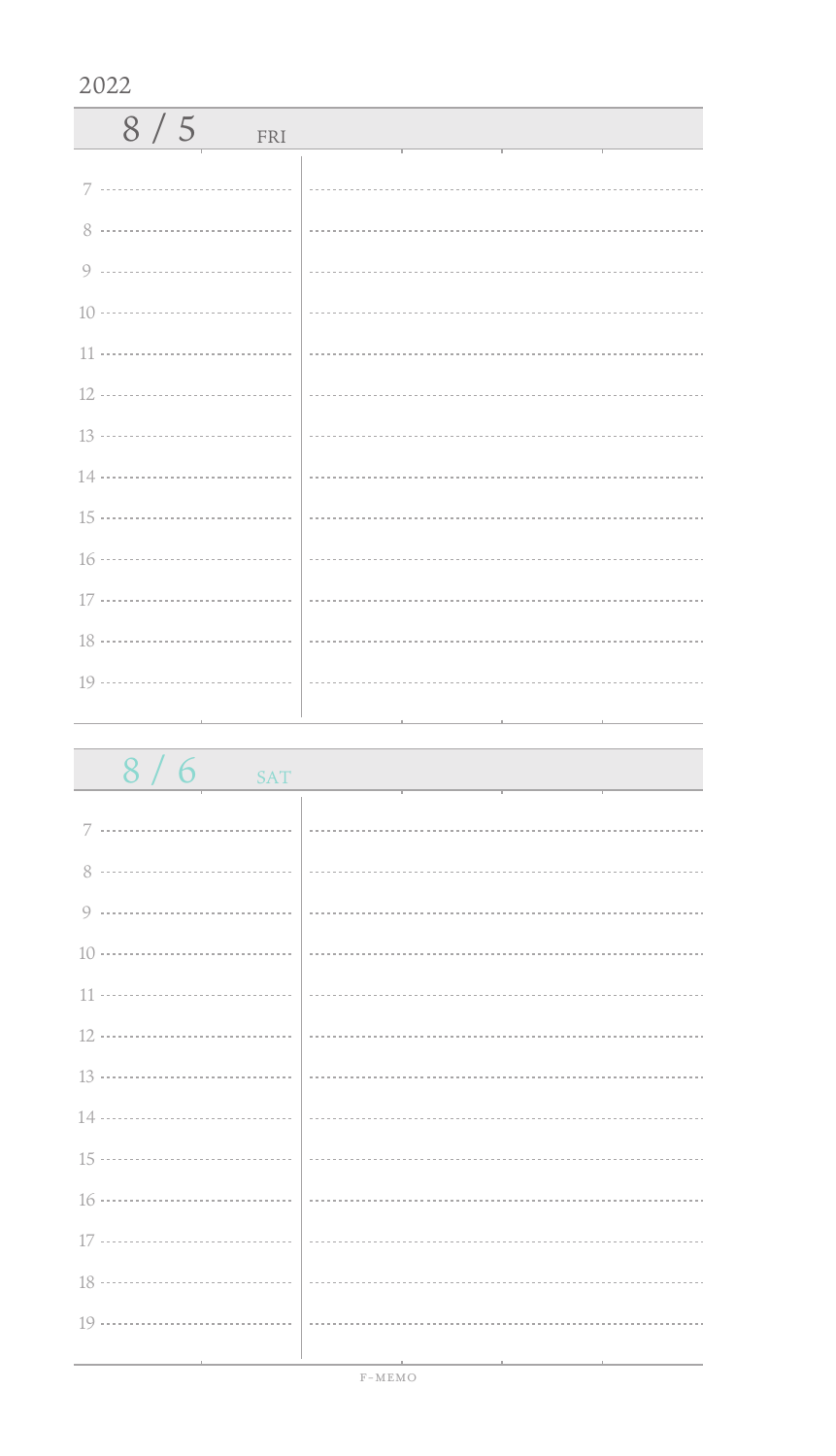2022

## 8 / 5 FRI

7

8

9

10

11

12

13

14

15

16

17

18

19

## 8 / 6 SAT

7

8

9

10

11

12

13

14

15

16

17

18

19

F-MEMO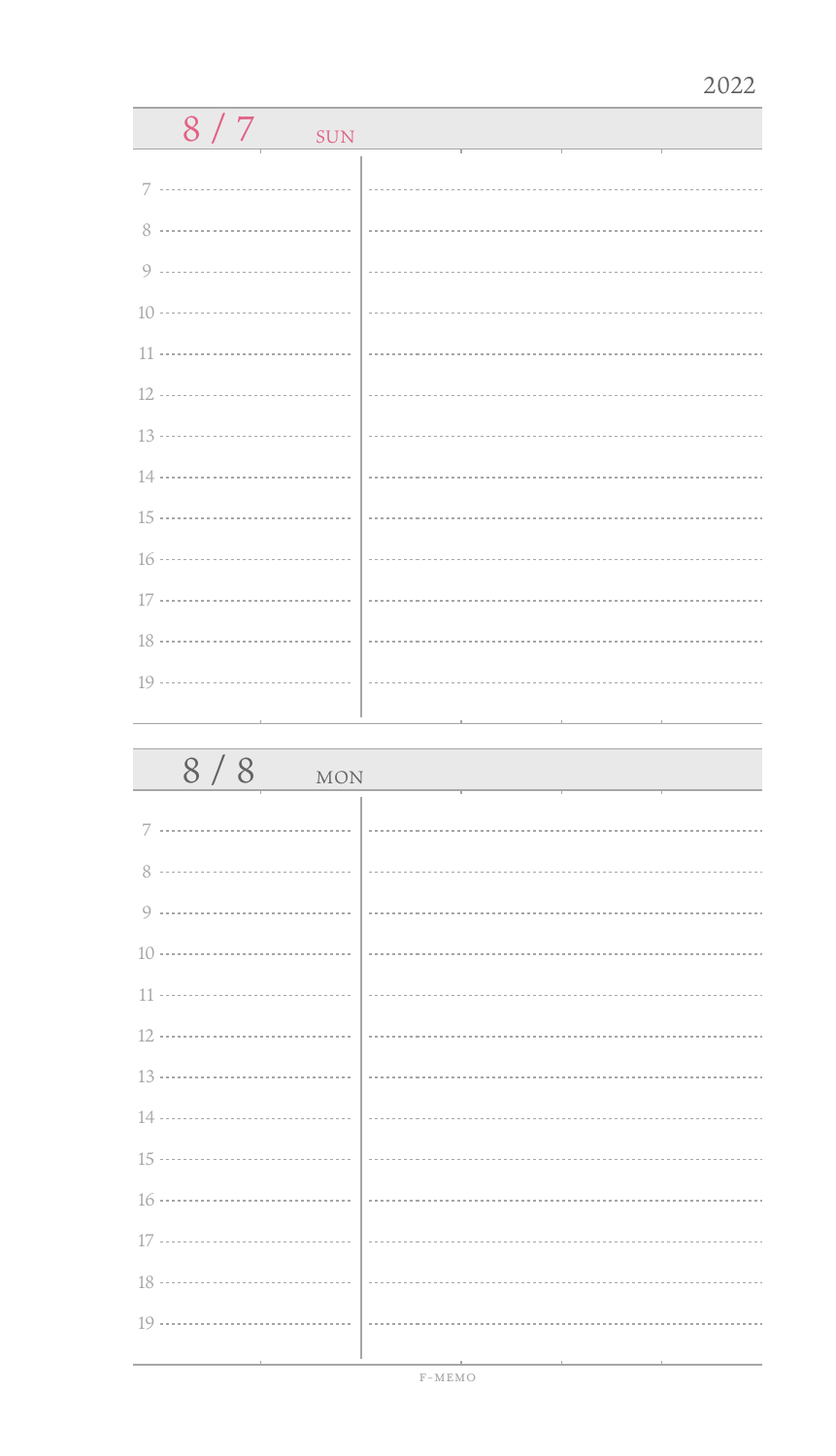2022

## 8 / 7 SUN

7

8

9

10

11

12

13

14

15

16

17

18

19

## 8 / 8 MON

7

8

9

10

11

12

13

14

15

16

17

18

19

F-MEMO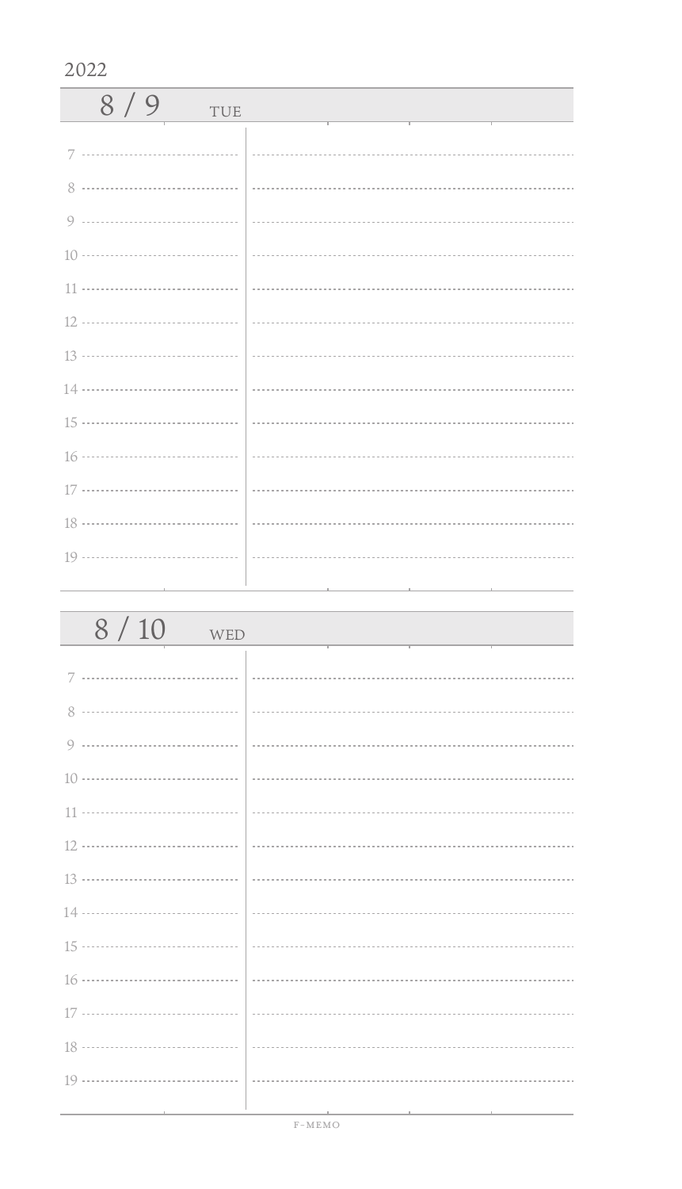2022

## 8 / 9 TUE

7

8

9

10

11

12

13

14

15

16

17

18

19

## 8 / 10 WED

7

8

9

10

11

12

13

14

15

16

17

18

19

F-MEMO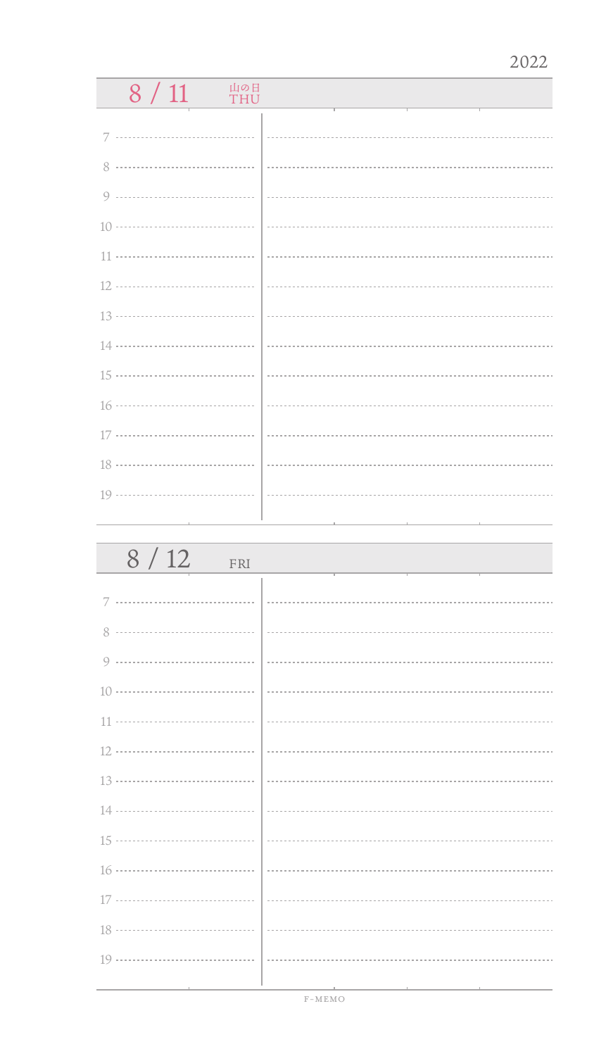2022

## 8 / 11 山の日 THU

7

8

9

10

11

12

13

14

15

16

17

18

19

## 8 / 12 FRI

7

8

9

10

11

12

13

14

15

16

17

18

19

F-MEMO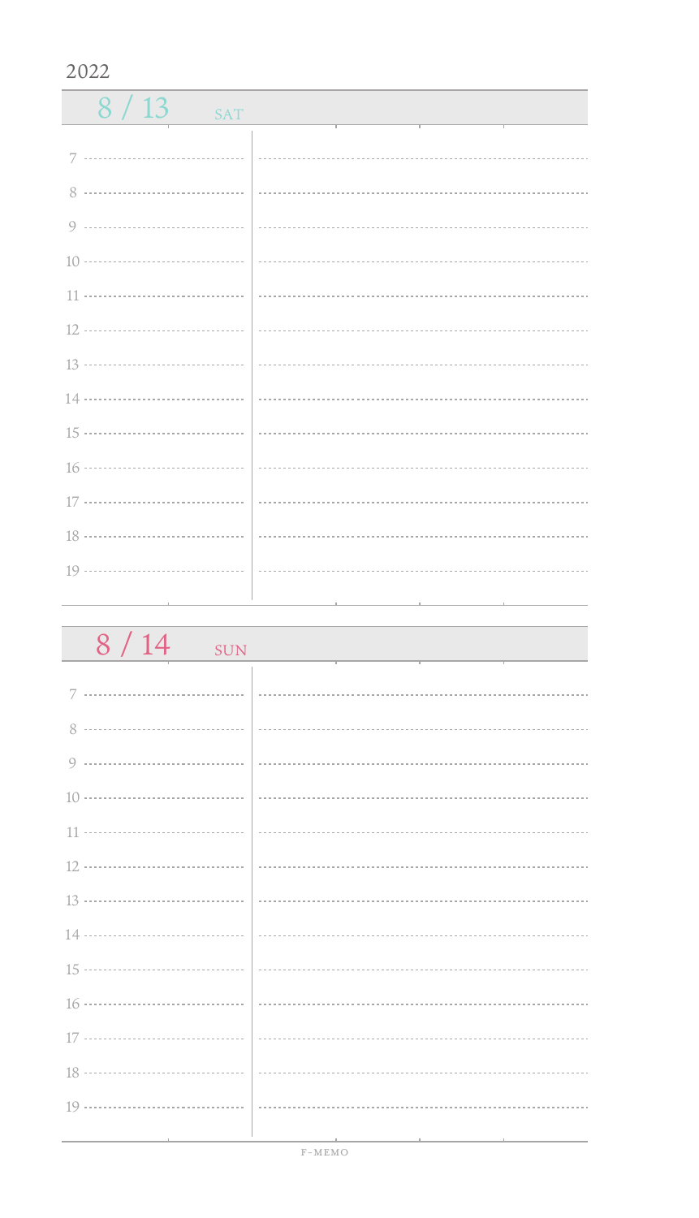2022

## 8 / 13 SAT

7
8
9
10
11
12
13
14
15
16
17
18
19

## 8 / 14 SUN

7
8
9
10
11
12
13
14
15
16
17
18
19

F-MEMO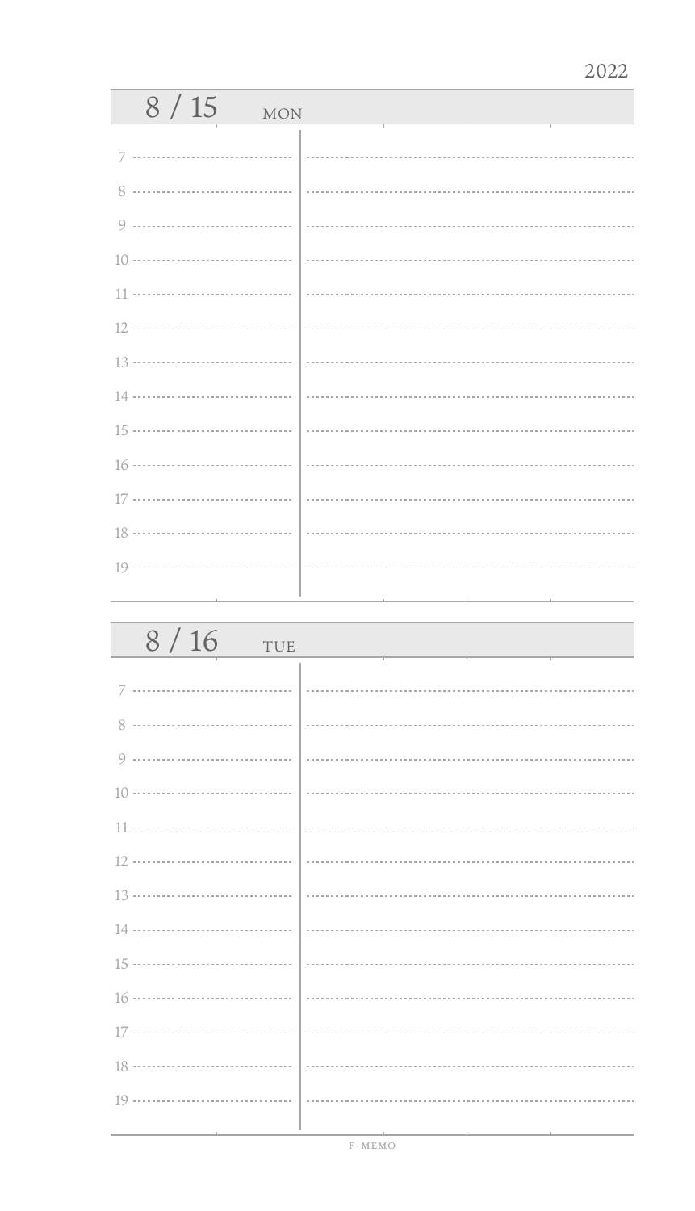2022

## 8 / 15 MON

7

8

9

10

11

12

13

14

15

16

17

18

19

## 8 / 16 TUE

7

8

9

10

11

12

13

14

15

16

17

18

19

F-MEMO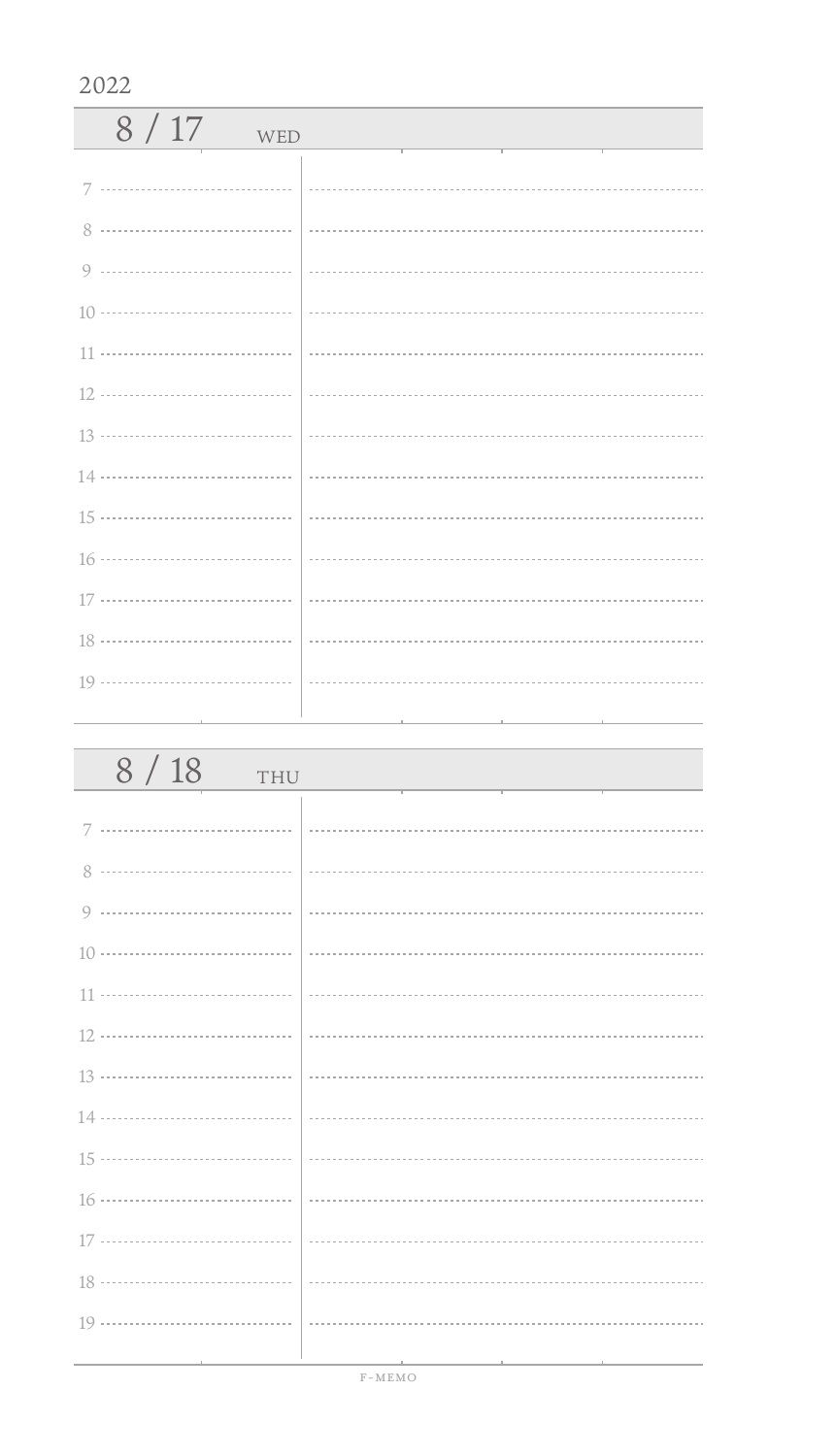2022

## 8 / 17 WED

7

8

9

10

11

12

13

14

15

16

17

18

19

## 8 / 18 THU

7

8

9

10

11

12

13

14

15

16

17

18

19

F-MEMO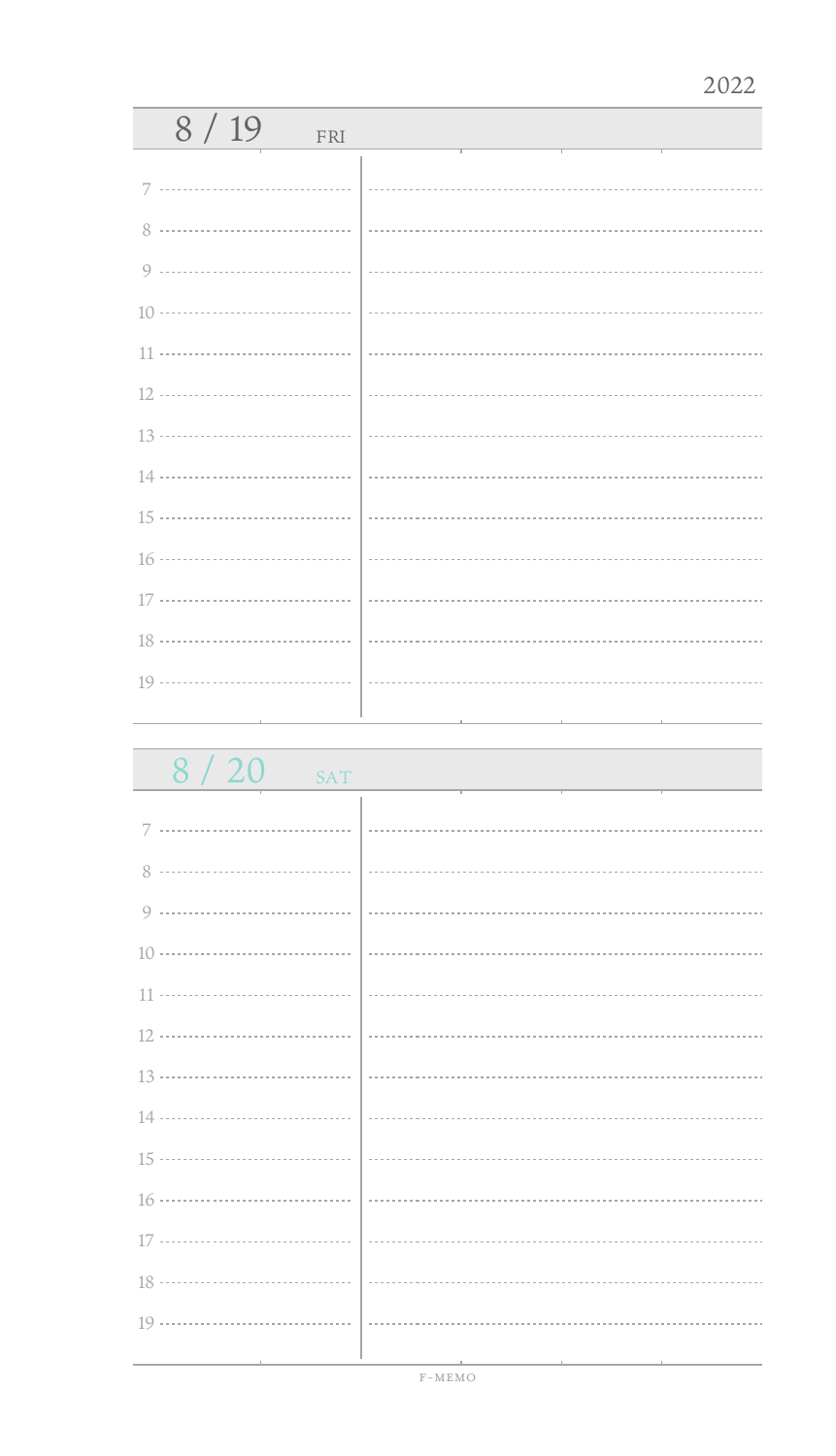2022

## 8 / 19 FRI

7

8

9

10

11

12

13

14

15

16

17

18

19

## 8 / 20 SAT

7

8

9

10

11

12

13

14

15

16

17

18

19

F-MEMO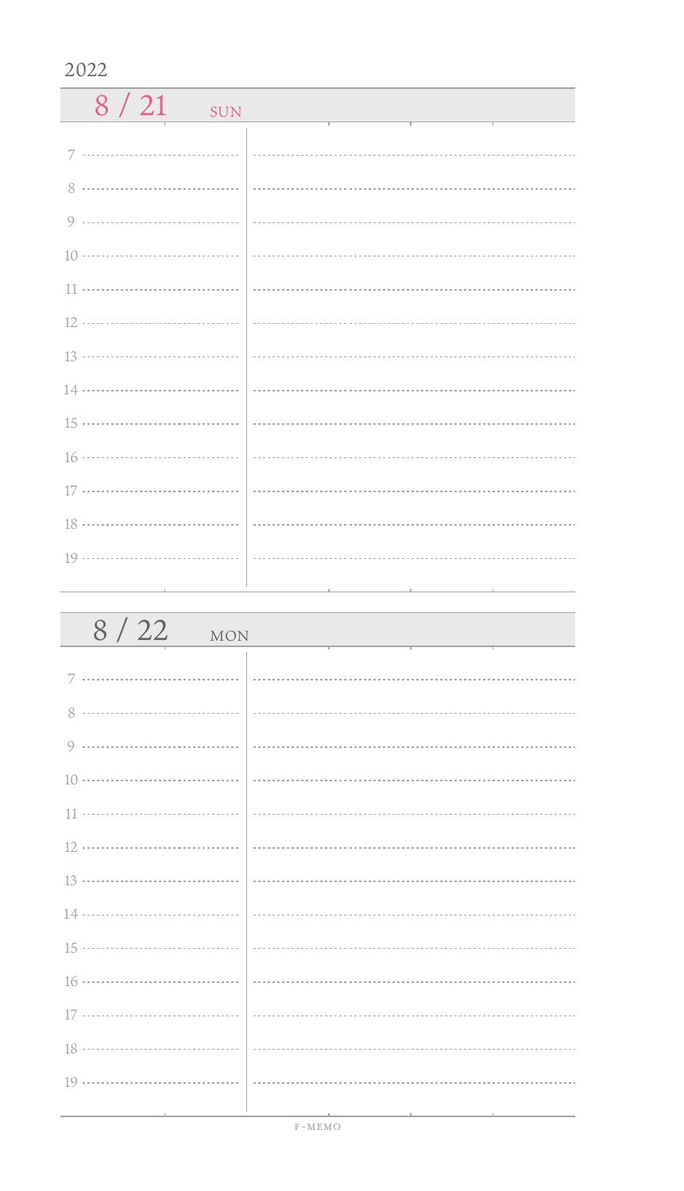2022

## 8 / 21 SUN

7

8

9

10

11

12

13

14

15

16

17

18

19

## 8 / 22 MON

7

8

9

10

11

12

13

14

15

16

17

18

19

F-MEMO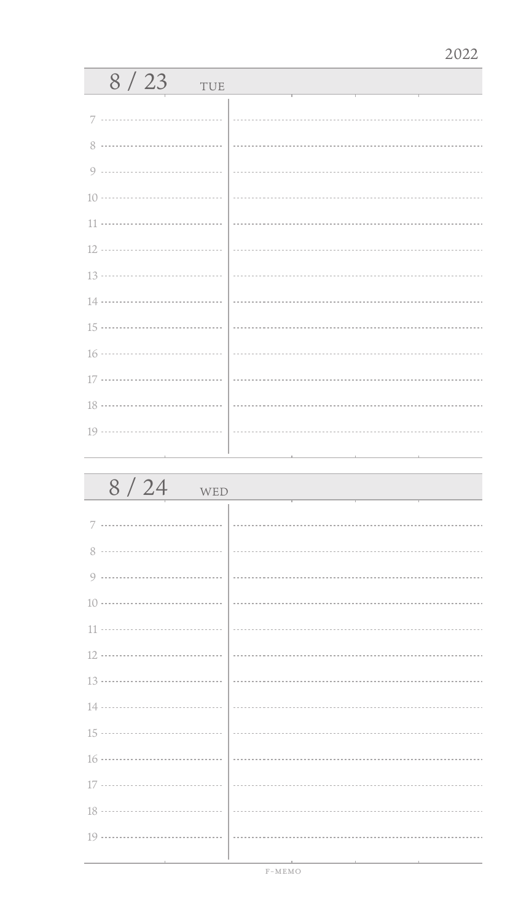2022

## 8 / 23 TUE

7

8

9

10

11

12

13

14

15

16

17

18

19

## 8 / 24 WED

7

8

9

10

11

12

13

14

15

16

17

18

19

F-MEMO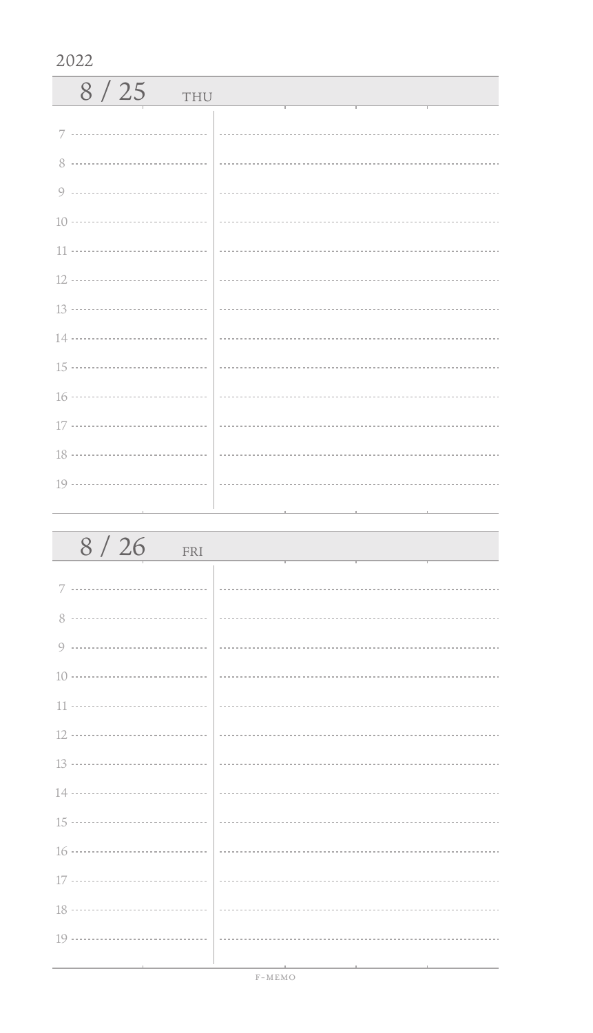2022

## 8 / 25 THU

7

8

9

10

11

12

13

14

15

16

17

18

19

## 8 / 26 FRI

7

8

9

10

11

12

13

14

15

16

17

18

19

F-MEMO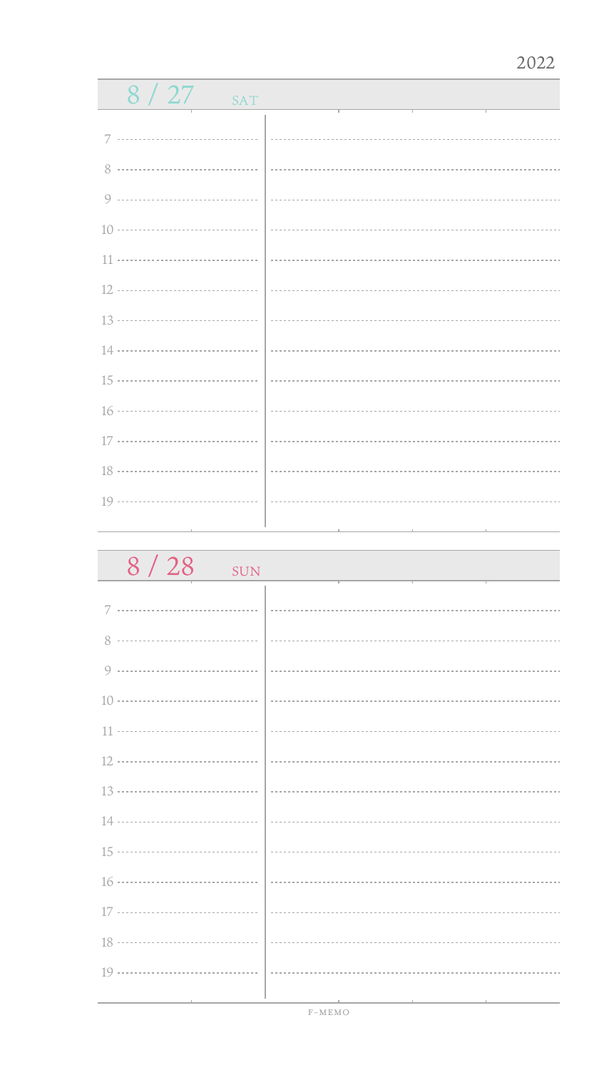2022

## 8 / 27 SAT

7

8

9

10

11

12

13

14

15

16

17

18

19

## 8 / 28 SUN

7

8

9

10

11

12

13

14

15

16

17

18

19

F-MEMO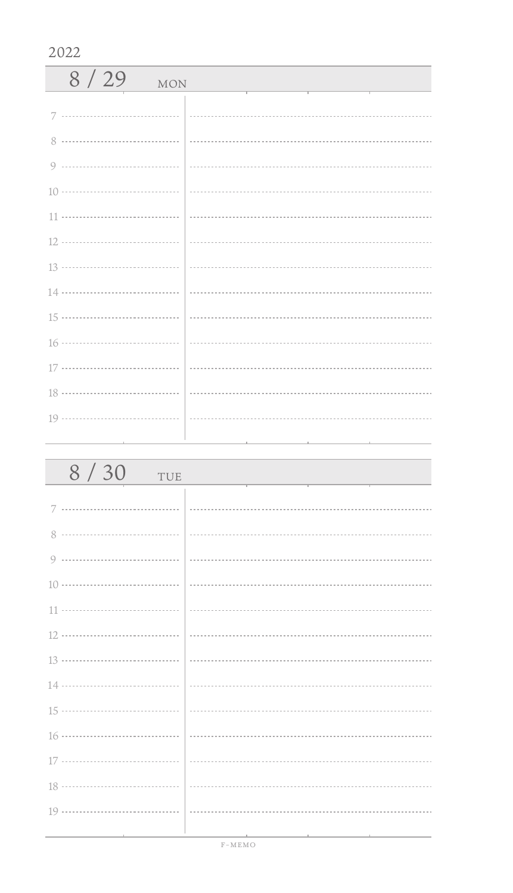2022

## 8 / 29 MON

7

8

9

10

11

12

13

14

15

16

17

18

19

## 8 / 30 TUE

7

8

9

10

11

12

13

14

15

16

17

18

19

F-MEMO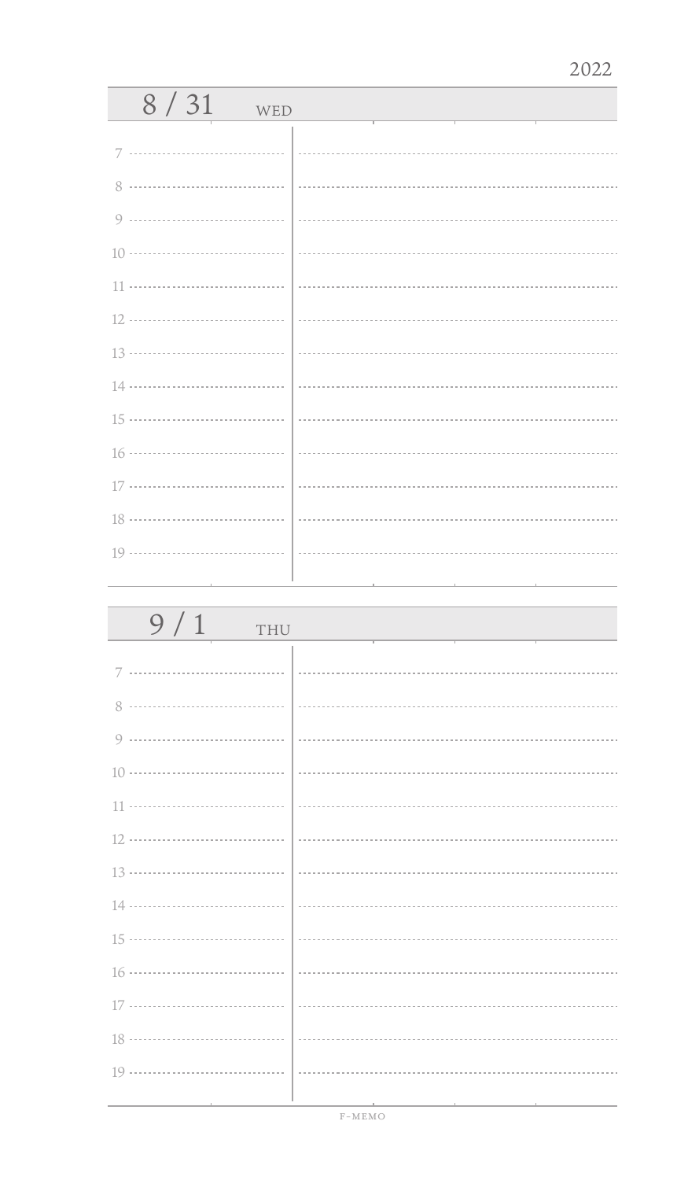2022

## 8 / 31 WED

7

8

9

10

11

12

13

14

15

16

17

18

19

## 9 / 1 THU

7

8

9

10

11

12

13

14

15

16

17

18

19

F-MEMO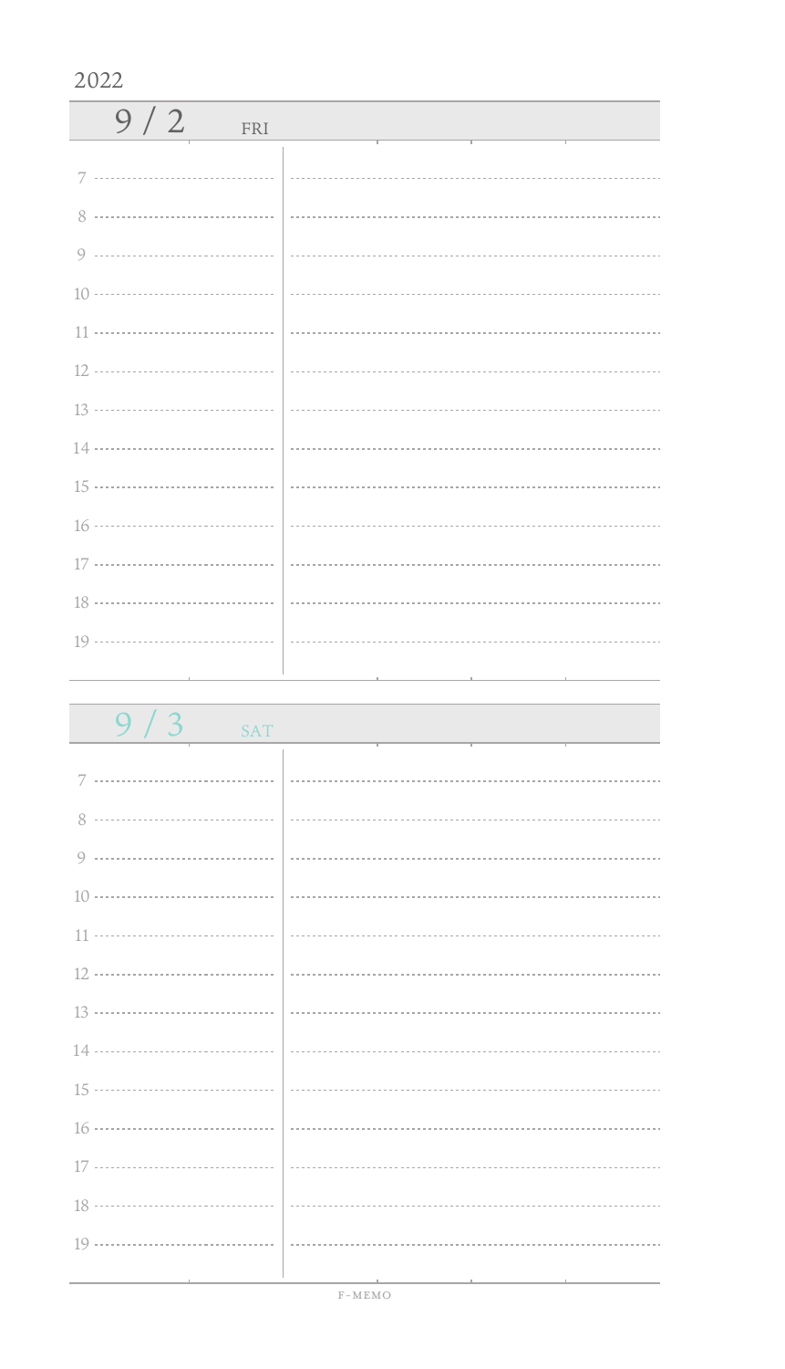2022

## 9 / 2 FRI

7

8

9

10

11

12

13

14

15

16

17

18

19

## 9 / 3 SAT

7

8

9

10

11

12

13

14

15

16

17

18

19

F-MEMO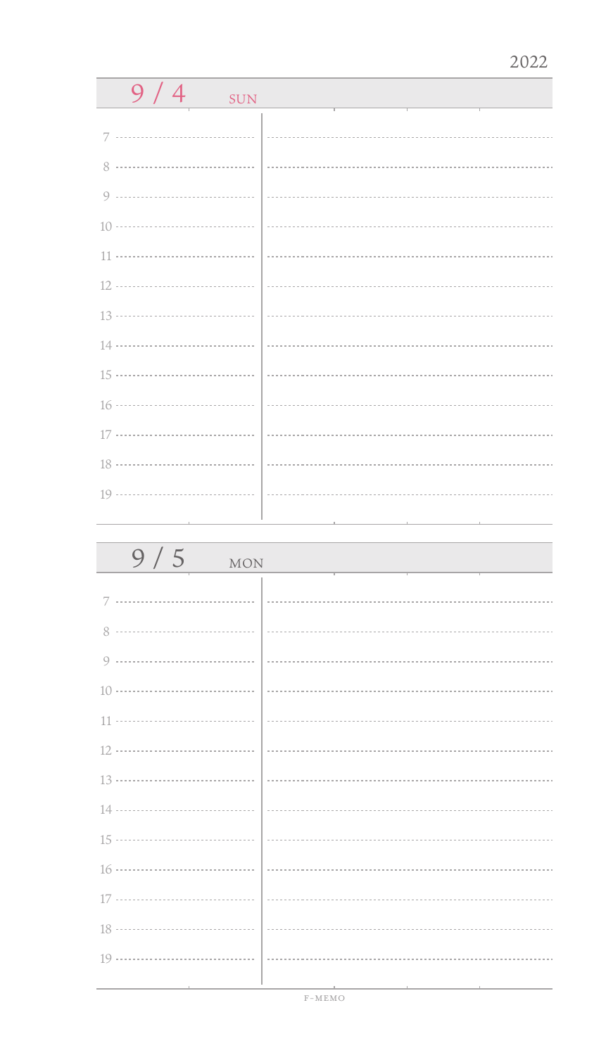2022

## 9 / 4 SUN

7

8

9

10

11

12

13

14

15

16

17

18

19

## 9 / 5 MON

7

8

9

10

11

12

13

14

15

16

17

18

19

F-MEMO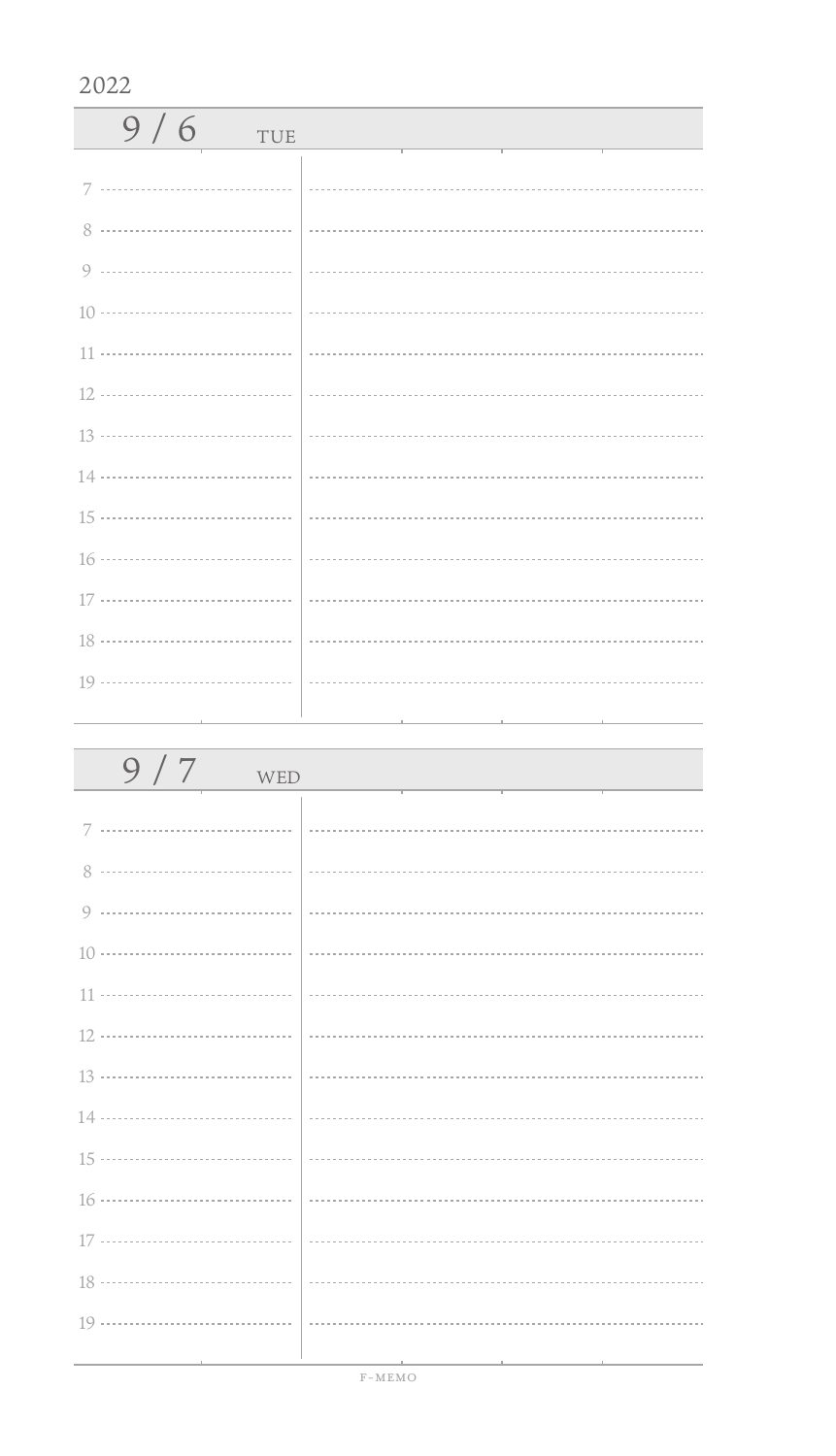2022

## 9 / 6 TUE

7

8

9

10

11

12

13

14

15

16

17

18

19

## 9 / 7 WED

7

8

9

10

11

12

13

14

15

16

17

18

19

F-MEMO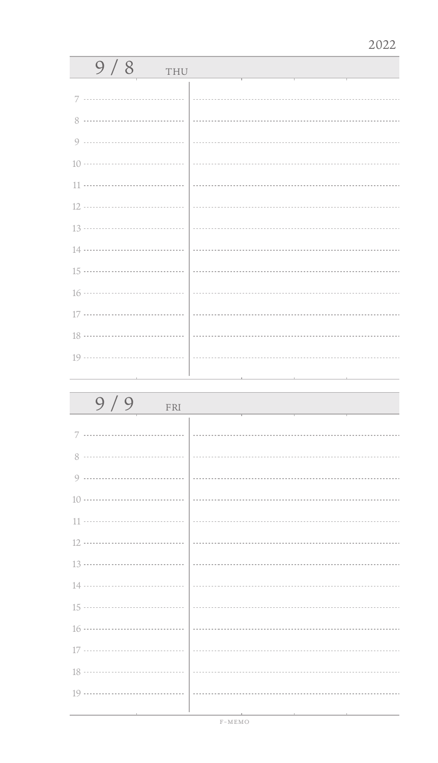2022

## 9 / 8 THU

7

8

9

10

11

12

13

14

15

16

17

18

19

## 9 / 9 FRI

7

8

9

10

11

12

13

14

15

16

17

18

19

F-MEMO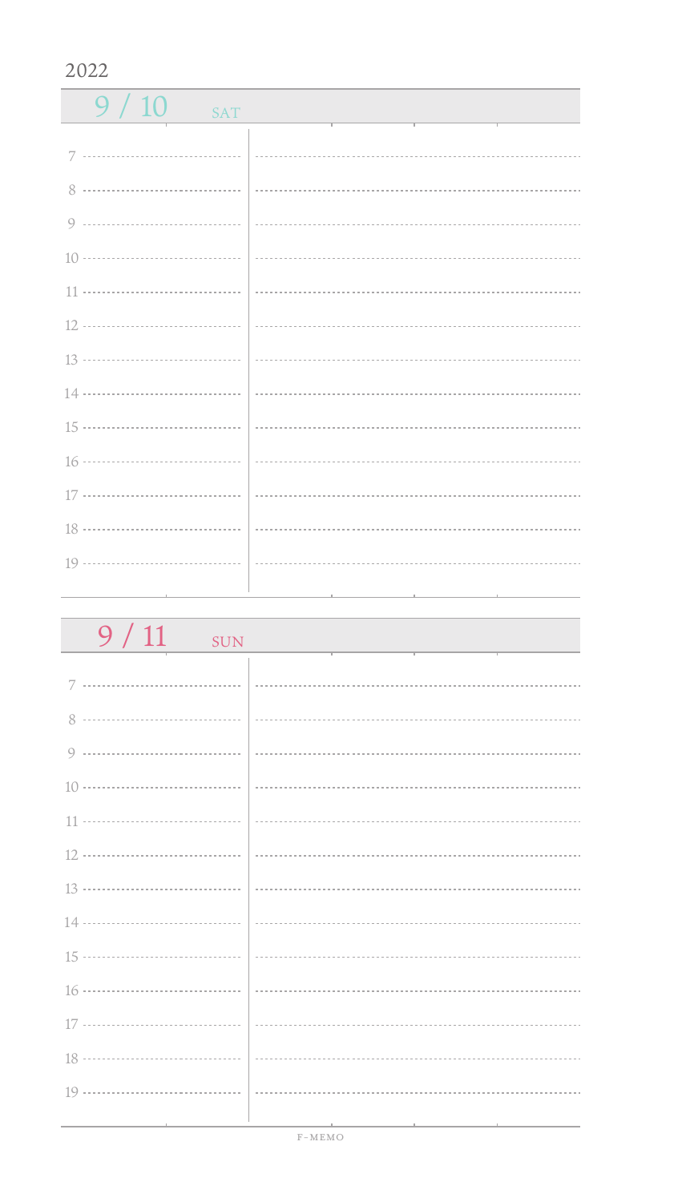2022

## 9 / 10 SAT

7

8

9

10

11

12

13

14

15

16

17

18

19

## 9 / 11 SUN

7

8

9

10

11

12

13

14

15

16

17

18

19

F-MEMO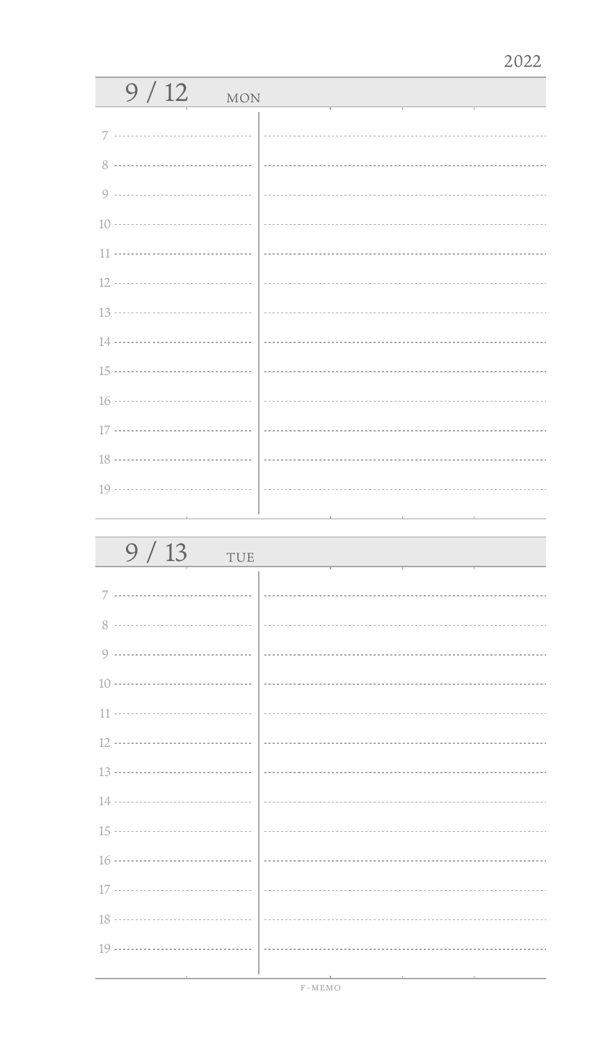2022

## 9 / 12 MON

7

8

9

10

11

12

13

14

15

16

17

18

19

## 9 / 13 TUE

7

8

9

10

11

12

13

14

15

16

17

18

19

F-MEMO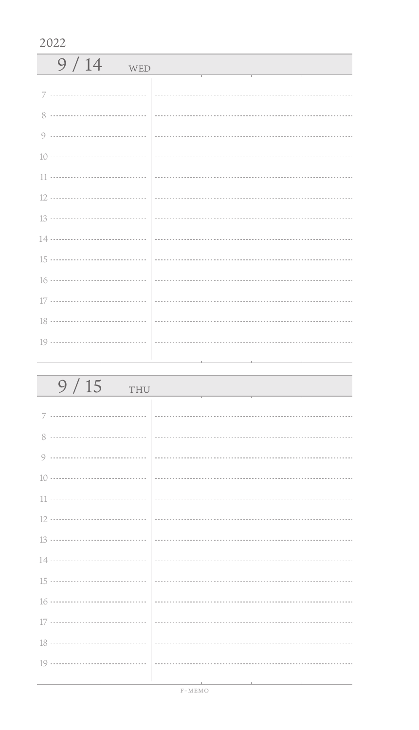2022

## 9 / 14 WED

7

8

9

10

11

12

13

14

15

16

17

18

19

## 9 / 15 THU

7

8

9

10

11

12

13

14

15

16

17

18

19

F-MEMO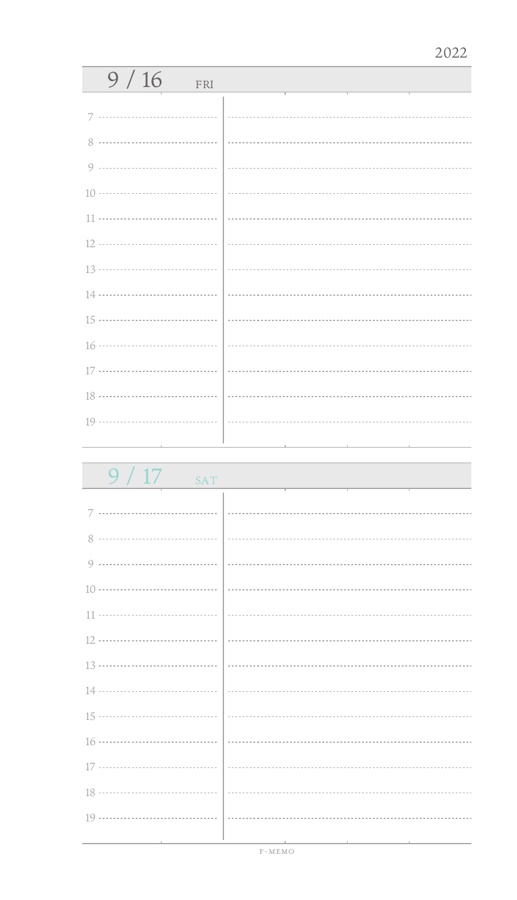2022

## 9 / 16 FRI

7

8

9

10

11

12

13

14

15

16

17

18

19

## 9 / 17 SAT

7

8

9

10

11

12

13

14

15

16

17

18

19

F-MEMO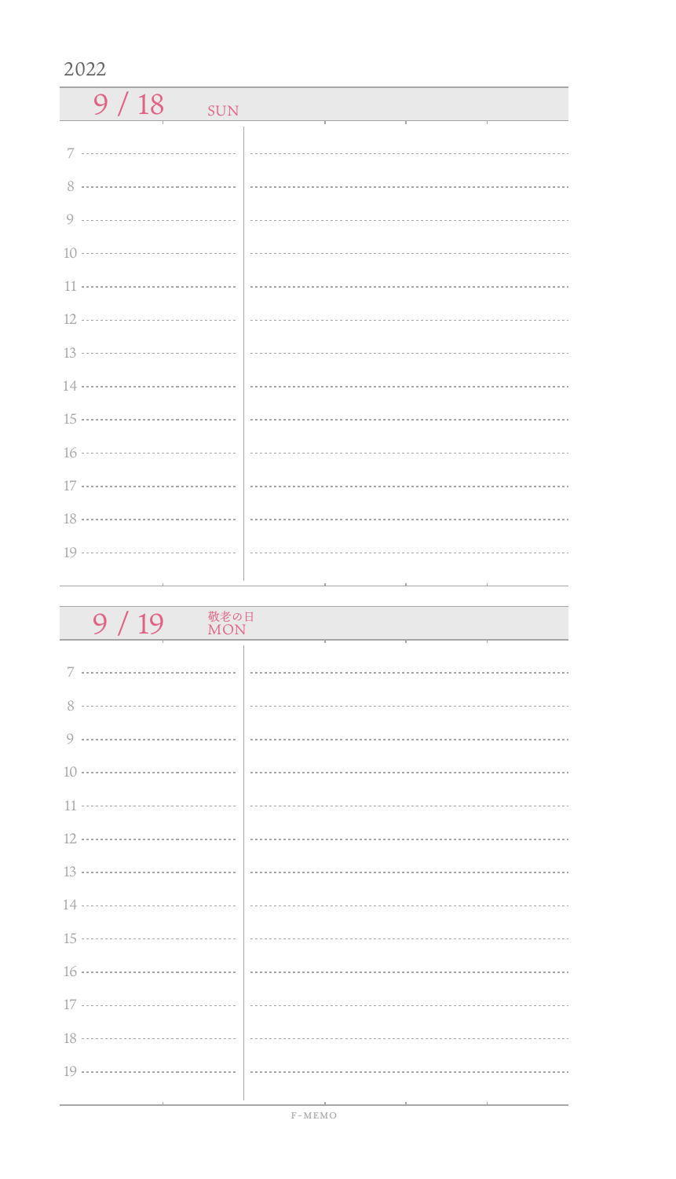2022

## 9 / 18 SUN

7
8
9
10
11
12
13
14
15
16
17
18
19

## 9 / 19 敬老の日 MON

7
8
9
10
11
12
13
14
15
16
17
18
19

F-MEMO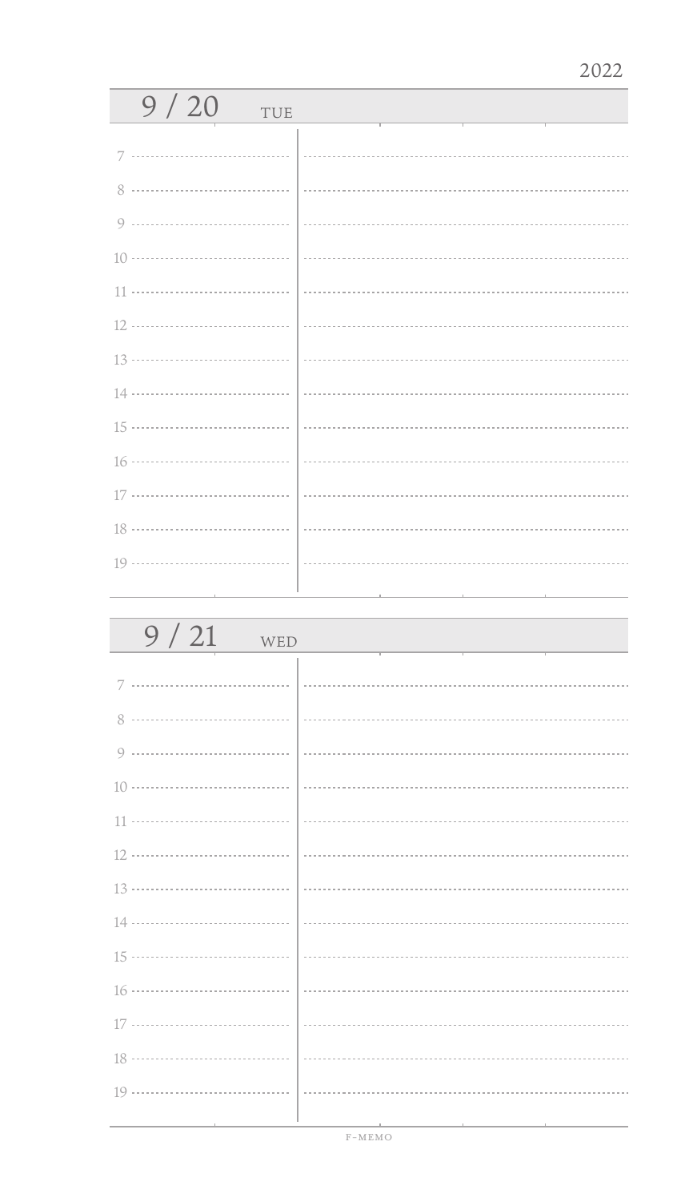2022

## 9 / 20 TUE

7

8

9

10

11

12

13

14

15

16

17

18

19

## 9 / 21 WED

7

8

9

10

11

12

13

14

15

16

17

18

19

F-MEMO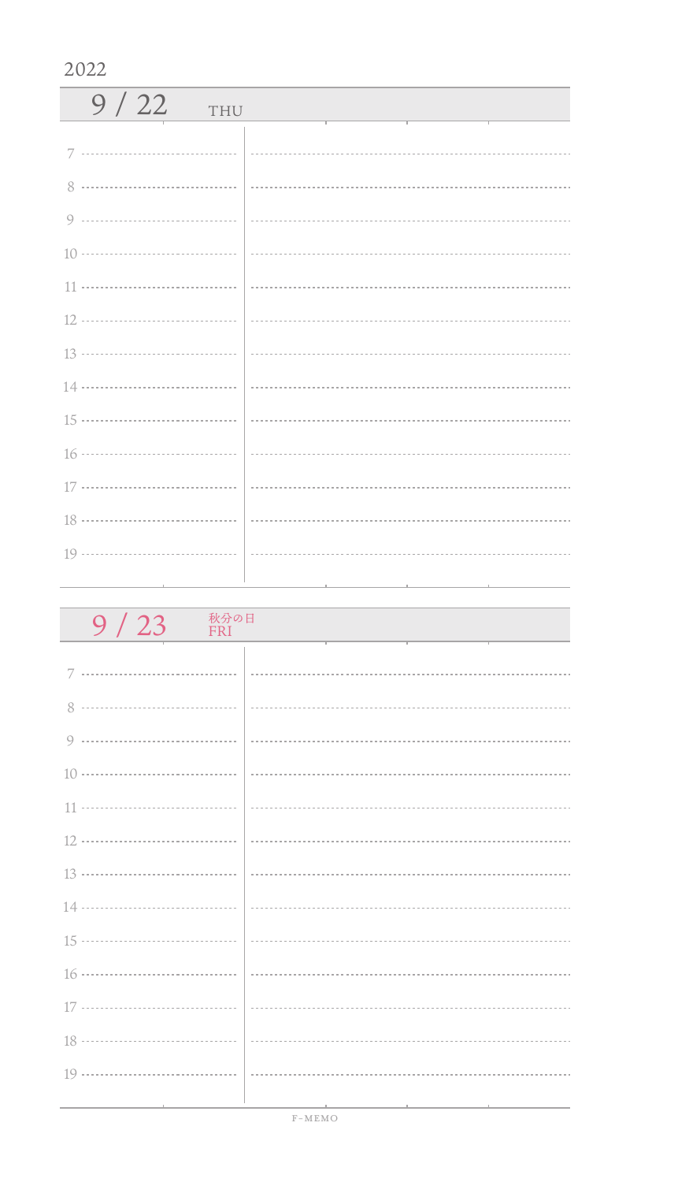2022

## 9 / 22 THU

7

8

9

10

11

12

13

14

15

16

17

18

19

## 9 / 23 秋分の日 FRI

7

8

9

10

11

12

13

14

15

16

17

18

19

F-MEMO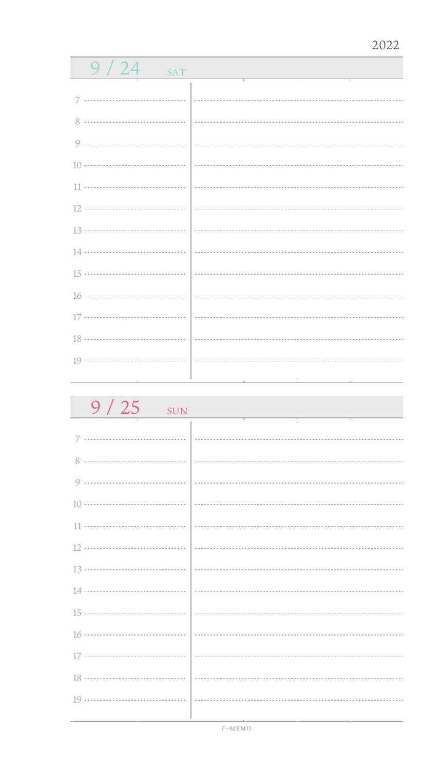2022

## 9 / 24 SAT

7

8

9

10

11

12

13

14

15

16

17

18

19

## 9 / 25 SUN

7

8

9

10

11

12

13

14

15

16

17

18

19

F-MEMO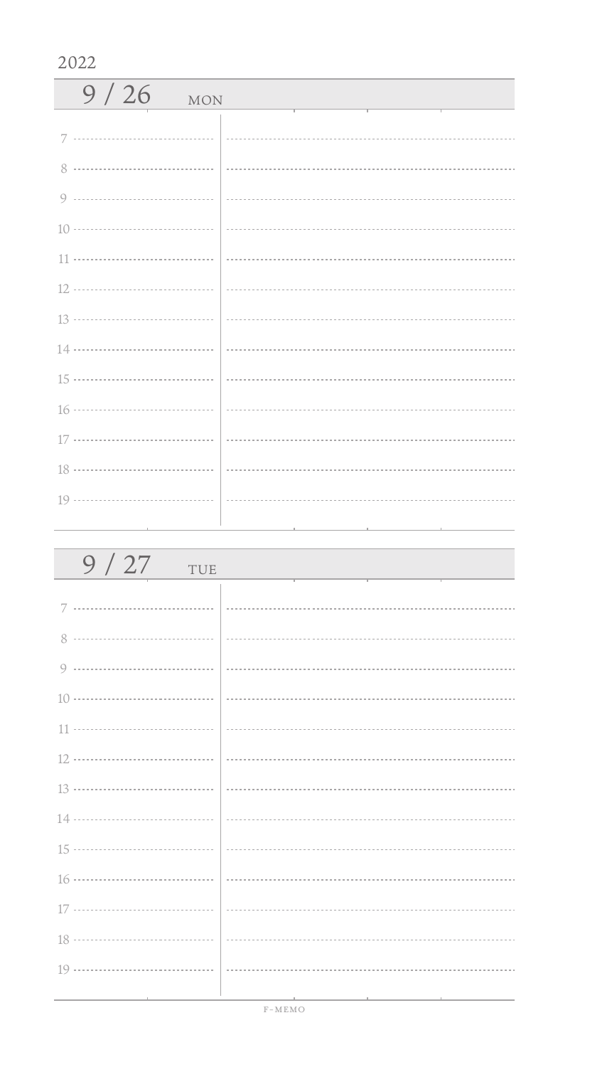2022

## 9 / 26 MON

7

8

9

10

11

12

13

14

15

16

17

18

19

## 9 / 27 TUE

7

8

9

10

11

12

13

14

15

16

17

18

19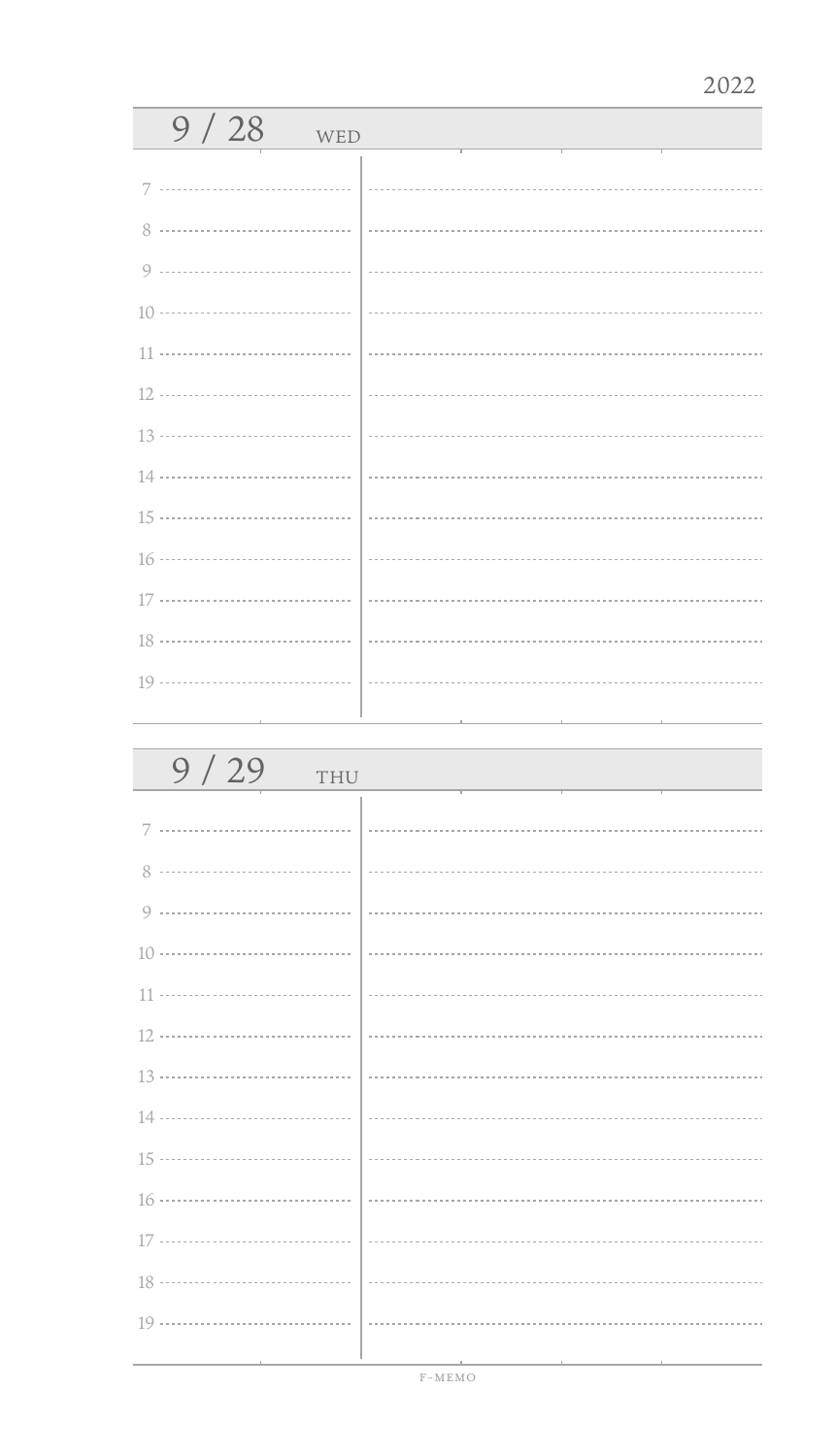2022

## 9 / 28 WED

7

8

9

10

11

12

13

14

15

16

17

18

19

## 9 / 29 THU

7

8

9

10

11

12

13

14

15

16

17

18

19

F-MEMO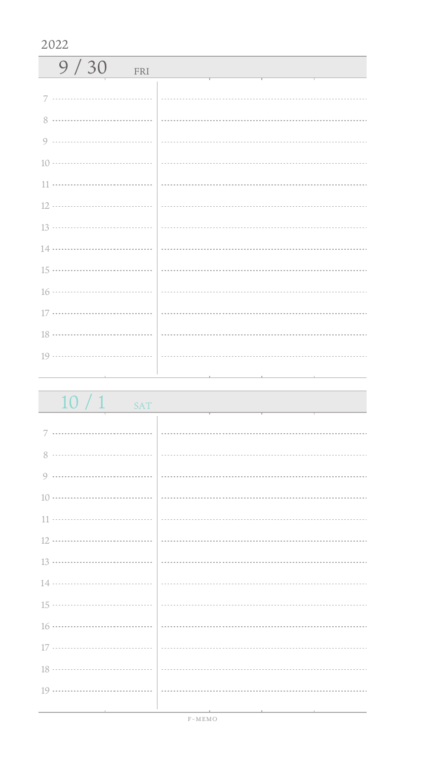2022

## 9 / 30 FRI

7

8

9

10

11

12

13

14

15

16

17

18

19

## 10 / 1 SAT

7

8

9

10

11

12

13

14

15

16

17

18

19

F-MEMO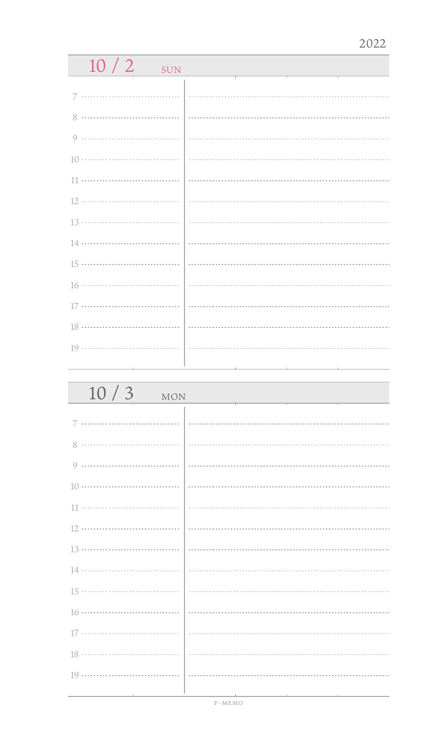2022

## 10 / 2 SUN

7

8

9

10

11

12

13

14

15

16

17

18

19

## 10 / 3 MON

7

8

9

10

11

12

13

14

15

16

17

18

19

F-MEMO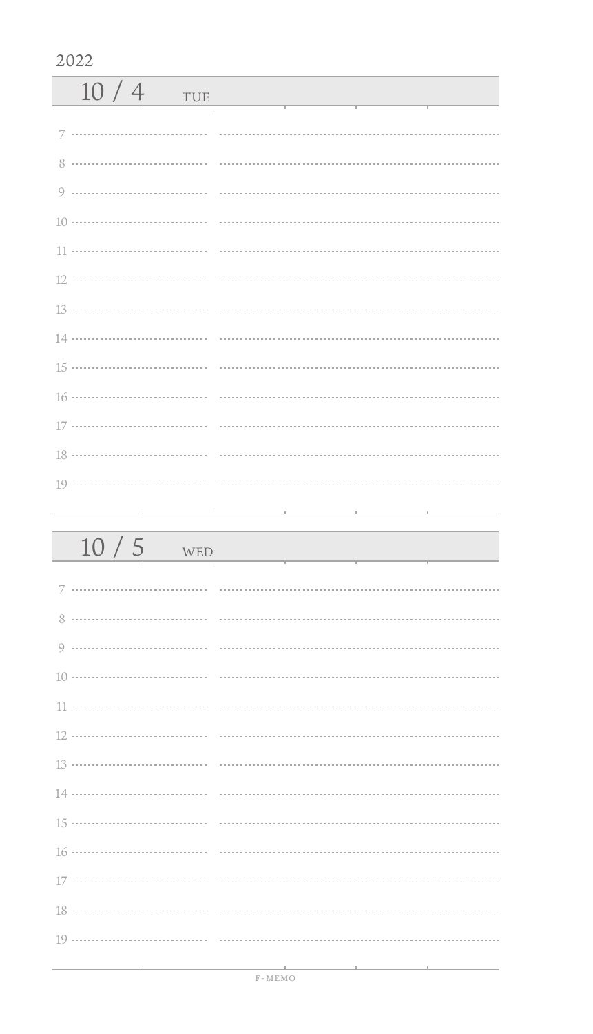2022

## 10 / 4 TUE

7

8

9

10

11

12

13

14

15

16

17

18

19

## 10 / 5 WED

7

8

9

10

11

12

13

14

15

16

17

18

19

F-MEMO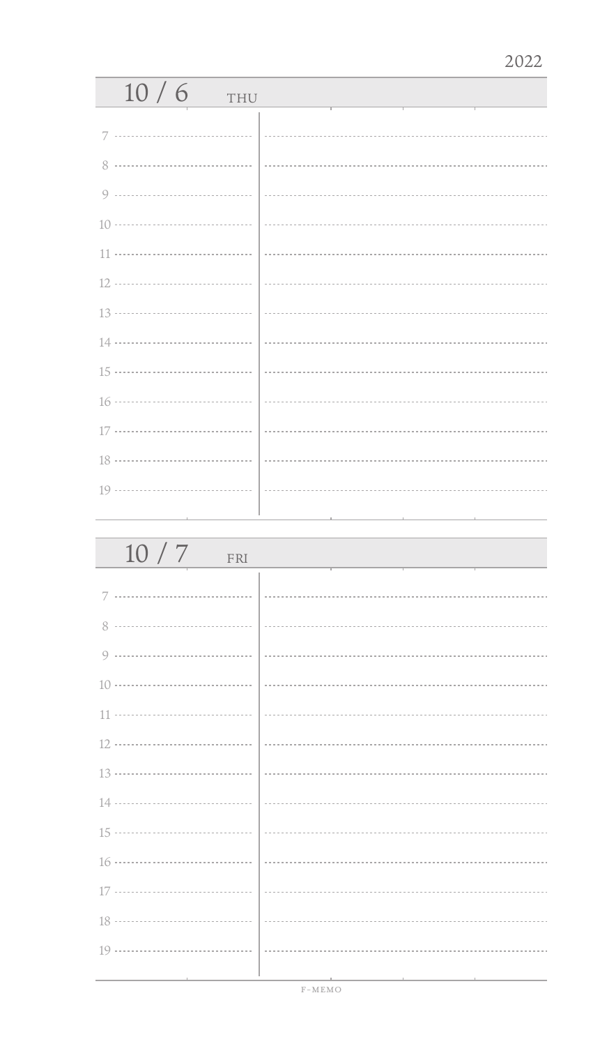2022

## 10 / 6 THU

7

8

9

10

11

12

13

14

15

16

17

18

19

## 10 / 7 FRI

7

8

9

10

11

12

13

14

15

16

17

18

19

F-MEMO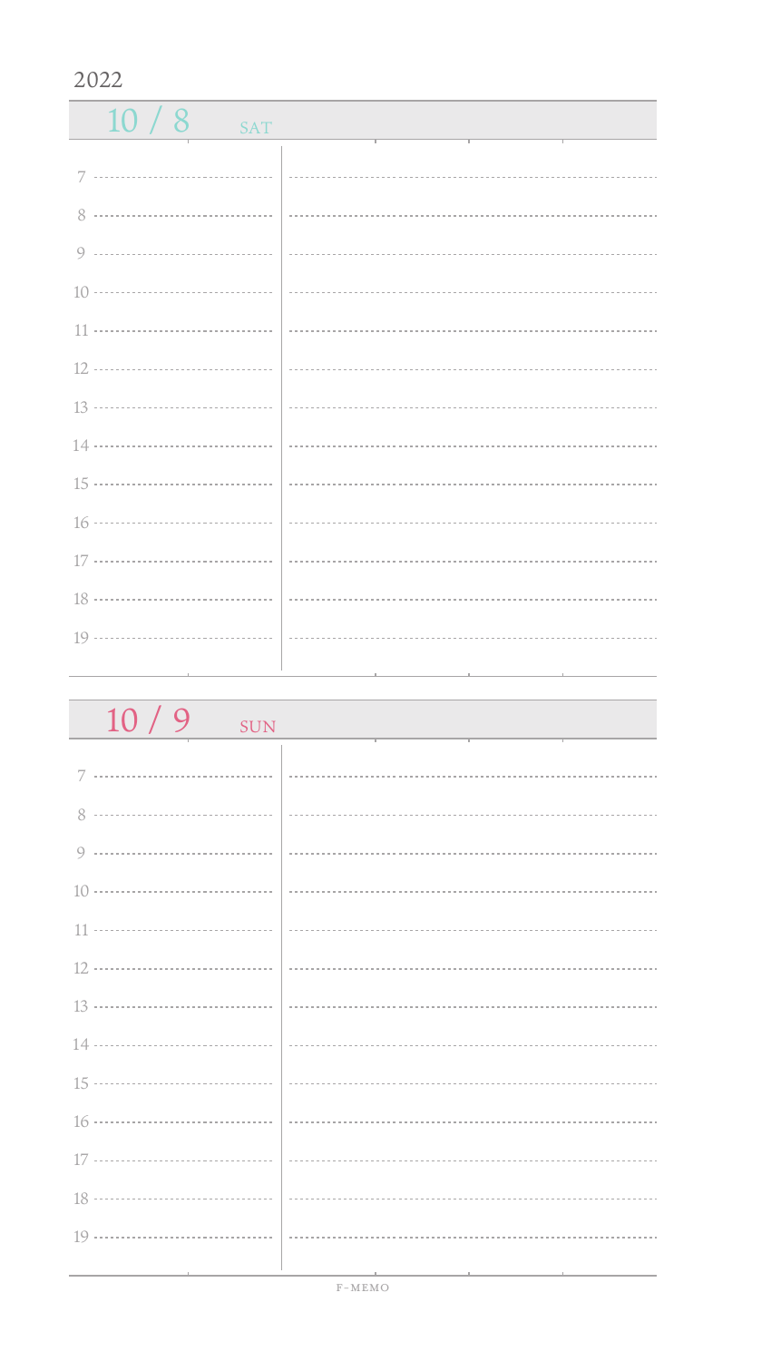2022

## 10 / 8 SAT

7

8

9

10

11

12

13

14

15

16

17

18

19

## 10 / 9 SUN

7

8

9

10

11

12

13

14

15

16

17

18

19

F-MEMO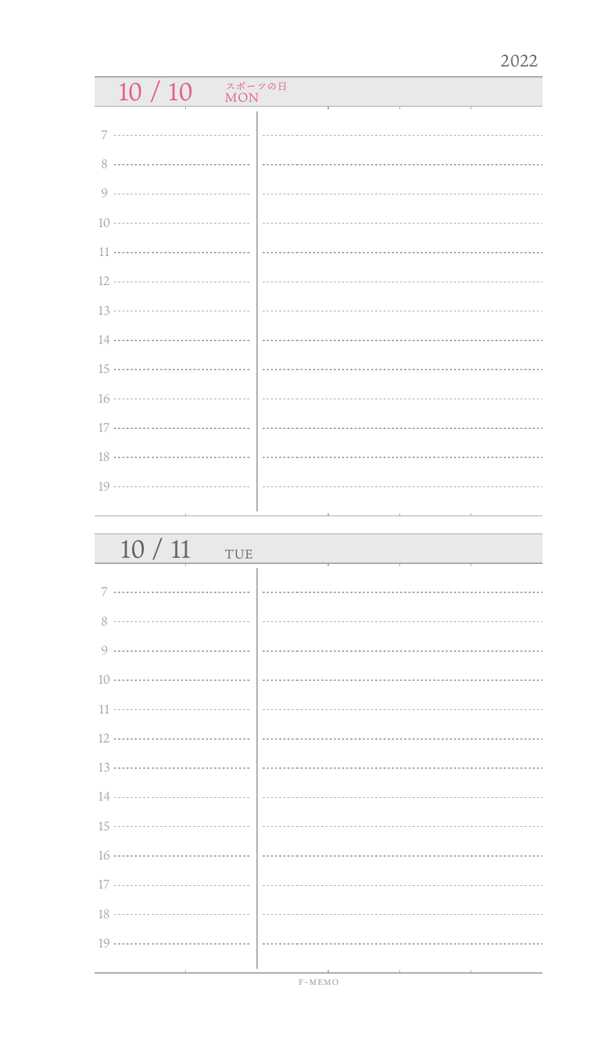2022

## 10 / 10 スポーツの日 MON

7

8

9

10

11

12

13

14

15

16

17

18

19

## 10 / 11 TUE

7

8

9

10

11

12

13

14

15

16

17

18

19

F-MEMO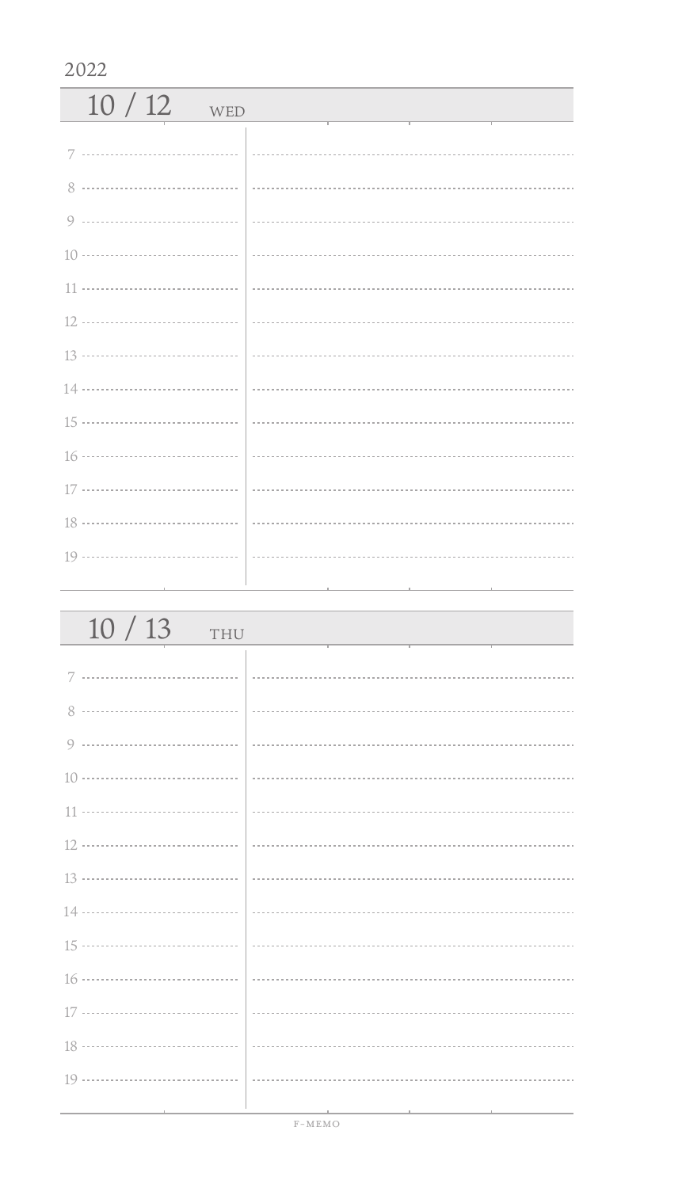2022

## 10 / 12 WED

7

8

9

10

11

12

13

14

15

16

17

18

19

## 10 / 13 THU

7

8

9

10

11

12

13

14

15

16

17

18

19

F-MEMO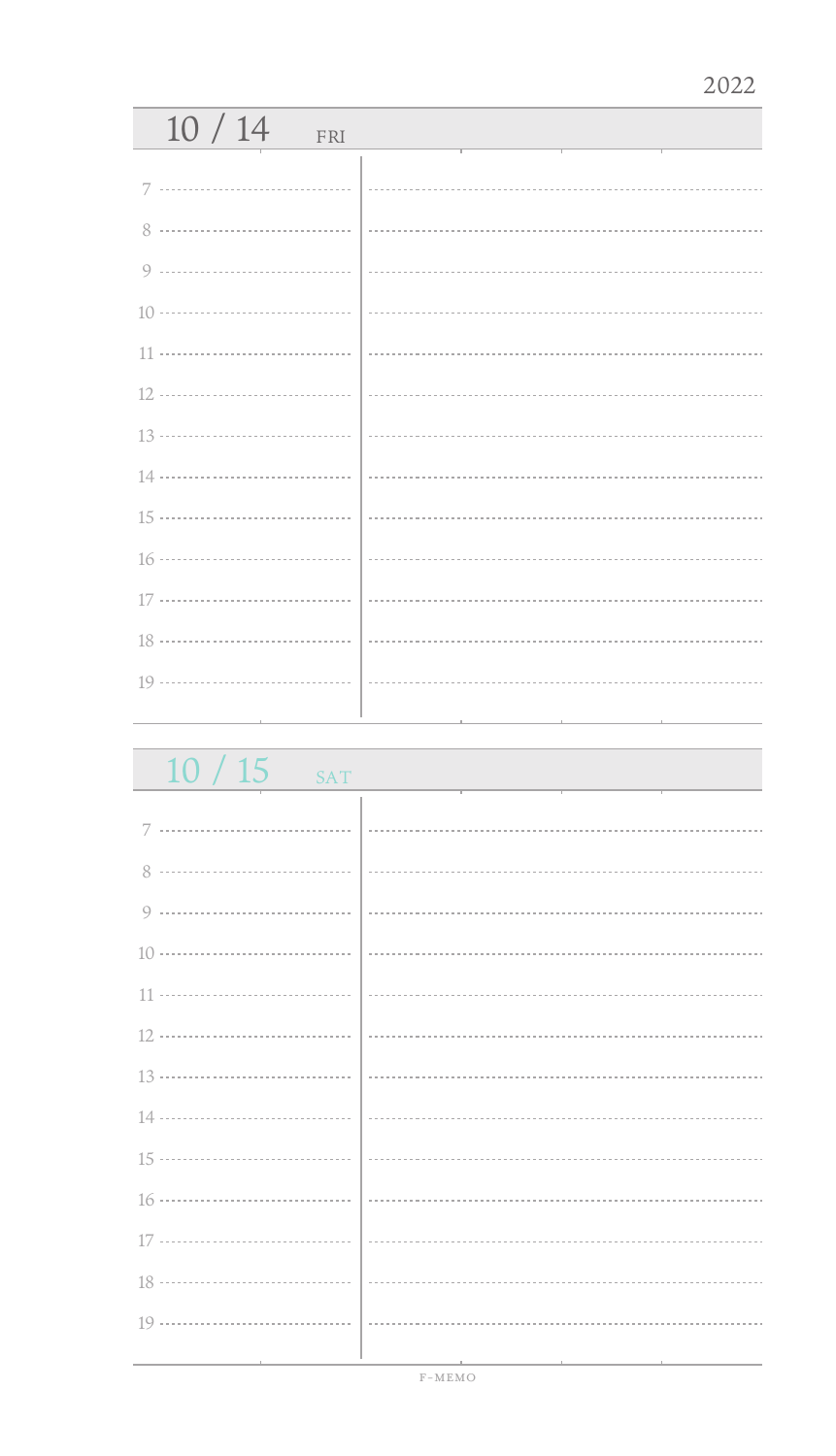2022

## 10 / 14 FRI

7

8

9

10

11

12

13

14

15

16

17

18

19

## 10 / 15 SAT

7

8

9

10

11

12

13

14

15

16

17

18

19

F-MEMO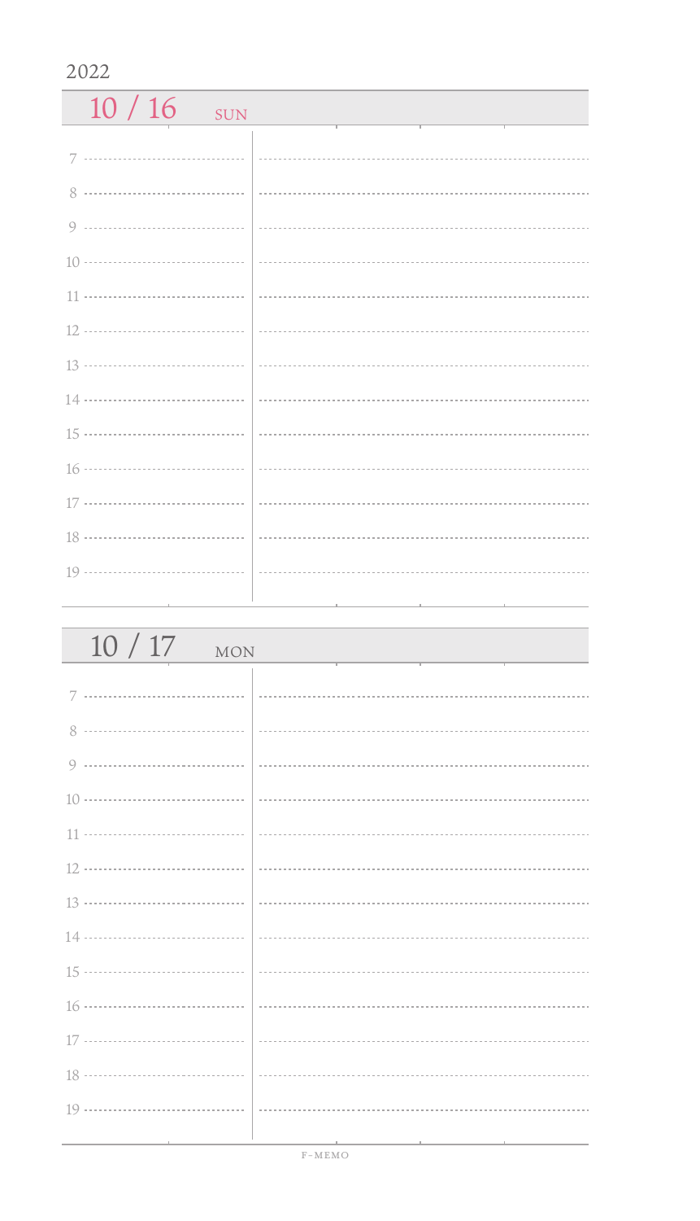2022

## 10 / 16 SUN

7

8

9

10

11

12

13

14

15

16

17

18

19

## 10 / 17 MON

7

8

9

10

11

12

13

14

15

16

17

18

19

F-MEMO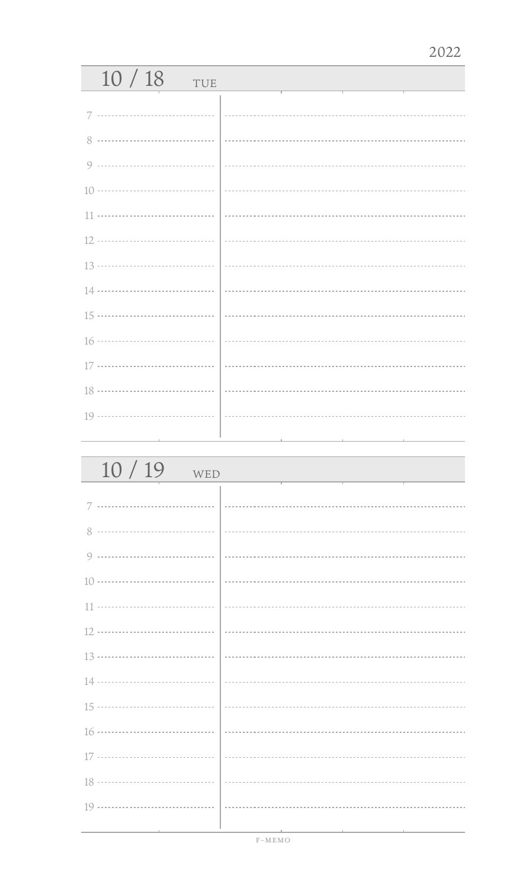2022

## 10 / 18 TUE

7

8

9

10

11

12

13

14

15

16

17

18

19

## 10 / 19 WED

7

8

9

10

11

12

13

14

15

16

17

18

19

F-MEMO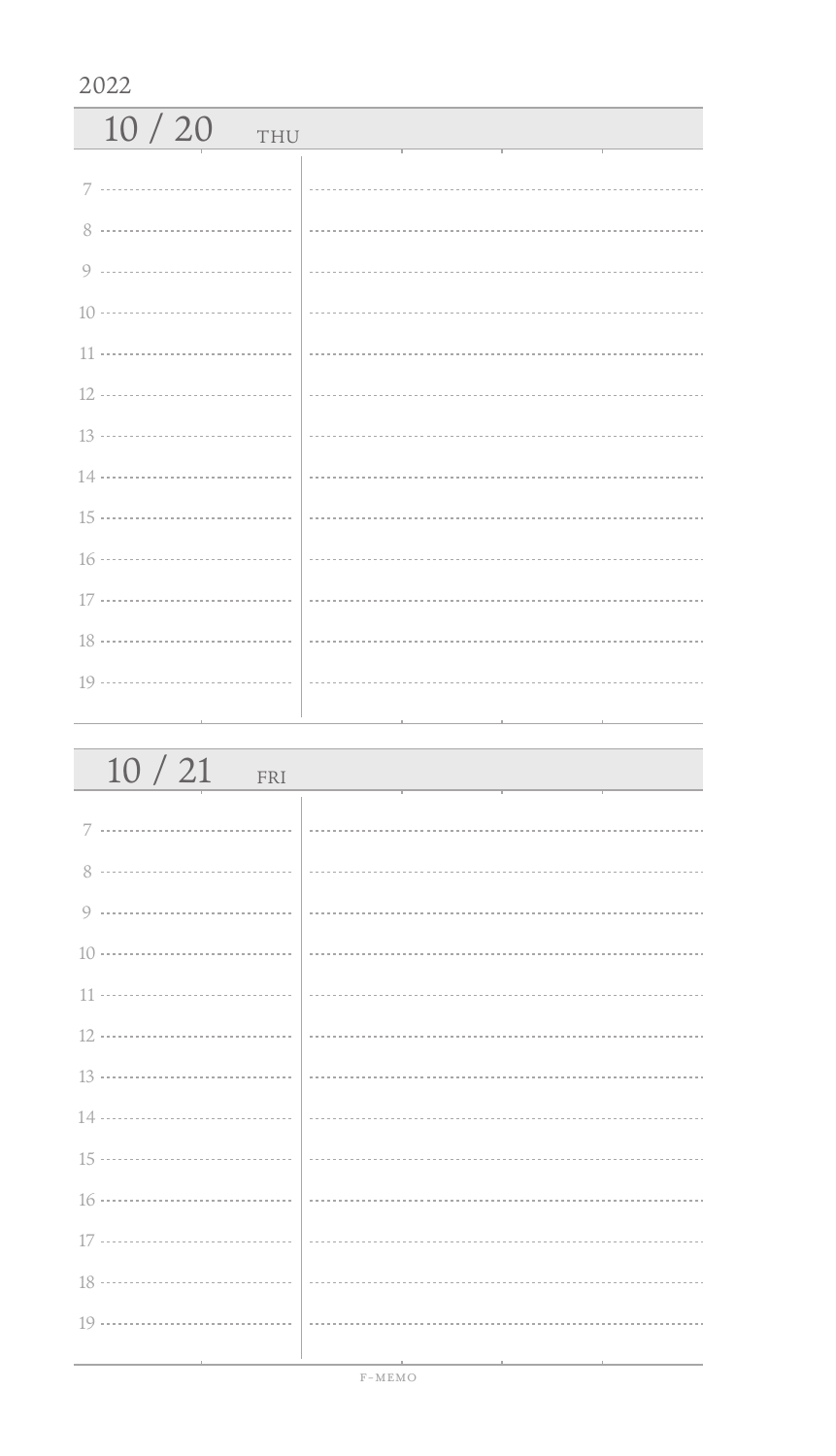2022

## 10 / 20 THU

7

8

9

10

11

12

13

14

15

16

17

18

19

## 10 / 21 FRI

7

8

9

10

11

12

13

14

15

16

17

18

19

F-MEMO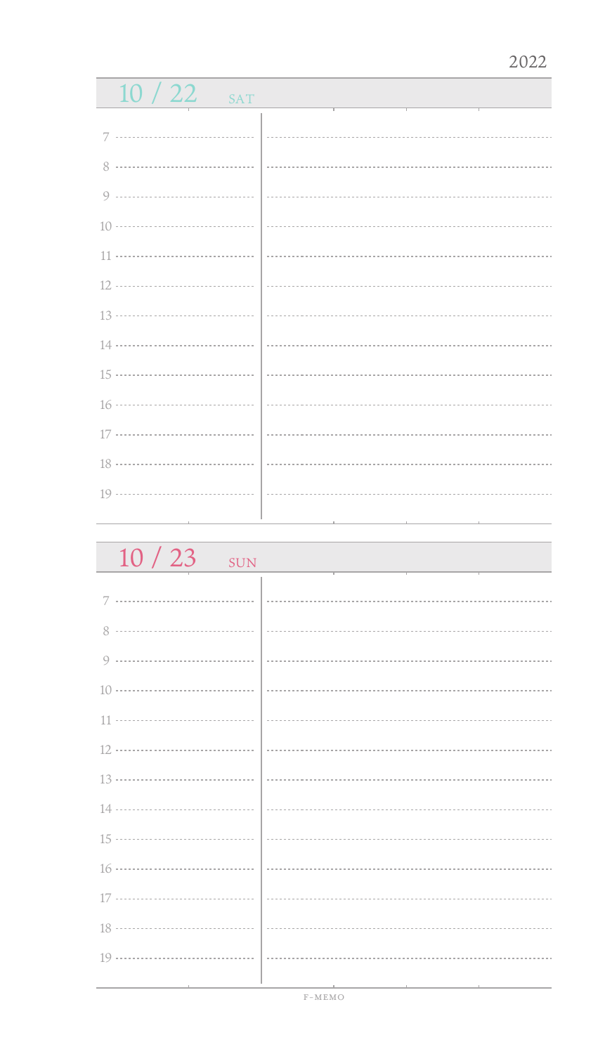2022

## 10 / 22 SAT

7

8

9

10

11

12

13

14

15

16

17

18

19

## 10 / 23 SUN

7

8

9

10

11

12

13

14

15

16

17

18

19

F-MEMO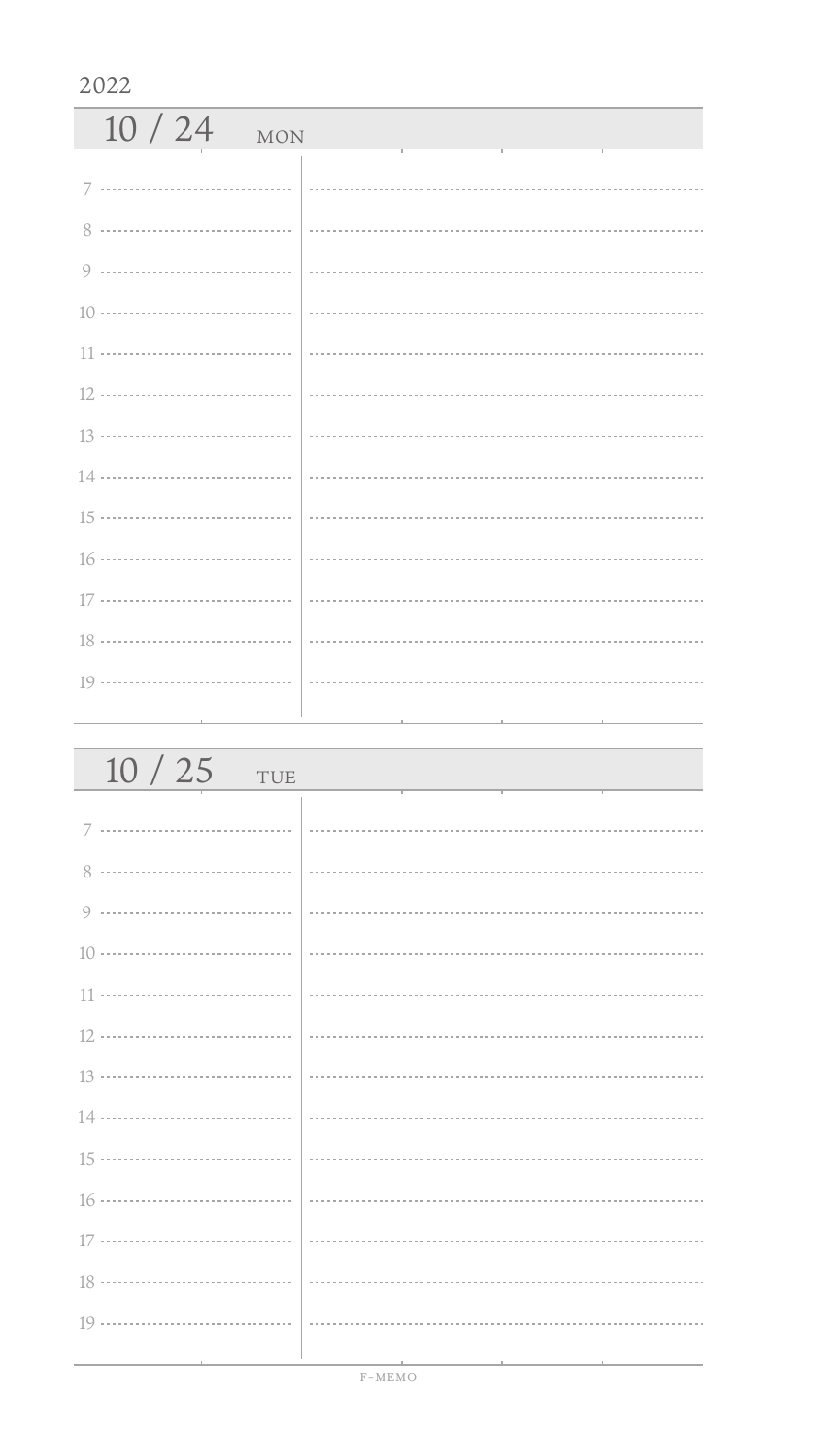2022

## 10 / 24 MON

7

8

9

10

11

12

13

14

15

16

17

18

19

## 10 / 25 TUE

7

8

9

10

11

12

13

14

15

16

17

18

19

F-MEMO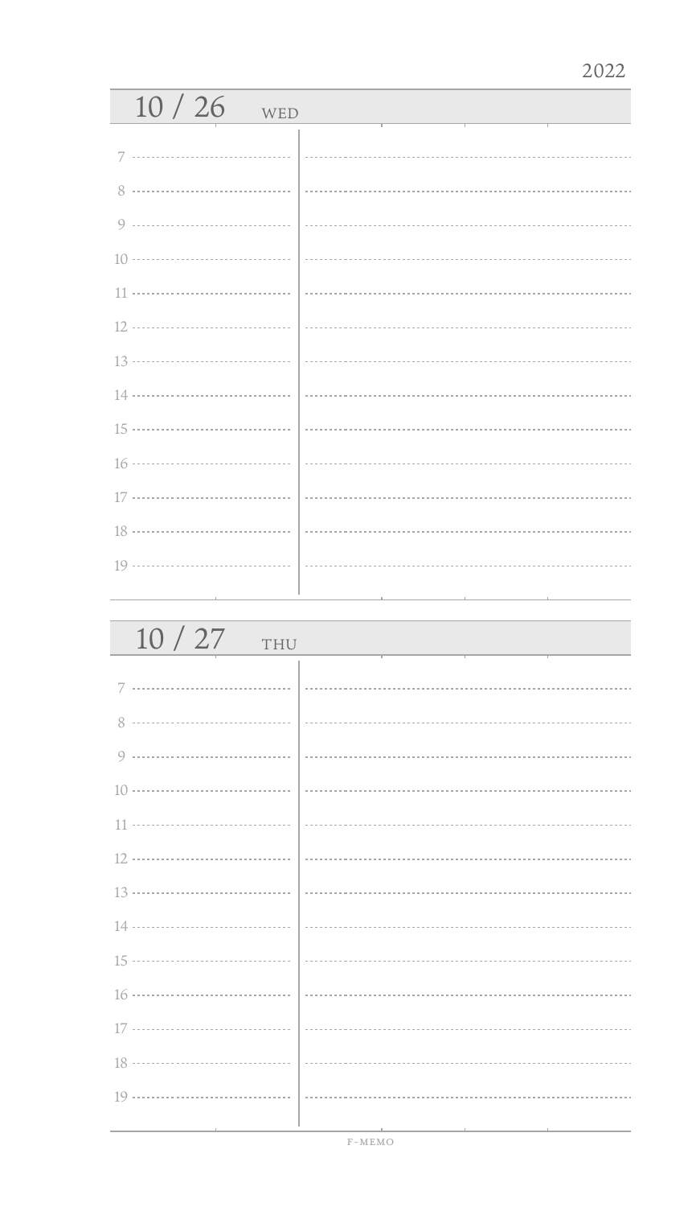2022

## 10 / 26 WED

7

8

9

10

11

12

13

14

15

16

17

18

19

## 10 / 27 THU

7

8

9

10

11

12

13

14

15

16

17

18

19

F-MEMO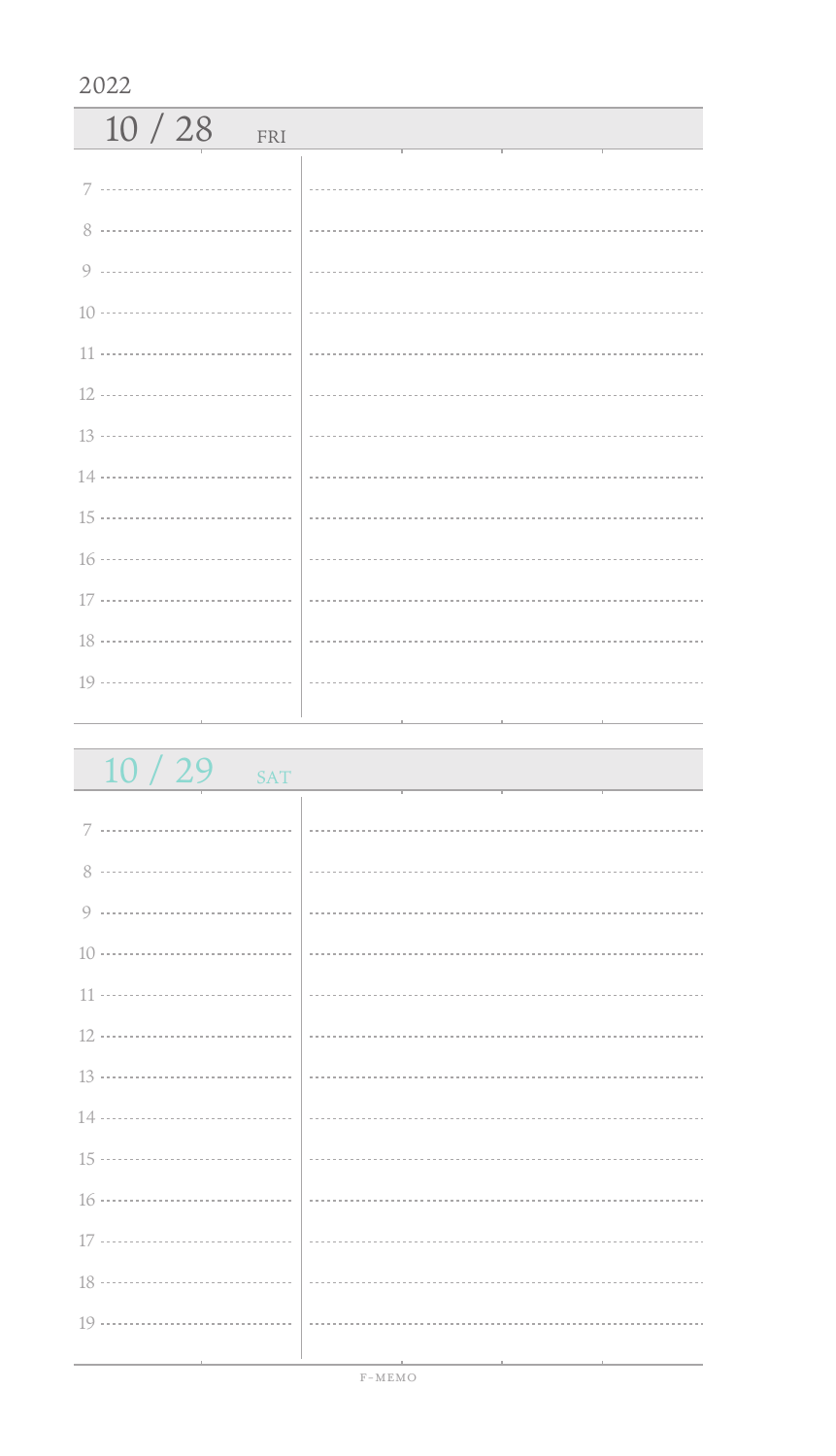2022

## 10 / 28 FRI

7

8

9

10

11

12

13

14

15

16

17

18

19

## 10 / 29 SAT

7

8

9

10

11

12

13

14

15

16

17

18

19

F-MEMO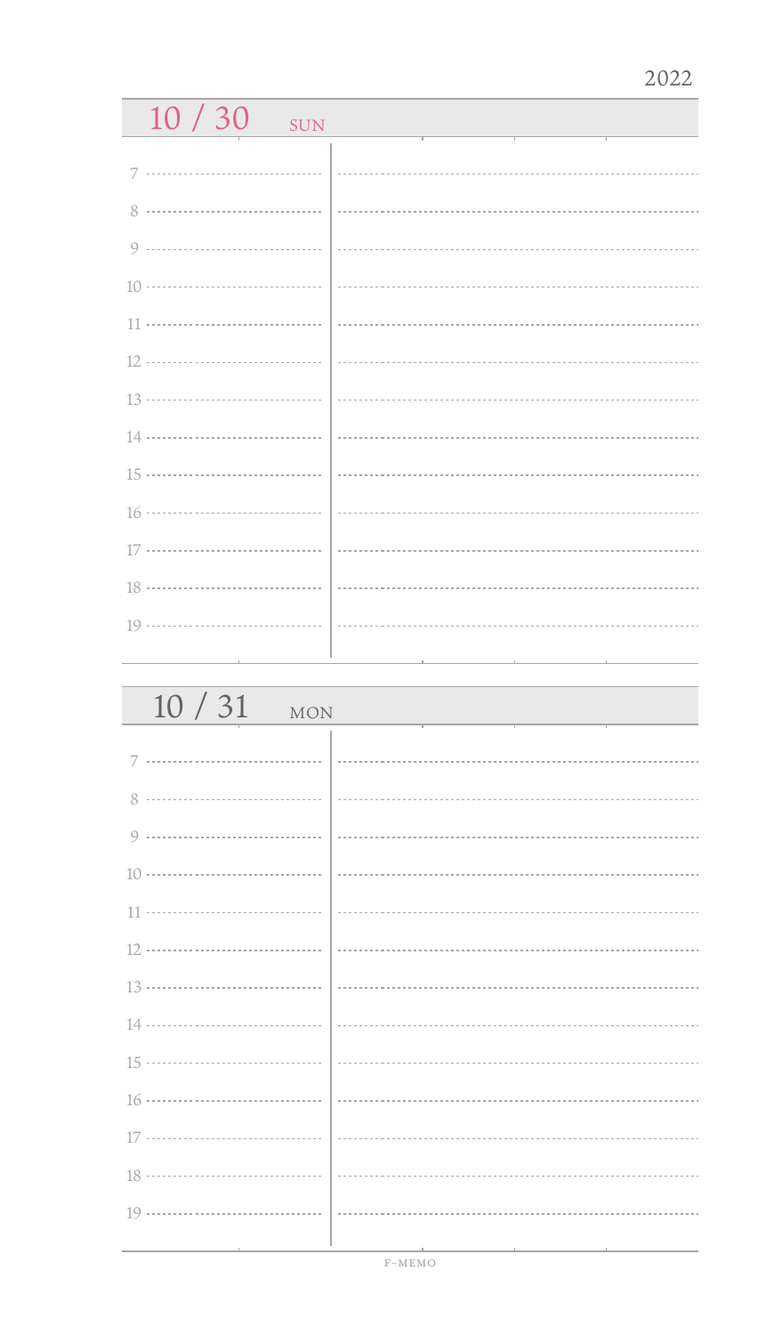2022

## 10 / 30 SUN

7

8

9

10

11

12

13

14

15

16

17

18

19

## 10 / 31 MON

7

8

9

10

11

12

13

14

15

16

17

18

19

F-MEMO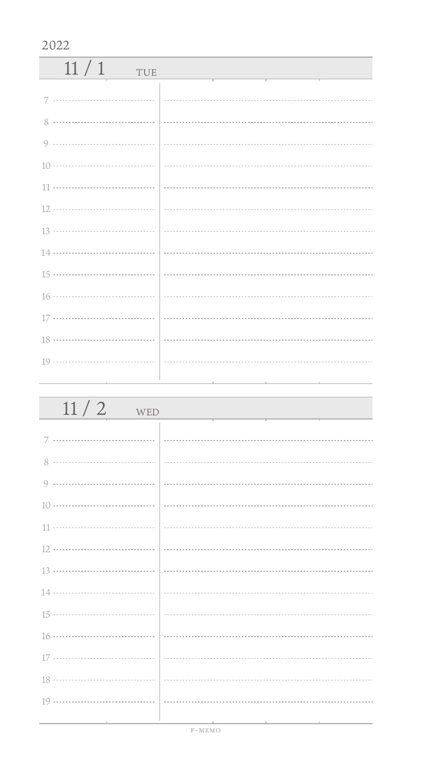2022

## 11 / 1 TUE

7

8

9

10

11

12

13

14

15

16

17

18

19

## 11 / 2 WED

7

8

9

10

11

12

13

14

15

16

17

18

19

F-MEMO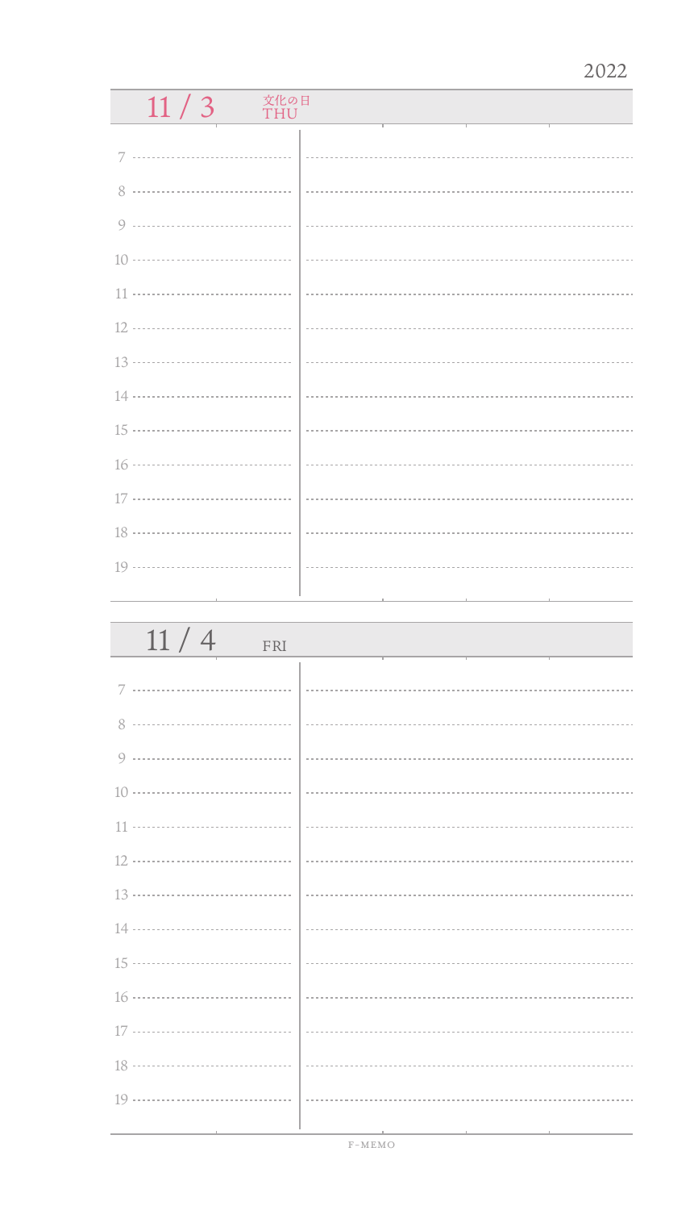2022

## 11 / 3 文化の日 THU

7

8

9

10

11

12

13

14

15

16

17

18

19

## 11 / 4 FRI

7

8

9

10

11

12

13

14

15

16

17

18

19

F-MEMO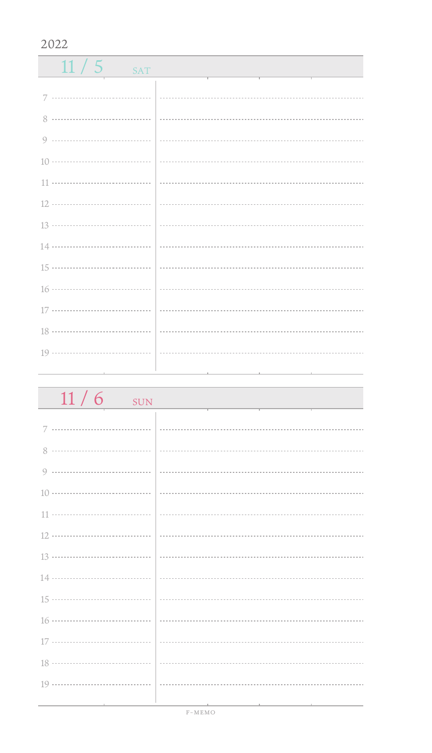2022

## 11 / 5 SAT

7

8

9

10

11

12

13

14

15

16

17

18

19

## 11 / 6 SUN

7

8

9

10

11

12

13

14

15

16

17

18

19

F-MEMO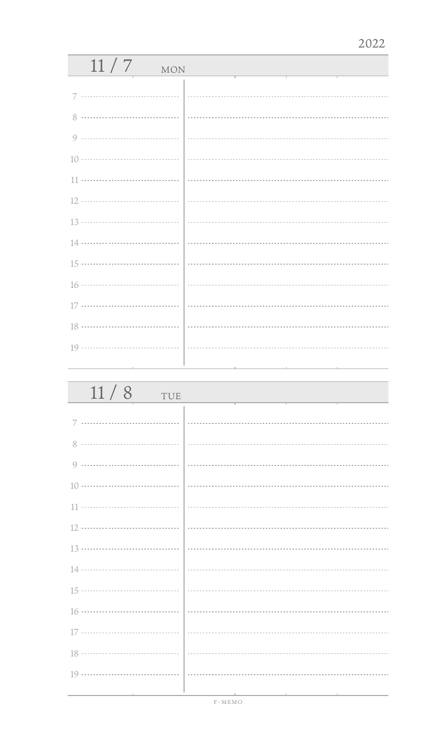2022

## 11 / 7 MON

7

8

9

10

11

12

13

14

15

16

17

18

19

## 11 / 8 TUE

7

8

9

10

11

12

13

14

15

16

17

18

19

F-MEMO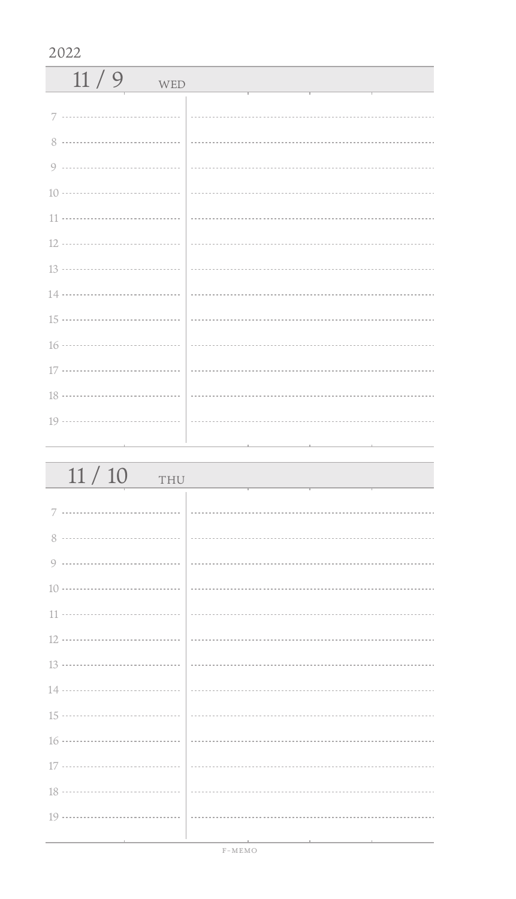2022

## 11 / 9 WED

7

8

9

10

11

12

13

14

15

16

17

18

19

## 11 / 10 THU

7

8

9

10

11

12

13

14

15

16

17

18

19

F-MEMO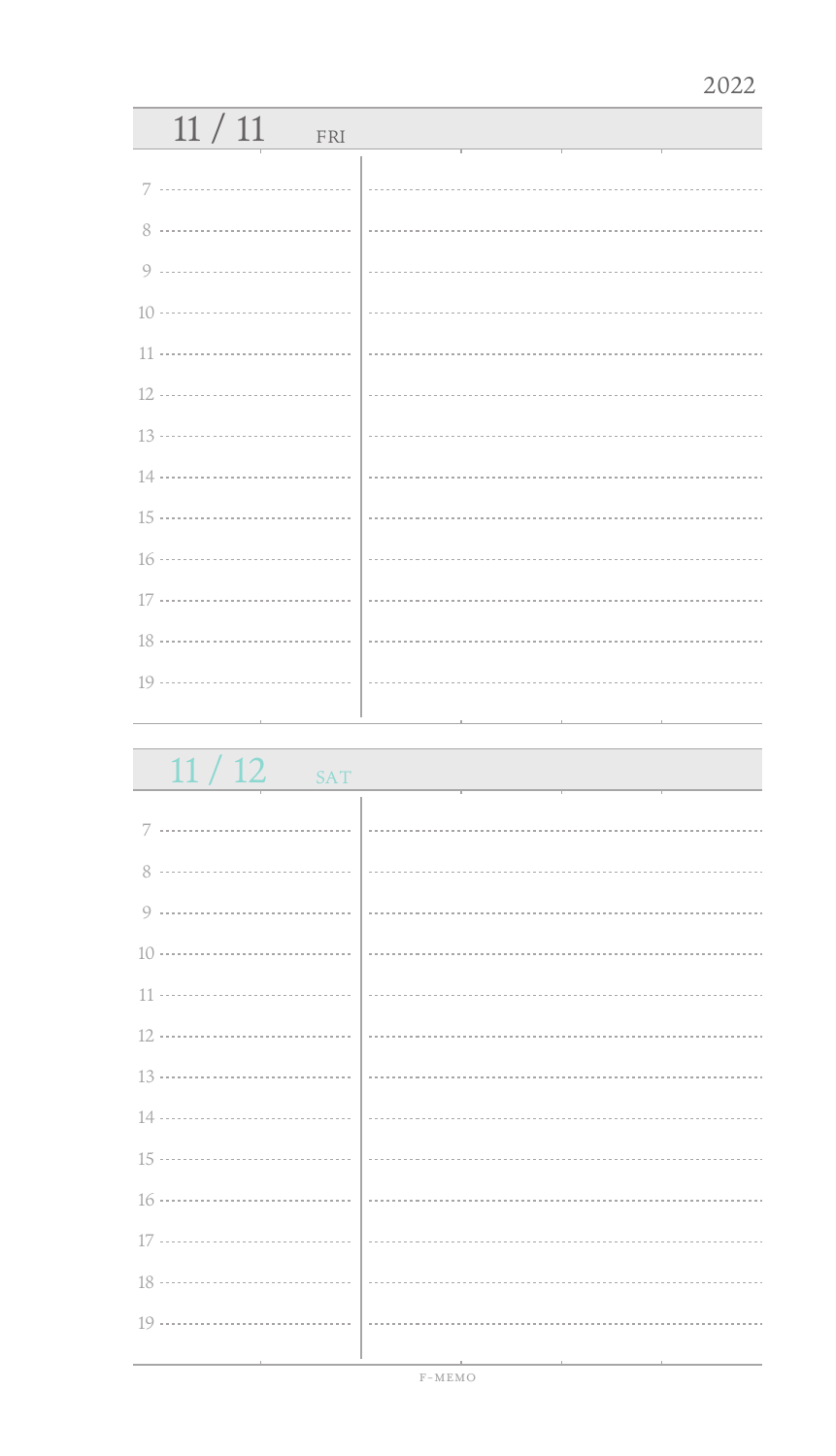2022

## 11 / 11 FRI

7

8

9

10

11

12

13

14

15

16

17

18

19

## 11 / 12 SAT

7

8

9

10

11

12

13

14

15

16

17

18

19

F-MEMO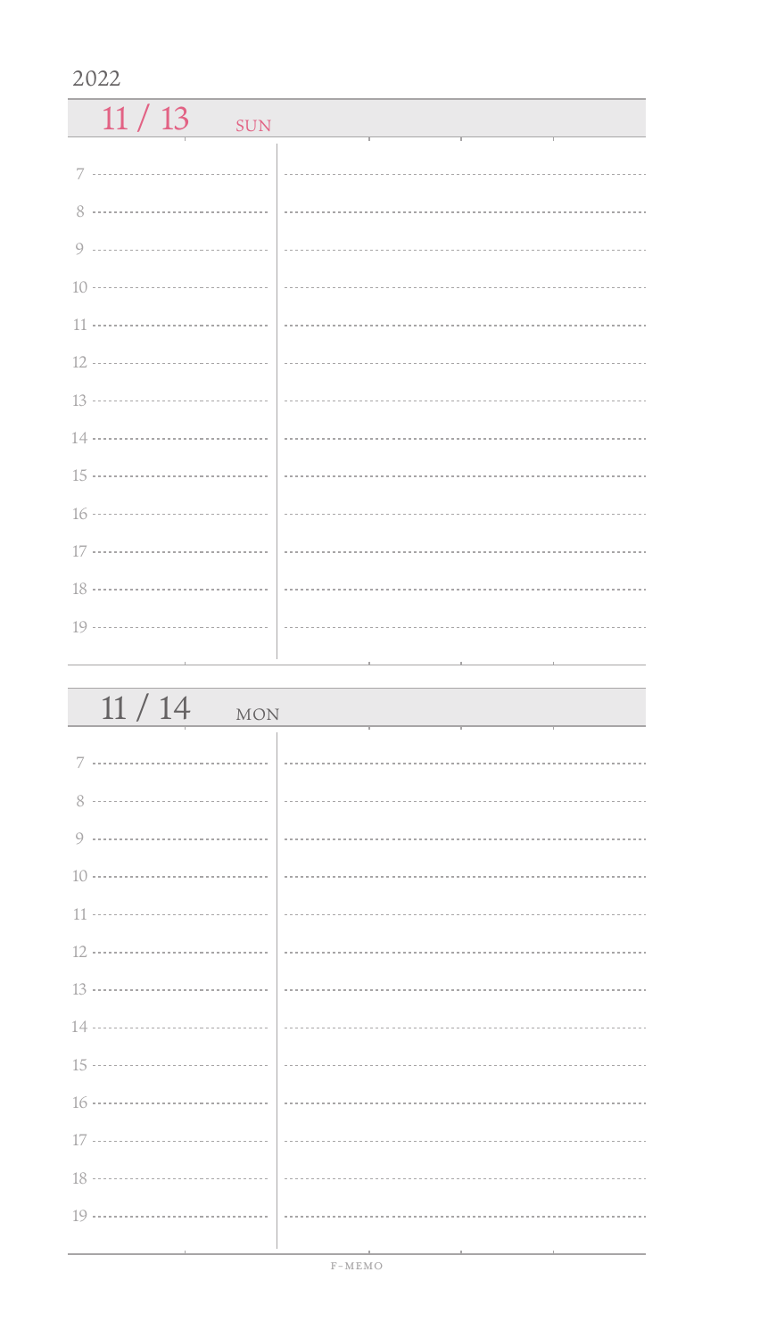2022

## 11 / 13 SUN

| | |
|---|---|
| 7 | |
| 8 | |
| 9 | |
| 10 | |
| 11 | |
| 12 | |
| 13 | |
| 14 | |
| 15 | |
| 16 | |
| 17 | |
| 18 | |
| 19 | |

## 11 / 14 MON

| | |
|---|---|
| 7 | |
| 8 | |
| 9 | |
| 10 | |
| 11 | |
| 12 | |
| 13 | |
| 14 | |
| 15 | |
| 16 | |
| 17 | |
| 18 | |
| 19 | |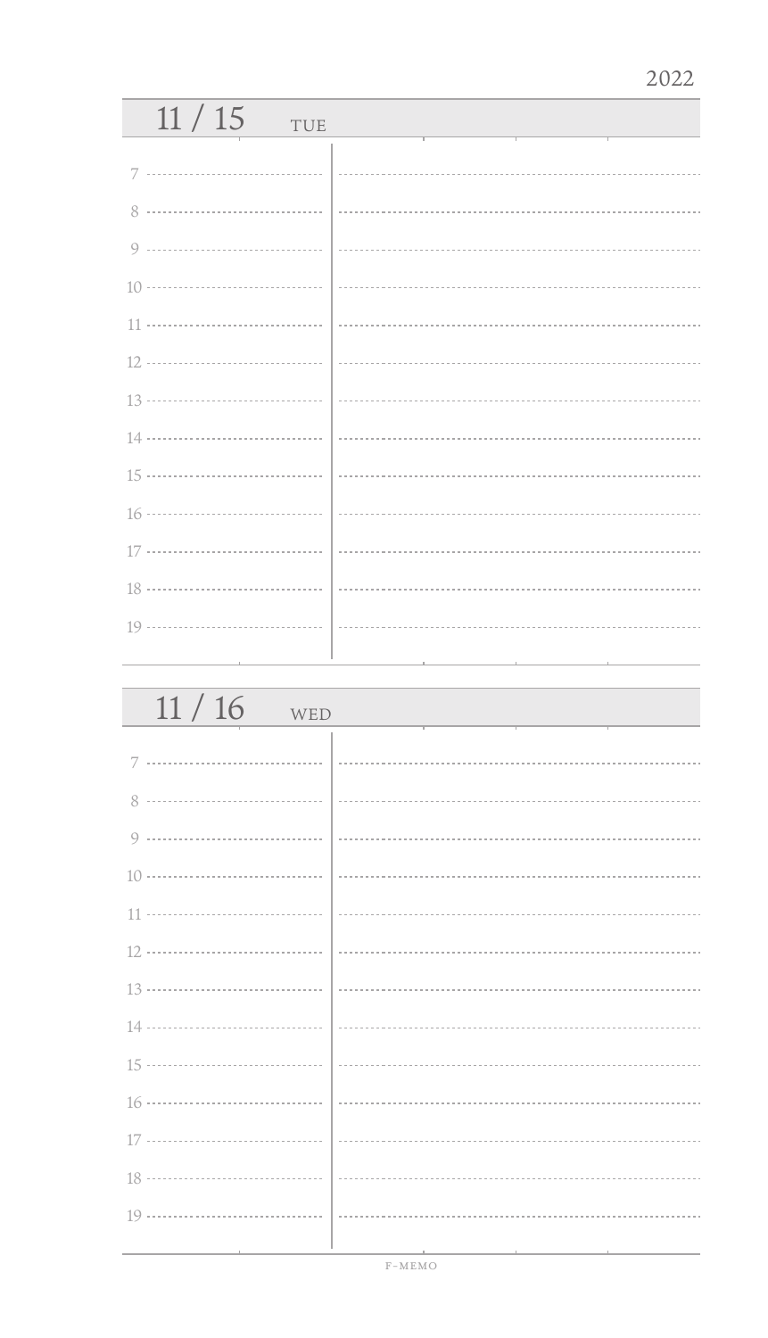2022

## 11 / 15 TUE

7

8

9

10

11

12

13

14

15

16

17

18

19

## 11 / 16 WED

7

8

9

10

11

12

13

14

15

16

17

18

19

F-MEMO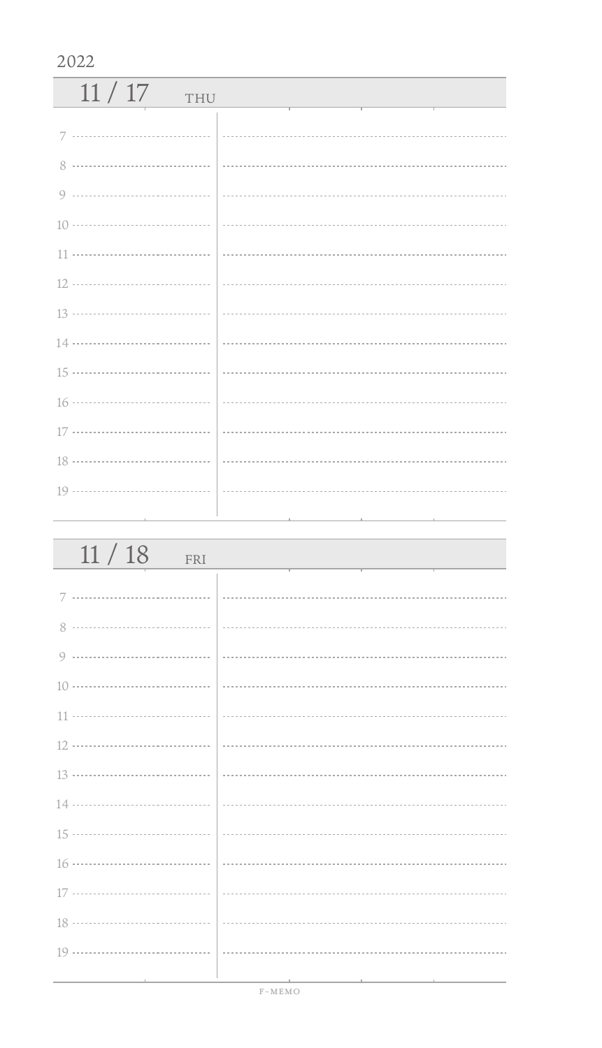2022

## 11 / 17 THU

7

8

9

10

11

12

13

14

15

16

17

18

19

## 11 / 18 FRI

7

8

9

10

11

12

13

14

15

16

17

18

19

F-MEMO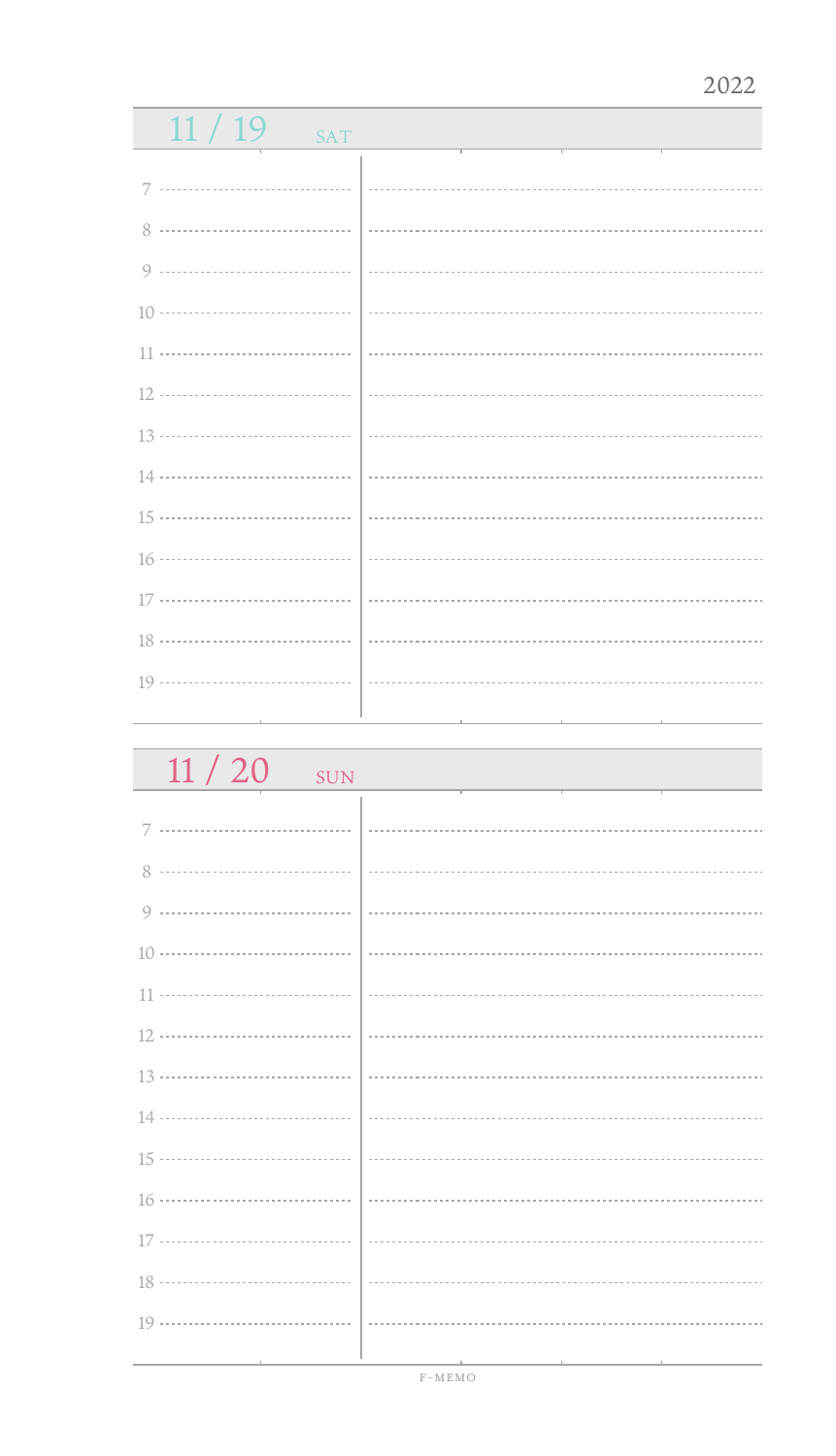2022

## 11 / 19 SAT

7

8

9

10

11

12

13

14

15

16

17

18

19

## 11 / 20 SUN

7

8

9

10

11

12

13

14

15

16

17

18

19

F-MEMO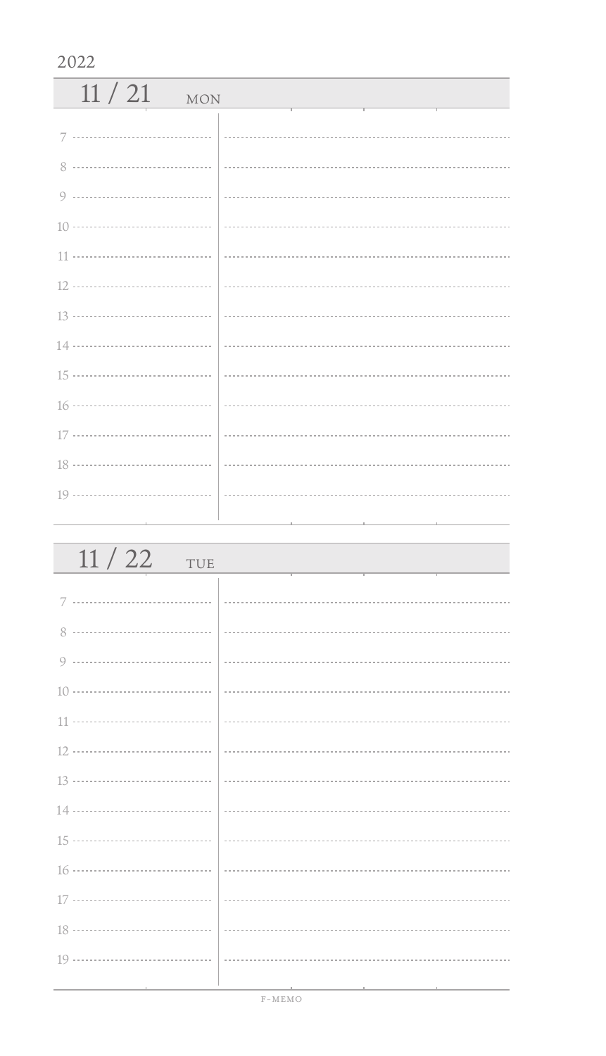2022

## 11 / 21 MON

7

8

9

10

11

12

13

14

15

16

17

18

19

## 11 / 22 TUE

7

8

9

10

11

12

13

14

15

16

17

18

19

F-MEMO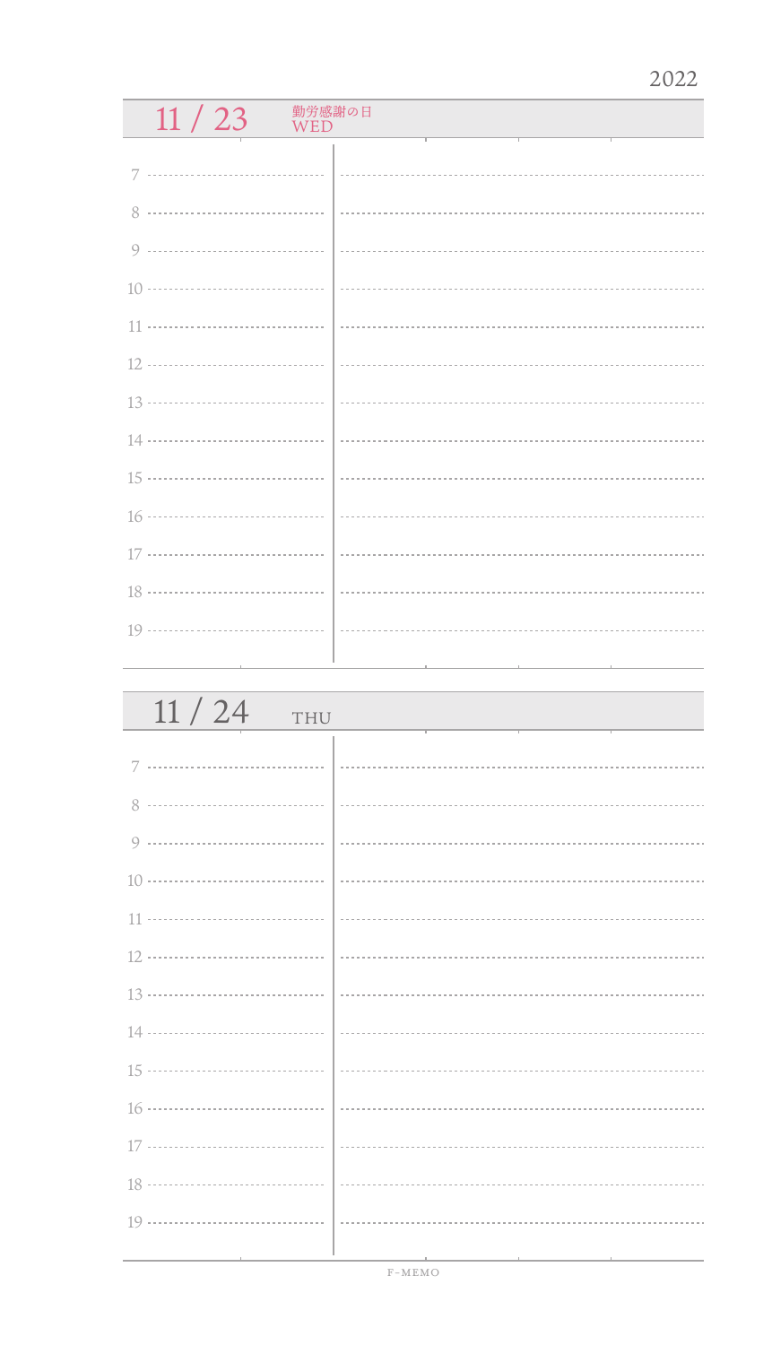2022

## 11 / 23 勤労感謝の日 WED

7

8

9

10

11

12

13

14

15

16

17

18

19

## 11 / 24 THU

7

8

9

10

11

12

13

14

15

16

17

18

19

F-MEMO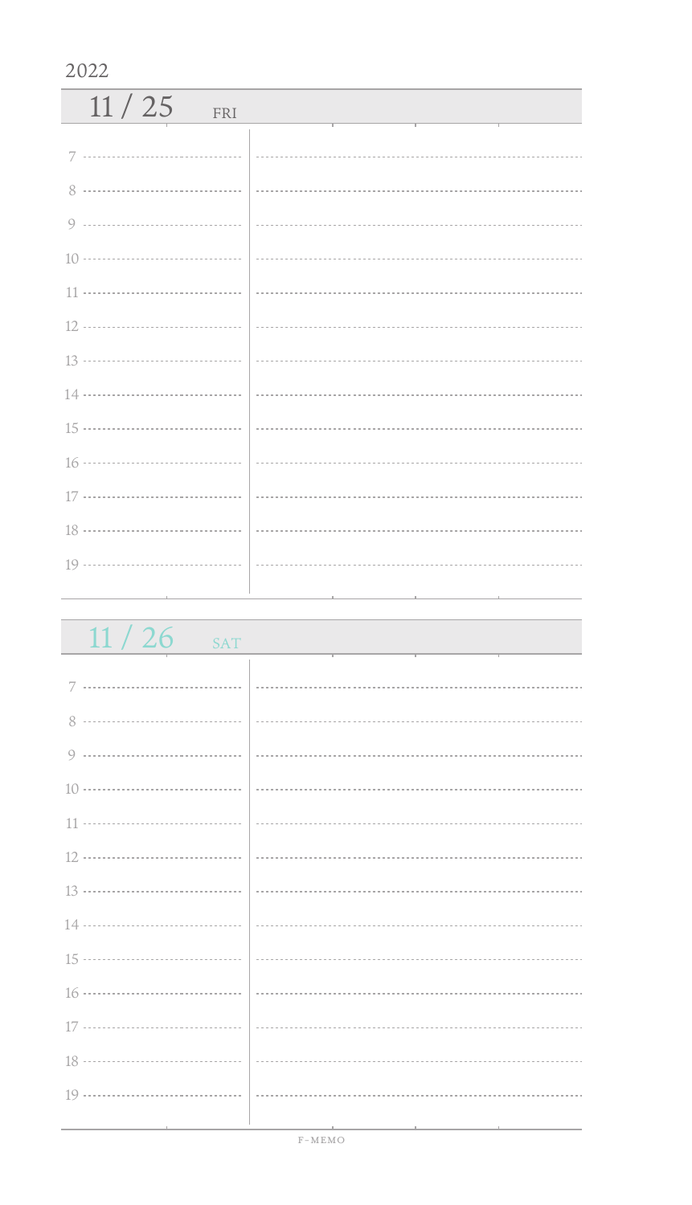2022

## 11 / 25 FRI

7

8

9

10

11

12

13

14

15

16

17

18

19

## 11 / 26 SAT

7

8

9

10

11

12

13

14

15

16

17

18

19

F-MEMO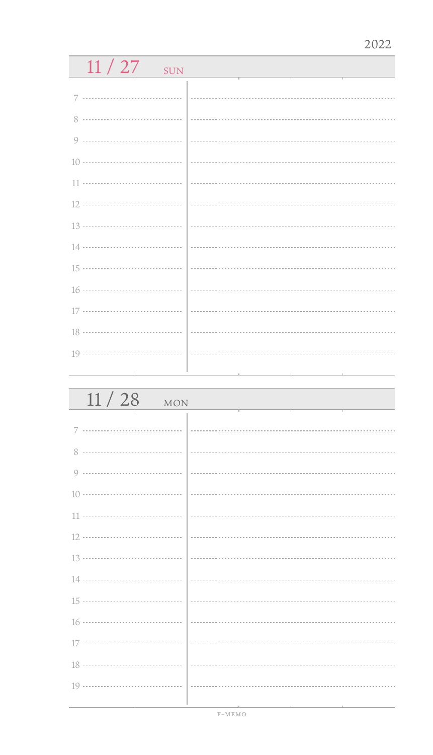2022

## 11 / 27 SUN

7

8

9

10

11

12

13

14

15

16

17

18

19

## 11 / 28 MON

7

8

9

10

11

12

13

14

15

16

17

18

19

F-MEMO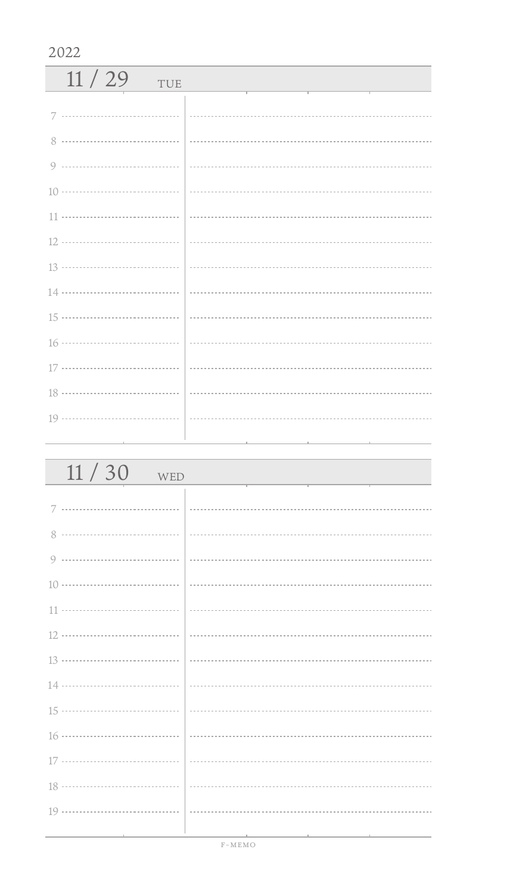2022

## 11 / 29 TUE

7

8

9

10

11

12

13

14

15

16

17

18

19

## 11 / 30 WED

7

8

9

10

11

12

13

14

15

16

17

18

19

F-MEMO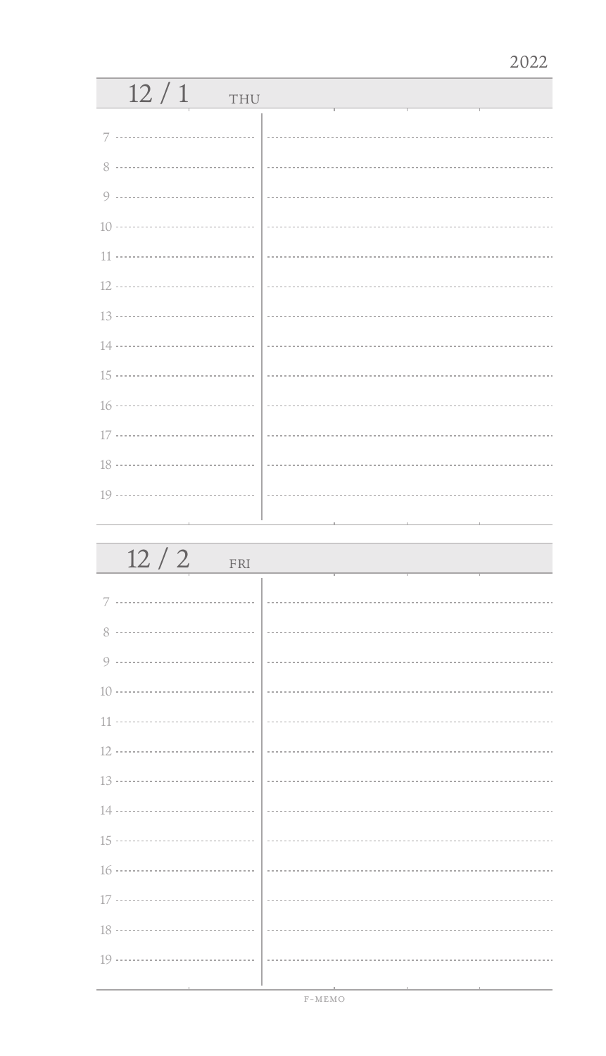2022

## 12 / 1 THU

7

8

9

10

11

12

13

14

15

16

17

18

19

## 12 / 2 FRI

7

8

9

10

11

12

13

14

15

16

17

18

19

F-MEMO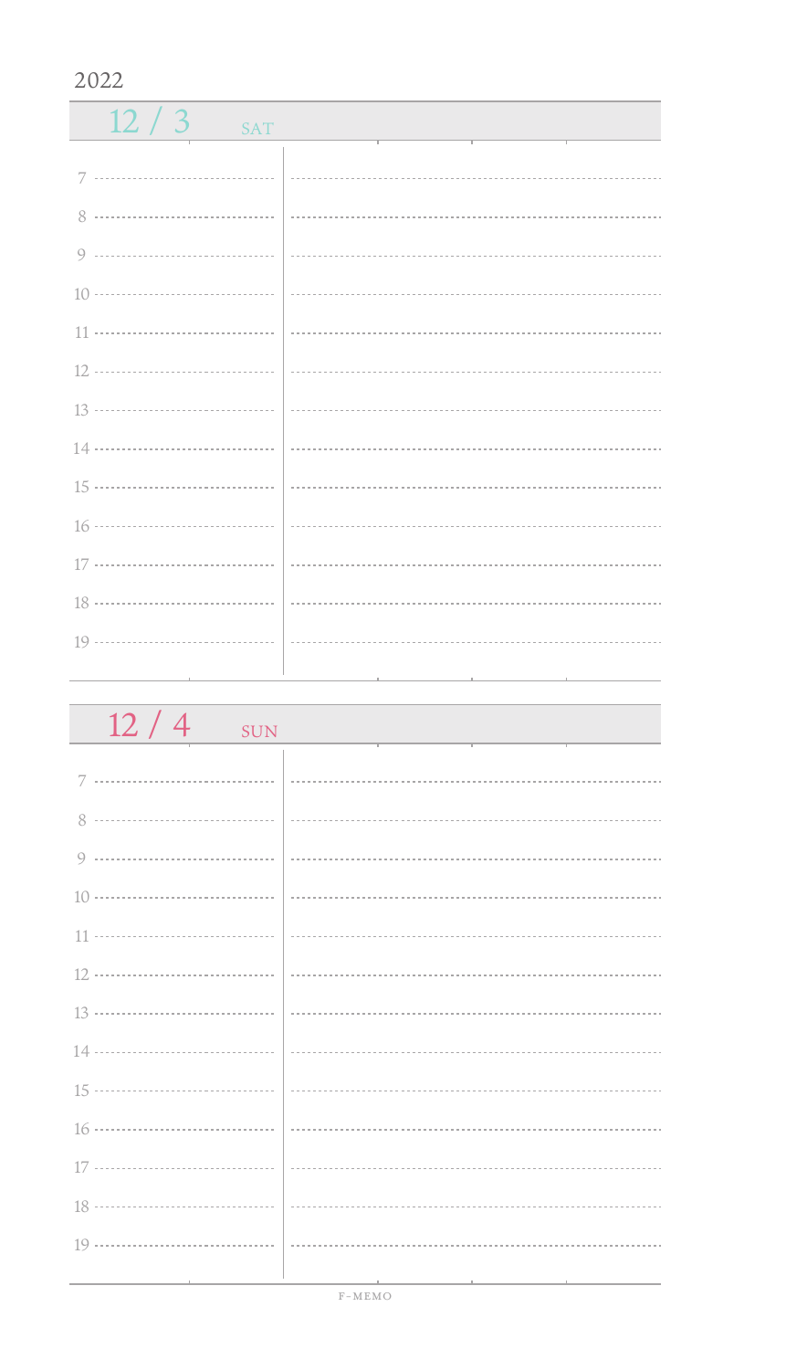2022

## 12 / 3 SAT

7

8

9

10

11

12

13

14

15

16

17

18

19

## 12 / 4 SUN

7

8

9

10

11

12

13

14

15

16

17

18

19

F-MEMO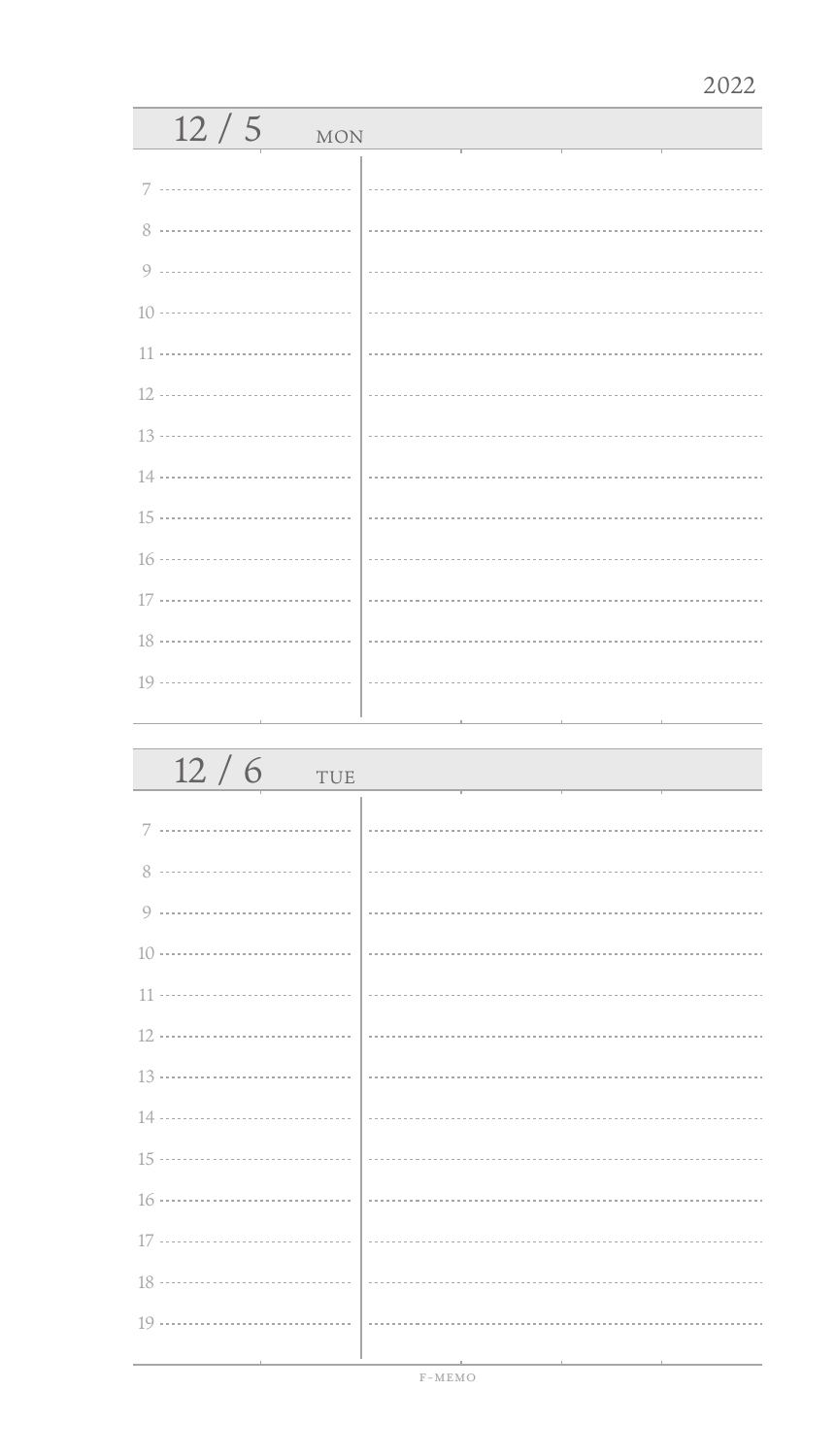2022

## 12 / 5 MON

7

8

9

10

11

12

13

14

15

16

17

18

19

## 12 / 6 TUE

7

8

9

10

11

12

13

14

15

16

17

18

19

F-MEMO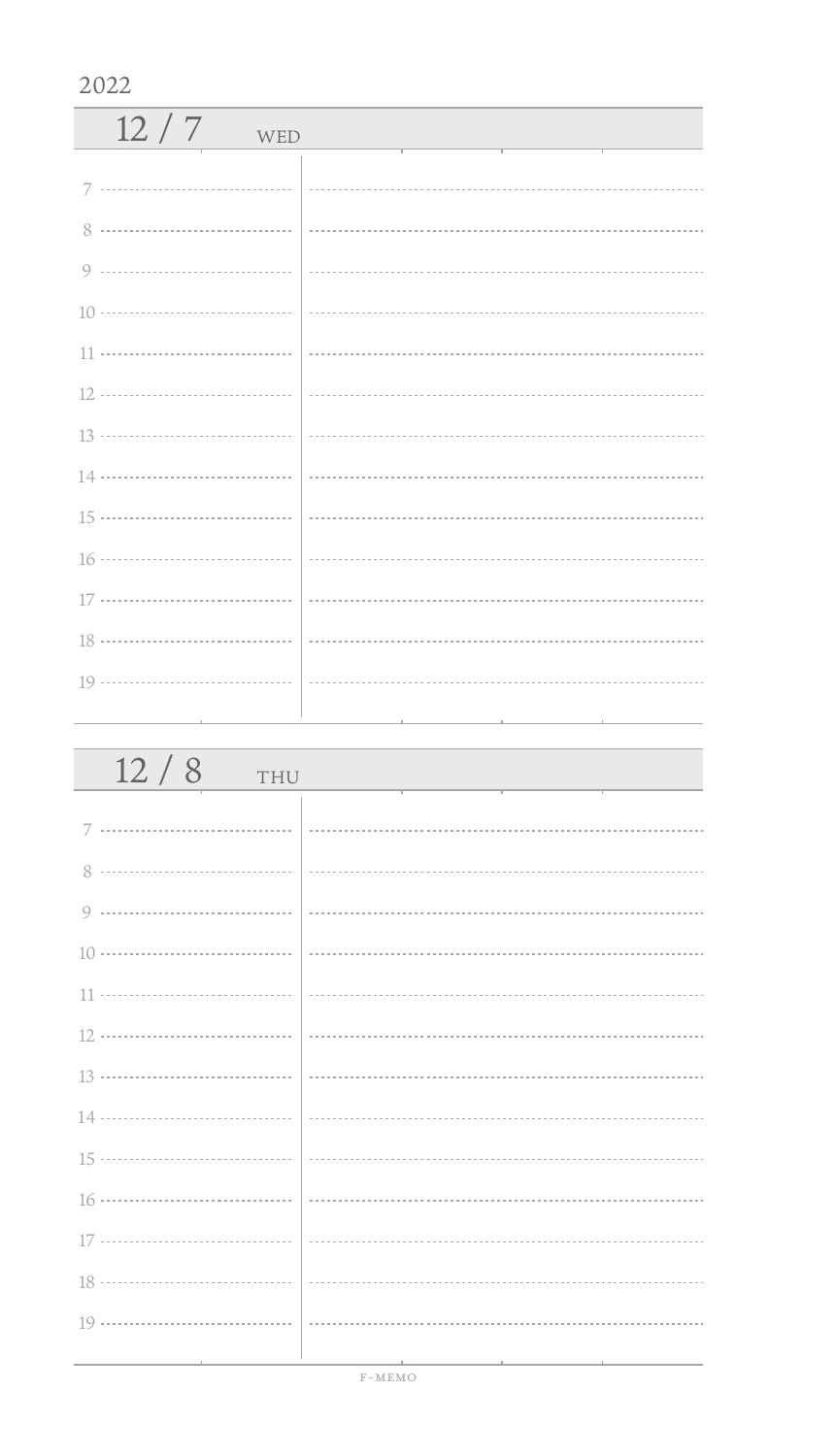2022

## 12 / 7 WED

7

8

9

10

11

12

13

14

15

16

17

18

19

## 12 / 8 THU

7

8

9

10

11

12

13

14

15

16

17

18

19

F-MEMO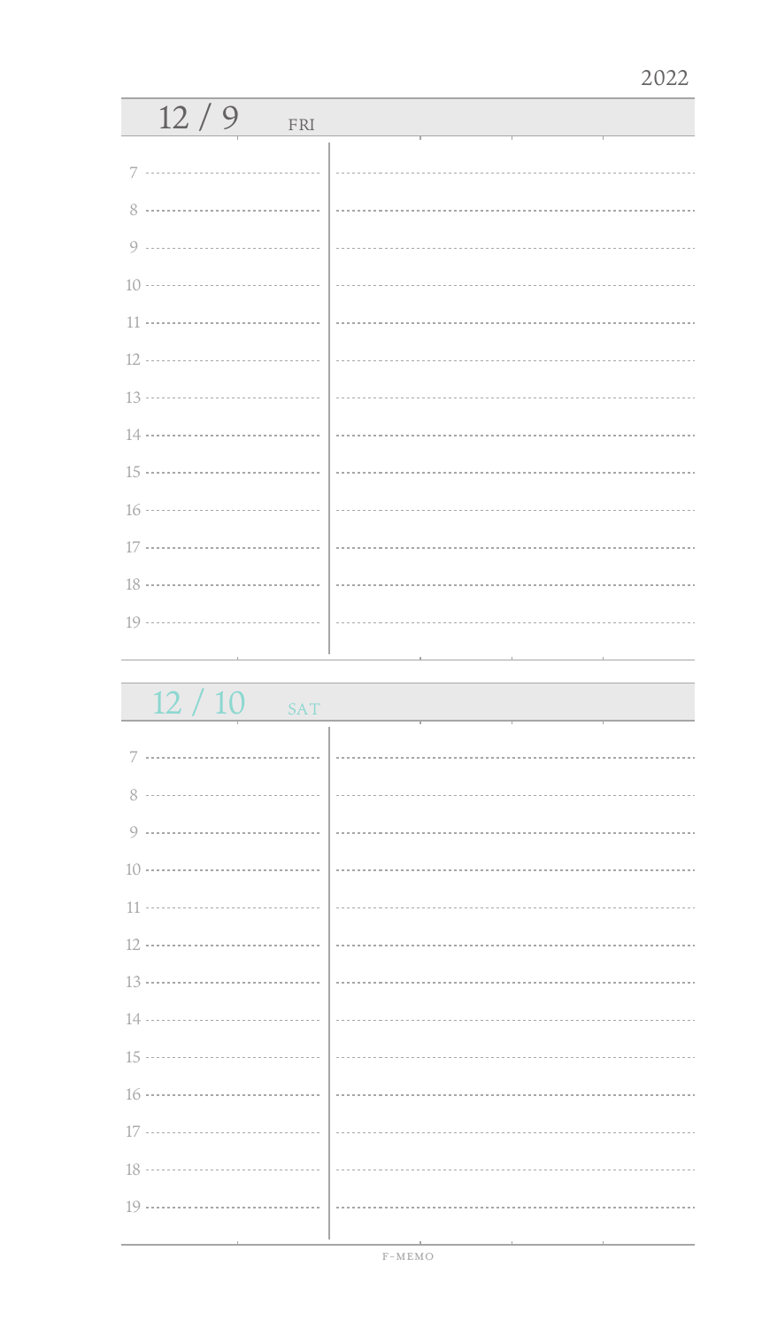2022

## 12 / 9 FRI

7

8

9

10

11

12

13

14

15

16

17

18

19

## 12 / 10 SAT

7

8

9

10

11

12

13

14

15

16

17

18

19

F-MEMO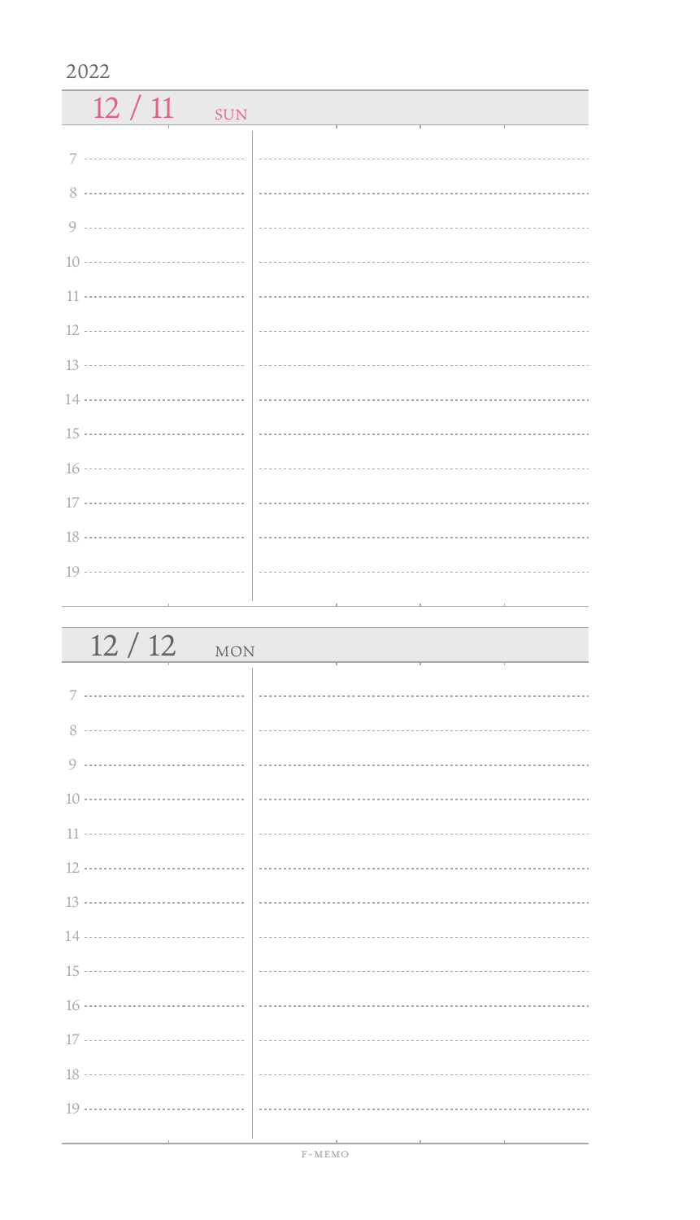2022

## 12 / 11 SUN

7

8

9

10

11

12

13

14

15

16

17

18

19

## 12 / 12 MON

7

8

9

10

11

12

13

14

15

16

17

18

19

F-MEMO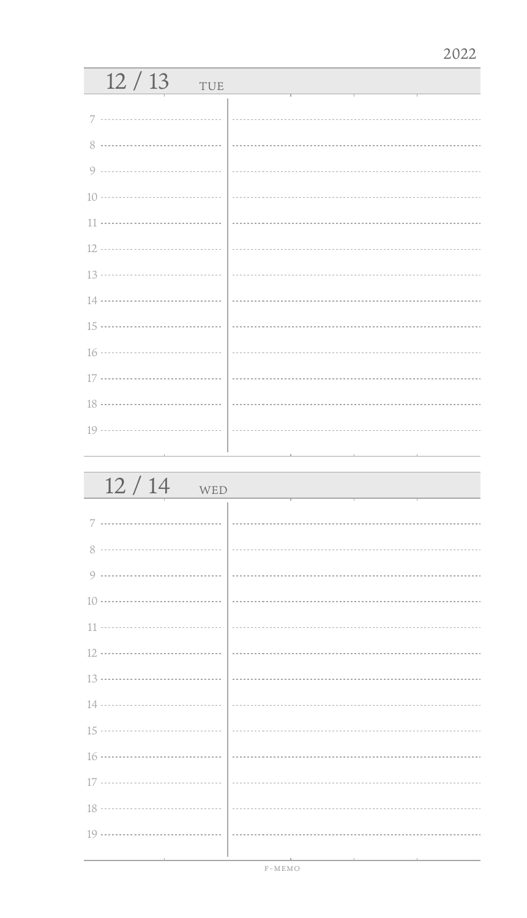2022

## 12 / 13 TUE

7

8

9

10

11

12

13

14

15

16

17

18

19

## 12 / 14 WED

7

8

9

10

11

12

13

14

15

16

17

18

19

F-MEMO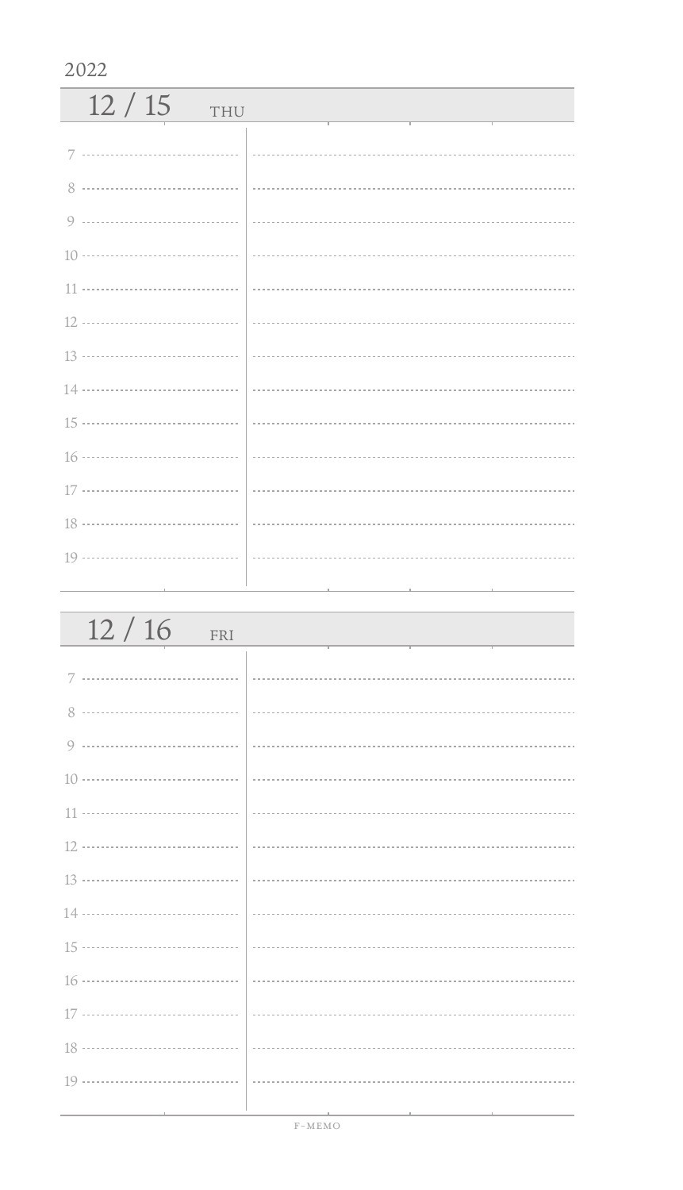2022

## 12 / 15 THU

7

8

9

10

11

12

13

14

15

16

17

18

19

## 12 / 16 FRI

7

8

9

10

11

12

13

14

15

16

17

18

19

F-MEMO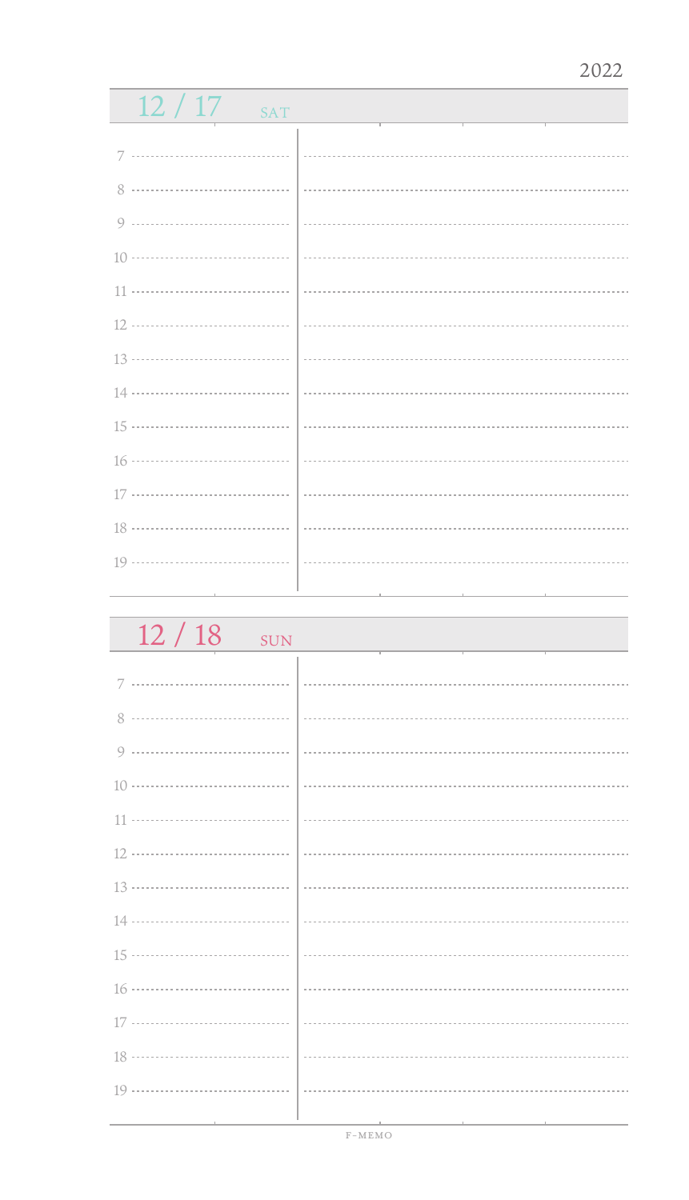2022

## 12 / 17 SAT

7

8

9

10

11

12

13

14

15

16

17

18

19

## 12 / 18 SUN

7

8

9

10

11

12

13

14

15

16

17

18

19

F-MEMO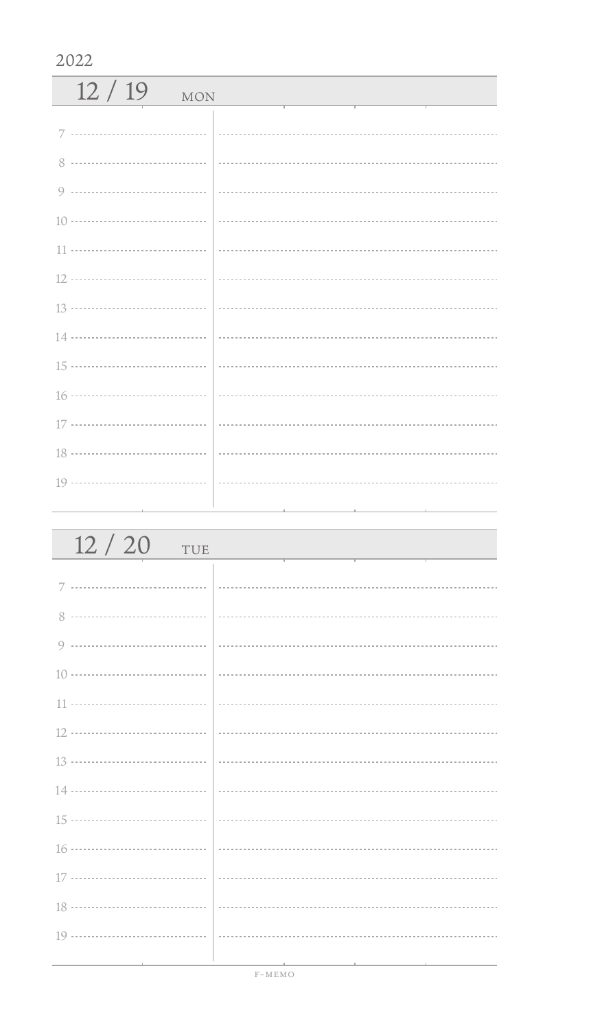2022

## 12 / 19 MON

7

8

9

10

11

12

13

14

15

16

17

18

19

## 12 / 20 TUE

7

8

9

10

11

12

13

14

15

16

17

18

19

F-MEMO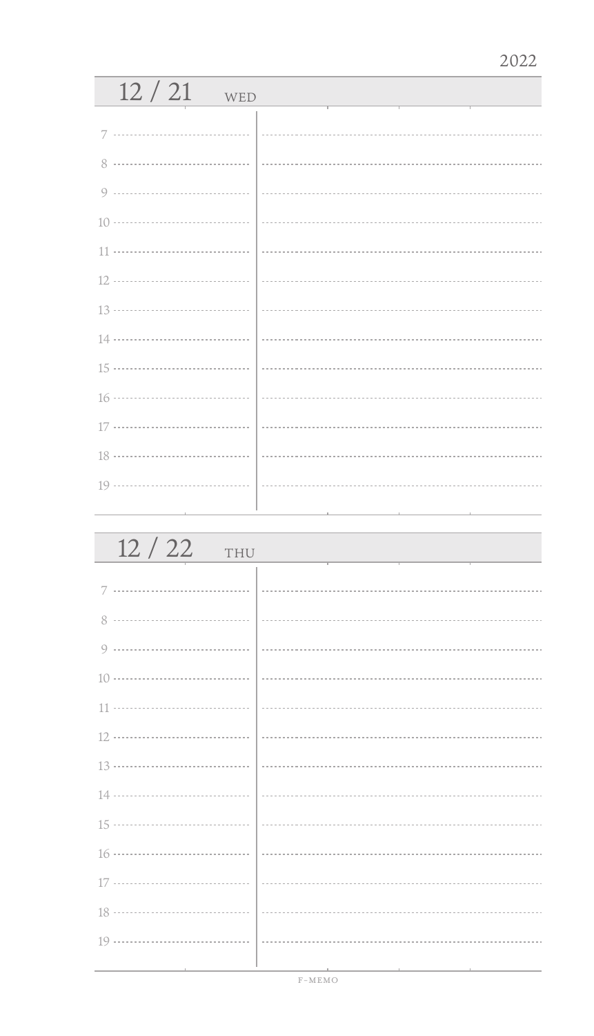2022

## 12 / 21 WED

7

8

9

10

11

12

13

14

15

16

17

18

19

## 12 / 22 THU

7

8

9

10

11

12

13

14

15

16

17

18

19

F-MEMO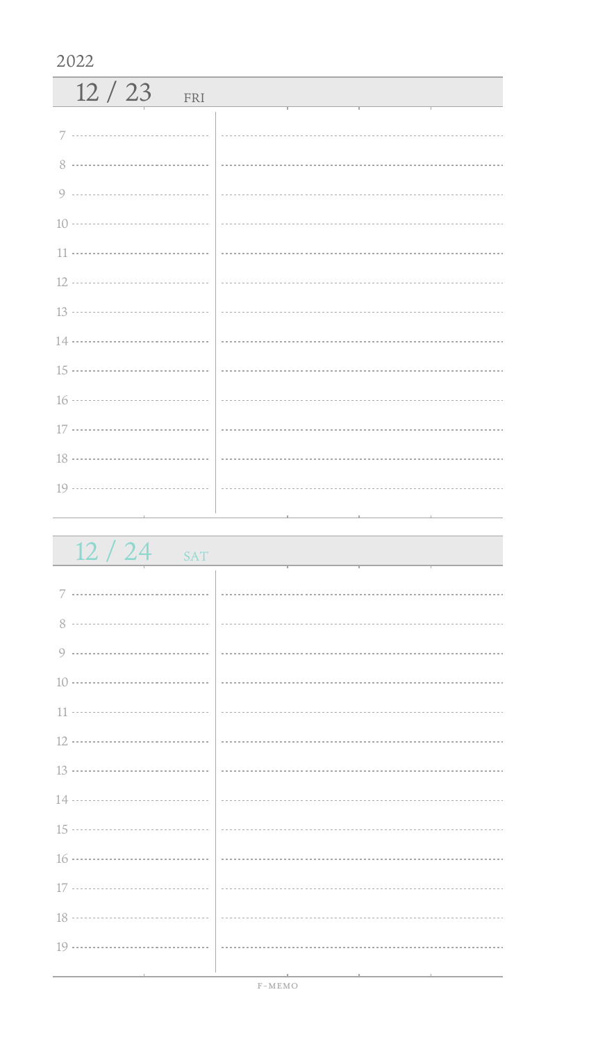2022

## 12 / 23 FRI

7

8

9

10

11

12

13

14

15

16

17

18

19

## 12 / 24 SAT

7

8

9

10

11

12

13

14

15

16

17

18

19

F-MEMO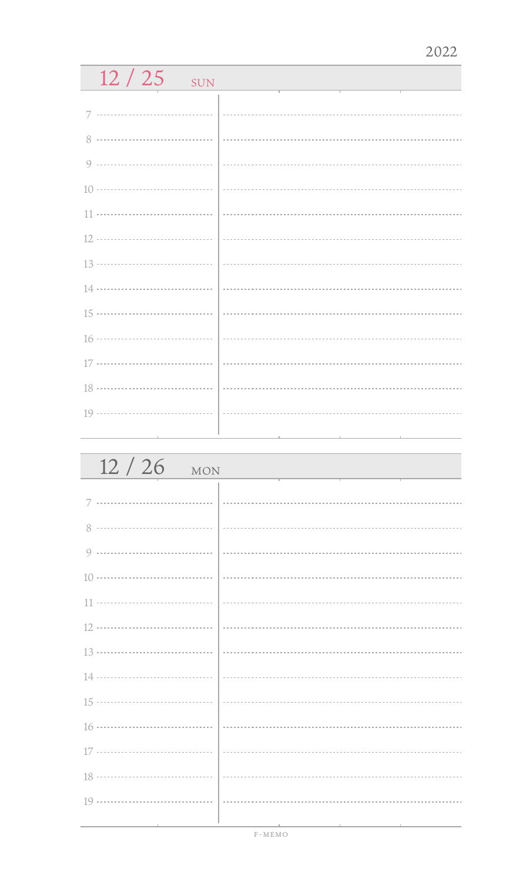2022

## 12 / 25 SUN

7

8

9

10

11

12

13

14

15

16

17

18

19

## 12 / 26 MON

7

8

9

10

11

12

13

14

15

16

17

18

19

F-MEMO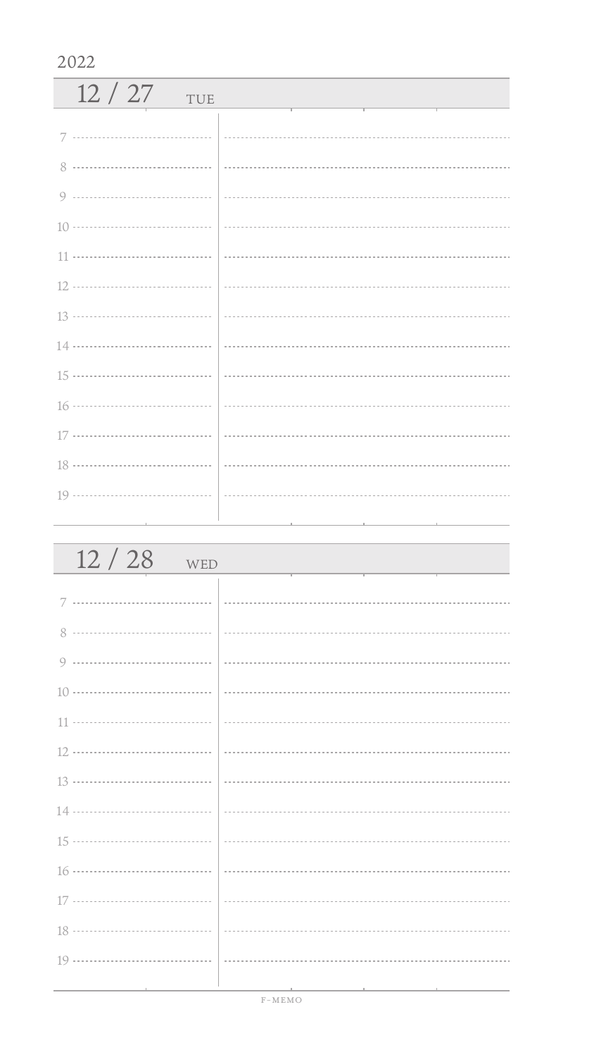2022

## 12 / 27 TUE

7

8

9

10

11

12

13

14

15

16

17

18

19

## 12 / 28 WED

7

8

9

10

11

12

13

14

15

16

17

18

19

F-MEMO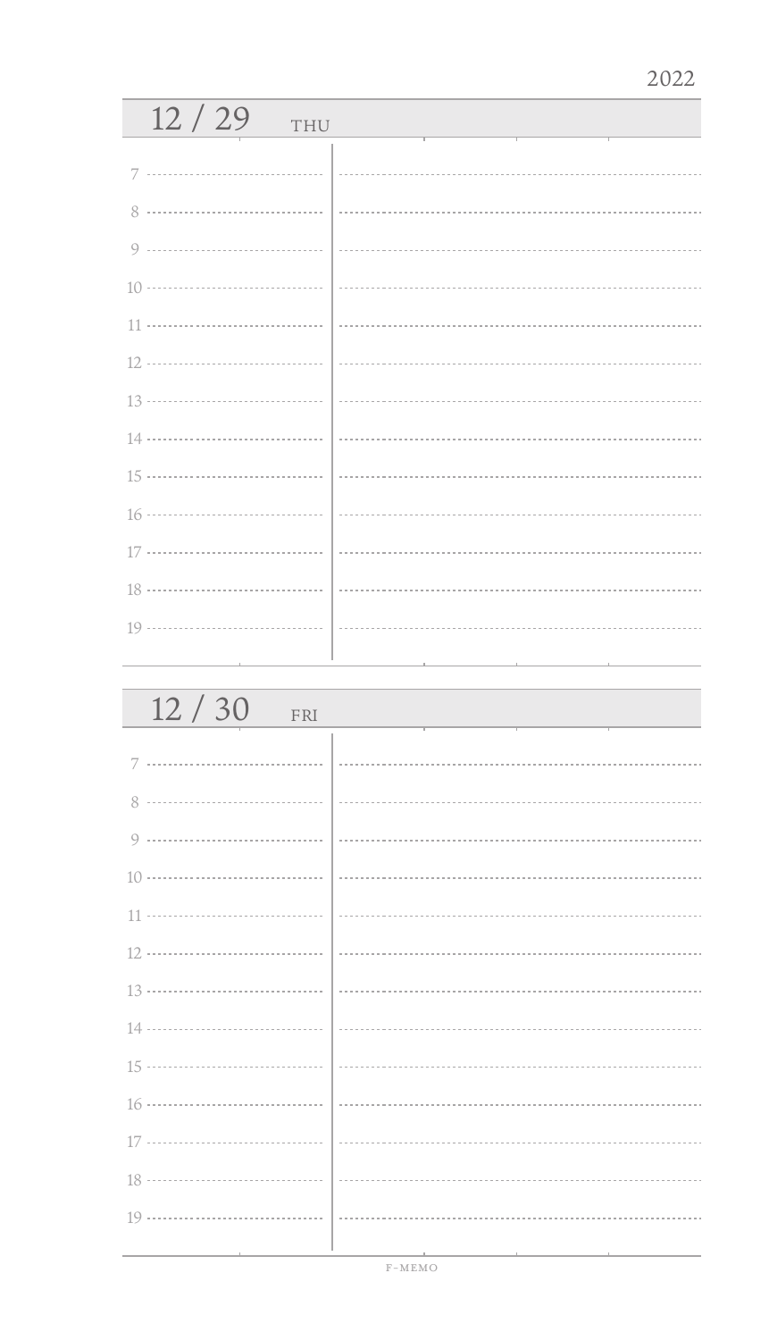2022

## 12 / 29 THU

7

8

9

10

11

12

13

14

15

16

17

18

19

## 12 / 30 FRI

7

8

9

10

11

12

13

14

15

16

17

18

19

F-MEMO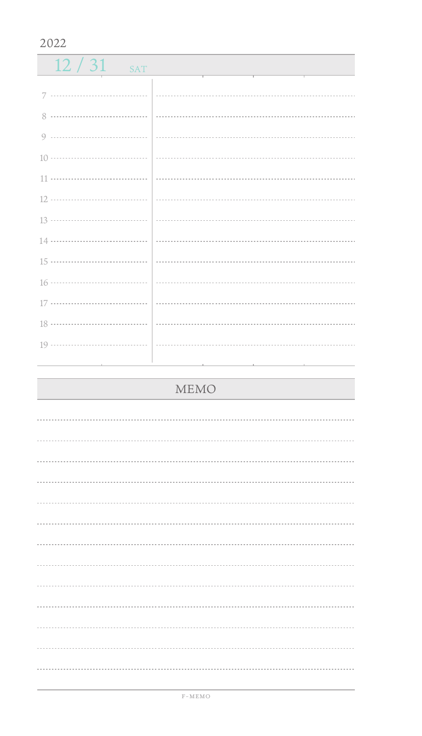2022

## 12 / 31 SAT

7

8

9

10

11

12

13

14

15

16

17

18

19

## MEMO

F-MEMO